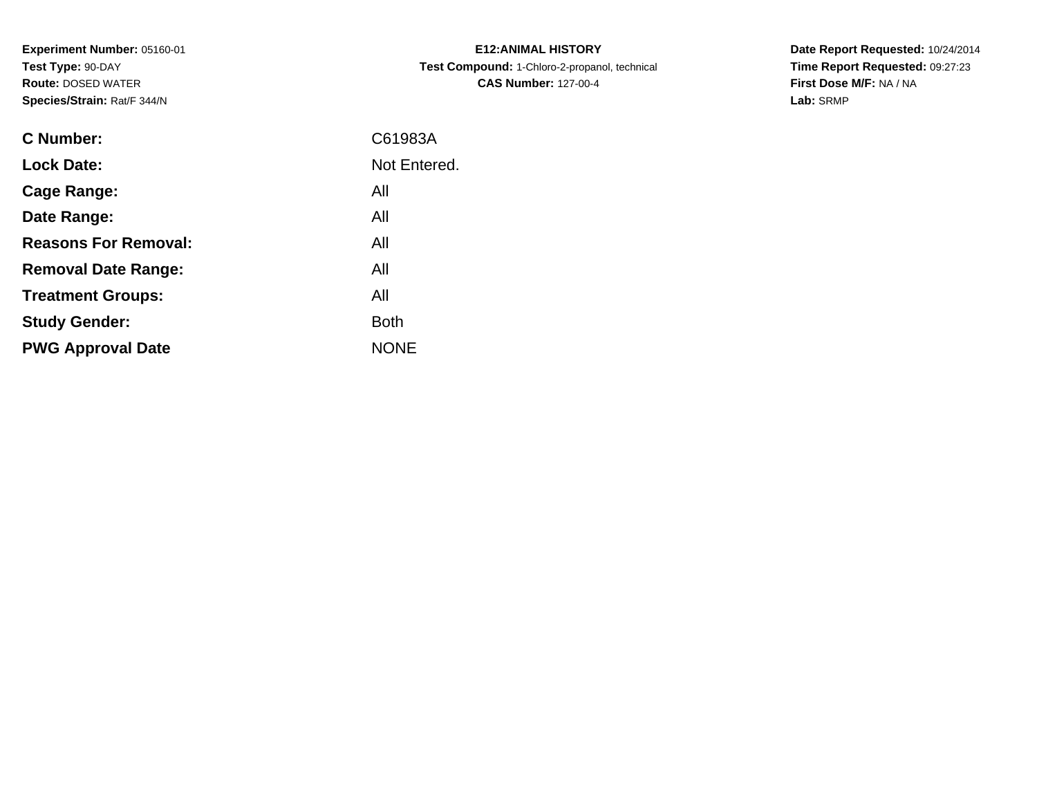**Experiment Number:** 05160-01
**Test Type:** 90-DAY
**Route:** DOSED WATER
**Species/Strain:** Rat/F 344/N

**E12:ANIMAL HISTORY**
**Test Compound:** 1-Chloro-2-propanol, technical
**CAS Number:** 127-00-4

**Date Report Requested:** 10/24/2014
**Time Report Requested:** 09:27:23
**First Dose M/F:** NA / NA
**Lab:** SRMP

| | |
|---|---|
| **C Number:** | C61983A |
| **Lock Date:** | Not Entered. |
| **Cage Range:** | All |
| **Date Range:** | All |
| **Reasons For Removal:** | All |
| **Removal Date Range:** | All |
| **Treatment Groups:** | All |
| **Study Gender:** | Both |
| **PWG Approval Date** | NONE |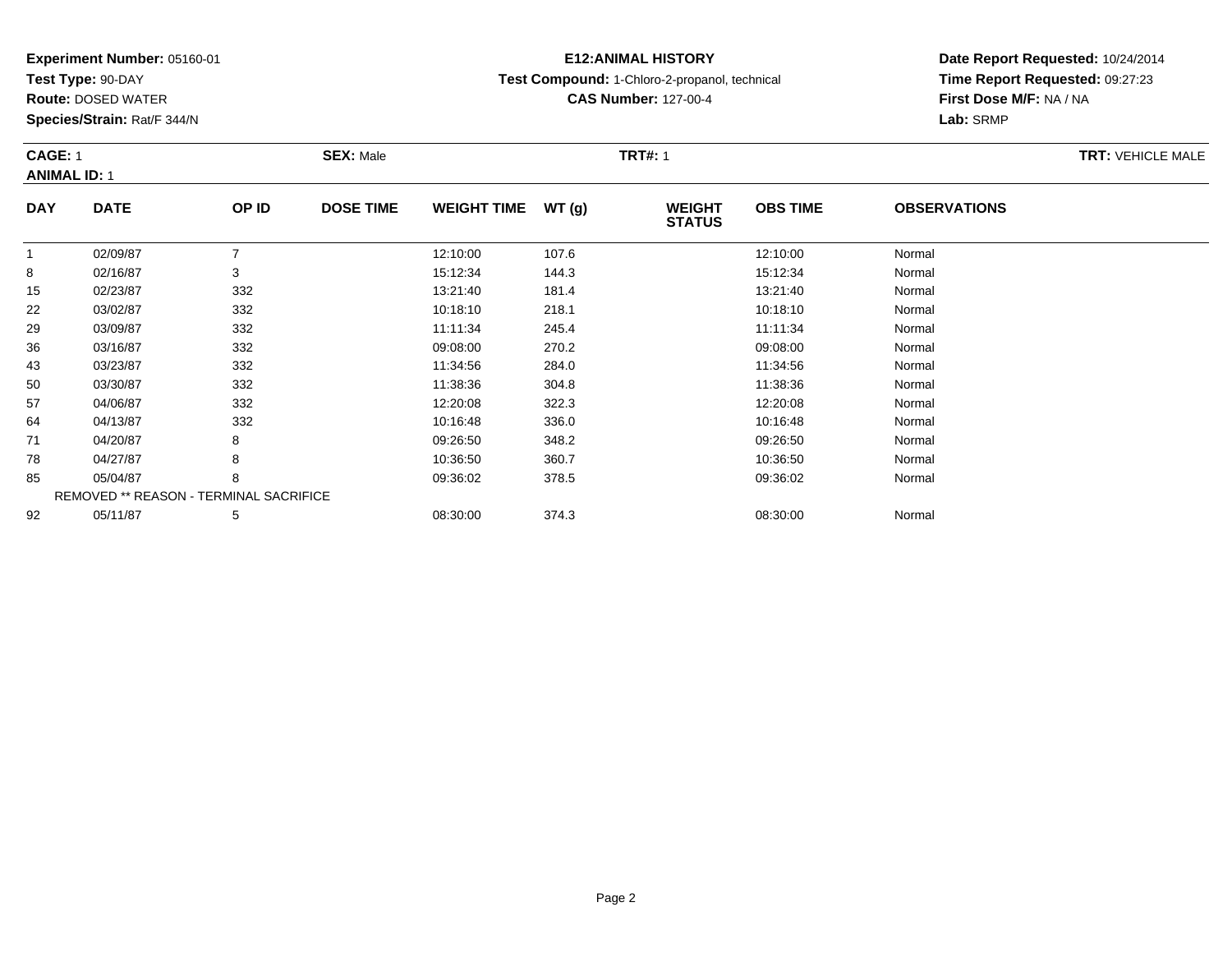**Experiment Number:** 05160-01
**Test Type:** 90-DAY
**Route:** DOSED WATER
**Species/Strain:** Rat/F 344/N

**E12:ANIMAL HISTORY**
**Test Compound:** 1-Chloro-2-propanol, technical
**CAS Number:** 127-00-4

**Date Report Requested:** 10/24/2014
**Time Report Requested:** 09:27:23
**First Dose M/F:** NA / NA
**Lab:** SRMP

**CAGE:** 1 **SEX:** Male **TRT#:** 1 **TRT:** VEHICLE MALE
**ANIMAL ID:** 1

| DAY | DATE | OP ID | DOSE TIME | WEIGHT TIME | WT (g) | WEIGHT STATUS | OBS TIME | OBSERVATIONS |
|---|---|---|---|---|---|---|---|---|
| 1 | 02/09/87 | 7 | | 12:10:00 | 107.6 | | 12:10:00 | Normal |
| 8 | 02/16/87 | 3 | | 15:12:34 | 144.3 | | 15:12:34 | Normal |
| 15 | 02/23/87 | 332 | | 13:21:40 | 181.4 | | 13:21:40 | Normal |
| 22 | 03/02/87 | 332 | | 10:18:10 | 218.1 | | 10:18:10 | Normal |
| 29 | 03/09/87 | 332 | | 11:11:34 | 245.4 | | 11:11:34 | Normal |
| 36 | 03/16/87 | 332 | | 09:08:00 | 270.2 | | 09:08:00 | Normal |
| 43 | 03/23/87 | 332 | | 11:34:56 | 284.0 | | 11:34:56 | Normal |
| 50 | 03/30/87 | 332 | | 11:38:36 | 304.8 | | 11:38:36 | Normal |
| 57 | 04/06/87 | 332 | | 12:20:08 | 322.3 | | 12:20:08 | Normal |
| 64 | 04/13/87 | 332 | | 10:16:48 | 336.0 | | 10:16:48 | Normal |
| 71 | 04/20/87 | 8 | | 09:26:50 | 348.2 | | 09:26:50 | Normal |
| 78 | 04/27/87 | 8 | | 10:36:50 | 360.7 | | 10:36:50 | Normal |
| 85 | 05/04/87 | 8 | | 09:36:02 | 378.5 | | 09:36:02 | Normal |
| REMOVED ** REASON - TERMINAL SACRIFICE | | | | | | | | |
| 92 | 05/11/87 | 5 | | 08:30:00 | 374.3 | | 08:30:00 | Normal |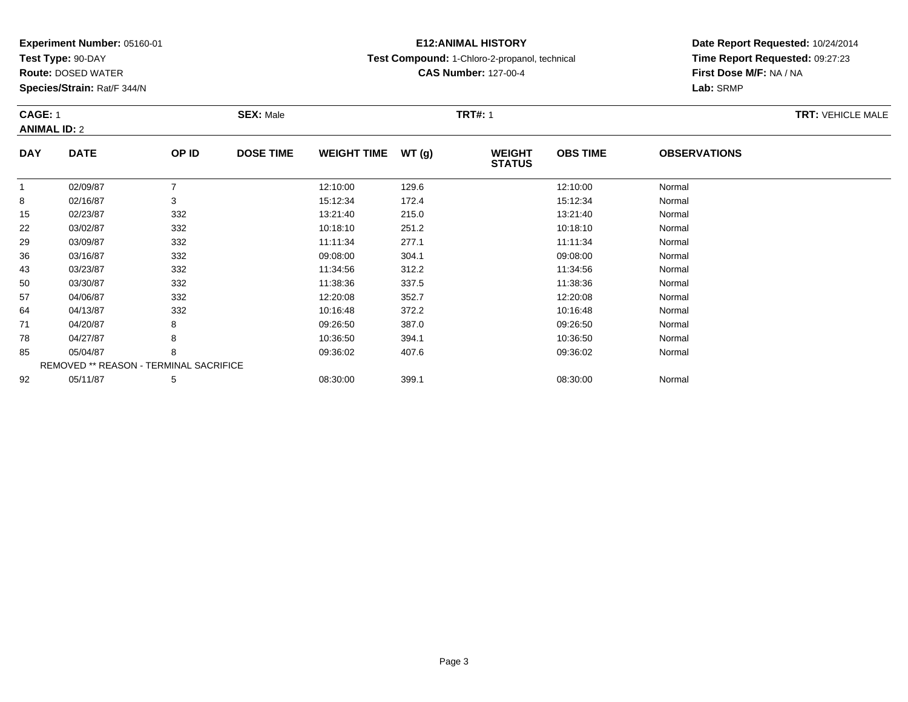**Experiment Number:** 05160-01
**Test Type:** 90-DAY
**Route:** DOSED WATER
**Species/Strain:** Rat/F 344/N

**E12:ANIMAL HISTORY**
**Test Compound:** 1-Chloro-2-propanol, technical
**CAS Number:** 127-00-4

**Date Report Requested:** 10/24/2014
**Time Report Requested:** 09:27:23
**First Dose M/F:** NA / NA
**Lab:** SRMP

**CAGE:** 1 **SEX:** Male **TRT#:** 1 **TRT:** VEHICLE MALE
**ANIMAL ID:** 2

| DAY | DATE | OP ID | DOSE TIME | WEIGHT TIME | WT (g) | WEIGHT STATUS | OBS TIME | OBSERVATIONS |
|---|---|---|---|---|---|---|---|---|
| 1 | 02/09/87 | 7 | | 12:10:00 | 129.6 | | 12:10:00 | Normal |
| 8 | 02/16/87 | 3 | | 15:12:34 | 172.4 | | 15:12:34 | Normal |
| 15 | 02/23/87 | 332 | | 13:21:40 | 215.0 | | 13:21:40 | Normal |
| 22 | 03/02/87 | 332 | | 10:18:10 | 251.2 | | 10:18:10 | Normal |
| 29 | 03/09/87 | 332 | | 11:11:34 | 277.1 | | 11:11:34 | Normal |
| 36 | 03/16/87 | 332 | | 09:08:00 | 304.1 | | 09:08:00 | Normal |
| 43 | 03/23/87 | 332 | | 11:34:56 | 312.2 | | 11:34:56 | Normal |
| 50 | 03/30/87 | 332 | | 11:38:36 | 337.5 | | 11:38:36 | Normal |
| 57 | 04/06/87 | 332 | | 12:20:08 | 352.7 | | 12:20:08 | Normal |
| 64 | 04/13/87 | 332 | | 10:16:48 | 372.2 | | 10:16:48 | Normal |
| 71 | 04/20/87 | 8 | | 09:26:50 | 387.0 | | 09:26:50 | Normal |
| 78 | 04/27/87 | 8 | | 10:36:50 | 394.1 | | 10:36:50 | Normal |
| 85 | 05/04/87 | 8 | | 09:36:02 | 407.6 | | 09:36:02 | Normal |
| | REMOVED ** REASON - TERMINAL SACRIFICE | | | | | | | |
| 92 | 05/11/87 | 5 | | 08:30:00 | 399.1 | | 08:30:00 | Normal |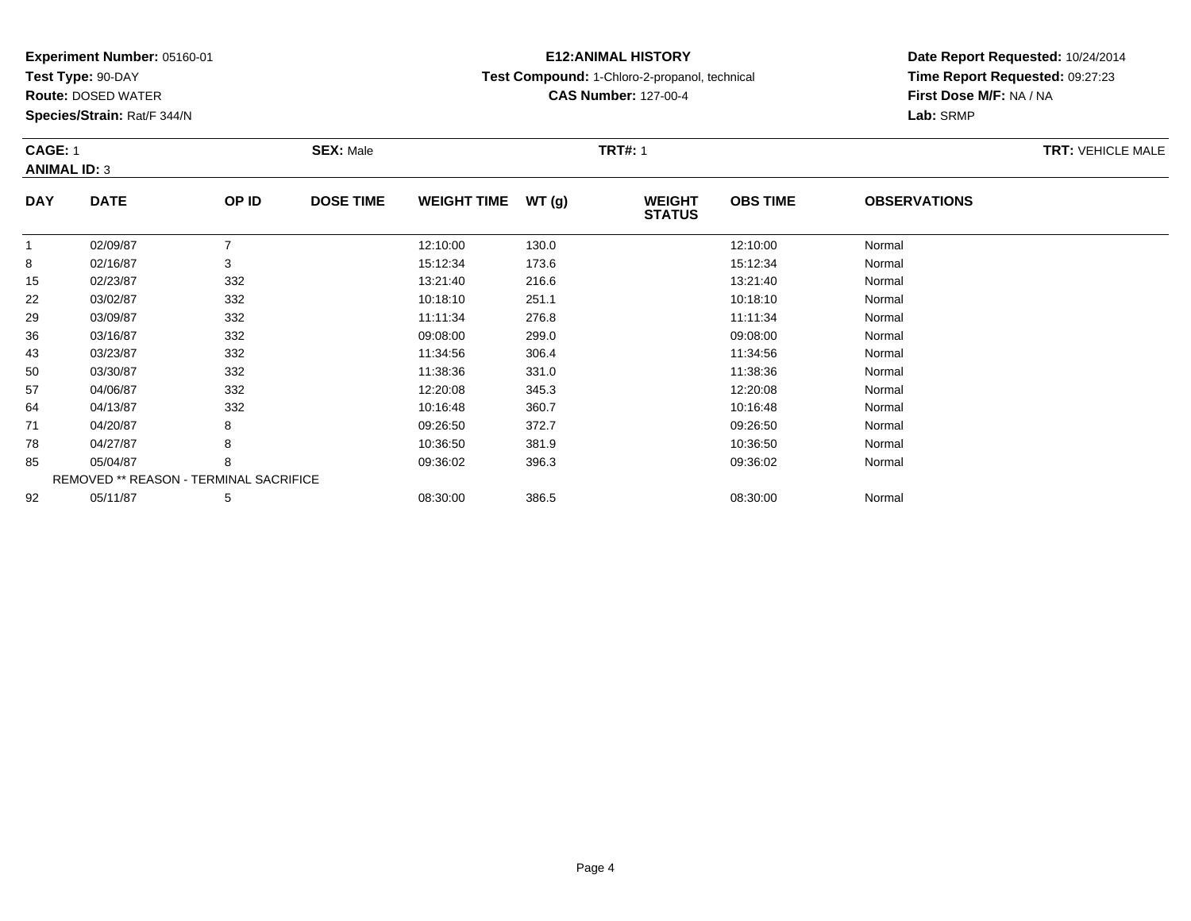**Experiment Number:** 05160-01
**Test Type:** 90-DAY
**Route:** DOSED WATER
**Species/Strain:** Rat/F 344/N

**E12:ANIMAL HISTORY**
**Test Compound:** 1-Chloro-2-propanol, technical
**CAS Number:** 127-00-4

**Date Report Requested:** 10/24/2014
**Time Report Requested:** 09:27:23
**First Dose M/F:** NA / NA
**Lab:** SRMP

**CAGE:** 1 **SEX:** Male **TRT#:** 1 **TRT:** VEHICLE MALE
**ANIMAL ID:** 3

| DAY | DATE | OP ID | DOSE TIME | WEIGHT TIME | WT (g) | WEIGHT STATUS | OBS TIME | OBSERVATIONS |
|---|---|---|---|---|---|---|---|---|
| 1 | 02/09/87 | 7 | | 12:10:00 | 130.0 | | 12:10:00 | Normal |
| 8 | 02/16/87 | 3 | | 15:12:34 | 173.6 | | 15:12:34 | Normal |
| 15 | 02/23/87 | 332 | | 13:21:40 | 216.6 | | 13:21:40 | Normal |
| 22 | 03/02/87 | 332 | | 10:18:10 | 251.1 | | 10:18:10 | Normal |
| 29 | 03/09/87 | 332 | | 11:11:34 | 276.8 | | 11:11:34 | Normal |
| 36 | 03/16/87 | 332 | | 09:08:00 | 299.0 | | 09:08:00 | Normal |
| 43 | 03/23/87 | 332 | | 11:34:56 | 306.4 | | 11:34:56 | Normal |
| 50 | 03/30/87 | 332 | | 11:38:36 | 331.0 | | 11:38:36 | Normal |
| 57 | 04/06/87 | 332 | | 12:20:08 | 345.3 | | 12:20:08 | Normal |
| 64 | 04/13/87 | 332 | | 10:16:48 | 360.7 | | 10:16:48 | Normal |
| 71 | 04/20/87 | 8 | | 09:26:50 | 372.7 | | 09:26:50 | Normal |
| 78 | 04/27/87 | 8 | | 10:36:50 | 381.9 | | 10:36:50 | Normal |
| 85 | 05/04/87 | 8 | | 09:36:02 | 396.3 | | 09:36:02 | Normal |
| REMOVED ** REASON - TERMINAL SACRIFICE | | | | | | | | |
| 92 | 05/11/87 | 5 | | 08:30:00 | 386.5 | | 08:30:00 | Normal |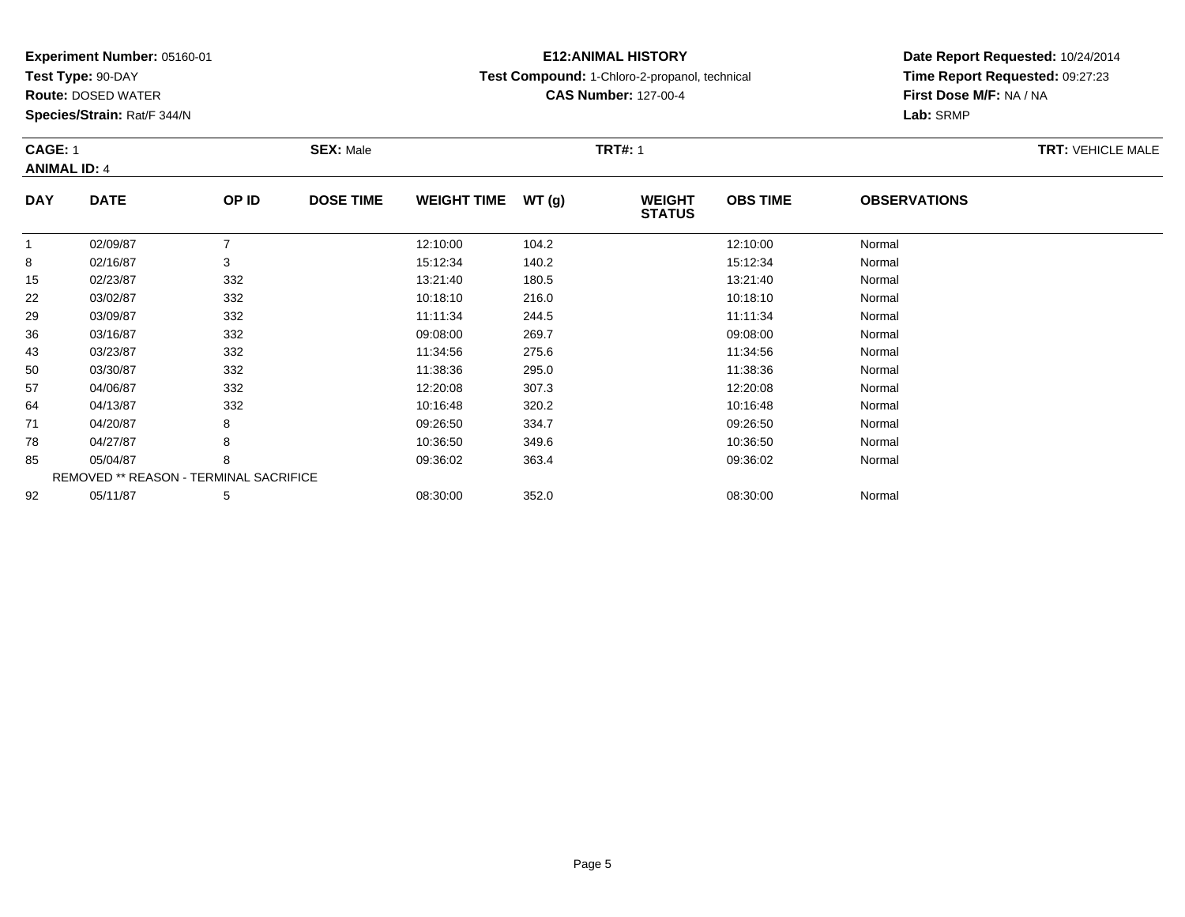**Experiment Number:** 05160-01
**Test Type:** 90-DAY
**Route:** DOSED WATER
**Species/Strain:** Rat/F 344/N

**E12:ANIMAL HISTORY**
**Test Compound:** 1-Chloro-2-propanol, technical
**CAS Number:** 127-00-4

**Date Report Requested:** 10/24/2014
**Time Report Requested:** 09:27:23
**First Dose M/F:** NA / NA
**Lab:** SRMP

**CAGE:** 1 **SEX:** Male **TRT#:** 1 **TRT:** VEHICLE MALE
**ANIMAL ID:** 4

| DAY | DATE | OP ID | DOSE TIME | WEIGHT TIME | WT (g) | WEIGHT STATUS | OBS TIME | OBSERVATIONS |
|---|---|---|---|---|---|---|---|---|
| 1 | 02/09/87 | 7 | | 12:10:00 | 104.2 | | 12:10:00 | Normal |
| 8 | 02/16/87 | 3 | | 15:12:34 | 140.2 | | 15:12:34 | Normal |
| 15 | 02/23/87 | 332 | | 13:21:40 | 180.5 | | 13:21:40 | Normal |
| 22 | 03/02/87 | 332 | | 10:18:10 | 216.0 | | 10:18:10 | Normal |
| 29 | 03/09/87 | 332 | | 11:11:34 | 244.5 | | 11:11:34 | Normal |
| 36 | 03/16/87 | 332 | | 09:08:00 | 269.7 | | 09:08:00 | Normal |
| 43 | 03/23/87 | 332 | | 11:34:56 | 275.6 | | 11:34:56 | Normal |
| 50 | 03/30/87 | 332 | | 11:38:36 | 295.0 | | 11:38:36 | Normal |
| 57 | 04/06/87 | 332 | | 12:20:08 | 307.3 | | 12:20:08 | Normal |
| 64 | 04/13/87 | 332 | | 10:16:48 | 320.2 | | 10:16:48 | Normal |
| 71 | 04/20/87 | 8 | | 09:26:50 | 334.7 | | 09:26:50 | Normal |
| 78 | 04/27/87 | 8 | | 10:36:50 | 349.6 | | 10:36:50 | Normal |
| 85 | 05/04/87 | 8 | | 09:36:02 | 363.4 | | 09:36:02 | Normal |
| REMOVED ** REASON - TERMINAL SACRIFICE | | | | | | | | |
| 92 | 05/11/87 | 5 | | 08:30:00 | 352.0 | | 08:30:00 | Normal |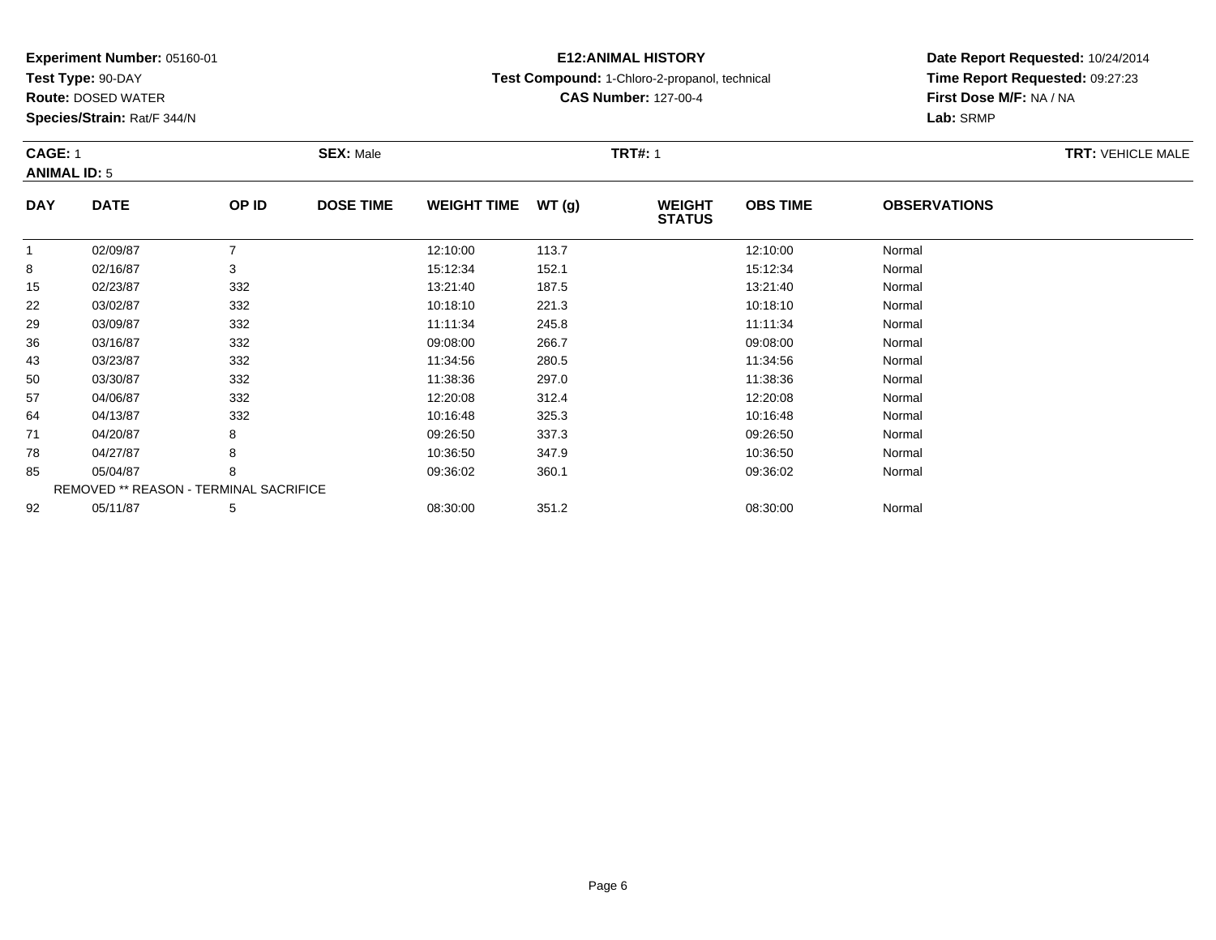**Experiment Number:** 05160-01
**Test Type:** 90-DAY
**Route:** DOSED WATER
**Species/Strain:** Rat/F 344/N

**E12:ANIMAL HISTORY**
**Test Compound:** 1-Chloro-2-propanol, technical
**CAS Number:** 127-00-4

**Date Report Requested:** 10/24/2014
**Time Report Requested:** 09:27:23
**First Dose M/F:** NA / NA
**Lab:** SRMP

**CAGE:** 1 **SEX:** Male **TRT#:** 1 **TRT:** VEHICLE MALE
**ANIMAL ID:** 5

| DAY | DATE | OP ID | DOSE TIME | WEIGHT TIME | WT (g) | WEIGHT STATUS | OBS TIME | OBSERVATIONS |
|---|---|---|---|---|---|---|---|---|
| 1 | 02/09/87 | 7 | | 12:10:00 | 113.7 | | 12:10:00 | Normal |
| 8 | 02/16/87 | 3 | | 15:12:34 | 152.1 | | 15:12:34 | Normal |
| 15 | 02/23/87 | 332 | | 13:21:40 | 187.5 | | 13:21:40 | Normal |
| 22 | 03/02/87 | 332 | | 10:18:10 | 221.3 | | 10:18:10 | Normal |
| 29 | 03/09/87 | 332 | | 11:11:34 | 245.8 | | 11:11:34 | Normal |
| 36 | 03/16/87 | 332 | | 09:08:00 | 266.7 | | 09:08:00 | Normal |
| 43 | 03/23/87 | 332 | | 11:34:56 | 280.5 | | 11:34:56 | Normal |
| 50 | 03/30/87 | 332 | | 11:38:36 | 297.0 | | 11:38:36 | Normal |
| 57 | 04/06/87 | 332 | | 12:20:08 | 312.4 | | 12:20:08 | Normal |
| 64 | 04/13/87 | 332 | | 10:16:48 | 325.3 | | 10:16:48 | Normal |
| 71 | 04/20/87 | 8 | | 09:26:50 | 337.3 | | 09:26:50 | Normal |
| 78 | 04/27/87 | 8 | | 10:36:50 | 347.9 | | 10:36:50 | Normal |
| 85 | 05/04/87 | 8 | | 09:36:02 | 360.1 | | 09:36:02 | Normal |
| REMOVED ** REASON - TERMINAL SACRIFICE | | | | | | | | |
| 92 | 05/11/87 | 5 | | 08:30:00 | 351.2 | | 08:30:00 | Normal |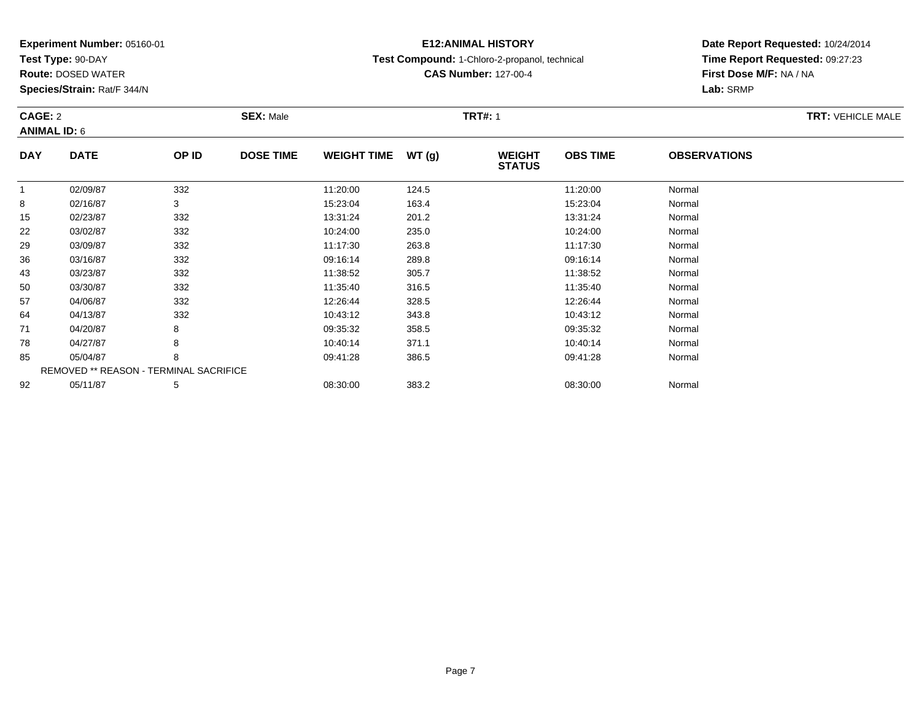**Experiment Number:** 05160-01
**Test Type:** 90-DAY
**Route:** DOSED WATER
**Species/Strain:** Rat/F 344/N

**E12:ANIMAL HISTORY**
**Test Compound:** 1-Chloro-2-propanol, technical
**CAS Number:** 127-00-4

**Date Report Requested:** 10/24/2014
**Time Report Requested:** 09:27:23
**First Dose M/F:** NA / NA
**Lab:** SRMP

**CAGE:** 2 **SEX:** Male **TRT#:** 1 **TRT:** VEHICLE MALE
**ANIMAL ID:** 6

| DAY | DATE | OP ID | DOSE TIME | WEIGHT TIME | WT (g) | WEIGHT STATUS | OBS TIME | OBSERVATIONS |
|---|---|---|---|---|---|---|---|---|
| 1 | 02/09/87 | 332 | | 11:20:00 | 124.5 | | 11:20:00 | Normal |
| 8 | 02/16/87 | 3 | | 15:23:04 | 163.4 | | 15:23:04 | Normal |
| 15 | 02/23/87 | 332 | | 13:31:24 | 201.2 | | 13:31:24 | Normal |
| 22 | 03/02/87 | 332 | | 10:24:00 | 235.0 | | 10:24:00 | Normal |
| 29 | 03/09/87 | 332 | | 11:17:30 | 263.8 | | 11:17:30 | Normal |
| 36 | 03/16/87 | 332 | | 09:16:14 | 289.8 | | 09:16:14 | Normal |
| 43 | 03/23/87 | 332 | | 11:38:52 | 305.7 | | 11:38:52 | Normal |
| 50 | 03/30/87 | 332 | | 11:35:40 | 316.5 | | 11:35:40 | Normal |
| 57 | 04/06/87 | 332 | | 12:26:44 | 328.5 | | 12:26:44 | Normal |
| 64 | 04/13/87 | 332 | | 10:43:12 | 343.8 | | 10:43:12 | Normal |
| 71 | 04/20/87 | 8 | | 09:35:32 | 358.5 | | 09:35:32 | Normal |
| 78 | 04/27/87 | 8 | | 10:40:14 | 371.1 | | 10:40:14 | Normal |
| 85 | 05/04/87 | 8 | | 09:41:28 | 386.5 | | 09:41:28 | Normal |
| REMOVED ** REASON - TERMINAL SACRIFICE | | | | | | | | |
| 92 | 05/11/87 | 5 | | 08:30:00 | 383.2 | | 08:30:00 | Normal |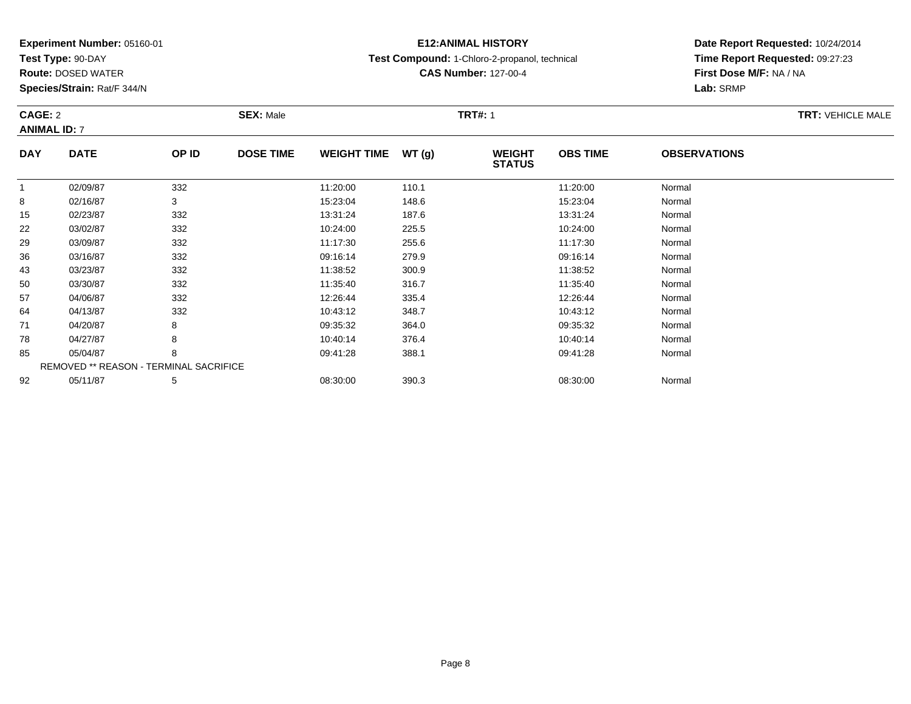**Experiment Number:** 05160-01
**Test Type:** 90-DAY
**Route:** DOSED WATER
**Species/Strain:** Rat/F 344/N

**E12:ANIMAL HISTORY**
**Test Compound:** 1-Chloro-2-propanol, technical
**CAS Number:** 127-00-4

**Date Report Requested:** 10/24/2014
**Time Report Requested:** 09:27:23
**First Dose M/F:** NA / NA
**Lab:** SRMP

**CAGE:** 2 **SEX:** Male **TRT#:** 1 **TRT:** VEHICLE MALE
**ANIMAL ID:** 7

| DAY | DATE | OP ID | DOSE TIME | WEIGHT TIME | WT (g) | WEIGHT STATUS | OBS TIME | OBSERVATIONS |
|---|---|---|---|---|---|---|---|---|
| 1 | 02/09/87 | 332 | | 11:20:00 | 110.1 | | 11:20:00 | Normal |
| 8 | 02/16/87 | 3 | | 15:23:04 | 148.6 | | 15:23:04 | Normal |
| 15 | 02/23/87 | 332 | | 13:31:24 | 187.6 | | 13:31:24 | Normal |
| 22 | 03/02/87 | 332 | | 10:24:00 | 225.5 | | 10:24:00 | Normal |
| 29 | 03/09/87 | 332 | | 11:17:30 | 255.6 | | 11:17:30 | Normal |
| 36 | 03/16/87 | 332 | | 09:16:14 | 279.9 | | 09:16:14 | Normal |
| 43 | 03/23/87 | 332 | | 11:38:52 | 300.9 | | 11:38:52 | Normal |
| 50 | 03/30/87 | 332 | | 11:35:40 | 316.7 | | 11:35:40 | Normal |
| 57 | 04/06/87 | 332 | | 12:26:44 | 335.4 | | 12:26:44 | Normal |
| 64 | 04/13/87 | 332 | | 10:43:12 | 348.7 | | 10:43:12 | Normal |
| 71 | 04/20/87 | 8 | | 09:35:32 | 364.0 | | 09:35:32 | Normal |
| 78 | 04/27/87 | 8 | | 10:40:14 | 376.4 | | 10:40:14 | Normal |
| 85 | 05/04/87 | 8 | | 09:41:28 | 388.1 | | 09:41:28 | Normal |
| REMOVED ** REASON - TERMINAL SACRIFICE | | | | | | | | |
| 92 | 05/11/87 | 5 | | 08:30:00 | 390.3 | | 08:30:00 | Normal |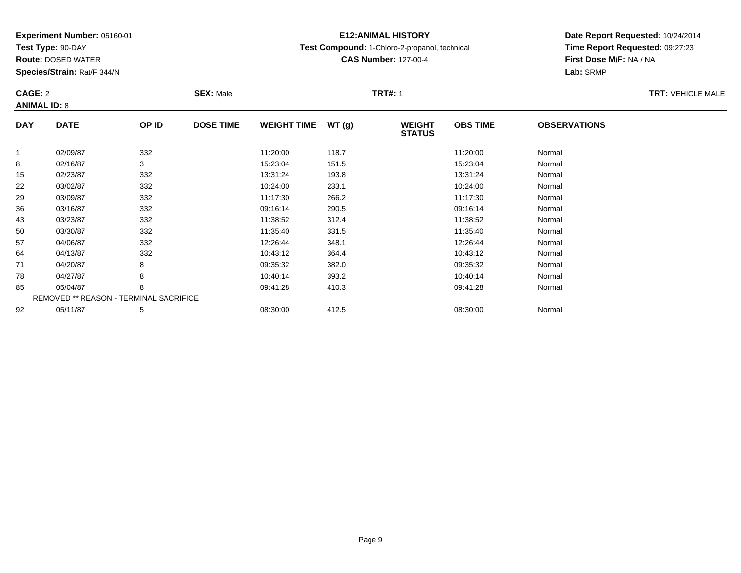**Experiment Number:** 05160-01
**Test Type:** 90-DAY
**Route:** DOSED WATER
**Species/Strain:** Rat/F 344/N

**E12:ANIMAL HISTORY**
**Test Compound:** 1-Chloro-2-propanol, technical
**CAS Number:** 127-00-4

**Date Report Requested:** 10/24/2014
**Time Report Requested:** 09:27:23
**First Dose M/F:** NA / NA
**Lab:** SRMP

**CAGE:** 2 **SEX:** Male **TRT#:** 1 **TRT:** VEHICLE MALE
**ANIMAL ID:** 8

| DAY | DATE | OP ID | DOSE TIME | WEIGHT TIME | WT (g) | WEIGHT STATUS | OBS TIME | OBSERVATIONS |
|---|---|---|---|---|---|---|---|---|
| 1 | 02/09/87 | 332 | | 11:20:00 | 118.7 | | 11:20:00 | Normal |
| 8 | 02/16/87 | 3 | | 15:23:04 | 151.5 | | 15:23:04 | Normal |
| 15 | 02/23/87 | 332 | | 13:31:24 | 193.8 | | 13:31:24 | Normal |
| 22 | 03/02/87 | 332 | | 10:24:00 | 233.1 | | 10:24:00 | Normal |
| 29 | 03/09/87 | 332 | | 11:17:30 | 266.2 | | 11:17:30 | Normal |
| 36 | 03/16/87 | 332 | | 09:16:14 | 290.5 | | 09:16:14 | Normal |
| 43 | 03/23/87 | 332 | | 11:38:52 | 312.4 | | 11:38:52 | Normal |
| 50 | 03/30/87 | 332 | | 11:35:40 | 331.5 | | 11:35:40 | Normal |
| 57 | 04/06/87 | 332 | | 12:26:44 | 348.1 | | 12:26:44 | Normal |
| 64 | 04/13/87 | 332 | | 10:43:12 | 364.4 | | 10:43:12 | Normal |
| 71 | 04/20/87 | 8 | | 09:35:32 | 382.0 | | 09:35:32 | Normal |
| 78 | 04/27/87 | 8 | | 10:40:14 | 393.2 | | 10:40:14 | Normal |
| 85 | 05/04/87 | 8 | | 09:41:28 | 410.3 | | 09:41:28 | Normal |
| REMOVED ** REASON - TERMINAL SACRIFICE | | | | | | | | |
| 92 | 05/11/87 | 5 | | 08:30:00 | 412.5 | | 08:30:00 | Normal |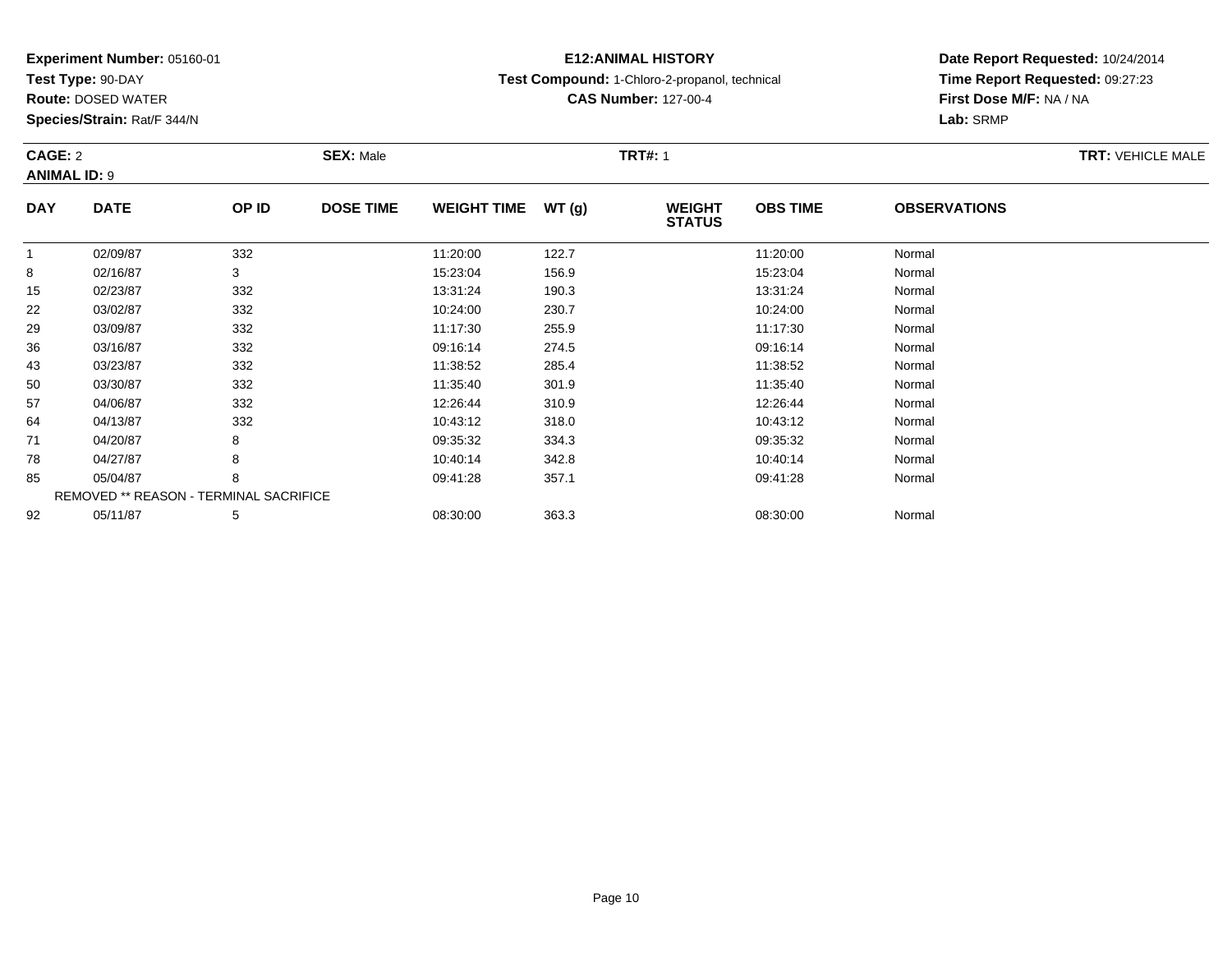**Experiment Number:** 05160-01
**Test Type:** 90-DAY
**Route:** DOSED WATER
**Species/Strain:** Rat/F 344/N

**E12:ANIMAL HISTORY**
**Test Compound:** 1-Chloro-2-propanol, technical
**CAS Number:** 127-00-4

**Date Report Requested:** 10/24/2014
**Time Report Requested:** 09:27:23
**First Dose M/F:** NA / NA
**Lab:** SRMP

**CAGE:** 2 | **SEX:** Male | **TRT#:** 1 | **TRT:** VEHICLE MALE

**ANIMAL ID:** 9

| DAY | DATE | OP ID | DOSE TIME | WEIGHT TIME | WT (g) | WEIGHT STATUS | OBS TIME | OBSERVATIONS |
|---|---|---|---|---|---|---|---|---|
| 1 | 02/09/87 | 332 | | 11:20:00 | 122.7 | | 11:20:00 | Normal |
| 8 | 02/16/87 | 3 | | 15:23:04 | 156.9 | | 15:23:04 | Normal |
| 15 | 02/23/87 | 332 | | 13:31:24 | 190.3 | | 13:31:24 | Normal |
| 22 | 03/02/87 | 332 | | 10:24:00 | 230.7 | | 10:24:00 | Normal |
| 29 | 03/09/87 | 332 | | 11:17:30 | 255.9 | | 11:17:30 | Normal |
| 36 | 03/16/87 | 332 | | 09:16:14 | 274.5 | | 09:16:14 | Normal |
| 43 | 03/23/87 | 332 | | 11:38:52 | 285.4 | | 11:38:52 | Normal |
| 50 | 03/30/87 | 332 | | 11:35:40 | 301.9 | | 11:35:40 | Normal |
| 57 | 04/06/87 | 332 | | 12:26:44 | 310.9 | | 12:26:44 | Normal |
| 64 | 04/13/87 | 332 | | 10:43:12 | 318.0 | | 10:43:12 | Normal |
| 71 | 04/20/87 | 8 | | 09:35:32 | 334.3 | | 09:35:32 | Normal |
| 78 | 04/27/87 | 8 | | 10:40:14 | 342.8 | | 10:40:14 | Normal |
| 85 | 05/04/87 | 8 | | 09:41:28 | 357.1 | | 09:41:28 | Normal |
| REMOVED ** REASON - TERMINAL SACRIFICE | | | | | | | | |
| 92 | 05/11/87 | 5 | | 08:30:00 | 363.3 | | 08:30:00 | Normal |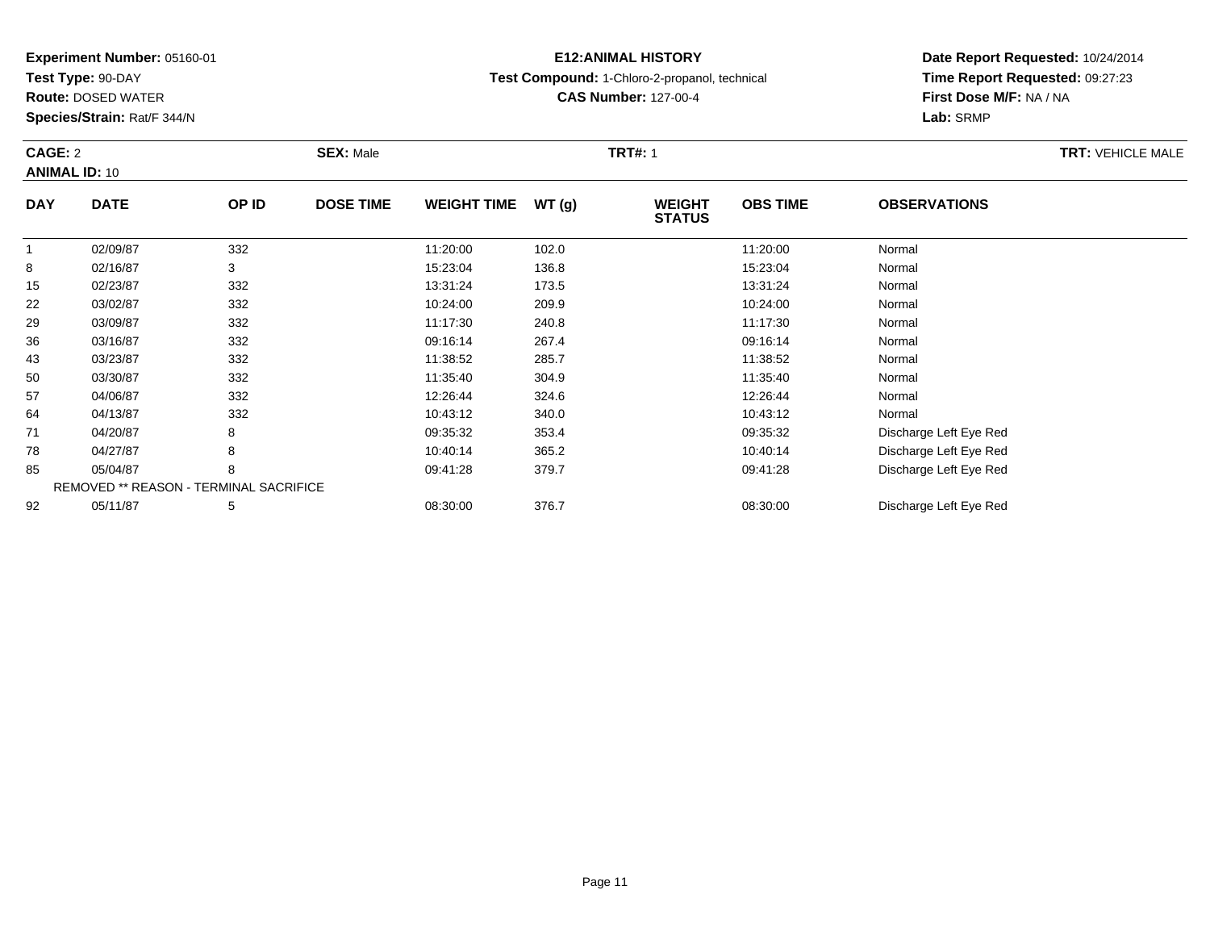**Experiment Number:** 05160-01
**Test Type:** 90-DAY
**Route:** DOSED WATER
**Species/Strain:** Rat/F 344/N

**E12:ANIMAL HISTORY**
**Test Compound:** 1-Chloro-2-propanol, technical
**CAS Number:** 127-00-4

**Date Report Requested:** 10/24/2014
**Time Report Requested:** 09:27:23
**First Dose M/F:** NA / NA
**Lab:** SRMP

**CAGE:** 2 **SEX:** Male **TRT#:** 1 **TRT:** VEHICLE MALE
**ANIMAL ID:** 10

| DAY | DATE | OP ID | DOSE TIME | WEIGHT TIME | WT (g) | WEIGHT STATUS | OBS TIME | OBSERVATIONS |
|---|---|---|---|---|---|---|---|---|
| 1 | 02/09/87 | 332 | | 11:20:00 | 102.0 | | 11:20:00 | Normal |
| 8 | 02/16/87 | 3 | | 15:23:04 | 136.8 | | 15:23:04 | Normal |
| 15 | 02/23/87 | 332 | | 13:31:24 | 173.5 | | 13:31:24 | Normal |
| 22 | 03/02/87 | 332 | | 10:24:00 | 209.9 | | 10:24:00 | Normal |
| 29 | 03/09/87 | 332 | | 11:17:30 | 240.8 | | 11:17:30 | Normal |
| 36 | 03/16/87 | 332 | | 09:16:14 | 267.4 | | 09:16:14 | Normal |
| 43 | 03/23/87 | 332 | | 11:38:52 | 285.7 | | 11:38:52 | Normal |
| 50 | 03/30/87 | 332 | | 11:35:40 | 304.9 | | 11:35:40 | Normal |
| 57 | 04/06/87 | 332 | | 12:26:44 | 324.6 | | 12:26:44 | Normal |
| 64 | 04/13/87 | 332 | | 10:43:12 | 340.0 | | 10:43:12 | Normal |
| 71 | 04/20/87 | 8 | | 09:35:32 | 353.4 | | 09:35:32 | Discharge Left Eye Red |
| 78 | 04/27/87 | 8 | | 10:40:14 | 365.2 | | 10:40:14 | Discharge Left Eye Red |
| 85 | 05/04/87 | 8 | | 09:41:28 | 379.7 | | 09:41:28 | Discharge Left Eye Red |
| REMOVED ** REASON - TERMINAL SACRIFICE | | | | | | | | |
| 92 | 05/11/87 | 5 | | 08:30:00 | 376.7 | | 08:30:00 | Discharge Left Eye Red |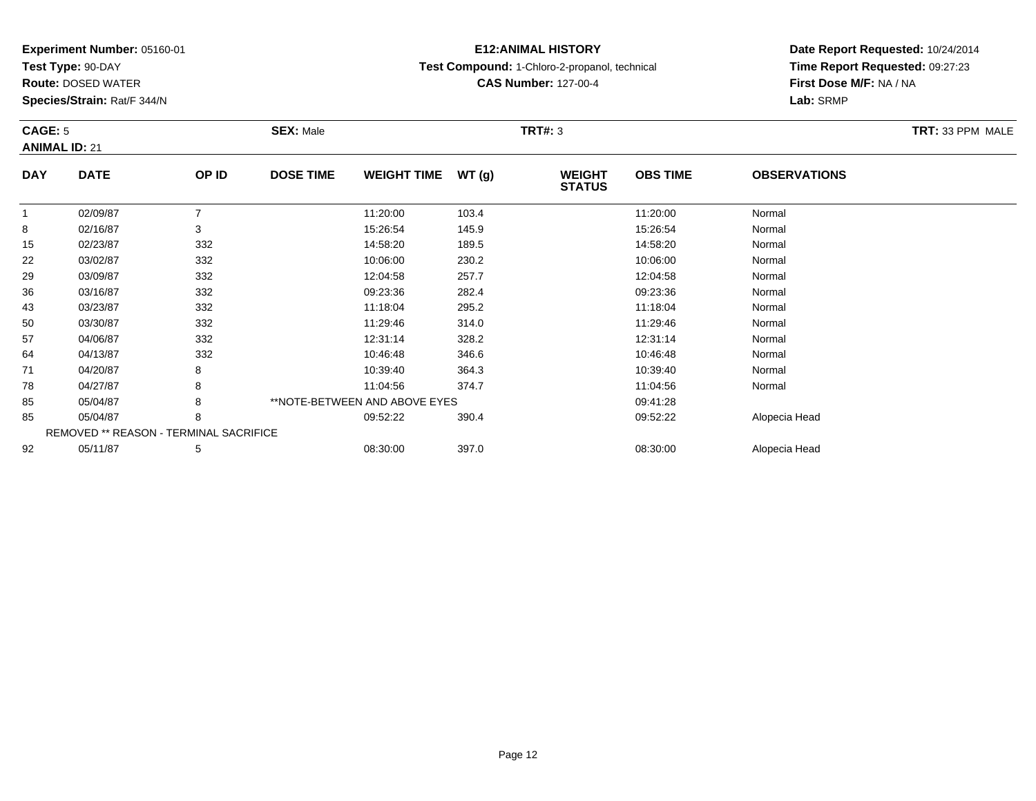**Experiment Number:** 05160-01
**Test Type:** 90-DAY
**Route:** DOSED WATER
**Species/Strain:** Rat/F 344/N

**E12:ANIMAL HISTORY**
**Test Compound:** 1-Chloro-2-propanol, technical
**CAS Number:** 127-00-4

**Date Report Requested:** 10/24/2014
**Time Report Requested:** 09:27:23
**First Dose M/F:** NA / NA
**Lab:** SRMP

**CAGE:** 5　**SEX:** Male　**TRT#:** 3　**TRT:** 33 PPM MALE
**ANIMAL ID:** 21

| DAY | DATE | OP ID | DOSE TIME | WEIGHT TIME | WT (g) | WEIGHT STATUS | OBS TIME | OBSERVATIONS |
|---|---|---|---|---|---|---|---|---|
| 1 | 02/09/87 | 7 | | 11:20:00 | 103.4 | | 11:20:00 | Normal |
| 8 | 02/16/87 | 3 | | 15:26:54 | 145.9 | | 15:26:54 | Normal |
| 15 | 02/23/87 | 332 | | 14:58:20 | 189.5 | | 14:58:20 | Normal |
| 22 | 03/02/87 | 332 | | 10:06:00 | 230.2 | | 10:06:00 | Normal |
| 29 | 03/09/87 | 332 | | 12:04:58 | 257.7 | | 12:04:58 | Normal |
| 36 | 03/16/87 | 332 | | 09:23:36 | 282.4 | | 09:23:36 | Normal |
| 43 | 03/23/87 | 332 | | 11:18:04 | 295.2 | | 11:18:04 | Normal |
| 50 | 03/30/87 | 332 | | 11:29:46 | 314.0 | | 11:29:46 | Normal |
| 57 | 04/06/87 | 332 | | 12:31:14 | 328.2 | | 12:31:14 | Normal |
| 64 | 04/13/87 | 332 | | 10:46:48 | 346.6 | | 10:46:48 | Normal |
| 71 | 04/20/87 | 8 | | 10:39:40 | 364.3 | | 10:39:40 | Normal |
| 78 | 04/27/87 | 8 | | 11:04:56 | 374.7 | | 11:04:56 | Normal |
| 85 | 05/04/87 | 8 | **NOTE-BETWEEN AND ABOVE EYES | | | | 09:41:28 | |
| 85 | 05/04/87 | 8 | | 09:52:22 | 390.4 | | 09:52:22 | Alopecia Head |
| REMOVED ** REASON - TERMINAL SACRIFICE | | | | | | | | |
| 92 | 05/11/87 | 5 | | 08:30:00 | 397.0 | | 08:30:00 | Alopecia Head |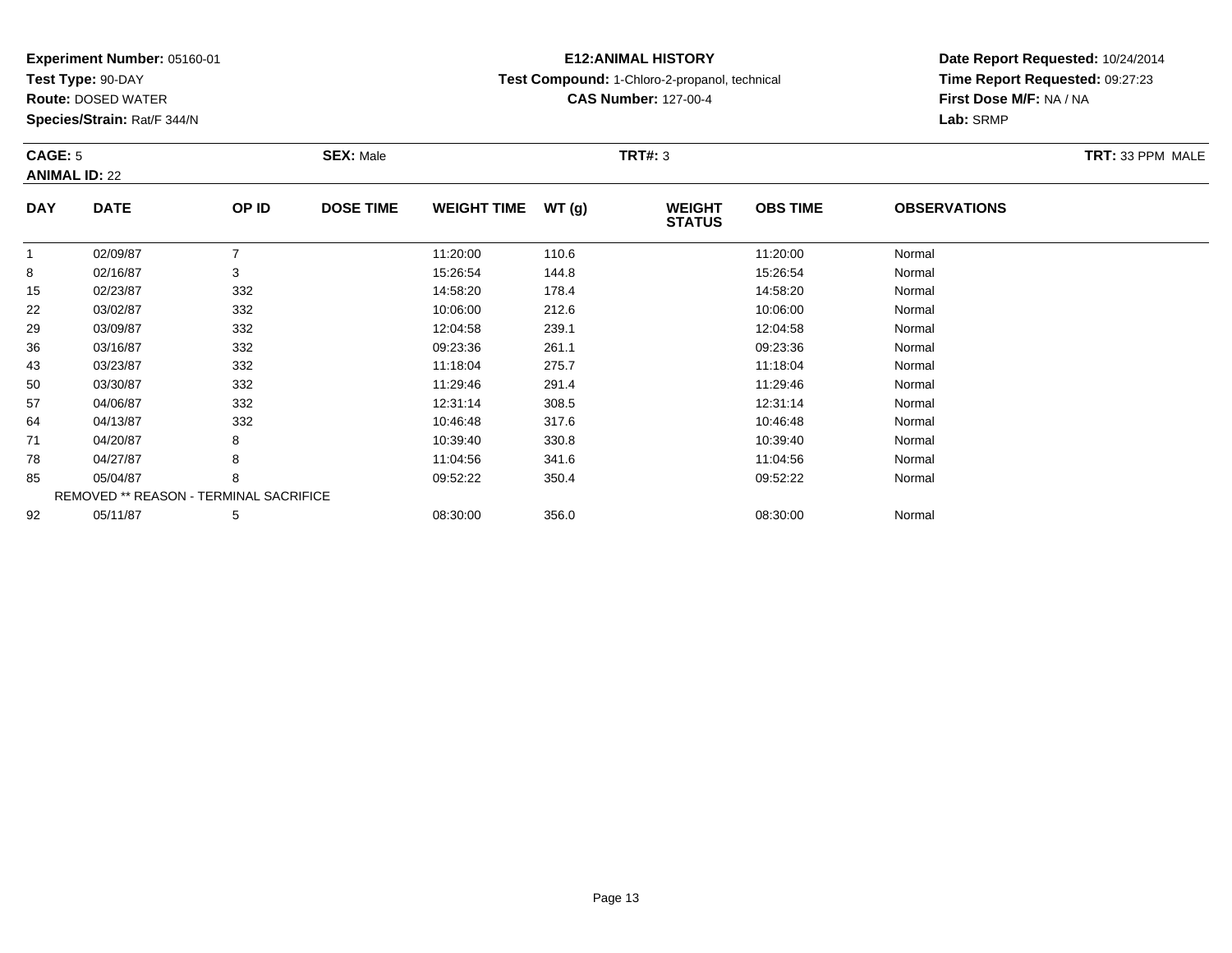**Experiment Number:** 05160-01
**Test Type:** 90-DAY
**Route:** DOSED WATER
**Species/Strain:** Rat/F 344/N

**E12:ANIMAL HISTORY**
**Test Compound:** 1-Chloro-2-propanol, technical
**CAS Number:** 127-00-4

**Date Report Requested:** 10/24/2014
**Time Report Requested:** 09:27:23
**First Dose M/F:** NA / NA
**Lab:** SRMP

**CAGE:** 5 **SEX:** Male **TRT#:** 3 **TRT:** 33 PPM MALE
**ANIMAL ID:** 22

| DAY | DATE | OP ID | DOSE TIME | WEIGHT TIME | WT (g) | WEIGHT STATUS | OBS TIME | OBSERVATIONS |
|---|---|---|---|---|---|---|---|---|
| 1 | 02/09/87 | 7 | | 11:20:00 | 110.6 | | 11:20:00 | Normal |
| 8 | 02/16/87 | 3 | | 15:26:54 | 144.8 | | 15:26:54 | Normal |
| 15 | 02/23/87 | 332 | | 14:58:20 | 178.4 | | 14:58:20 | Normal |
| 22 | 03/02/87 | 332 | | 10:06:00 | 212.6 | | 10:06:00 | Normal |
| 29 | 03/09/87 | 332 | | 12:04:58 | 239.1 | | 12:04:58 | Normal |
| 36 | 03/16/87 | 332 | | 09:23:36 | 261.1 | | 09:23:36 | Normal |
| 43 | 03/23/87 | 332 | | 11:18:04 | 275.7 | | 11:18:04 | Normal |
| 50 | 03/30/87 | 332 | | 11:29:46 | 291.4 | | 11:29:46 | Normal |
| 57 | 04/06/87 | 332 | | 12:31:14 | 308.5 | | 12:31:14 | Normal |
| 64 | 04/13/87 | 332 | | 10:46:48 | 317.6 | | 10:46:48 | Normal |
| 71 | 04/20/87 | 8 | | 10:39:40 | 330.8 | | 10:39:40 | Normal |
| 78 | 04/27/87 | 8 | | 11:04:56 | 341.6 | | 11:04:56 | Normal |
| 85 | 05/04/87 | 8 | | 09:52:22 | 350.4 | | 09:52:22 | Normal |
| REMOVED ** REASON - TERMINAL SACRIFICE | | | | | | | | |
| 92 | 05/11/87 | 5 | | 08:30:00 | 356.0 | | 08:30:00 | Normal |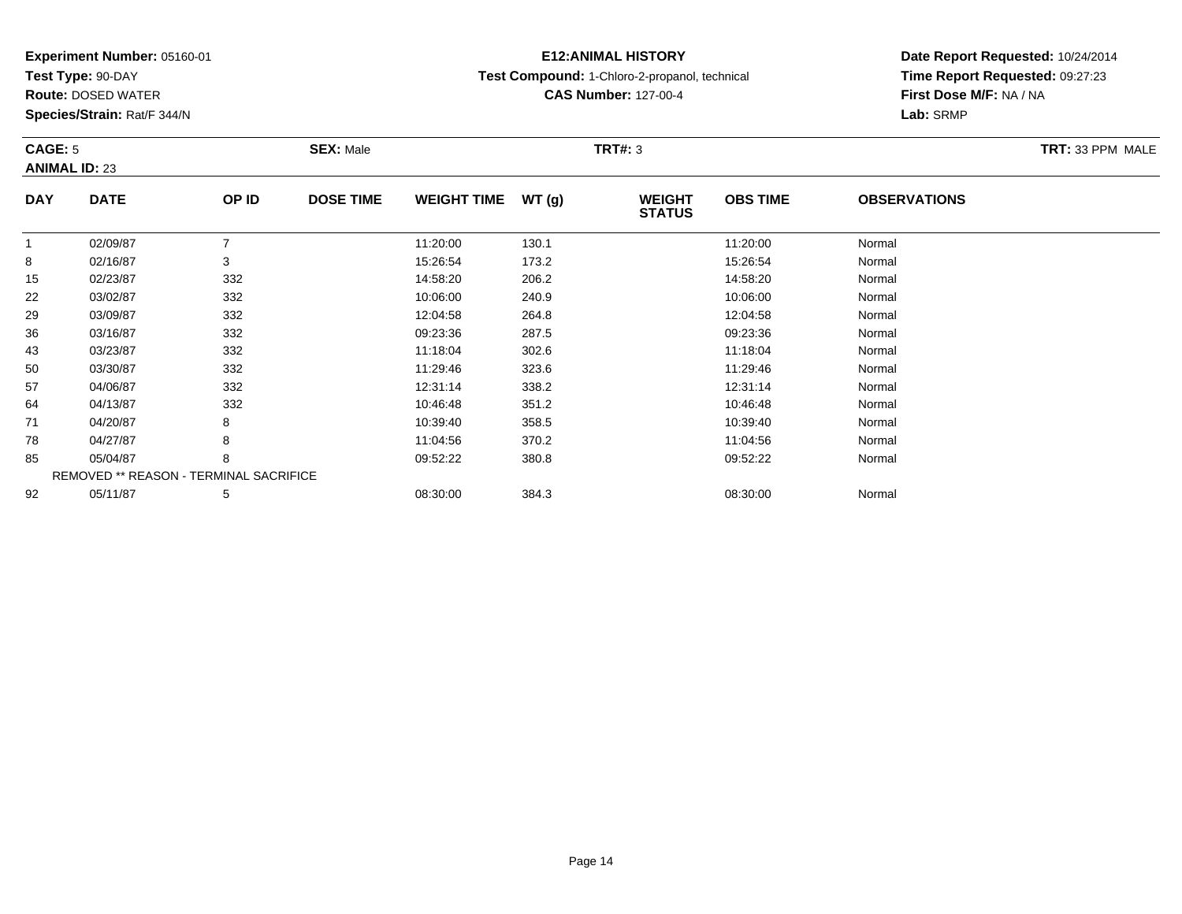**Experiment Number:** 05160-01
**Test Type:** 90-DAY
**Route:** DOSED WATER
**Species/Strain:** Rat/F 344/N

**E12:ANIMAL HISTORY**
**Test Compound:** 1-Chloro-2-propanol, technical
**CAS Number:** 127-00-4

**Date Report Requested:** 10/24/2014
**Time Report Requested:** 09:27:23
**First Dose M/F:** NA / NA
**Lab:** SRMP

**CAGE:** 5 **SEX:** Male **TRT#:** 3 **TRT:** 33 PPM MALE
**ANIMAL ID:** 23

| DAY | DATE | OP ID | DOSE TIME | WEIGHT TIME | WT (g) | WEIGHT STATUS | OBS TIME | OBSERVATIONS |
|---|---|---|---|---|---|---|---|---|
| 1 | 02/09/87 | 7 | | 11:20:00 | 130.1 | | 11:20:00 | Normal |
| 8 | 02/16/87 | 3 | | 15:26:54 | 173.2 | | 15:26:54 | Normal |
| 15 | 02/23/87 | 332 | | 14:58:20 | 206.2 | | 14:58:20 | Normal |
| 22 | 03/02/87 | 332 | | 10:06:00 | 240.9 | | 10:06:00 | Normal |
| 29 | 03/09/87 | 332 | | 12:04:58 | 264.8 | | 12:04:58 | Normal |
| 36 | 03/16/87 | 332 | | 09:23:36 | 287.5 | | 09:23:36 | Normal |
| 43 | 03/23/87 | 332 | | 11:18:04 | 302.6 | | 11:18:04 | Normal |
| 50 | 03/30/87 | 332 | | 11:29:46 | 323.6 | | 11:29:46 | Normal |
| 57 | 04/06/87 | 332 | | 12:31:14 | 338.2 | | 12:31:14 | Normal |
| 64 | 04/13/87 | 332 | | 10:46:48 | 351.2 | | 10:46:48 | Normal |
| 71 | 04/20/87 | 8 | | 10:39:40 | 358.5 | | 10:39:40 | Normal |
| 78 | 04/27/87 | 8 | | 11:04:56 | 370.2 | | 11:04:56 | Normal |
| 85 | 05/04/87 | 8 | | 09:52:22 | 380.8 | | 09:52:22 | Normal |
| REMOVED ** REASON - TERMINAL SACRIFICE | | | | | | | | |
| 92 | 05/11/87 | 5 | | 08:30:00 | 384.3 | | 08:30:00 | Normal |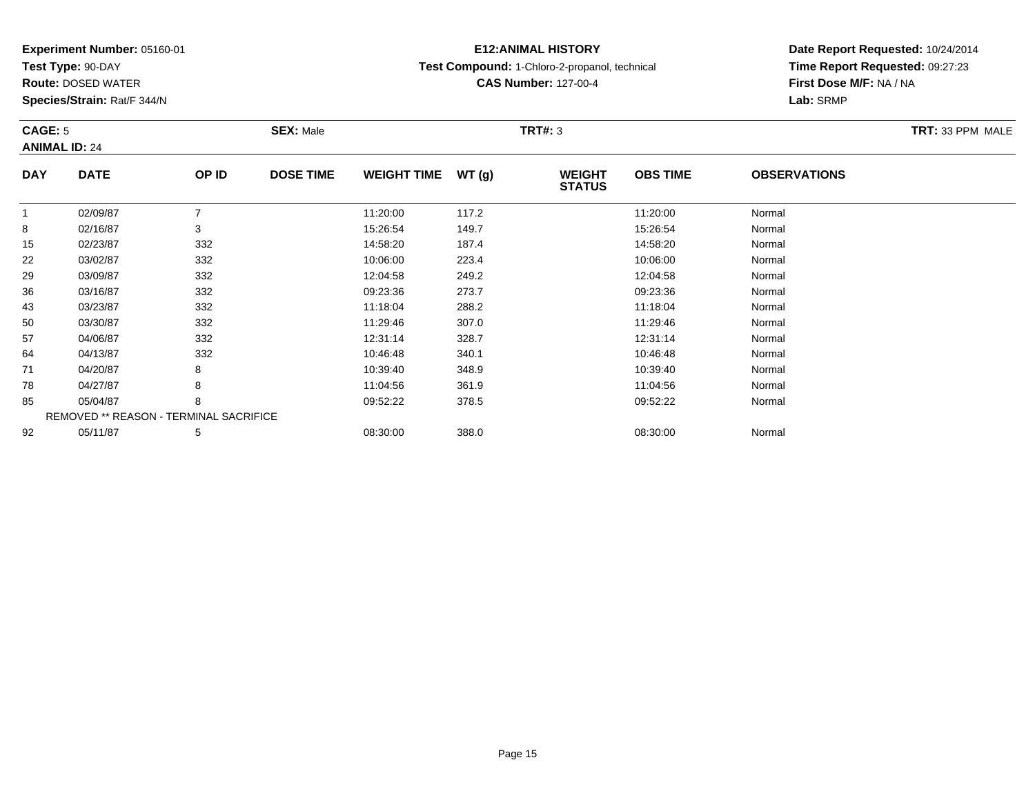**Experiment Number:** 05160-01
**Test Type:** 90-DAY
**Route:** DOSED WATER
**Species/Strain:** Rat/F 344/N

**E12:ANIMAL HISTORY**
**Test Compound:** 1-Chloro-2-propanol, technical
**CAS Number:** 127-00-4

**Date Report Requested:** 10/24/2014
**Time Report Requested:** 09:27:23
**First Dose M/F:** NA / NA
**Lab:** SRMP

**CAGE:** 5 **SEX:** Male **TRT#:** 3 **TRT:** 33 PPM MALE
**ANIMAL ID:** 24

| DAY | DATE | OP ID | DOSE TIME | WEIGHT TIME | WT (g) | WEIGHT STATUS | OBS TIME | OBSERVATIONS |
|---|---|---|---|---|---|---|---|---|
| 1 | 02/09/87 | 7 | | 11:20:00 | 117.2 | | 11:20:00 | Normal |
| 8 | 02/16/87 | 3 | | 15:26:54 | 149.7 | | 15:26:54 | Normal |
| 15 | 02/23/87 | 332 | | 14:58:20 | 187.4 | | 14:58:20 | Normal |
| 22 | 03/02/87 | 332 | | 10:06:00 | 223.4 | | 10:06:00 | Normal |
| 29 | 03/09/87 | 332 | | 12:04:58 | 249.2 | | 12:04:58 | Normal |
| 36 | 03/16/87 | 332 | | 09:23:36 | 273.7 | | 09:23:36 | Normal |
| 43 | 03/23/87 | 332 | | 11:18:04 | 288.2 | | 11:18:04 | Normal |
| 50 | 03/30/87 | 332 | | 11:29:46 | 307.0 | | 11:29:46 | Normal |
| 57 | 04/06/87 | 332 | | 12:31:14 | 328.7 | | 12:31:14 | Normal |
| 64 | 04/13/87 | 332 | | 10:46:48 | 340.1 | | 10:46:48 | Normal |
| 71 | 04/20/87 | 8 | | 10:39:40 | 348.9 | | 10:39:40 | Normal |
| 78 | 04/27/87 | 8 | | 11:04:56 | 361.9 | | 11:04:56 | Normal |
| 85 | 05/04/87 | 8 | | 09:52:22 | 378.5 | | 09:52:22 | Normal |
| REMOVED ** REASON - TERMINAL SACRIFICE | | | | | | | | |
| 92 | 05/11/87 | 5 | | 08:30:00 | 388.0 | | 08:30:00 | Normal |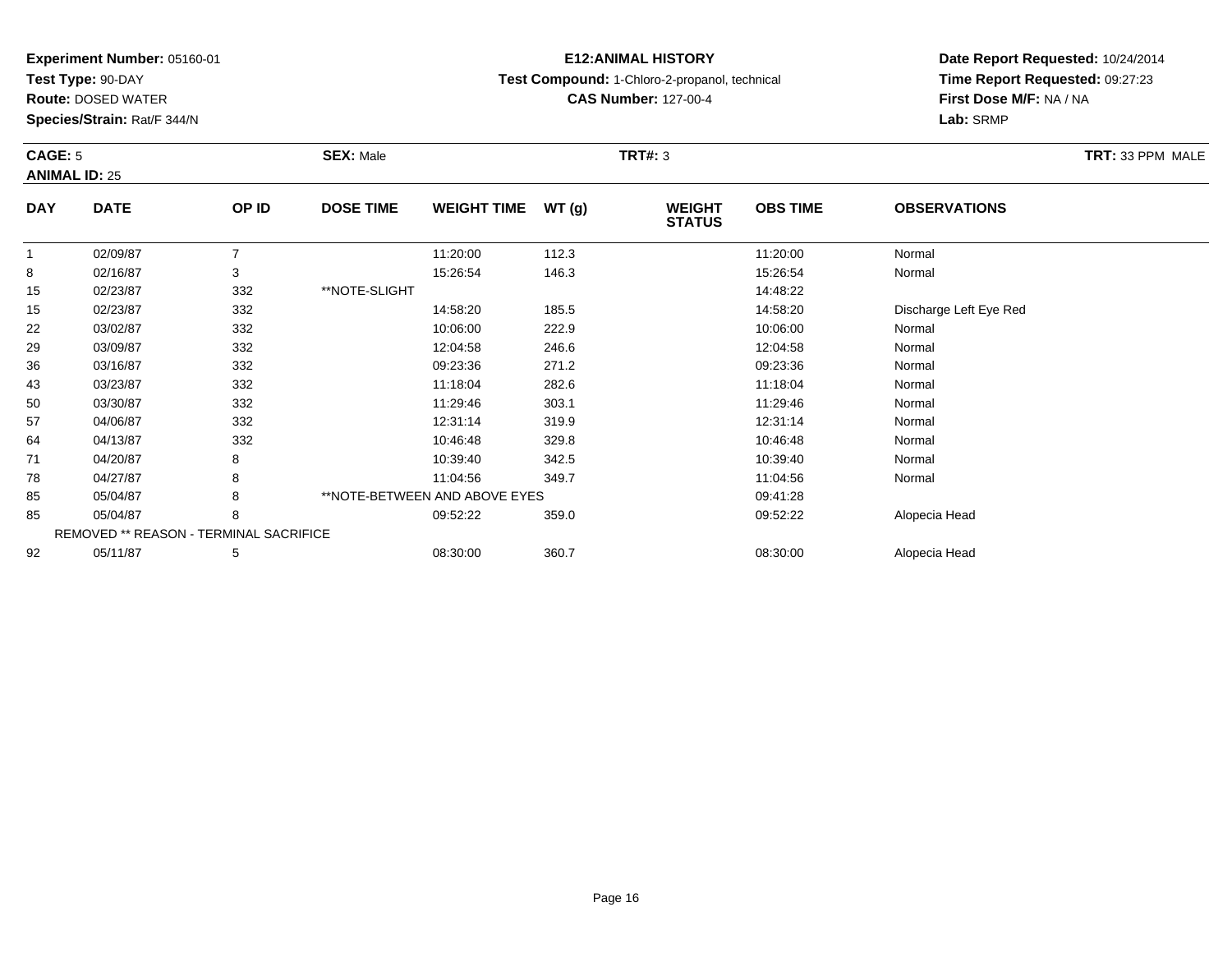**Experiment Number:** 05160-01
**Test Type:** 90-DAY
**Route:** DOSED WATER
**Species/Strain:** Rat/F 344/N

**E12:ANIMAL HISTORY**
**Test Compound:** 1-Chloro-2-propanol, technical
**CAS Number:** 127-00-4

**Date Report Requested:** 10/24/2014
**Time Report Requested:** 09:27:23
**First Dose M/F:** NA / NA
**Lab:** SRMP

**CAGE:** 5 **SEX:** Male **TRT#:** 3 **TRT:** 33 PPM MALE
**ANIMAL ID:** 25

| DAY | DATE | OP ID | DOSE TIME | WEIGHT TIME | WT (g) | WEIGHT STATUS | OBS TIME | OBSERVATIONS |
|---|---|---|---|---|---|---|---|---|
| 1 | 02/09/87 | 7 | | 11:20:00 | 112.3 | | 11:20:00 | Normal |
| 8 | 02/16/87 | 3 | | 15:26:54 | 146.3 | | 15:26:54 | Normal |
| 15 | 02/23/87 | 332 | **NOTE-SLIGHT | | | | 14:48:22 | |
| 15 | 02/23/87 | 332 | | 14:58:20 | 185.5 | | 14:58:20 | Discharge Left Eye Red |
| 22 | 03/02/87 | 332 | | 10:06:00 | 222.9 | | 10:06:00 | Normal |
| 29 | 03/09/87 | 332 | | 12:04:58 | 246.6 | | 12:04:58 | Normal |
| 36 | 03/16/87 | 332 | | 09:23:36 | 271.2 | | 09:23:36 | Normal |
| 43 | 03/23/87 | 332 | | 11:18:04 | 282.6 | | 11:18:04 | Normal |
| 50 | 03/30/87 | 332 | | 11:29:46 | 303.1 | | 11:29:46 | Normal |
| 57 | 04/06/87 | 332 | | 12:31:14 | 319.9 | | 12:31:14 | Normal |
| 64 | 04/13/87 | 332 | | 10:46:48 | 329.8 | | 10:46:48 | Normal |
| 71 | 04/20/87 | 8 | | 10:39:40 | 342.5 | | 10:39:40 | Normal |
| 78 | 04/27/87 | 8 | | 11:04:56 | 349.7 | | 11:04:56 | Normal |
| 85 | 05/04/87 | 8 | **NOTE-BETWEEN AND ABOVE EYES | | | | 09:41:28 | |
| 85 | 05/04/87 | 8 | | 09:52:22 | 359.0 | | 09:52:22 | Alopecia Head |
| REMOVED ** REASON - TERMINAL SACRIFICE | | | | | | | | |
| 92 | 05/11/87 | 5 | | 08:30:00 | 360.7 | | 08:30:00 | Alopecia Head |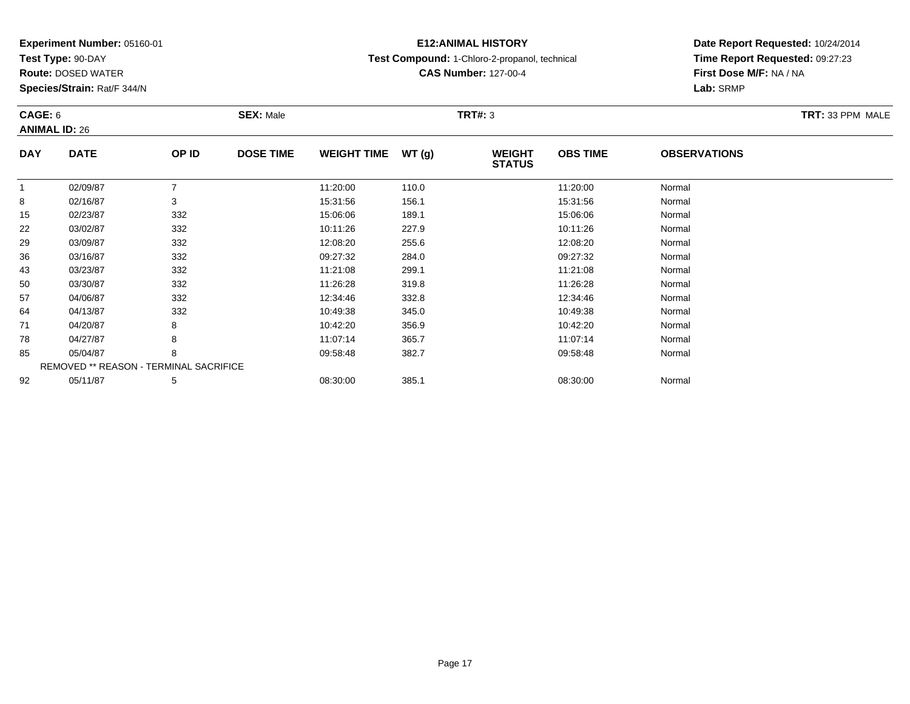**Experiment Number:** 05160-01
**Test Type:** 90-DAY
**Route:** DOSED WATER
**Species/Strain:** Rat/F 344/N

**E12:ANIMAL HISTORY**
**Test Compound:** 1-Chloro-2-propanol, technical
**CAS Number:** 127-00-4

**Date Report Requested:** 10/24/2014
**Time Report Requested:** 09:27:23
**First Dose M/F:** NA / NA
**Lab:** SRMP

**CAGE:** 6 **SEX:** Male **TRT#:** 3 **TRT:** 33 PPM MALE
**ANIMAL ID:** 26

| DAY | DATE | OP ID | DOSE TIME | WEIGHT TIME | WT (g) | WEIGHT STATUS | OBS TIME | OBSERVATIONS |
|---|---|---|---|---|---|---|---|---|
| 1 | 02/09/87 | 7 | | 11:20:00 | 110.0 | | 11:20:00 | Normal |
| 8 | 02/16/87 | 3 | | 15:31:56 | 156.1 | | 15:31:56 | Normal |
| 15 | 02/23/87 | 332 | | 15:06:06 | 189.1 | | 15:06:06 | Normal |
| 22 | 03/02/87 | 332 | | 10:11:26 | 227.9 | | 10:11:26 | Normal |
| 29 | 03/09/87 | 332 | | 12:08:20 | 255.6 | | 12:08:20 | Normal |
| 36 | 03/16/87 | 332 | | 09:27:32 | 284.0 | | 09:27:32 | Normal |
| 43 | 03/23/87 | 332 | | 11:21:08 | 299.1 | | 11:21:08 | Normal |
| 50 | 03/30/87 | 332 | | 11:26:28 | 319.8 | | 11:26:28 | Normal |
| 57 | 04/06/87 | 332 | | 12:34:46 | 332.8 | | 12:34:46 | Normal |
| 64 | 04/13/87 | 332 | | 10:49:38 | 345.0 | | 10:49:38 | Normal |
| 71 | 04/20/87 | 8 | | 10:42:20 | 356.9 | | 10:42:20 | Normal |
| 78 | 04/27/87 | 8 | | 11:07:14 | 365.7 | | 11:07:14 | Normal |
| 85 | 05/04/87 | 8 | | 09:58:48 | 382.7 | | 09:58:48 | Normal |
| REMOVED ** REASON - TERMINAL SACRIFICE | | | | | | | | |
| 92 | 05/11/87 | 5 | | 08:30:00 | 385.1 | | 08:30:00 | Normal |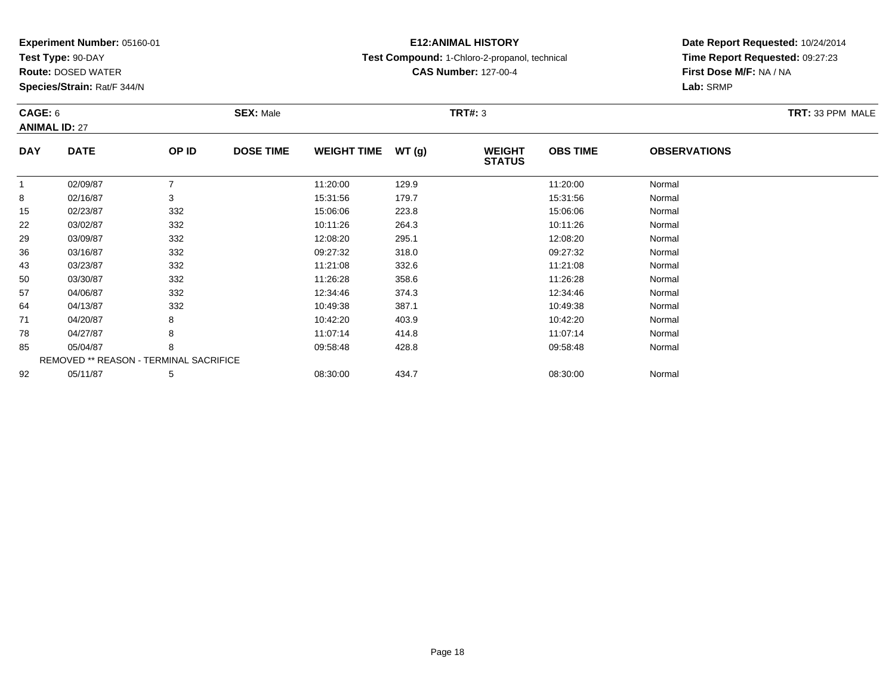**Experiment Number:** 05160-01
**Test Type:** 90-DAY
**Route:** DOSED WATER
**Species/Strain:** Rat/F 344/N

**E12:ANIMAL HISTORY**
**Test Compound:** 1-Chloro-2-propanol, technical
**CAS Number:** 127-00-4

**Date Report Requested:** 10/24/2014
**Time Report Requested:** 09:27:23
**First Dose M/F:** NA / NA
**Lab:** SRMP

**CAGE:** 6 **SEX:** Male **TRT#:** 3 **TRT:** 33 PPM MALE
**ANIMAL ID:** 27

| DAY | DATE | OP ID | DOSE TIME | WEIGHT TIME | WT (g) | WEIGHT STATUS | OBS TIME | OBSERVATIONS |
|---|---|---|---|---|---|---|---|---|
| 1 | 02/09/87 | 7 | | 11:20:00 | 129.9 | | 11:20:00 | Normal |
| 8 | 02/16/87 | 3 | | 15:31:56 | 179.7 | | 15:31:56 | Normal |
| 15 | 02/23/87 | 332 | | 15:06:06 | 223.8 | | 15:06:06 | Normal |
| 22 | 03/02/87 | 332 | | 10:11:26 | 264.3 | | 10:11:26 | Normal |
| 29 | 03/09/87 | 332 | | 12:08:20 | 295.1 | | 12:08:20 | Normal |
| 36 | 03/16/87 | 332 | | 09:27:32 | 318.0 | | 09:27:32 | Normal |
| 43 | 03/23/87 | 332 | | 11:21:08 | 332.6 | | 11:21:08 | Normal |
| 50 | 03/30/87 | 332 | | 11:26:28 | 358.6 | | 11:26:28 | Normal |
| 57 | 04/06/87 | 332 | | 12:34:46 | 374.3 | | 12:34:46 | Normal |
| 64 | 04/13/87 | 332 | | 10:49:38 | 387.1 | | 10:49:38 | Normal |
| 71 | 04/20/87 | 8 | | 10:42:20 | 403.9 | | 10:42:20 | Normal |
| 78 | 04/27/87 | 8 | | 11:07:14 | 414.8 | | 11:07:14 | Normal |
| 85 | 05/04/87 | 8 | | 09:58:48 | 428.8 | | 09:58:48 | Normal |
| REMOVED ** REASON - TERMINAL SACRIFICE | | | | | | | | |
| 92 | 05/11/87 | 5 | | 08:30:00 | 434.7 | | 08:30:00 | Normal |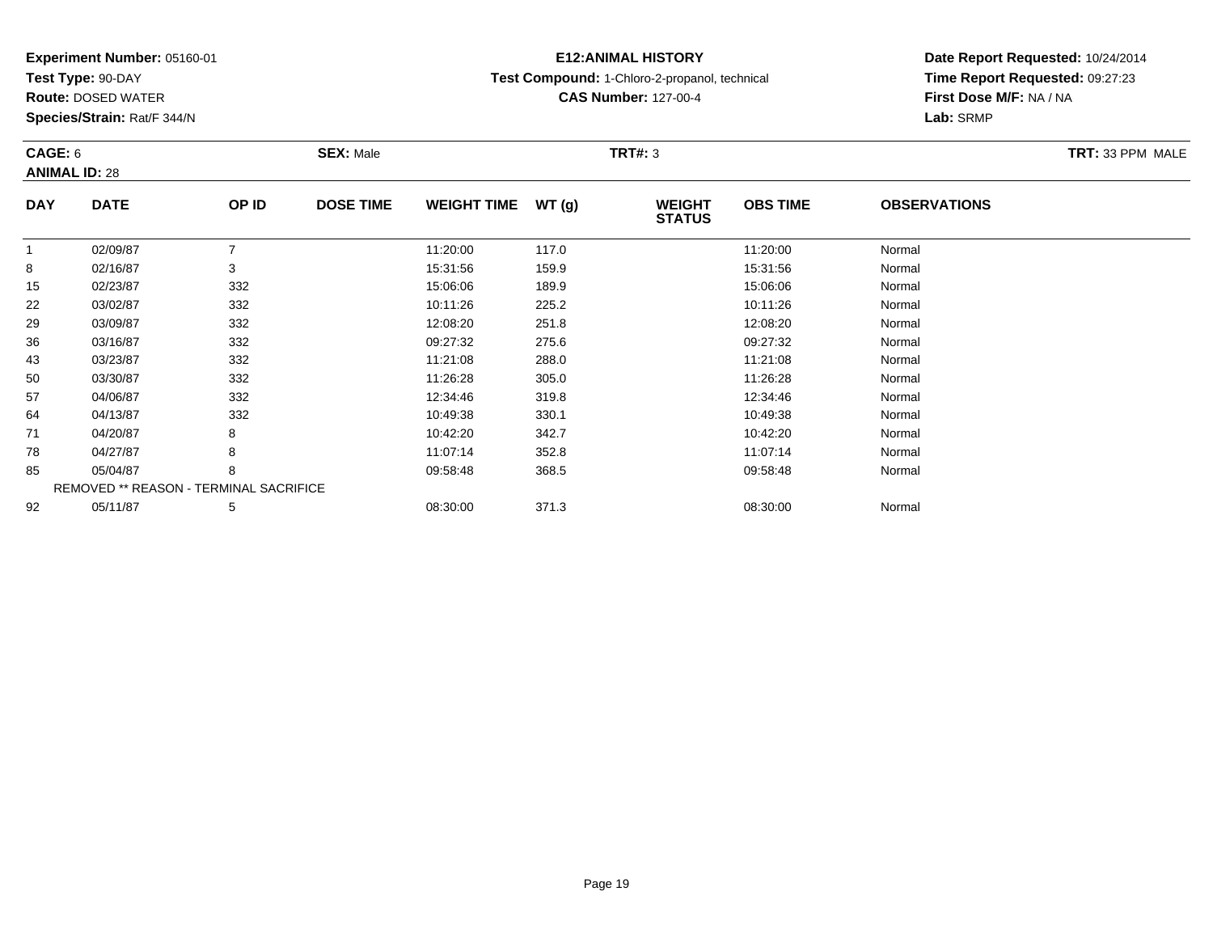**Experiment Number:** 05160-01
**Test Type:** 90-DAY
**Route:** DOSED WATER
**Species/Strain:** Rat/F 344/N

**E12:ANIMAL HISTORY**
**Test Compound:** 1-Chloro-2-propanol, technical
**CAS Number:** 127-00-4

**Date Report Requested:** 10/24/2014
**Time Report Requested:** 09:27:23
**First Dose M/F:** NA / NA
**Lab:** SRMP

**CAGE:** 6 **SEX:** Male **TRT#:** 3 **TRT:** 33 PPM MALE
**ANIMAL ID:** 28

| DAY | DATE | OP ID | DOSE TIME | WEIGHT TIME | WT (g) | WEIGHT STATUS | OBS TIME | OBSERVATIONS |
|---|---|---|---|---|---|---|---|---|
| 1 | 02/09/87 | 7 | | 11:20:00 | 117.0 | | 11:20:00 | Normal |
| 8 | 02/16/87 | 3 | | 15:31:56 | 159.9 | | 15:31:56 | Normal |
| 15 | 02/23/87 | 332 | | 15:06:06 | 189.9 | | 15:06:06 | Normal |
| 22 | 03/02/87 | 332 | | 10:11:26 | 225.2 | | 10:11:26 | Normal |
| 29 | 03/09/87 | 332 | | 12:08:20 | 251.8 | | 12:08:20 | Normal |
| 36 | 03/16/87 | 332 | | 09:27:32 | 275.6 | | 09:27:32 | Normal |
| 43 | 03/23/87 | 332 | | 11:21:08 | 288.0 | | 11:21:08 | Normal |
| 50 | 03/30/87 | 332 | | 11:26:28 | 305.0 | | 11:26:28 | Normal |
| 57 | 04/06/87 | 332 | | 12:34:46 | 319.8 | | 12:34:46 | Normal |
| 64 | 04/13/87 | 332 | | 10:49:38 | 330.1 | | 10:49:38 | Normal |
| 71 | 04/20/87 | 8 | | 10:42:20 | 342.7 | | 10:42:20 | Normal |
| 78 | 04/27/87 | 8 | | 11:07:14 | 352.8 | | 11:07:14 | Normal |
| 85 | 05/04/87 | 8 | | 09:58:48 | 368.5 | | 09:58:48 | Normal |
| REMOVED ** REASON - TERMINAL SACRIFICE | | | | | | | | |
| 92 | 05/11/87 | 5 | | 08:30:00 | 371.3 | | 08:30:00 | Normal |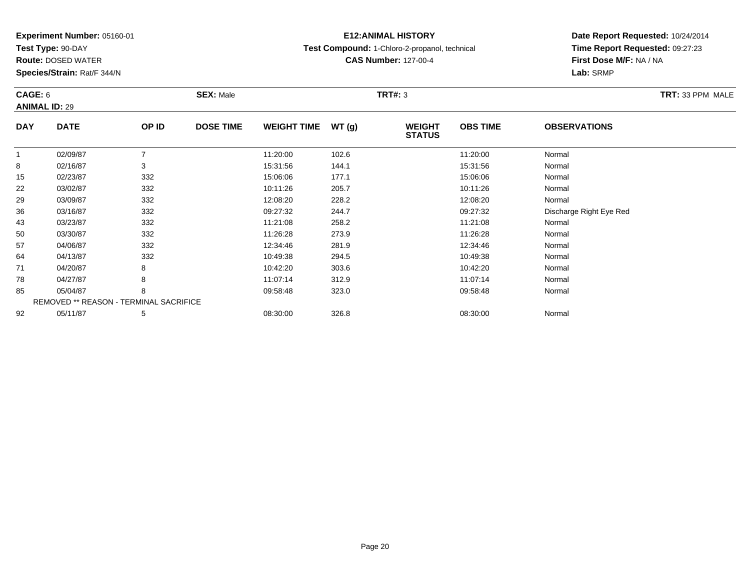**Experiment Number:** 05160-01
**Test Type:** 90-DAY
**Route:** DOSED WATER
**Species/Strain:** Rat/F 344/N

**E12:ANIMAL HISTORY**
**Test Compound:** 1-Chloro-2-propanol, technical
**CAS Number:** 127-00-4

**Date Report Requested:** 10/24/2014
**Time Report Requested:** 09:27:23
**First Dose M/F:** NA / NA
**Lab:** SRMP

**CAGE:** 6 | **SEX:** Male | **TRT#:** 3 | **TRT:** 33 PPM MALE

**ANIMAL ID:** 29

| DAY | DATE | OP ID | DOSE TIME | WEIGHT TIME | WT (g) | WEIGHT STATUS | OBS TIME | OBSERVATIONS |
|---|---|---|---|---|---|---|---|---|
| 1 | 02/09/87 | 7 | | 11:20:00 | 102.6 | | 11:20:00 | Normal |
| 8 | 02/16/87 | 3 | | 15:31:56 | 144.1 | | 15:31:56 | Normal |
| 15 | 02/23/87 | 332 | | 15:06:06 | 177.1 | | 15:06:06 | Normal |
| 22 | 03/02/87 | 332 | | 10:11:26 | 205.7 | | 10:11:26 | Normal |
| 29 | 03/09/87 | 332 | | 12:08:20 | 228.2 | | 12:08:20 | Normal |
| 36 | 03/16/87 | 332 | | 09:27:32 | 244.7 | | 09:27:32 | Discharge Right Eye Red |
| 43 | 03/23/87 | 332 | | 11:21:08 | 258.2 | | 11:21:08 | Normal |
| 50 | 03/30/87 | 332 | | 11:26:28 | 273.9 | | 11:26:28 | Normal |
| 57 | 04/06/87 | 332 | | 12:34:46 | 281.9 | | 12:34:46 | Normal |
| 64 | 04/13/87 | 332 | | 10:49:38 | 294.5 | | 10:49:38 | Normal |
| 71 | 04/20/87 | 8 | | 10:42:20 | 303.6 | | 10:42:20 | Normal |
| 78 | 04/27/87 | 8 | | 11:07:14 | 312.9 | | 11:07:14 | Normal |
| 85 | 05/04/87 | 8 | | 09:58:48 | 323.0 | | 09:58:48 | Normal |
| | REMOVED ** REASON - TERMINAL SACRIFICE | | | | | | | |
| 92 | 05/11/87 | 5 | | 08:30:00 | 326.8 | | 08:30:00 | Normal |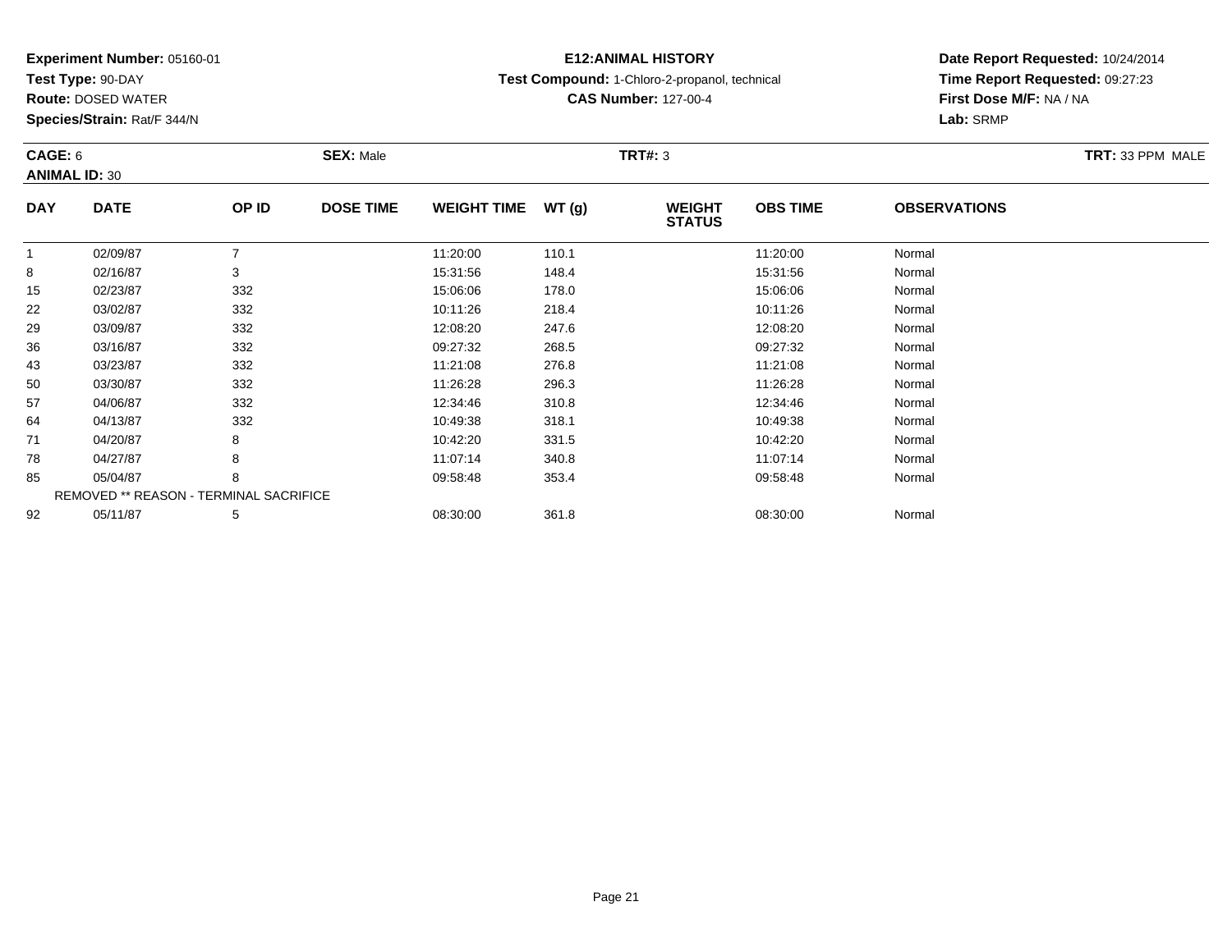**Experiment Number:** 05160-01
**Test Type:** 90-DAY
**Route:** DOSED WATER
**Species/Strain:** Rat/F 344/N

**E12:ANIMAL HISTORY**
**Test Compound:** 1-Chloro-2-propanol, technical
**CAS Number:** 127-00-4

**Date Report Requested:** 10/24/2014
**Time Report Requested:** 09:27:23
**First Dose M/F:** NA / NA
**Lab:** SRMP

**CAGE:** 6 **SEX:** Male **TRT#:** 3 **TRT:** 33 PPM MALE
**ANIMAL ID:** 30

| DAY | DATE | OP ID | DOSE TIME | WEIGHT TIME | WT (g) | WEIGHT STATUS | OBS TIME | OBSERVATIONS |
|---|---|---|---|---|---|---|---|---|
| 1 | 02/09/87 | 7 | | 11:20:00 | 110.1 | | 11:20:00 | Normal |
| 8 | 02/16/87 | 3 | | 15:31:56 | 148.4 | | 15:31:56 | Normal |
| 15 | 02/23/87 | 332 | | 15:06:06 | 178.0 | | 15:06:06 | Normal |
| 22 | 03/02/87 | 332 | | 10:11:26 | 218.4 | | 10:11:26 | Normal |
| 29 | 03/09/87 | 332 | | 12:08:20 | 247.6 | | 12:08:20 | Normal |
| 36 | 03/16/87 | 332 | | 09:27:32 | 268.5 | | 09:27:32 | Normal |
| 43 | 03/23/87 | 332 | | 11:21:08 | 276.8 | | 11:21:08 | Normal |
| 50 | 03/30/87 | 332 | | 11:26:28 | 296.3 | | 11:26:28 | Normal |
| 57 | 04/06/87 | 332 | | 12:34:46 | 310.8 | | 12:34:46 | Normal |
| 64 | 04/13/87 | 332 | | 10:49:38 | 318.1 | | 10:49:38 | Normal |
| 71 | 04/20/87 | 8 | | 10:42:20 | 331.5 | | 10:42:20 | Normal |
| 78 | 04/27/87 | 8 | | 11:07:14 | 340.8 | | 11:07:14 | Normal |
| 85 | 05/04/87 | 8 | | 09:58:48 | 353.4 | | 09:58:48 | Normal |
| REMOVED ** REASON - TERMINAL SACRIFICE | | | | | | | | |
| 92 | 05/11/87 | 5 | | 08:30:00 | 361.8 | | 08:30:00 | Normal |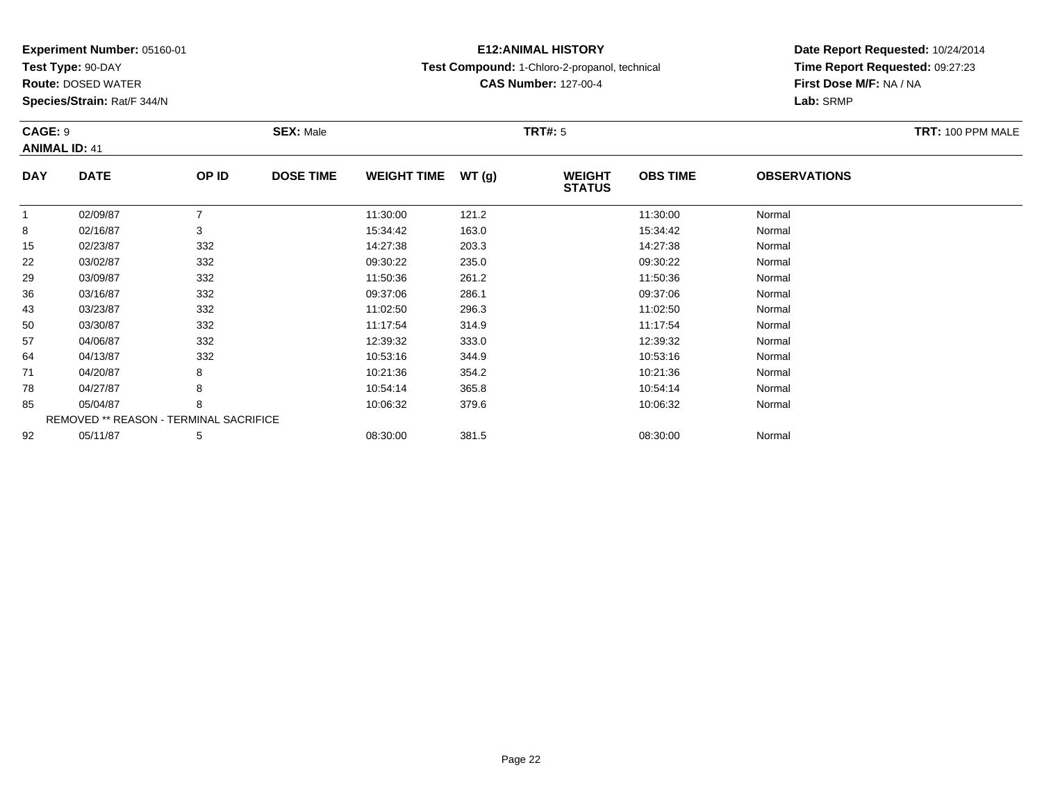**Experiment Number:** 05160-01
**Test Type:** 90-DAY
**Route:** DOSED WATER
**Species/Strain:** Rat/F 344/N

**E12:ANIMAL HISTORY**
**Test Compound:** 1-Chloro-2-propanol, technical
**CAS Number:** 127-00-4

**Date Report Requested:** 10/24/2014
**Time Report Requested:** 09:27:23
**First Dose M/F:** NA / NA
**Lab:** SRMP

**CAGE:** 9 **SEX:** Male **TRT#:** 5 **TRT:** 100 PPM MALE
**ANIMAL ID:** 41

| DAY | DATE | OP ID | DOSE TIME | WEIGHT TIME | WT (g) | WEIGHT STATUS | OBS TIME | OBSERVATIONS |
|---|---|---|---|---|---|---|---|---|
| 1 | 02/09/87 | 7 | | 11:30:00 | 121.2 | | 11:30:00 | Normal |
| 8 | 02/16/87 | 3 | | 15:34:42 | 163.0 | | 15:34:42 | Normal |
| 15 | 02/23/87 | 332 | | 14:27:38 | 203.3 | | 14:27:38 | Normal |
| 22 | 03/02/87 | 332 | | 09:30:22 | 235.0 | | 09:30:22 | Normal |
| 29 | 03/09/87 | 332 | | 11:50:36 | 261.2 | | 11:50:36 | Normal |
| 36 | 03/16/87 | 332 | | 09:37:06 | 286.1 | | 09:37:06 | Normal |
| 43 | 03/23/87 | 332 | | 11:02:50 | 296.3 | | 11:02:50 | Normal |
| 50 | 03/30/87 | 332 | | 11:17:54 | 314.9 | | 11:17:54 | Normal |
| 57 | 04/06/87 | 332 | | 12:39:32 | 333.0 | | 12:39:32 | Normal |
| 64 | 04/13/87 | 332 | | 10:53:16 | 344.9 | | 10:53:16 | Normal |
| 71 | 04/20/87 | 8 | | 10:21:36 | 354.2 | | 10:21:36 | Normal |
| 78 | 04/27/87 | 8 | | 10:54:14 | 365.8 | | 10:54:14 | Normal |
| 85 | 05/04/87 | 8 | | 10:06:32 | 379.6 | | 10:06:32 | Normal |
| REMOVED ** REASON - TERMINAL SACRIFICE | | | | | | | | |
| 92 | 05/11/87 | 5 | | 08:30:00 | 381.5 | | 08:30:00 | Normal |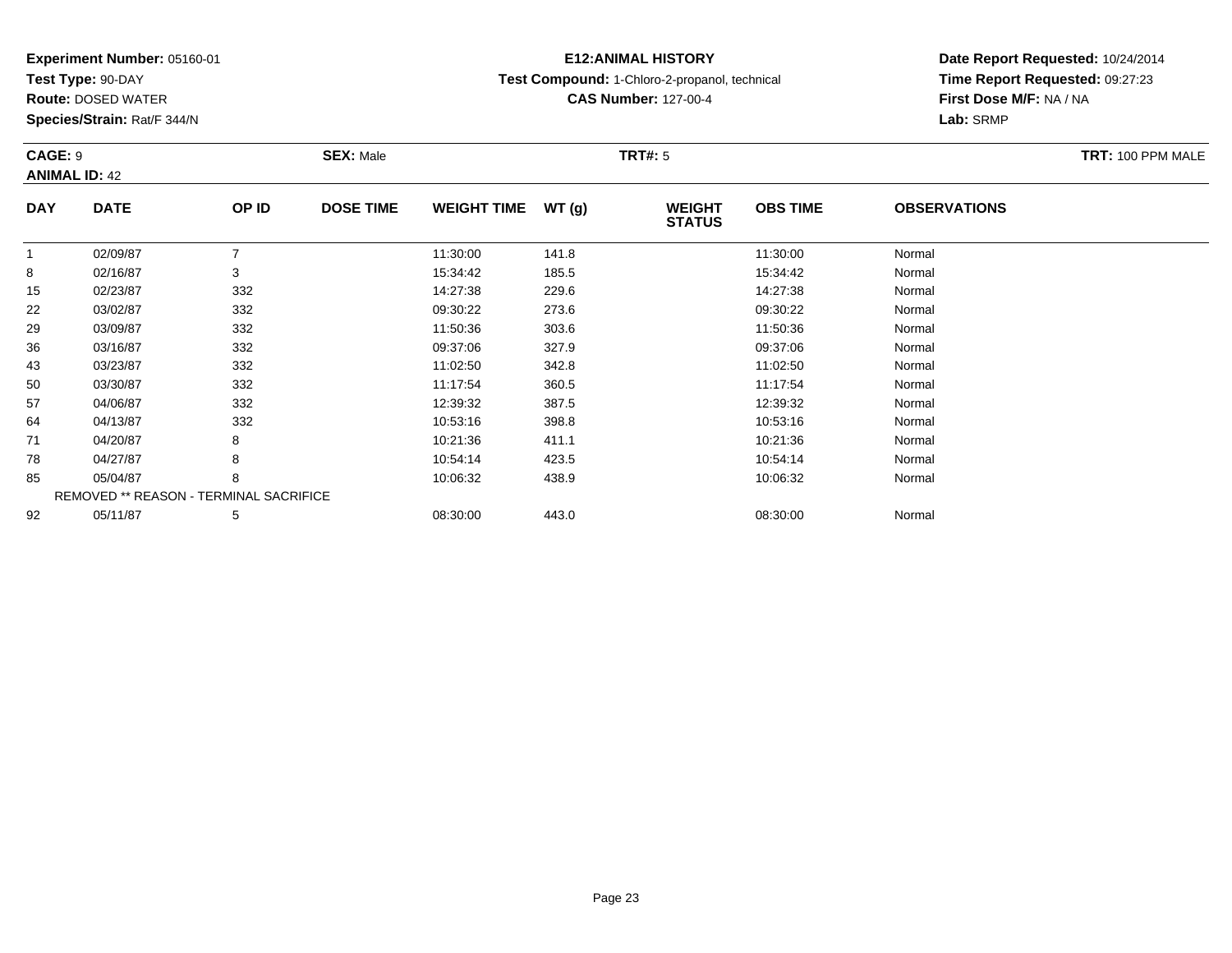**Experiment Number:** 05160-01
**Test Type:** 90-DAY
**Route:** DOSED WATER
**Species/Strain:** Rat/F 344/N

**E12:ANIMAL HISTORY**
**Test Compound:** 1-Chloro-2-propanol, technical
**CAS Number:** 127-00-4

**Date Report Requested:** 10/24/2014
**Time Report Requested:** 09:27:23
**First Dose M/F:** NA / NA
**Lab:** SRMP

**CAGE:** 9 **SEX:** Male **TRT#:** 5 **TRT:** 100 PPM MALE
**ANIMAL ID:** 42

| DAY | DATE | OP ID | DOSE TIME | WEIGHT TIME | WT (g) | WEIGHT STATUS | OBS TIME | OBSERVATIONS |
|---|---|---|---|---|---|---|---|---|
| 1 | 02/09/87 | 7 | | 11:30:00 | 141.8 | | 11:30:00 | Normal |
| 8 | 02/16/87 | 3 | | 15:34:42 | 185.5 | | 15:34:42 | Normal |
| 15 | 02/23/87 | 332 | | 14:27:38 | 229.6 | | 14:27:38 | Normal |
| 22 | 03/02/87 | 332 | | 09:30:22 | 273.6 | | 09:30:22 | Normal |
| 29 | 03/09/87 | 332 | | 11:50:36 | 303.6 | | 11:50:36 | Normal |
| 36 | 03/16/87 | 332 | | 09:37:06 | 327.9 | | 09:37:06 | Normal |
| 43 | 03/23/87 | 332 | | 11:02:50 | 342.8 | | 11:02:50 | Normal |
| 50 | 03/30/87 | 332 | | 11:17:54 | 360.5 | | 11:17:54 | Normal |
| 57 | 04/06/87 | 332 | | 12:39:32 | 387.5 | | 12:39:32 | Normal |
| 64 | 04/13/87 | 332 | | 10:53:16 | 398.8 | | 10:53:16 | Normal |
| 71 | 04/20/87 | 8 | | 10:21:36 | 411.1 | | 10:21:36 | Normal |
| 78 | 04/27/87 | 8 | | 10:54:14 | 423.5 | | 10:54:14 | Normal |
| 85 | 05/04/87 | 8 | | 10:06:32 | 438.9 | | 10:06:32 | Normal |
| REMOVED ** REASON - TERMINAL SACRIFICE | | | | | | | | |
| 92 | 05/11/87 | 5 | | 08:30:00 | 443.0 | | 08:30:00 | Normal |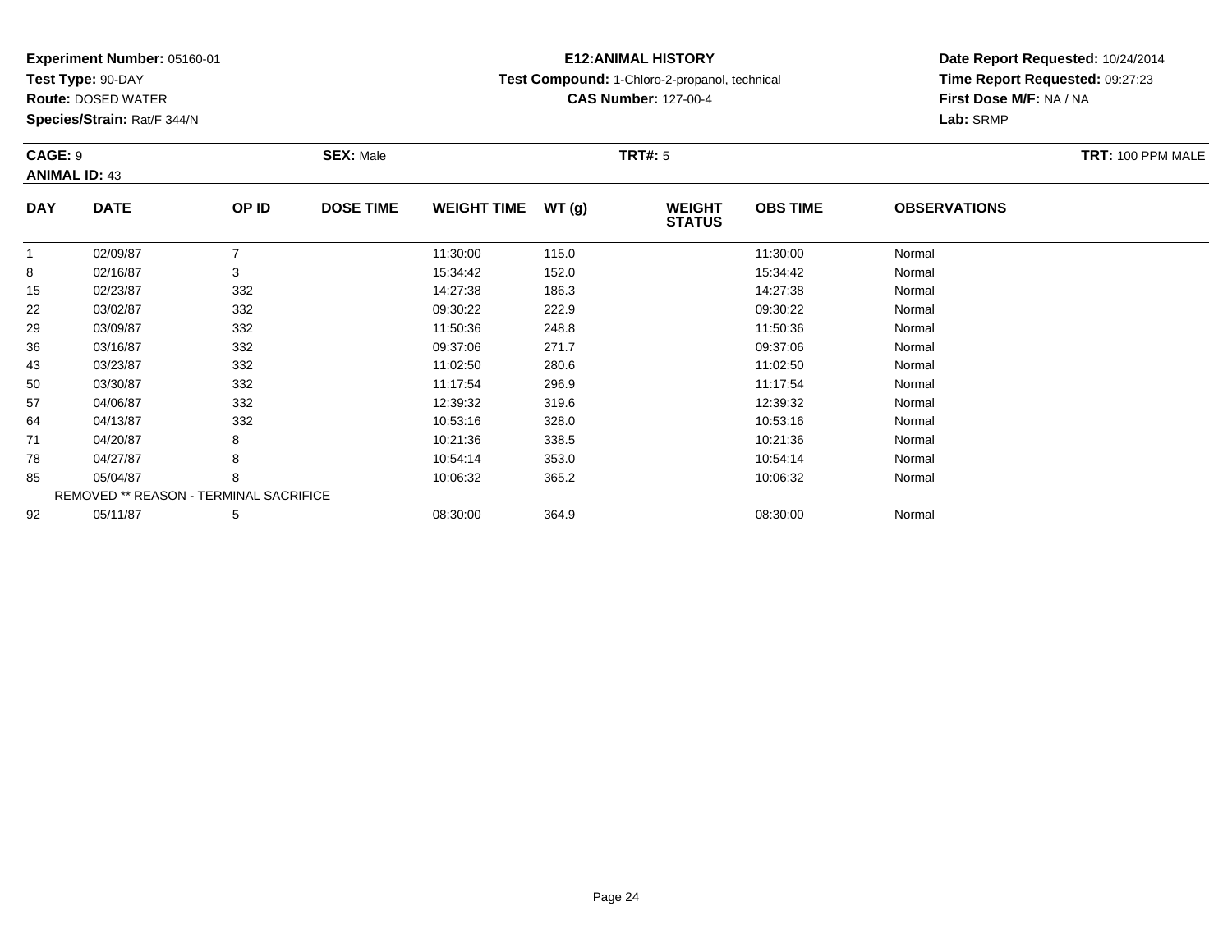**Experiment Number:** 05160-01
**Test Type:** 90-DAY
**Route:** DOSED WATER
**Species/Strain:** Rat/F 344/N

**E12:ANIMAL HISTORY**
**Test Compound:** 1-Chloro-2-propanol, technical
**CAS Number:** 127-00-4

**Date Report Requested:** 10/24/2014
**Time Report Requested:** 09:27:23
**First Dose M/F:** NA / NA
**Lab:** SRMP

**CAGE:** 9 **SEX:** Male **TRT#:** 5 **TRT:** 100 PPM MALE
**ANIMAL ID:** 43

| DAY | DATE | OP ID | DOSE TIME | WEIGHT TIME | WT (g) | WEIGHT STATUS | OBS TIME | OBSERVATIONS |
|---|---|---|---|---|---|---|---|---|
| 1 | 02/09/87 | 7 | | 11:30:00 | 115.0 | | 11:30:00 | Normal |
| 8 | 02/16/87 | 3 | | 15:34:42 | 152.0 | | 15:34:42 | Normal |
| 15 | 02/23/87 | 332 | | 14:27:38 | 186.3 | | 14:27:38 | Normal |
| 22 | 03/02/87 | 332 | | 09:30:22 | 222.9 | | 09:30:22 | Normal |
| 29 | 03/09/87 | 332 | | 11:50:36 | 248.8 | | 11:50:36 | Normal |
| 36 | 03/16/87 | 332 | | 09:37:06 | 271.7 | | 09:37:06 | Normal |
| 43 | 03/23/87 | 332 | | 11:02:50 | 280.6 | | 11:02:50 | Normal |
| 50 | 03/30/87 | 332 | | 11:17:54 | 296.9 | | 11:17:54 | Normal |
| 57 | 04/06/87 | 332 | | 12:39:32 | 319.6 | | 12:39:32 | Normal |
| 64 | 04/13/87 | 332 | | 10:53:16 | 328.0 | | 10:53:16 | Normal |
| 71 | 04/20/87 | 8 | | 10:21:36 | 338.5 | | 10:21:36 | Normal |
| 78 | 04/27/87 | 8 | | 10:54:14 | 353.0 | | 10:54:14 | Normal |
| 85 | 05/04/87 | 8 | | 10:06:32 | 365.2 | | 10:06:32 | Normal |
| REMOVED ** REASON - TERMINAL SACRIFICE | | | | | | | | |
| 92 | 05/11/87 | 5 | | 08:30:00 | 364.9 | | 08:30:00 | Normal |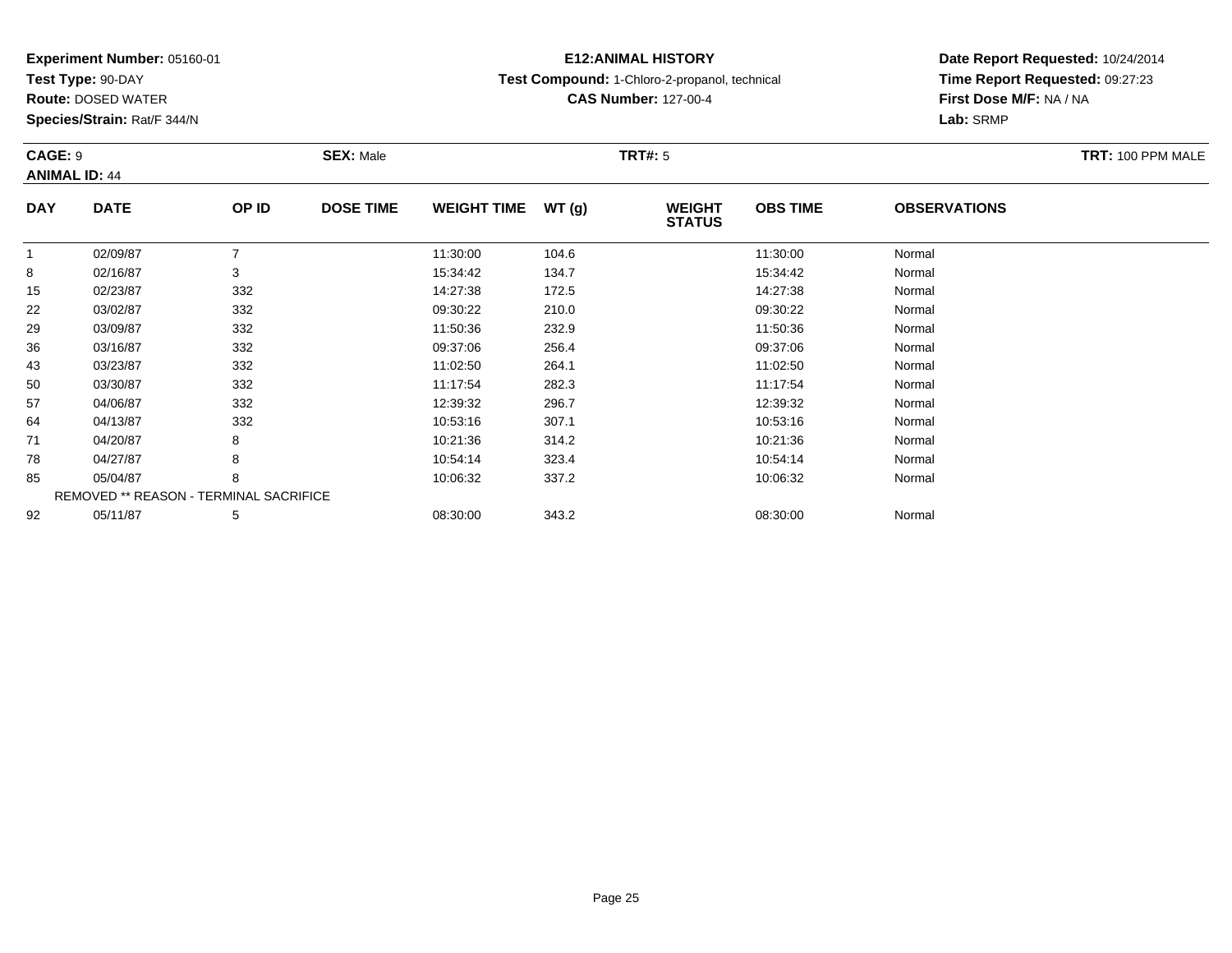**Experiment Number:** 05160-01
**Test Type:** 90-DAY
**Route:** DOSED WATER
**Species/Strain:** Rat/F 344/N

**E12:ANIMAL HISTORY**
**Test Compound:** 1-Chloro-2-propanol, technical
**CAS Number:** 127-00-4

**Date Report Requested:** 10/24/2014
**Time Report Requested:** 09:27:23
**First Dose M/F:** NA / NA
**Lab:** SRMP

**CAGE:** 9 **SEX:** Male **TRT#:** 5 **TRT:** 100 PPM MALE
**ANIMAL ID:** 44

| DAY | DATE | OP ID | DOSE TIME | WEIGHT TIME | WT (g) | WEIGHT STATUS | OBS TIME | OBSERVATIONS |
|---|---|---|---|---|---|---|---|---|
| 1 | 02/09/87 | 7 | | 11:30:00 | 104.6 | | 11:30:00 | Normal |
| 8 | 02/16/87 | 3 | | 15:34:42 | 134.7 | | 15:34:42 | Normal |
| 15 | 02/23/87 | 332 | | 14:27:38 | 172.5 | | 14:27:38 | Normal |
| 22 | 03/02/87 | 332 | | 09:30:22 | 210.0 | | 09:30:22 | Normal |
| 29 | 03/09/87 | 332 | | 11:50:36 | 232.9 | | 11:50:36 | Normal |
| 36 | 03/16/87 | 332 | | 09:37:06 | 256.4 | | 09:37:06 | Normal |
| 43 | 03/23/87 | 332 | | 11:02:50 | 264.1 | | 11:02:50 | Normal |
| 50 | 03/30/87 | 332 | | 11:17:54 | 282.3 | | 11:17:54 | Normal |
| 57 | 04/06/87 | 332 | | 12:39:32 | 296.7 | | 12:39:32 | Normal |
| 64 | 04/13/87 | 332 | | 10:53:16 | 307.1 | | 10:53:16 | Normal |
| 71 | 04/20/87 | 8 | | 10:21:36 | 314.2 | | 10:21:36 | Normal |
| 78 | 04/27/87 | 8 | | 10:54:14 | 323.4 | | 10:54:14 | Normal |
| 85 | 05/04/87 | 8 | | 10:06:32 | 337.2 | | 10:06:32 | Normal |
| REMOVED ** REASON - TERMINAL SACRIFICE | | | | | | | | |
| 92 | 05/11/87 | 5 | | 08:30:00 | 343.2 | | 08:30:00 | Normal |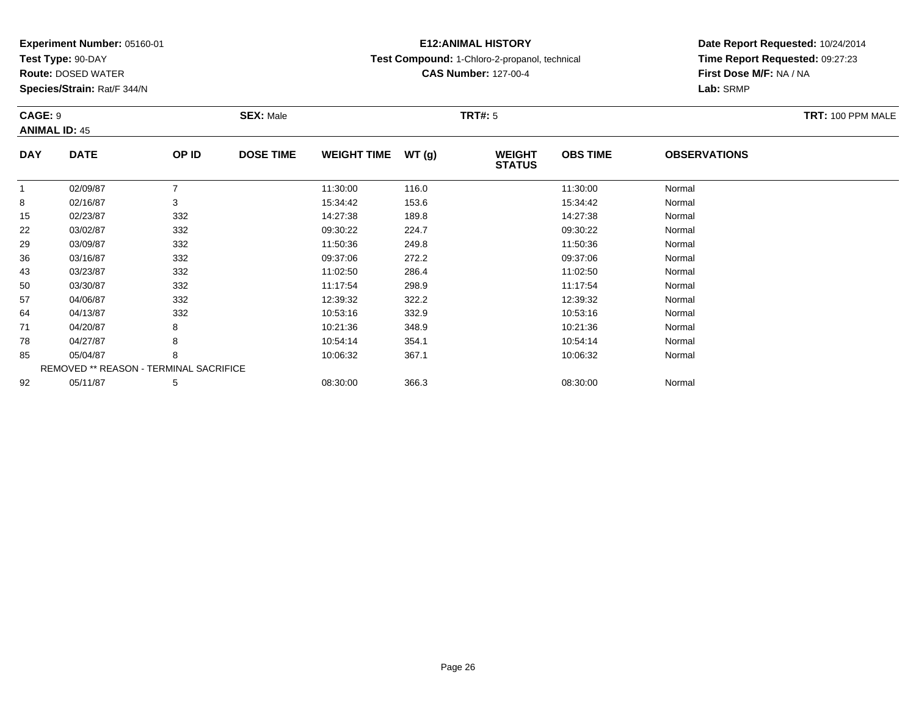**Experiment Number:** 05160-01
**Test Type:** 90-DAY
**Route:** DOSED WATER
**Species/Strain:** Rat/F 344/N

**E12:ANIMAL HISTORY**
**Test Compound:** 1-Chloro-2-propanol, technical
**CAS Number:** 127-00-4

**Date Report Requested:** 10/24/2014
**Time Report Requested:** 09:27:23
**First Dose M/F:** NA / NA
**Lab:** SRMP

**CAGE:** 9 **SEX:** Male **TRT#:** 5 **TRT:** 100 PPM MALE
**ANIMAL ID:** 45

| DAY | DATE | OP ID | DOSE TIME | WEIGHT TIME | WT (g) | WEIGHT STATUS | OBS TIME | OBSERVATIONS |
|---|---|---|---|---|---|---|---|---|
| 1 | 02/09/87 | 7 | | 11:30:00 | 116.0 | | 11:30:00 | Normal |
| 8 | 02/16/87 | 3 | | 15:34:42 | 153.6 | | 15:34:42 | Normal |
| 15 | 02/23/87 | 332 | | 14:27:38 | 189.8 | | 14:27:38 | Normal |
| 22 | 03/02/87 | 332 | | 09:30:22 | 224.7 | | 09:30:22 | Normal |
| 29 | 03/09/87 | 332 | | 11:50:36 | 249.8 | | 11:50:36 | Normal |
| 36 | 03/16/87 | 332 | | 09:37:06 | 272.2 | | 09:37:06 | Normal |
| 43 | 03/23/87 | 332 | | 11:02:50 | 286.4 | | 11:02:50 | Normal |
| 50 | 03/30/87 | 332 | | 11:17:54 | 298.9 | | 11:17:54 | Normal |
| 57 | 04/06/87 | 332 | | 12:39:32 | 322.2 | | 12:39:32 | Normal |
| 64 | 04/13/87 | 332 | | 10:53:16 | 332.9 | | 10:53:16 | Normal |
| 71 | 04/20/87 | 8 | | 10:21:36 | 348.9 | | 10:21:36 | Normal |
| 78 | 04/27/87 | 8 | | 10:54:14 | 354.1 | | 10:54:14 | Normal |
| 85 | 05/04/87 | 8 | | 10:06:32 | 367.1 | | 10:06:32 | Normal |
| REMOVED ** REASON - TERMINAL SACRIFICE | | | | | | | | |
| 92 | 05/11/87 | 5 | | 08:30:00 | 366.3 | | 08:30:00 | Normal |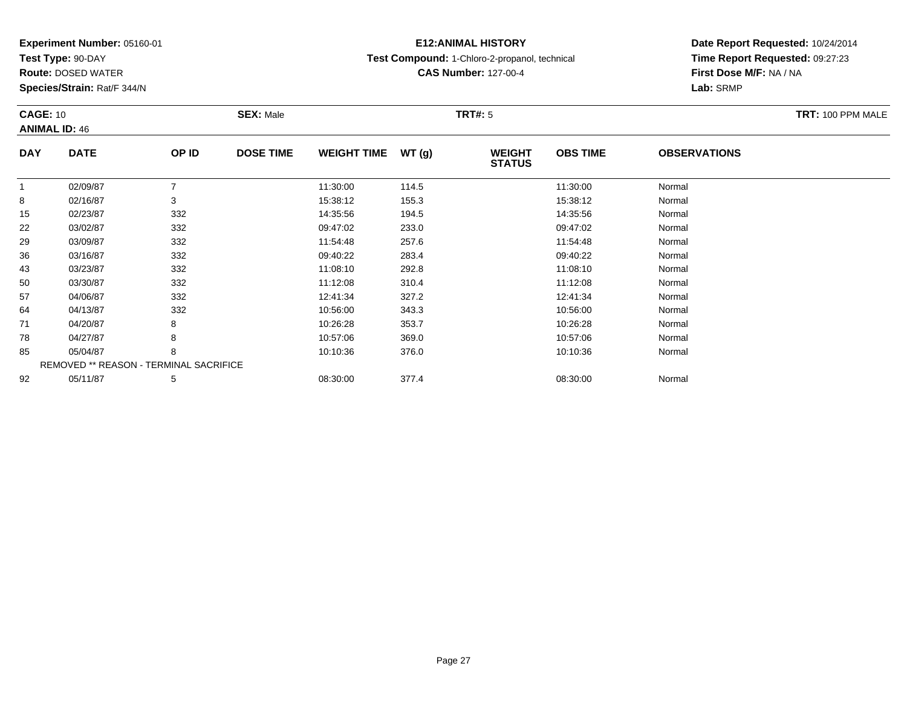**Experiment Number:** 05160-01
**Test Type:** 90-DAY
**Route:** DOSED WATER
**Species/Strain:** Rat/F 344/N

**E12:ANIMAL HISTORY**
**Test Compound:** 1-Chloro-2-propanol, technical
**CAS Number:** 127-00-4

**Date Report Requested:** 10/24/2014
**Time Report Requested:** 09:27:23
**First Dose M/F:** NA / NA
**Lab:** SRMP

**CAGE:** 10 **SEX:** Male **TRT#:** 5 **TRT:** 100 PPM MALE
**ANIMAL ID:** 46

| DAY | DATE | OP ID | DOSE TIME | WEIGHT TIME | WT (g) | WEIGHT STATUS | OBS TIME | OBSERVATIONS |
|---|---|---|---|---|---|---|---|---|
| 1 | 02/09/87 | 7 | | 11:30:00 | 114.5 | | 11:30:00 | Normal |
| 8 | 02/16/87 | 3 | | 15:38:12 | 155.3 | | 15:38:12 | Normal |
| 15 | 02/23/87 | 332 | | 14:35:56 | 194.5 | | 14:35:56 | Normal |
| 22 | 03/02/87 | 332 | | 09:47:02 | 233.0 | | 09:47:02 | Normal |
| 29 | 03/09/87 | 332 | | 11:54:48 | 257.6 | | 11:54:48 | Normal |
| 36 | 03/16/87 | 332 | | 09:40:22 | 283.4 | | 09:40:22 | Normal |
| 43 | 03/23/87 | 332 | | 11:08:10 | 292.8 | | 11:08:10 | Normal |
| 50 | 03/30/87 | 332 | | 11:12:08 | 310.4 | | 11:12:08 | Normal |
| 57 | 04/06/87 | 332 | | 12:41:34 | 327.2 | | 12:41:34 | Normal |
| 64 | 04/13/87 | 332 | | 10:56:00 | 343.3 | | 10:56:00 | Normal |
| 71 | 04/20/87 | 8 | | 10:26:28 | 353.7 | | 10:26:28 | Normal |
| 78 | 04/27/87 | 8 | | 10:57:06 | 369.0 | | 10:57:06 | Normal |
| 85 | 05/04/87 | 8 | | 10:10:36 | 376.0 | | 10:10:36 | Normal |
| | REMOVED ** REASON - TERMINAL SACRIFICE | | | | | | | |
| 92 | 05/11/87 | 5 | | 08:30:00 | 377.4 | | 08:30:00 | Normal |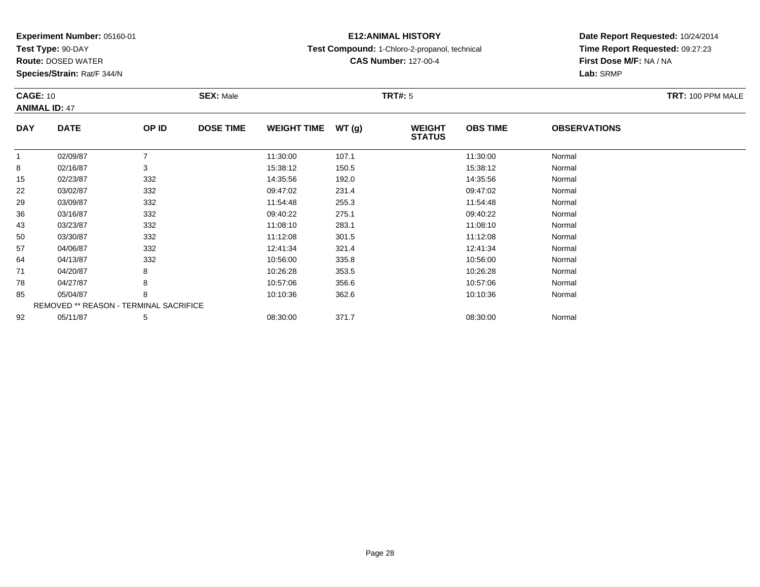**Experiment Number:** 05160-01
**Test Type:** 90-DAY
**Route:** DOSED WATER
**Species/Strain:** Rat/F 344/N

**E12:ANIMAL HISTORY**
**Test Compound:** 1-Chloro-2-propanol, technical
**CAS Number:** 127-00-4

**Date Report Requested:** 10/24/2014
**Time Report Requested:** 09:27:23
**First Dose M/F:** NA / NA
**Lab:** SRMP

**CAGE:** 10
**ANIMAL ID:** 47
**SEX:** Male
**TRT#:** 5
**TRT:** 100 PPM MALE

| DAY | DATE | OP ID | DOSE TIME | WEIGHT TIME | WT (g) | WEIGHT STATUS | OBS TIME | OBSERVATIONS |
|---|---|---|---|---|---|---|---|---|
| 1 | 02/09/87 | 7 | | 11:30:00 | 107.1 | | 11:30:00 | Normal |
| 8 | 02/16/87 | 3 | | 15:38:12 | 150.5 | | 15:38:12 | Normal |
| 15 | 02/23/87 | 332 | | 14:35:56 | 192.0 | | 14:35:56 | Normal |
| 22 | 03/02/87 | 332 | | 09:47:02 | 231.4 | | 09:47:02 | Normal |
| 29 | 03/09/87 | 332 | | 11:54:48 | 255.3 | | 11:54:48 | Normal |
| 36 | 03/16/87 | 332 | | 09:40:22 | 275.1 | | 09:40:22 | Normal |
| 43 | 03/23/87 | 332 | | 11:08:10 | 283.1 | | 11:08:10 | Normal |
| 50 | 03/30/87 | 332 | | 11:12:08 | 301.5 | | 11:12:08 | Normal |
| 57 | 04/06/87 | 332 | | 12:41:34 | 321.4 | | 12:41:34 | Normal |
| 64 | 04/13/87 | 332 | | 10:56:00 | 335.8 | | 10:56:00 | Normal |
| 71 | 04/20/87 | 8 | | 10:26:28 | 353.5 | | 10:26:28 | Normal |
| 78 | 04/27/87 | 8 | | 10:57:06 | 356.6 | | 10:57:06 | Normal |
| 85 | 05/04/87 | 8 | | 10:10:36 | 362.6 | | 10:10:36 | Normal |
| REMOVED ** REASON - TERMINAL SACRIFICE | | | | | | | | |
| 92 | 05/11/87 | 5 | | 08:30:00 | 371.7 | | 08:30:00 | Normal |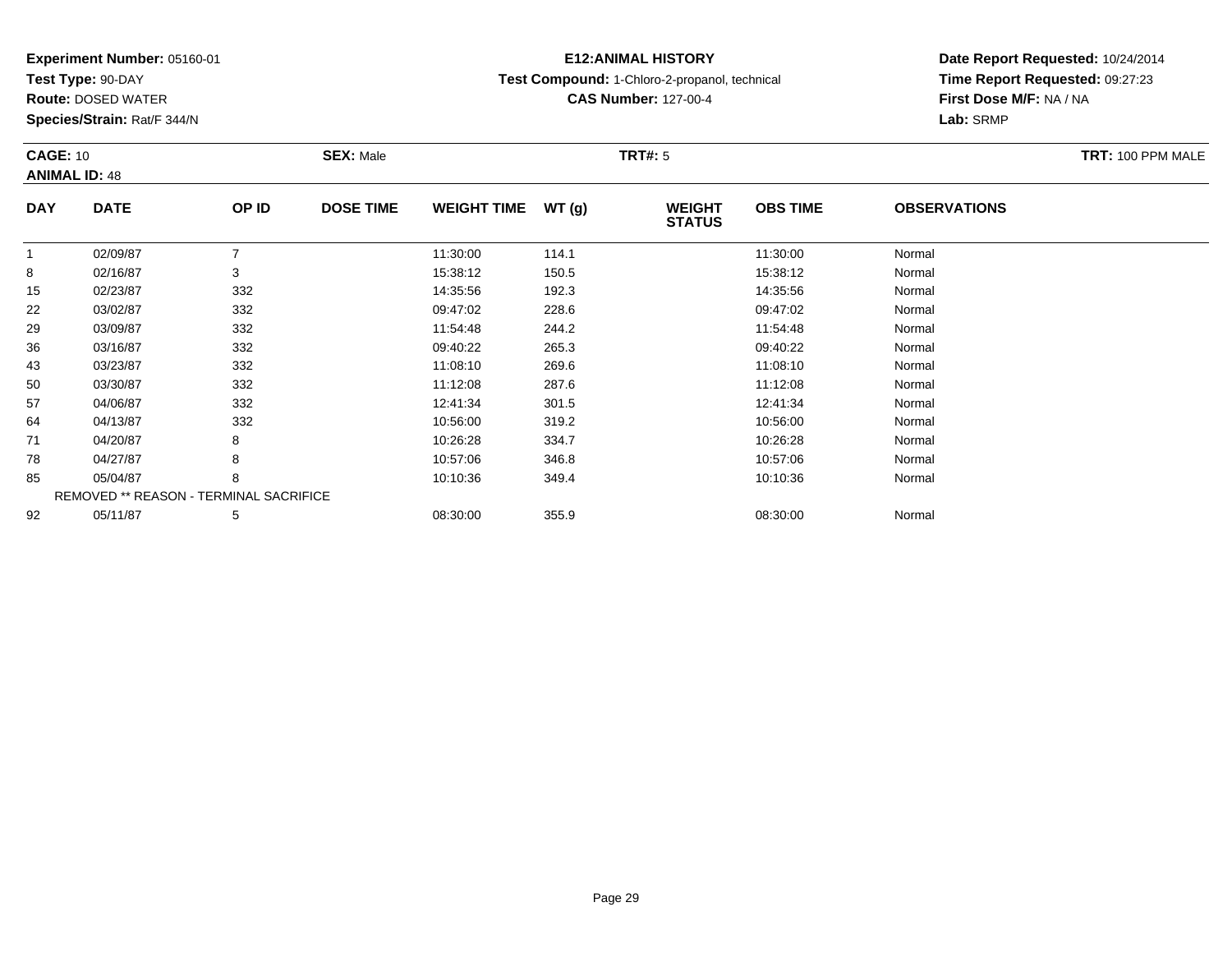**Experiment Number:** 05160-01
**Test Type:** 90-DAY
**Route:** DOSED WATER
**Species/Strain:** Rat/F 344/N

**E12:ANIMAL HISTORY**
**Test Compound:** 1-Chloro-2-propanol, technical
**CAS Number:** 127-00-4

**Date Report Requested:** 10/24/2014
**Time Report Requested:** 09:27:23
**First Dose M/F:** NA / NA
**Lab:** SRMP

**CAGE:** 10 **SEX:** Male **TRT#:** 5 **TRT:** 100 PPM MALE
**ANIMAL ID:** 48

| DAY | DATE | OP ID | DOSE TIME | WEIGHT TIME | WT (g) | WEIGHT STATUS | OBS TIME | OBSERVATIONS |
|---|---|---|---|---|---|---|---|---|
| 1 | 02/09/87 | 7 | | 11:30:00 | 114.1 | | 11:30:00 | Normal |
| 8 | 02/16/87 | 3 | | 15:38:12 | 150.5 | | 15:38:12 | Normal |
| 15 | 02/23/87 | 332 | | 14:35:56 | 192.3 | | 14:35:56 | Normal |
| 22 | 03/02/87 | 332 | | 09:47:02 | 228.6 | | 09:47:02 | Normal |
| 29 | 03/09/87 | 332 | | 11:54:48 | 244.2 | | 11:54:48 | Normal |
| 36 | 03/16/87 | 332 | | 09:40:22 | 265.3 | | 09:40:22 | Normal |
| 43 | 03/23/87 | 332 | | 11:08:10 | 269.6 | | 11:08:10 | Normal |
| 50 | 03/30/87 | 332 | | 11:12:08 | 287.6 | | 11:12:08 | Normal |
| 57 | 04/06/87 | 332 | | 12:41:34 | 301.5 | | 12:41:34 | Normal |
| 64 | 04/13/87 | 332 | | 10:56:00 | 319.2 | | 10:56:00 | Normal |
| 71 | 04/20/87 | 8 | | 10:26:28 | 334.7 | | 10:26:28 | Normal |
| 78 | 04/27/87 | 8 | | 10:57:06 | 346.8 | | 10:57:06 | Normal |
| 85 | 05/04/87 | 8 | | 10:10:36 | 349.4 | | 10:10:36 | Normal |
| REMOVED ** REASON - TERMINAL SACRIFICE | | | | | | | | |
| 92 | 05/11/87 | 5 | | 08:30:00 | 355.9 | | 08:30:00 | Normal |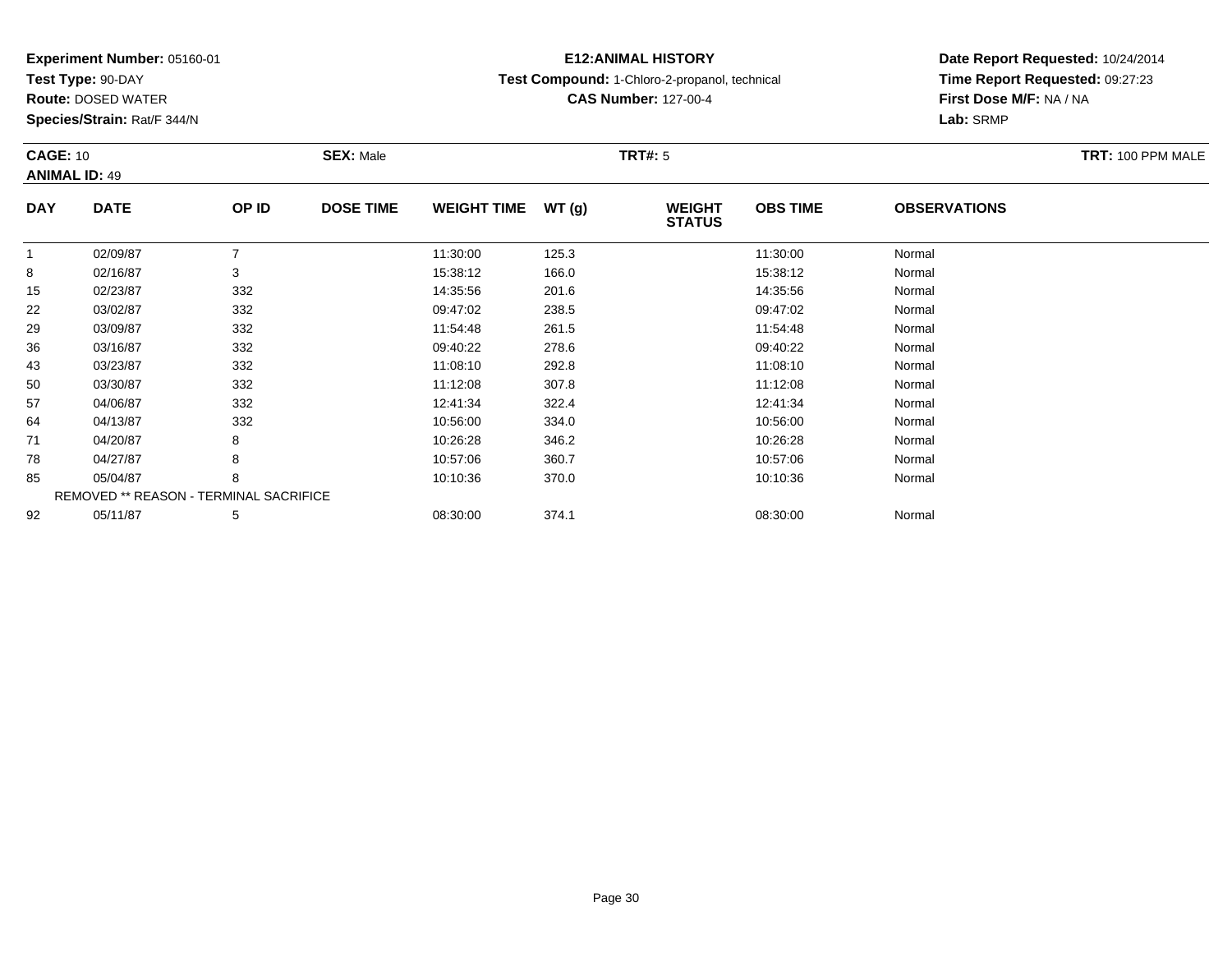**Experiment Number:** 05160-01
**Test Type:** 90-DAY
**Route:** DOSED WATER
**Species/Strain:** Rat/F 344/N

**E12:ANIMAL HISTORY**
**Test Compound:** 1-Chloro-2-propanol, technical
**CAS Number:** 127-00-4

**Date Report Requested:** 10/24/2014
**Time Report Requested:** 09:27:23
**First Dose M/F:** NA / NA
**Lab:** SRMP

**CAGE:** 10
**ANIMAL ID:** 49
**SEX:** Male
**TRT#:** 5
**TRT:** 100 PPM MALE

| DAY | DATE | OP ID | DOSE TIME | WEIGHT TIME | WT (g) | WEIGHT STATUS | OBS TIME | OBSERVATIONS |
|---|---|---|---|---|---|---|---|---|
| 1 | 02/09/87 | 7 | | 11:30:00 | 125.3 | | 11:30:00 | Normal |
| 8 | 02/16/87 | 3 | | 15:38:12 | 166.0 | | 15:38:12 | Normal |
| 15 | 02/23/87 | 332 | | 14:35:56 | 201.6 | | 14:35:56 | Normal |
| 22 | 03/02/87 | 332 | | 09:47:02 | 238.5 | | 09:47:02 | Normal |
| 29 | 03/09/87 | 332 | | 11:54:48 | 261.5 | | 11:54:48 | Normal |
| 36 | 03/16/87 | 332 | | 09:40:22 | 278.6 | | 09:40:22 | Normal |
| 43 | 03/23/87 | 332 | | 11:08:10 | 292.8 | | 11:08:10 | Normal |
| 50 | 03/30/87 | 332 | | 11:12:08 | 307.8 | | 11:12:08 | Normal |
| 57 | 04/06/87 | 332 | | 12:41:34 | 322.4 | | 12:41:34 | Normal |
| 64 | 04/13/87 | 332 | | 10:56:00 | 334.0 | | 10:56:00 | Normal |
| 71 | 04/20/87 | 8 | | 10:26:28 | 346.2 | | 10:26:28 | Normal |
| 78 | 04/27/87 | 8 | | 10:57:06 | 360.7 | | 10:57:06 | Normal |
| 85 | 05/04/87 | 8 | | 10:10:36 | 370.0 | | 10:10:36 | Normal |
| REMOVED ** REASON - TERMINAL SACRIFICE | | | | | | | | |
| 92 | 05/11/87 | 5 | | 08:30:00 | 374.1 | | 08:30:00 | Normal |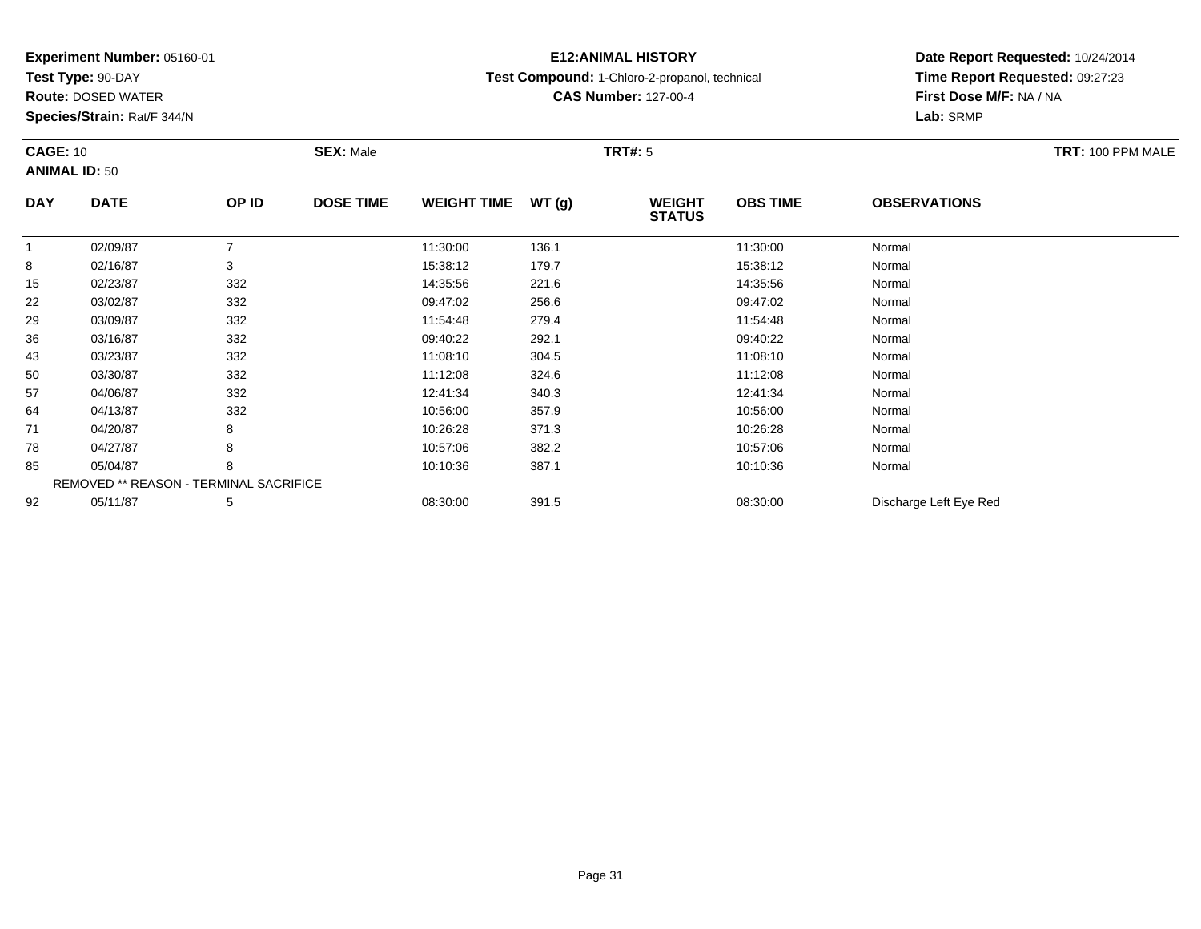**Experiment Number:** 05160-01
**Test Type:** 90-DAY
**Route:** DOSED WATER
**Species/Strain:** Rat/F 344/N

**E12:ANIMAL HISTORY**
**Test Compound:** 1-Chloro-2-propanol, technical
**CAS Number:** 127-00-4

**Date Report Requested:** 10/24/2014
**Time Report Requested:** 09:27:23
**First Dose M/F:** NA / NA
**Lab:** SRMP

**CAGE:** 10
**ANIMAL ID:** 50
**SEX:** Male
**TRT#:** 5
**TRT:** 100 PPM MALE

| DAY | DATE | OP ID | DOSE TIME | WEIGHT TIME | WT (g) | WEIGHT STATUS | OBS TIME | OBSERVATIONS |
|---|---|---|---|---|---|---|---|---|
| 1 | 02/09/87 | 7 | | 11:30:00 | 136.1 | | 11:30:00 | Normal |
| 8 | 02/16/87 | 3 | | 15:38:12 | 179.7 | | 15:38:12 | Normal |
| 15 | 02/23/87 | 332 | | 14:35:56 | 221.6 | | 14:35:56 | Normal |
| 22 | 03/02/87 | 332 | | 09:47:02 | 256.6 | | 09:47:02 | Normal |
| 29 | 03/09/87 | 332 | | 11:54:48 | 279.4 | | 11:54:48 | Normal |
| 36 | 03/16/87 | 332 | | 09:40:22 | 292.1 | | 09:40:22 | Normal |
| 43 | 03/23/87 | 332 | | 11:08:10 | 304.5 | | 11:08:10 | Normal |
| 50 | 03/30/87 | 332 | | 11:12:08 | 324.6 | | 11:12:08 | Normal |
| 57 | 04/06/87 | 332 | | 12:41:34 | 340.3 | | 12:41:34 | Normal |
| 64 | 04/13/87 | 332 | | 10:56:00 | 357.9 | | 10:56:00 | Normal |
| 71 | 04/20/87 | 8 | | 10:26:28 | 371.3 | | 10:26:28 | Normal |
| 78 | 04/27/87 | 8 | | 10:57:06 | 382.2 | | 10:57:06 | Normal |
| 85 | 05/04/87 | 8 | | 10:10:36 | 387.1 | | 10:10:36 | Normal |
| REMOVED ** REASON - TERMINAL SACRIFICE | | | | | | | | |
| 92 | 05/11/87 | 5 | | 08:30:00 | 391.5 | | 08:30:00 | Discharge Left Eye Red |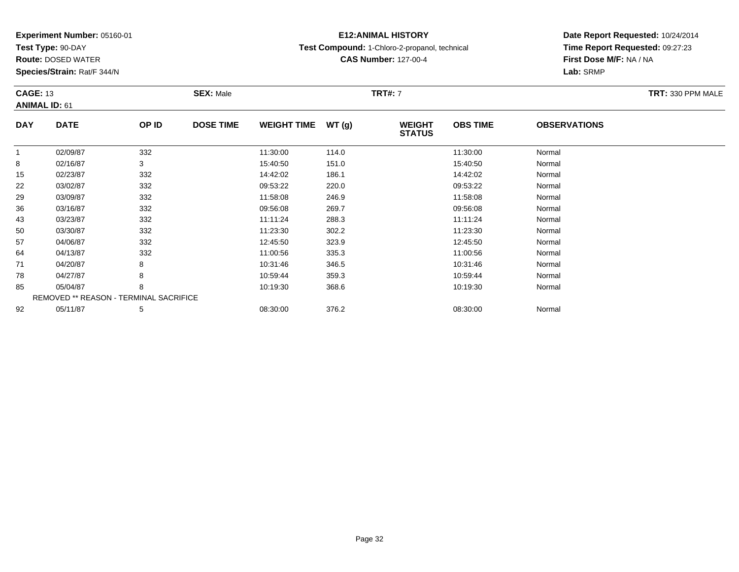**Experiment Number:** 05160-01
**Test Type:** 90-DAY
**Route:** DOSED WATER
**Species/Strain:** Rat/F 344/N

**E12:ANIMAL HISTORY**
**Test Compound:** 1-Chloro-2-propanol, technical
**CAS Number:** 127-00-4

**Date Report Requested:** 10/24/2014
**Time Report Requested:** 09:27:23
**First Dose M/F:** NA / NA
**Lab:** SRMP

**CAGE:** 13
**ANIMAL ID:** 61
**SEX:** Male
**TRT#:** 7
**TRT:** 330 PPM MALE

| DAY | DATE | OP ID | DOSE TIME | WEIGHT TIME | WT (g) | WEIGHT STATUS | OBS TIME | OBSERVATIONS |
|---|---|---|---|---|---|---|---|---|
| 1 | 02/09/87 | 332 | | 11:30:00 | 114.0 | | 11:30:00 | Normal |
| 8 | 02/16/87 | 3 | | 15:40:50 | 151.0 | | 15:40:50 | Normal |
| 15 | 02/23/87 | 332 | | 14:42:02 | 186.1 | | 14:42:02 | Normal |
| 22 | 03/02/87 | 332 | | 09:53:22 | 220.0 | | 09:53:22 | Normal |
| 29 | 03/09/87 | 332 | | 11:58:08 | 246.9 | | 11:58:08 | Normal |
| 36 | 03/16/87 | 332 | | 09:56:08 | 269.7 | | 09:56:08 | Normal |
| 43 | 03/23/87 | 332 | | 11:11:24 | 288.3 | | 11:11:24 | Normal |
| 50 | 03/30/87 | 332 | | 11:23:30 | 302.2 | | 11:23:30 | Normal |
| 57 | 04/06/87 | 332 | | 12:45:50 | 323.9 | | 12:45:50 | Normal |
| 64 | 04/13/87 | 332 | | 11:00:56 | 335.3 | | 11:00:56 | Normal |
| 71 | 04/20/87 | 8 | | 10:31:46 | 346.5 | | 10:31:46 | Normal |
| 78 | 04/27/87 | 8 | | 10:59:44 | 359.3 | | 10:59:44 | Normal |
| 85 | 05/04/87 | 8 | | 10:19:30 | 368.6 | | 10:19:30 | Normal |
| REMOVED ** REASON - TERMINAL SACRIFICE | | | | | | | | |
| 92 | 05/11/87 | 5 | | 08:30:00 | 376.2 | | 08:30:00 | Normal |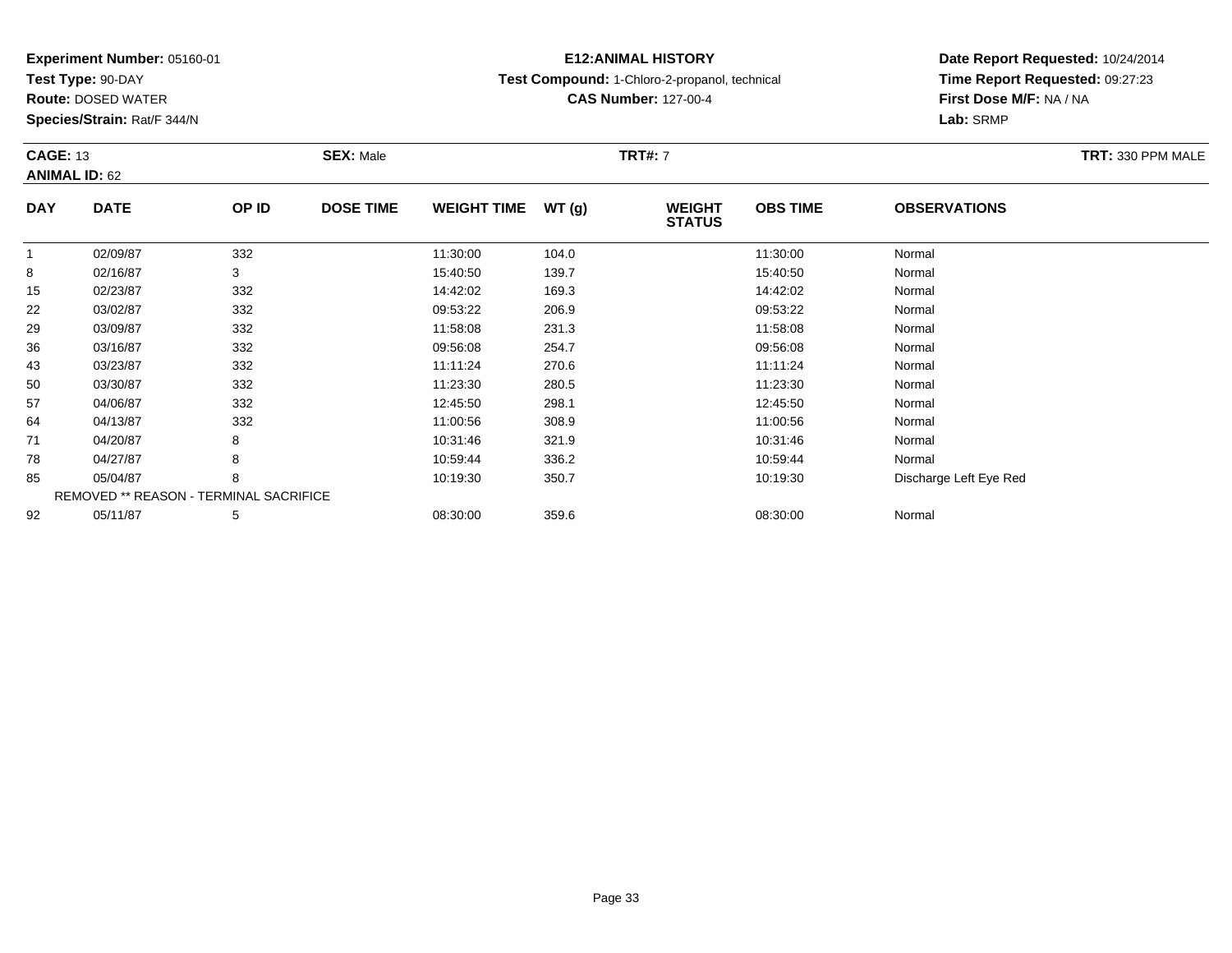**Experiment Number:** 05160-01
**Test Type:** 90-DAY
**Route:** DOSED WATER
**Species/Strain:** Rat/F 344/N

**E12:ANIMAL HISTORY**
**Test Compound:** 1-Chloro-2-propanol, technical
**CAS Number:** 127-00-4

**Date Report Requested:** 10/24/2014
**Time Report Requested:** 09:27:23
**First Dose M/F:** NA / NA
**Lab:** SRMP

**CAGE:** 13 **SEX:** Male **TRT#:** 7 **TRT:** 330 PPM MALE
**ANIMAL ID:** 62

| DAY | DATE | OP ID | DOSE TIME | WEIGHT TIME | WT (g) | WEIGHT STATUS | OBS TIME | OBSERVATIONS |
|---|---|---|---|---|---|---|---|---|
| 1 | 02/09/87 | 332 | | 11:30:00 | 104.0 | | 11:30:00 | Normal |
| 8 | 02/16/87 | 3 | | 15:40:50 | 139.7 | | 15:40:50 | Normal |
| 15 | 02/23/87 | 332 | | 14:42:02 | 169.3 | | 14:42:02 | Normal |
| 22 | 03/02/87 | 332 | | 09:53:22 | 206.9 | | 09:53:22 | Normal |
| 29 | 03/09/87 | 332 | | 11:58:08 | 231.3 | | 11:58:08 | Normal |
| 36 | 03/16/87 | 332 | | 09:56:08 | 254.7 | | 09:56:08 | Normal |
| 43 | 03/23/87 | 332 | | 11:11:24 | 270.6 | | 11:11:24 | Normal |
| 50 | 03/30/87 | 332 | | 11:23:30 | 280.5 | | 11:23:30 | Normal |
| 57 | 04/06/87 | 332 | | 12:45:50 | 298.1 | | 12:45:50 | Normal |
| 64 | 04/13/87 | 332 | | 11:00:56 | 308.9 | | 11:00:56 | Normal |
| 71 | 04/20/87 | 8 | | 10:31:46 | 321.9 | | 10:31:46 | Normal |
| 78 | 04/27/87 | 8 | | 10:59:44 | 336.2 | | 10:59:44 | Normal |
| 85 | 05/04/87 | 8 | | 10:19:30 | 350.7 | | 10:19:30 | Discharge Left Eye Red |
| REMOVED ** REASON - TERMINAL SACRIFICE | | | | | | | | |
| 92 | 05/11/87 | 5 | | 08:30:00 | 359.6 | | 08:30:00 | Normal |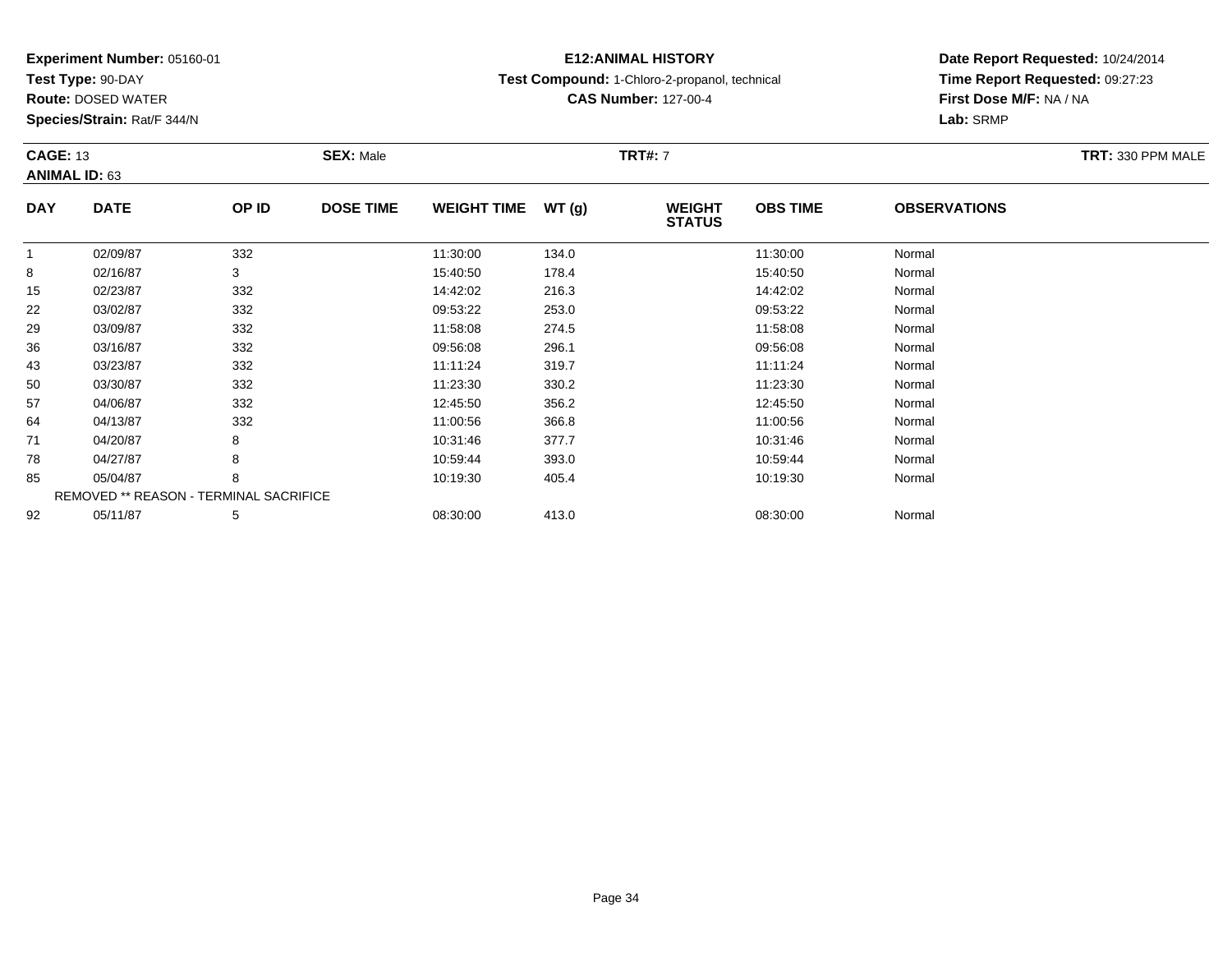**Experiment Number:** 05160-01
**Test Type:** 90-DAY
**Route:** DOSED WATER
**Species/Strain:** Rat/F 344/N

**E12:ANIMAL HISTORY**
**Test Compound:** 1-Chloro-2-propanol, technical
**CAS Number:** 127-00-4

**Date Report Requested:** 10/24/2014
**Time Report Requested:** 09:27:23
**First Dose M/F:** NA / NA
**Lab:** SRMP

**CAGE:** 13 **SEX:** Male **TRT#:** 7 **TRT:** 330 PPM MALE
**ANIMAL ID:** 63

| DAY | DATE | OP ID | DOSE TIME | WEIGHT TIME | WT (g) | WEIGHT STATUS | OBS TIME | OBSERVATIONS |
|---|---|---|---|---|---|---|---|---|
| 1 | 02/09/87 | 332 | | 11:30:00 | 134.0 | | 11:30:00 | Normal |
| 8 | 02/16/87 | 3 | | 15:40:50 | 178.4 | | 15:40:50 | Normal |
| 15 | 02/23/87 | 332 | | 14:42:02 | 216.3 | | 14:42:02 | Normal |
| 22 | 03/02/87 | 332 | | 09:53:22 | 253.0 | | 09:53:22 | Normal |
| 29 | 03/09/87 | 332 | | 11:58:08 | 274.5 | | 11:58:08 | Normal |
| 36 | 03/16/87 | 332 | | 09:56:08 | 296.1 | | 09:56:08 | Normal |
| 43 | 03/23/87 | 332 | | 11:11:24 | 319.7 | | 11:11:24 | Normal |
| 50 | 03/30/87 | 332 | | 11:23:30 | 330.2 | | 11:23:30 | Normal |
| 57 | 04/06/87 | 332 | | 12:45:50 | 356.2 | | 12:45:50 | Normal |
| 64 | 04/13/87 | 332 | | 11:00:56 | 366.8 | | 11:00:56 | Normal |
| 71 | 04/20/87 | 8 | | 10:31:46 | 377.7 | | 10:31:46 | Normal |
| 78 | 04/27/87 | 8 | | 10:59:44 | 393.0 | | 10:59:44 | Normal |
| 85 | 05/04/87 | 8 | | 10:19:30 | 405.4 | | 10:19:30 | Normal |
| REMOVED ** REASON - TERMINAL SACRIFICE | | | | | | | | |
| 92 | 05/11/87 | 5 | | 08:30:00 | 413.0 | | 08:30:00 | Normal |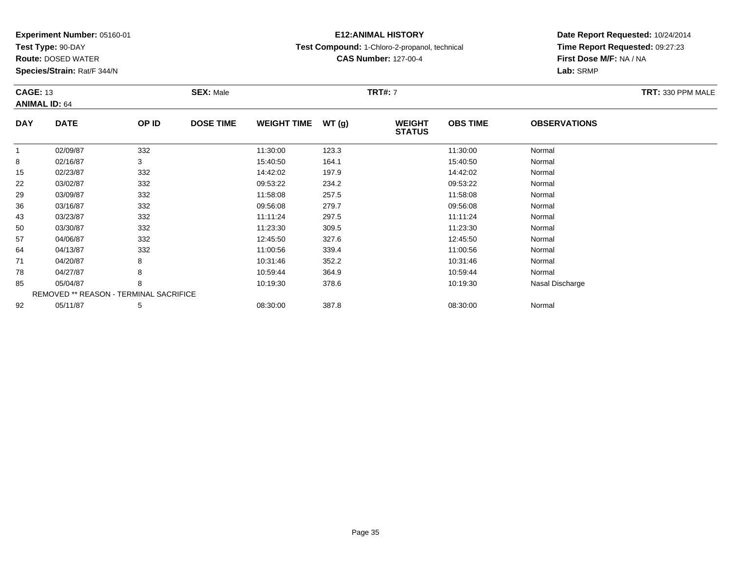**Experiment Number:** 05160-01
**Test Type:** 90-DAY
**Route:** DOSED WATER
**Species/Strain:** Rat/F 344/N

**E12:ANIMAL HISTORY**
**Test Compound:** 1-Chloro-2-propanol, technical
**CAS Number:** 127-00-4

**Date Report Requested:** 10/24/2014
**Time Report Requested:** 09:27:23
**First Dose M/F:** NA / NA
**Lab:** SRMP

**CAGE:** 13 **SEX:** Male **TRT#:** 7 **TRT:** 330 PPM MALE
**ANIMAL ID:** 64

| DAY | DATE | OP ID | DOSE TIME | WEIGHT TIME | WT (g) | WEIGHT STATUS | OBS TIME | OBSERVATIONS |
|---|---|---|---|---|---|---|---|---|
| 1 | 02/09/87 | 332 | | 11:30:00 | 123.3 | | 11:30:00 | Normal |
| 8 | 02/16/87 | 3 | | 15:40:50 | 164.1 | | 15:40:50 | Normal |
| 15 | 02/23/87 | 332 | | 14:42:02 | 197.9 | | 14:42:02 | Normal |
| 22 | 03/02/87 | 332 | | 09:53:22 | 234.2 | | 09:53:22 | Normal |
| 29 | 03/09/87 | 332 | | 11:58:08 | 257.5 | | 11:58:08 | Normal |
| 36 | 03/16/87 | 332 | | 09:56:08 | 279.7 | | 09:56:08 | Normal |
| 43 | 03/23/87 | 332 | | 11:11:24 | 297.5 | | 11:11:24 | Normal |
| 50 | 03/30/87 | 332 | | 11:23:30 | 309.5 | | 11:23:30 | Normal |
| 57 | 04/06/87 | 332 | | 12:45:50 | 327.6 | | 12:45:50 | Normal |
| 64 | 04/13/87 | 332 | | 11:00:56 | 339.4 | | 11:00:56 | Normal |
| 71 | 04/20/87 | 8 | | 10:31:46 | 352.2 | | 10:31:46 | Normal |
| 78 | 04/27/87 | 8 | | 10:59:44 | 364.9 | | 10:59:44 | Normal |
| 85 | 05/04/87 | 8 | | 10:19:30 | 378.6 | | 10:19:30 | Nasal Discharge |
| REMOVED ** REASON - TERMINAL SACRIFICE | | | | | | | | |
| 92 | 05/11/87 | 5 | | 08:30:00 | 387.8 | | 08:30:00 | Normal |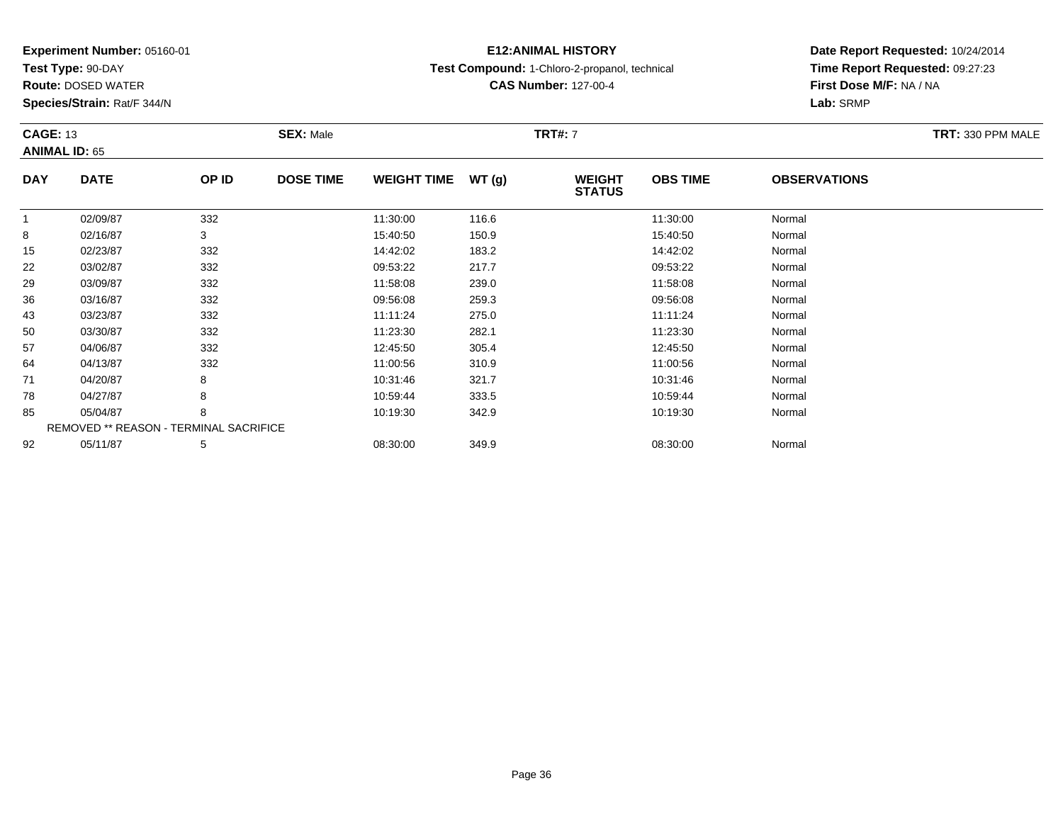**Experiment Number:** 05160-01
**Test Type:** 90-DAY
**Route:** DOSED WATER
**Species/Strain:** Rat/F 344/N

**E12:ANIMAL HISTORY**
**Test Compound:** 1-Chloro-2-propanol, technical
**CAS Number:** 127-00-4

**Date Report Requested:** 10/24/2014
**Time Report Requested:** 09:27:23
**First Dose M/F:** NA / NA
**Lab:** SRMP

**CAGE:** 13 **SEX:** Male **TRT#:** 7 **TRT:** 330 PPM MALE
**ANIMAL ID:** 65

| DAY | DATE | OP ID | DOSE TIME | WEIGHT TIME | WT (g) | WEIGHT STATUS | OBS TIME | OBSERVATIONS |
|---|---|---|---|---|---|---|---|---|
| 1 | 02/09/87 | 332 | | 11:30:00 | 116.6 | | 11:30:00 | Normal |
| 8 | 02/16/87 | 3 | | 15:40:50 | 150.9 | | 15:40:50 | Normal |
| 15 | 02/23/87 | 332 | | 14:42:02 | 183.2 | | 14:42:02 | Normal |
| 22 | 03/02/87 | 332 | | 09:53:22 | 217.7 | | 09:53:22 | Normal |
| 29 | 03/09/87 | 332 | | 11:58:08 | 239.0 | | 11:58:08 | Normal |
| 36 | 03/16/87 | 332 | | 09:56:08 | 259.3 | | 09:56:08 | Normal |
| 43 | 03/23/87 | 332 | | 11:11:24 | 275.0 | | 11:11:24 | Normal |
| 50 | 03/30/87 | 332 | | 11:23:30 | 282.1 | | 11:23:30 | Normal |
| 57 | 04/06/87 | 332 | | 12:45:50 | 305.4 | | 12:45:50 | Normal |
| 64 | 04/13/87 | 332 | | 11:00:56 | 310.9 | | 11:00:56 | Normal |
| 71 | 04/20/87 | 8 | | 10:31:46 | 321.7 | | 10:31:46 | Normal |
| 78 | 04/27/87 | 8 | | 10:59:44 | 333.5 | | 10:59:44 | Normal |
| 85 | 05/04/87 | 8 | | 10:19:30 | 342.9 | | 10:19:30 | Normal |
| REMOVED ** REASON - TERMINAL SACRIFICE | | | | | | | | |
| 92 | 05/11/87 | 5 | | 08:30:00 | 349.9 | | 08:30:00 | Normal |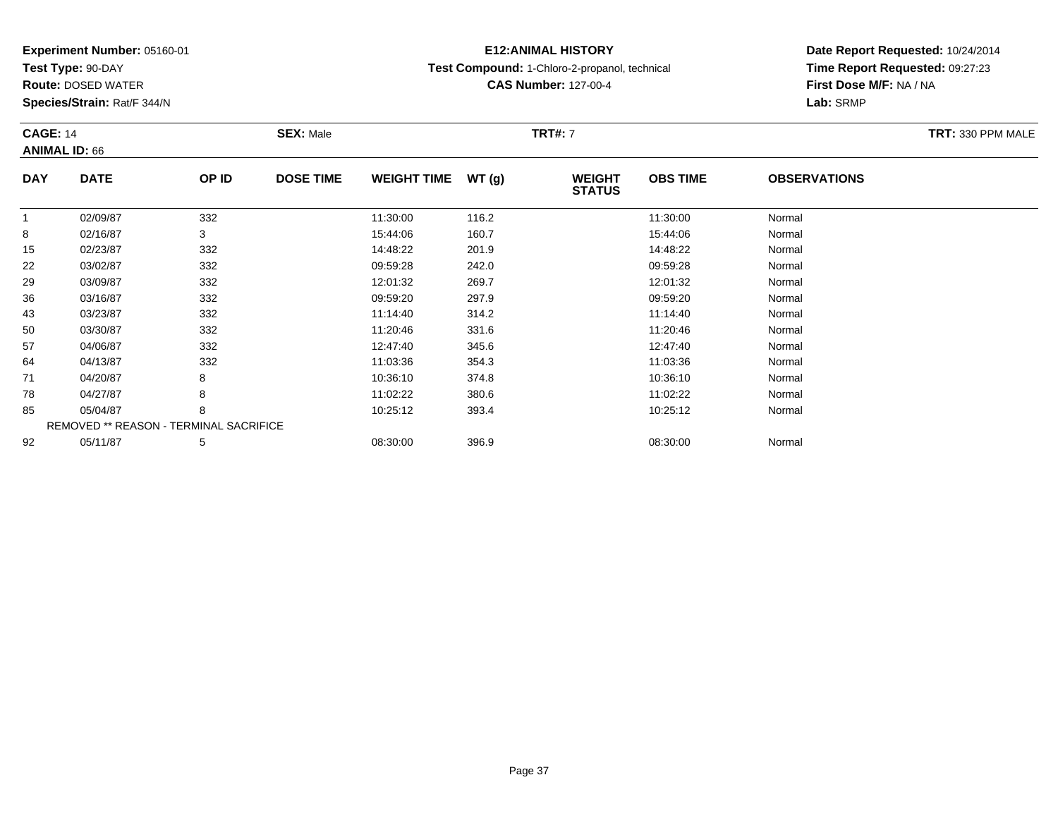**Experiment Number:** 05160-01
**Test Type:** 90-DAY
**Route:** DOSED WATER
**Species/Strain:** Rat/F 344/N

**E12:ANIMAL HISTORY**
**Test Compound:** 1-Chloro-2-propanol, technical
**CAS Number:** 127-00-4

**Date Report Requested:** 10/24/2014
**Time Report Requested:** 09:27:23
**First Dose M/F:** NA / NA
**Lab:** SRMP

**CAGE:** 14 **SEX:** Male **TRT#:** 7 **TRT:** 330 PPM MALE
**ANIMAL ID:** 66

| DAY | DATE | OP ID | DOSE TIME | WEIGHT TIME | WT (g) | WEIGHT STATUS | OBS TIME | OBSERVATIONS |
|---|---|---|---|---|---|---|---|---|
| 1 | 02/09/87 | 332 | | 11:30:00 | 116.2 | | 11:30:00 | Normal |
| 8 | 02/16/87 | 3 | | 15:44:06 | 160.7 | | 15:44:06 | Normal |
| 15 | 02/23/87 | 332 | | 14:48:22 | 201.9 | | 14:48:22 | Normal |
| 22 | 03/02/87 | 332 | | 09:59:28 | 242.0 | | 09:59:28 | Normal |
| 29 | 03/09/87 | 332 | | 12:01:32 | 269.7 | | 12:01:32 | Normal |
| 36 | 03/16/87 | 332 | | 09:59:20 | 297.9 | | 09:59:20 | Normal |
| 43 | 03/23/87 | 332 | | 11:14:40 | 314.2 | | 11:14:40 | Normal |
| 50 | 03/30/87 | 332 | | 11:20:46 | 331.6 | | 11:20:46 | Normal |
| 57 | 04/06/87 | 332 | | 12:47:40 | 345.6 | | 12:47:40 | Normal |
| 64 | 04/13/87 | 332 | | 11:03:36 | 354.3 | | 11:03:36 | Normal |
| 71 | 04/20/87 | 8 | | 10:36:10 | 374.8 | | 10:36:10 | Normal |
| 78 | 04/27/87 | 8 | | 11:02:22 | 380.6 | | 11:02:22 | Normal |
| 85 | 05/04/87 | 8 | | 10:25:12 | 393.4 | | 10:25:12 | Normal |
| | REMOVED ** REASON - TERMINAL SACRIFICE | | | | | | | |
| 92 | 05/11/87 | 5 | | 08:30:00 | 396.9 | | 08:30:00 | Normal |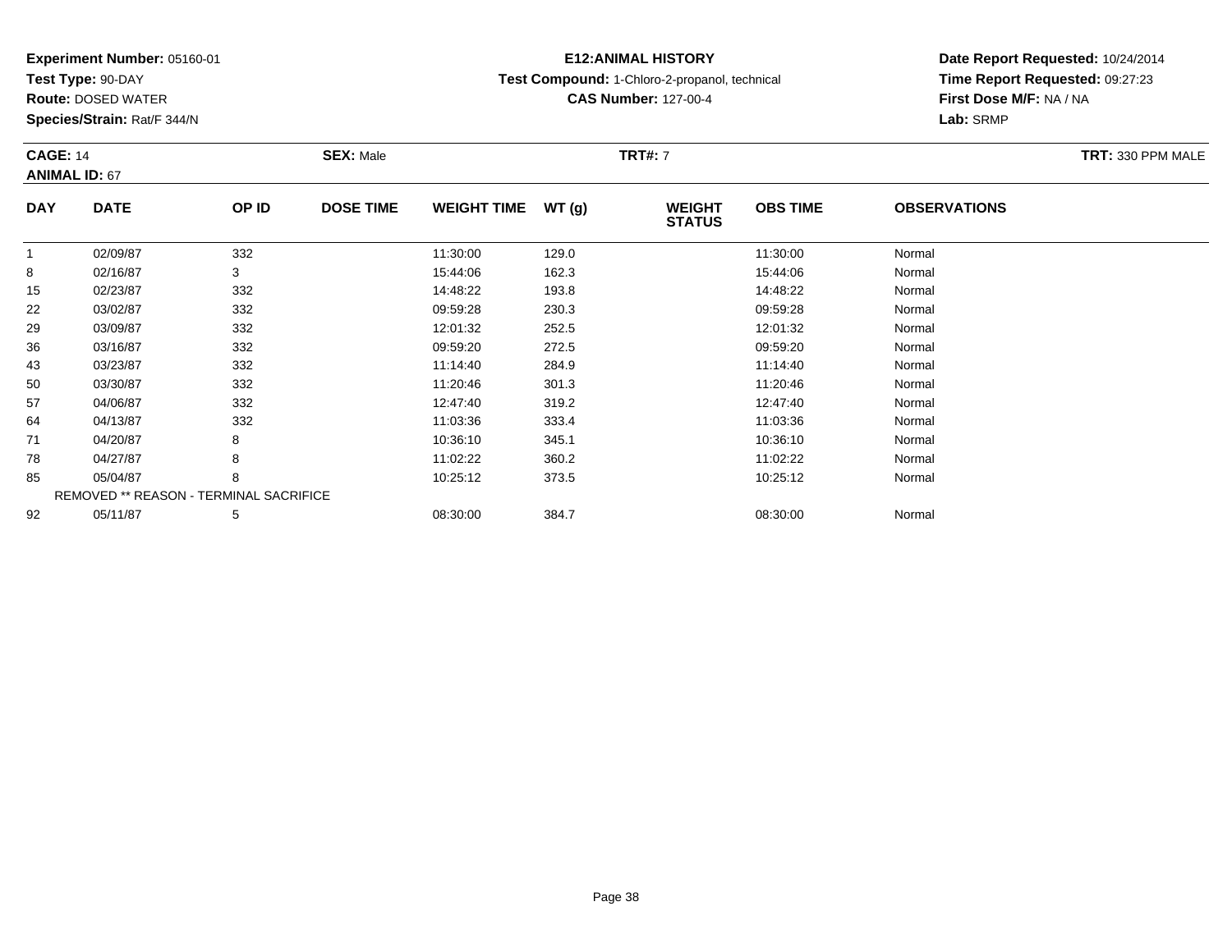**Experiment Number:** 05160-01
**Test Type:** 90-DAY
**Route:** DOSED WATER
**Species/Strain:** Rat/F 344/N

**E12:ANIMAL HISTORY**
**Test Compound:** 1-Chloro-2-propanol, technical
**CAS Number:** 127-00-4

**Date Report Requested:** 10/24/2014
**Time Report Requested:** 09:27:23
**First Dose M/F:** NA / NA
**Lab:** SRMP

**CAGE:** 14 **SEX:** Male **TRT#:** 7 **TRT:** 330 PPM MALE
**ANIMAL ID:** 67

| DAY | DATE | OP ID | DOSE TIME | WEIGHT TIME | WT (g) | WEIGHT STATUS | OBS TIME | OBSERVATIONS |
|---|---|---|---|---|---|---|---|---|
| 1 | 02/09/87 | 332 | | 11:30:00 | 129.0 | | 11:30:00 | Normal |
| 8 | 02/16/87 | 3 | | 15:44:06 | 162.3 | | 15:44:06 | Normal |
| 15 | 02/23/87 | 332 | | 14:48:22 | 193.8 | | 14:48:22 | Normal |
| 22 | 03/02/87 | 332 | | 09:59:28 | 230.3 | | 09:59:28 | Normal |
| 29 | 03/09/87 | 332 | | 12:01:32 | 252.5 | | 12:01:32 | Normal |
| 36 | 03/16/87 | 332 | | 09:59:20 | 272.5 | | 09:59:20 | Normal |
| 43 | 03/23/87 | 332 | | 11:14:40 | 284.9 | | 11:14:40 | Normal |
| 50 | 03/30/87 | 332 | | 11:20:46 | 301.3 | | 11:20:46 | Normal |
| 57 | 04/06/87 | 332 | | 12:47:40 | 319.2 | | 12:47:40 | Normal |
| 64 | 04/13/87 | 332 | | 11:03:36 | 333.4 | | 11:03:36 | Normal |
| 71 | 04/20/87 | 8 | | 10:36:10 | 345.1 | | 10:36:10 | Normal |
| 78 | 04/27/87 | 8 | | 11:02:22 | 360.2 | | 11:02:22 | Normal |
| 85 | 05/04/87 | 8 | | 10:25:12 | 373.5 | | 10:25:12 | Normal |
| REMOVED ** REASON - TERMINAL SACRIFICE | | | | | | | | |
| 92 | 05/11/87 | 5 | | 08:30:00 | 384.7 | | 08:30:00 | Normal |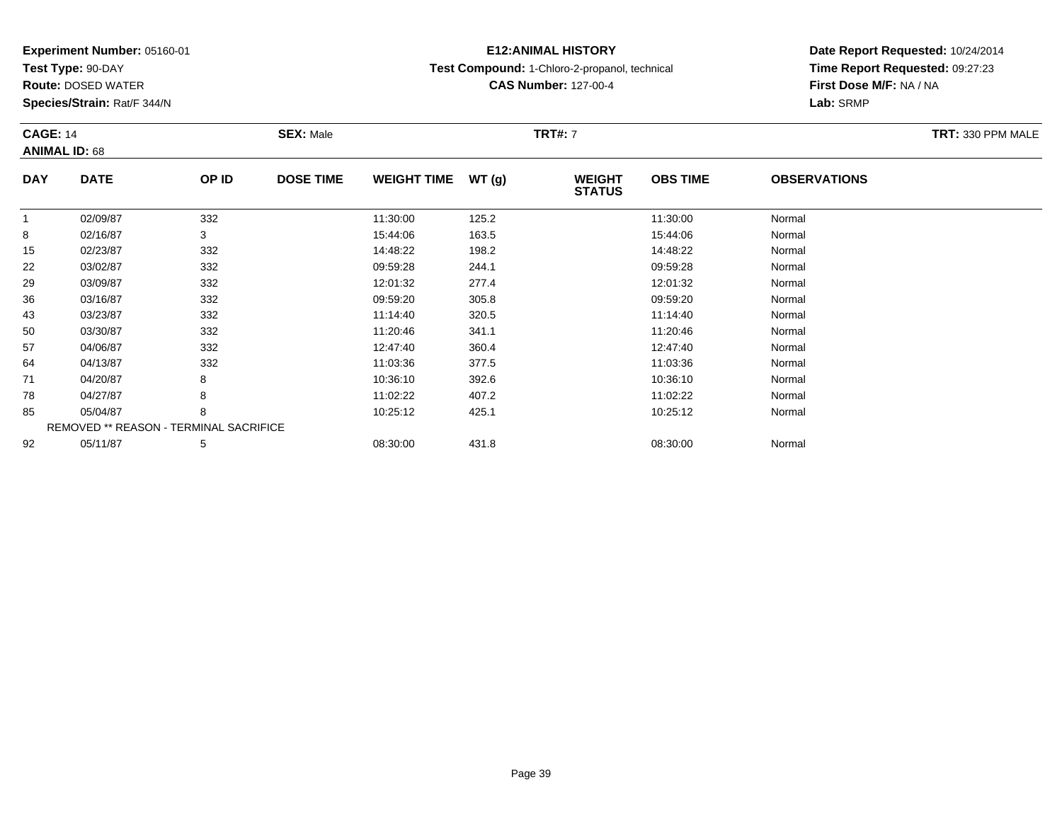**Experiment Number:** 05160-01
**Test Type:** 90-DAY
**Route:** DOSED WATER
**Species/Strain:** Rat/F 344/N

**E12:ANIMAL HISTORY**
**Test Compound:** 1-Chloro-2-propanol, technical
**CAS Number:** 127-00-4

**Date Report Requested:** 10/24/2014
**Time Report Requested:** 09:27:23
**First Dose M/F:** NA / NA
**Lab:** SRMP

**CAGE:** 14 **SEX:** Male **TRT#:** 7 **TRT:** 330 PPM MALE
**ANIMAL ID:** 68

| DAY | DATE | OP ID | DOSE TIME | WEIGHT TIME | WT (g) | WEIGHT STATUS | OBS TIME | OBSERVATIONS |
|---|---|---|---|---|---|---|---|---|
| 1 | 02/09/87 | 332 | | 11:30:00 | 125.2 | | 11:30:00 | Normal |
| 8 | 02/16/87 | 3 | | 15:44:06 | 163.5 | | 15:44:06 | Normal |
| 15 | 02/23/87 | 332 | | 14:48:22 | 198.2 | | 14:48:22 | Normal |
| 22 | 03/02/87 | 332 | | 09:59:28 | 244.1 | | 09:59:28 | Normal |
| 29 | 03/09/87 | 332 | | 12:01:32 | 277.4 | | 12:01:32 | Normal |
| 36 | 03/16/87 | 332 | | 09:59:20 | 305.8 | | 09:59:20 | Normal |
| 43 | 03/23/87 | 332 | | 11:14:40 | 320.5 | | 11:14:40 | Normal |
| 50 | 03/30/87 | 332 | | 11:20:46 | 341.1 | | 11:20:46 | Normal |
| 57 | 04/06/87 | 332 | | 12:47:40 | 360.4 | | 12:47:40 | Normal |
| 64 | 04/13/87 | 332 | | 11:03:36 | 377.5 | | 11:03:36 | Normal |
| 71 | 04/20/87 | 8 | | 10:36:10 | 392.6 | | 10:36:10 | Normal |
| 78 | 04/27/87 | 8 | | 11:02:22 | 407.2 | | 11:02:22 | Normal |
| 85 | 05/04/87 | 8 | | 10:25:12 | 425.1 | | 10:25:12 | Normal |
| | REMOVED ** REASON - TERMINAL SACRIFICE | | | | | | | |
| 92 | 05/11/87 | 5 | | 08:30:00 | 431.8 | | 08:30:00 | Normal |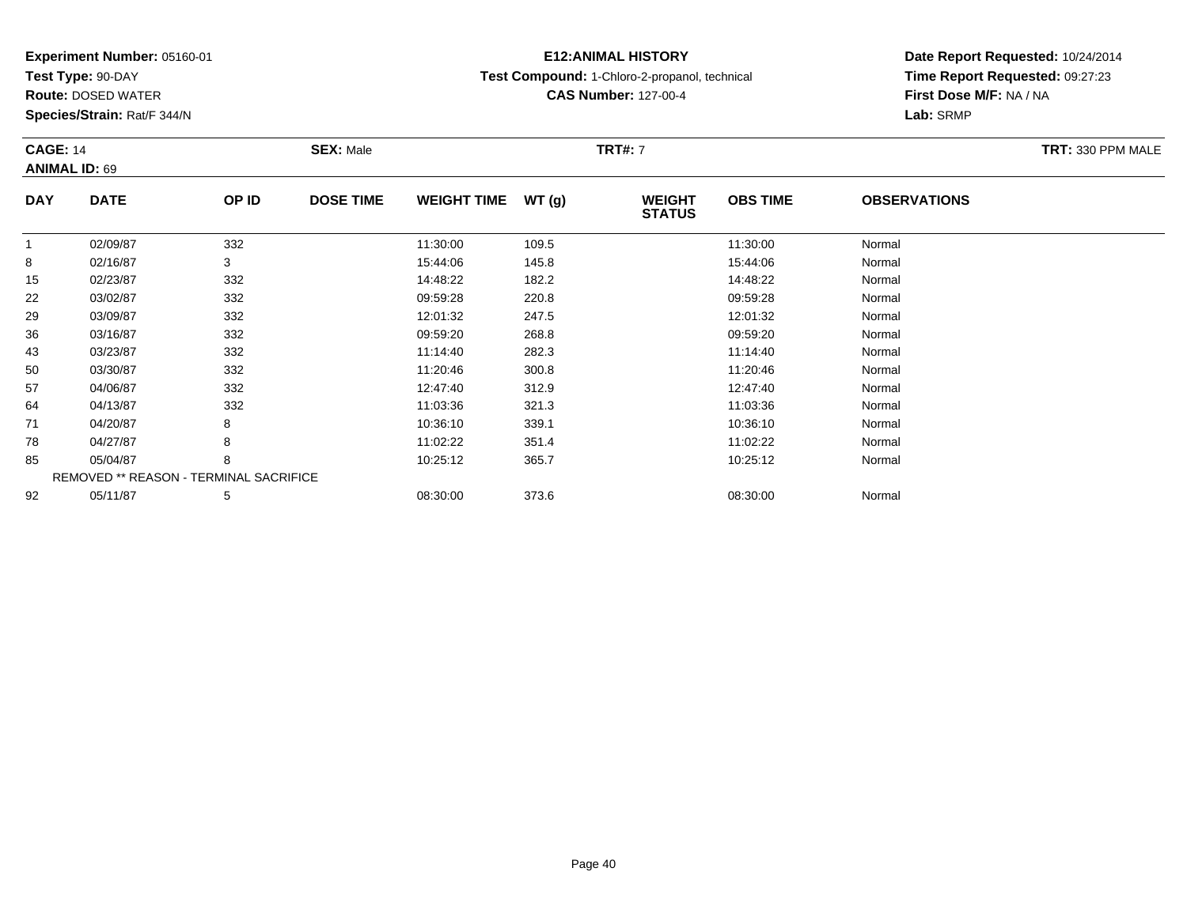**Experiment Number:** 05160-01
**Test Type:** 90-DAY
**Route:** DOSED WATER
**Species/Strain:** Rat/F 344/N

**E12:ANIMAL HISTORY**
**Test Compound:** 1-Chloro-2-propanol, technical
**CAS Number:** 127-00-4

**Date Report Requested:** 10/24/2014
**Time Report Requested:** 09:27:23
**First Dose M/F:** NA / NA
**Lab:** SRMP

**CAGE:** 14 **SEX:** Male **TRT#:** 7 **TRT:** 330 PPM MALE
**ANIMAL ID:** 69

| DAY | DATE | OP ID | DOSE TIME | WEIGHT TIME | WT (g) | WEIGHT STATUS | OBS TIME | OBSERVATIONS |
|---|---|---|---|---|---|---|---|---|
| 1 | 02/09/87 | 332 | | 11:30:00 | 109.5 | | 11:30:00 | Normal |
| 8 | 02/16/87 | 3 | | 15:44:06 | 145.8 | | 15:44:06 | Normal |
| 15 | 02/23/87 | 332 | | 14:48:22 | 182.2 | | 14:48:22 | Normal |
| 22 | 03/02/87 | 332 | | 09:59:28 | 220.8 | | 09:59:28 | Normal |
| 29 | 03/09/87 | 332 | | 12:01:32 | 247.5 | | 12:01:32 | Normal |
| 36 | 03/16/87 | 332 | | 09:59:20 | 268.8 | | 09:59:20 | Normal |
| 43 | 03/23/87 | 332 | | 11:14:40 | 282.3 | | 11:14:40 | Normal |
| 50 | 03/30/87 | 332 | | 11:20:46 | 300.8 | | 11:20:46 | Normal |
| 57 | 04/06/87 | 332 | | 12:47:40 | 312.9 | | 12:47:40 | Normal |
| 64 | 04/13/87 | 332 | | 11:03:36 | 321.3 | | 11:03:36 | Normal |
| 71 | 04/20/87 | 8 | | 10:36:10 | 339.1 | | 10:36:10 | Normal |
| 78 | 04/27/87 | 8 | | 11:02:22 | 351.4 | | 11:02:22 | Normal |
| 85 | 05/04/87 | 8 | | 10:25:12 | 365.7 | | 10:25:12 | Normal |
| REMOVED ** REASON - TERMINAL SACRIFICE | | | | | | | | |
| 92 | 05/11/87 | 5 | | 08:30:00 | 373.6 | | 08:30:00 | Normal |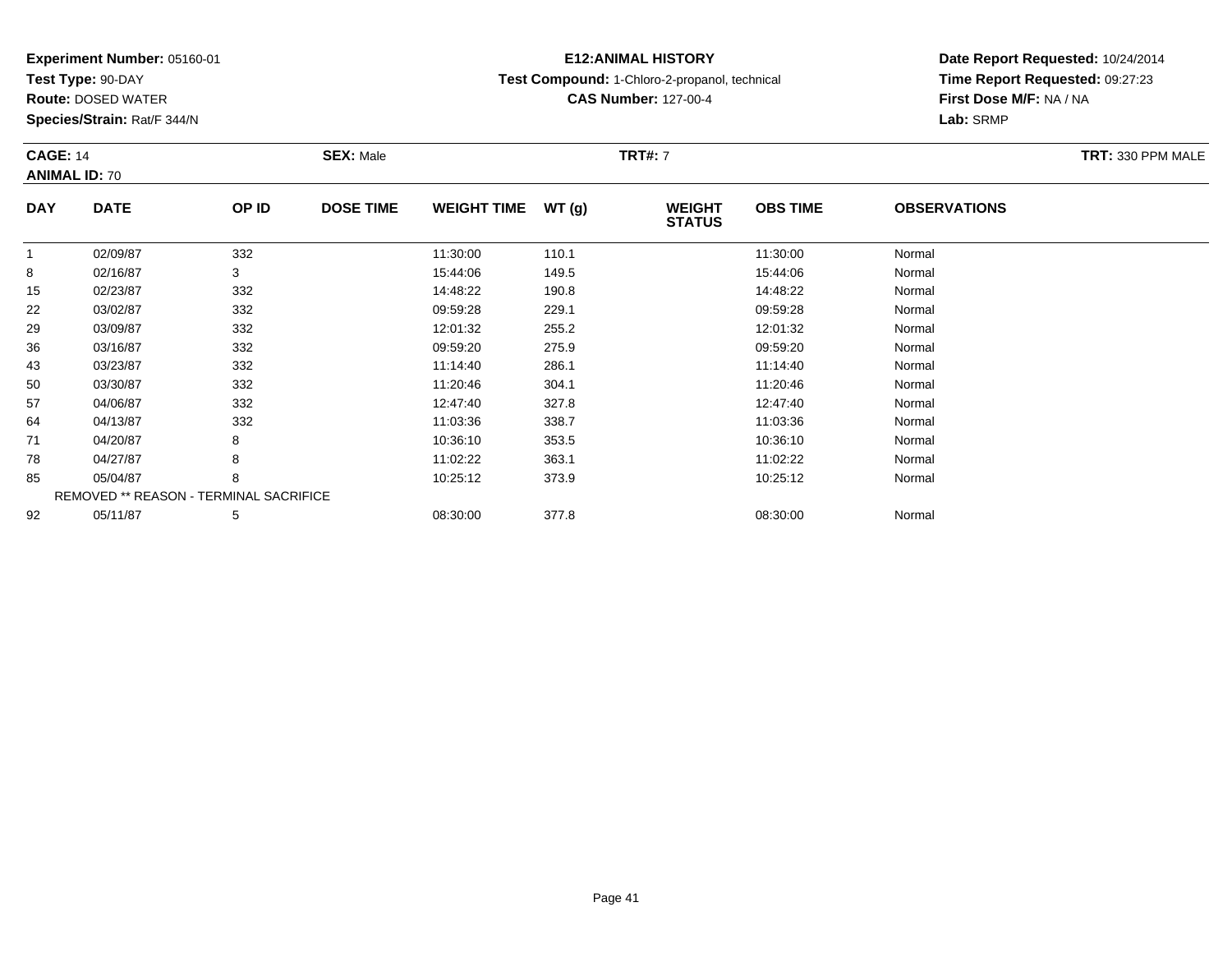**Experiment Number:** 05160-01
**Test Type:** 90-DAY
**Route:** DOSED WATER
**Species/Strain:** Rat/F 344/N

# E12:ANIMAL HISTORY

**Test Compound:** 1-Chloro-2-propanol, technical
**CAS Number:** 127-00-4

**Date Report Requested:** 10/24/2014
**Time Report Requested:** 09:27:23
**First Dose M/F:** NA / NA
**Lab:** SRMP

**CAGE:** 14 **SEX:** Male **TRT#:** 7 **TRT:** 330 PPM MALE
**ANIMAL ID:** 70

| DAY | DATE | OP ID | DOSE TIME | WEIGHT TIME | WT (g) | WEIGHT STATUS | OBS TIME | OBSERVATIONS |
|---|---|---|---|---|---|---|---|---|
| 1 | 02/09/87 | 332 | | 11:30:00 | 110.1 | | 11:30:00 | Normal |
| 8 | 02/16/87 | 3 | | 15:44:06 | 149.5 | | 15:44:06 | Normal |
| 15 | 02/23/87 | 332 | | 14:48:22 | 190.8 | | 14:48:22 | Normal |
| 22 | 03/02/87 | 332 | | 09:59:28 | 229.1 | | 09:59:28 | Normal |
| 29 | 03/09/87 | 332 | | 12:01:32 | 255.2 | | 12:01:32 | Normal |
| 36 | 03/16/87 | 332 | | 09:59:20 | 275.9 | | 09:59:20 | Normal |
| 43 | 03/23/87 | 332 | | 11:14:40 | 286.1 | | 11:14:40 | Normal |
| 50 | 03/30/87 | 332 | | 11:20:46 | 304.1 | | 11:20:46 | Normal |
| 57 | 04/06/87 | 332 | | 12:47:40 | 327.8 | | 12:47:40 | Normal |
| 64 | 04/13/87 | 332 | | 11:03:36 | 338.7 | | 11:03:36 | Normal |
| 71 | 04/20/87 | 8 | | 10:36:10 | 353.5 | | 10:36:10 | Normal |
| 78 | 04/27/87 | 8 | | 11:02:22 | 363.1 | | 11:02:22 | Normal |
| 85 | 05/04/87 | 8 | | 10:25:12 | 373.9 | | 10:25:12 | Normal |
| REMOVED ** REASON - TERMINAL SACRIFICE | | | | | | | | |
| 92 | 05/11/87 | 5 | | 08:30:00 | 377.8 | | 08:30:00 | Normal |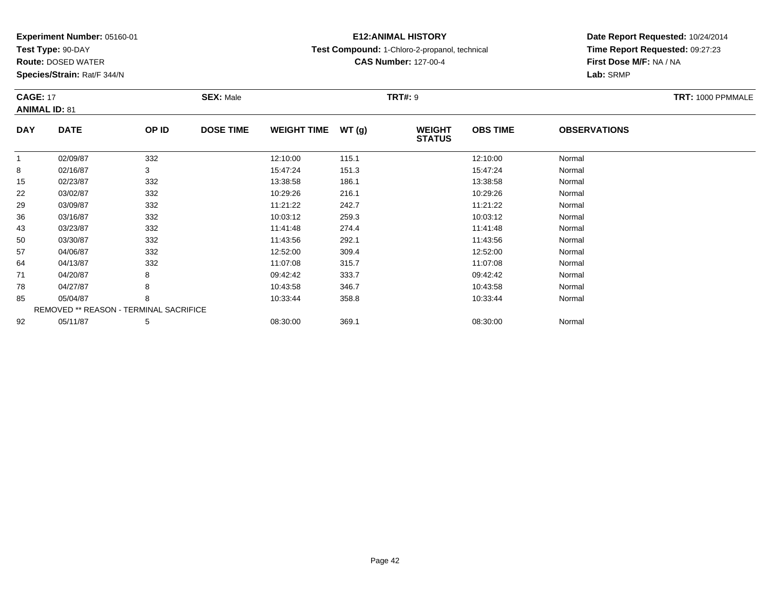**Experiment Number:** 05160-01
**Test Type:** 90-DAY
**Route:** DOSED WATER
**Species/Strain:** Rat/F 344/N

**E12:ANIMAL HISTORY**
**Test Compound:** 1-Chloro-2-propanol, technical
**CAS Number:** 127-00-4

**Date Report Requested:** 10/24/2014
**Time Report Requested:** 09:27:23
**First Dose M/F:** NA / NA
**Lab:** SRMP

**CAGE:** 17 **SEX:** Male **TRT#:** 9 **TRT:** 1000 PPMMALE
**ANIMAL ID:** 81

| DAY | DATE | OP ID | DOSE TIME | WEIGHT TIME | WT (g) | WEIGHT STATUS | OBS TIME | OBSERVATIONS |
|---|---|---|---|---|---|---|---|---|
| 1 | 02/09/87 | 332 | | 12:10:00 | 115.1 | | 12:10:00 | Normal |
| 8 | 02/16/87 | 3 | | 15:47:24 | 151.3 | | 15:47:24 | Normal |
| 15 | 02/23/87 | 332 | | 13:38:58 | 186.1 | | 13:38:58 | Normal |
| 22 | 03/02/87 | 332 | | 10:29:26 | 216.1 | | 10:29:26 | Normal |
| 29 | 03/09/87 | 332 | | 11:21:22 | 242.7 | | 11:21:22 | Normal |
| 36 | 03/16/87 | 332 | | 10:03:12 | 259.3 | | 10:03:12 | Normal |
| 43 | 03/23/87 | 332 | | 11:41:48 | 274.4 | | 11:41:48 | Normal |
| 50 | 03/30/87 | 332 | | 11:43:56 | 292.1 | | 11:43:56 | Normal |
| 57 | 04/06/87 | 332 | | 12:52:00 | 309.4 | | 12:52:00 | Normal |
| 64 | 04/13/87 | 332 | | 11:07:08 | 315.7 | | 11:07:08 | Normal |
| 71 | 04/20/87 | 8 | | 09:42:42 | 333.7 | | 09:42:42 | Normal |
| 78 | 04/27/87 | 8 | | 10:43:58 | 346.7 | | 10:43:58 | Normal |
| 85 | 05/04/87 | 8 | | 10:33:44 | 358.8 | | 10:33:44 | Normal |
| REMOVED ** REASON - TERMINAL SACRIFICE | | | | | | | | |
| 92 | 05/11/87 | 5 | | 08:30:00 | 369.1 | | 08:30:00 | Normal |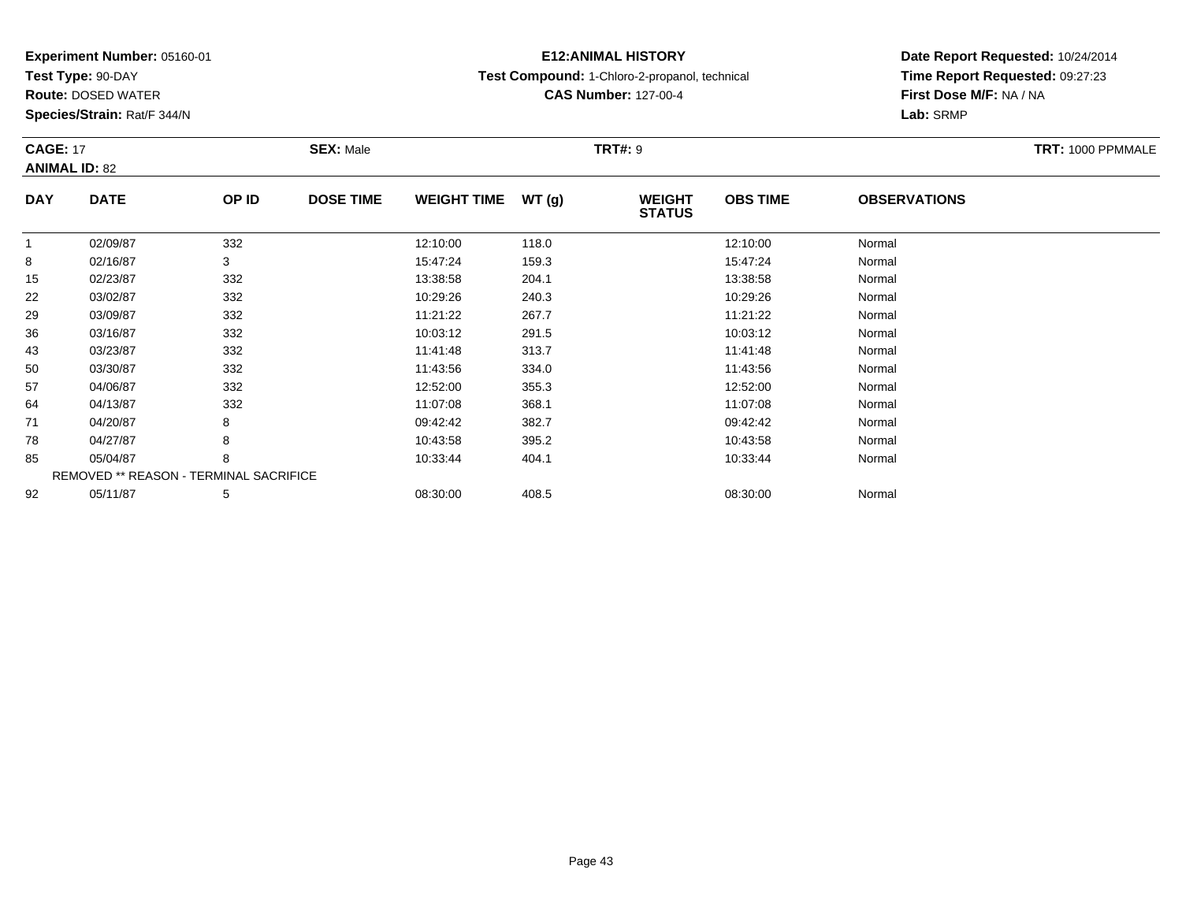**Experiment Number:** 05160-01
**Test Type:** 90-DAY
**Route:** DOSED WATER
**Species/Strain:** Rat/F 344/N

**E12:ANIMAL HISTORY**
**Test Compound:** 1-Chloro-2-propanol, technical
**CAS Number:** 127-00-4

**Date Report Requested:** 10/24/2014
**Time Report Requested:** 09:27:23
**First Dose M/F:** NA / NA
**Lab:** SRMP

**CAGE:** 17 **SEX:** Male **TRT#:** 9 **TRT:** 1000 PPMMALE
**ANIMAL ID:** 82

| DAY | DATE | OP ID | DOSE TIME | WEIGHT TIME | WT (g) | WEIGHT STATUS | OBS TIME | OBSERVATIONS |
|---|---|---|---|---|---|---|---|---|
| 1 | 02/09/87 | 332 | | 12:10:00 | 118.0 | | 12:10:00 | Normal |
| 8 | 02/16/87 | 3 | | 15:47:24 | 159.3 | | 15:47:24 | Normal |
| 15 | 02/23/87 | 332 | | 13:38:58 | 204.1 | | 13:38:58 | Normal |
| 22 | 03/02/87 | 332 | | 10:29:26 | 240.3 | | 10:29:26 | Normal |
| 29 | 03/09/87 | 332 | | 11:21:22 | 267.7 | | 11:21:22 | Normal |
| 36 | 03/16/87 | 332 | | 10:03:12 | 291.5 | | 10:03:12 | Normal |
| 43 | 03/23/87 | 332 | | 11:41:48 | 313.7 | | 11:41:48 | Normal |
| 50 | 03/30/87 | 332 | | 11:43:56 | 334.0 | | 11:43:56 | Normal |
| 57 | 04/06/87 | 332 | | 12:52:00 | 355.3 | | 12:52:00 | Normal |
| 64 | 04/13/87 | 332 | | 11:07:08 | 368.1 | | 11:07:08 | Normal |
| 71 | 04/20/87 | 8 | | 09:42:42 | 382.7 | | 09:42:42 | Normal |
| 78 | 04/27/87 | 8 | | 10:43:58 | 395.2 | | 10:43:58 | Normal |
| 85 | 05/04/87 | 8 | | 10:33:44 | 404.1 | | 10:33:44 | Normal |
| REMOVED ** REASON - TERMINAL SACRIFICE | | | | | | | | |
| 92 | 05/11/87 | 5 | | 08:30:00 | 408.5 | | 08:30:00 | Normal |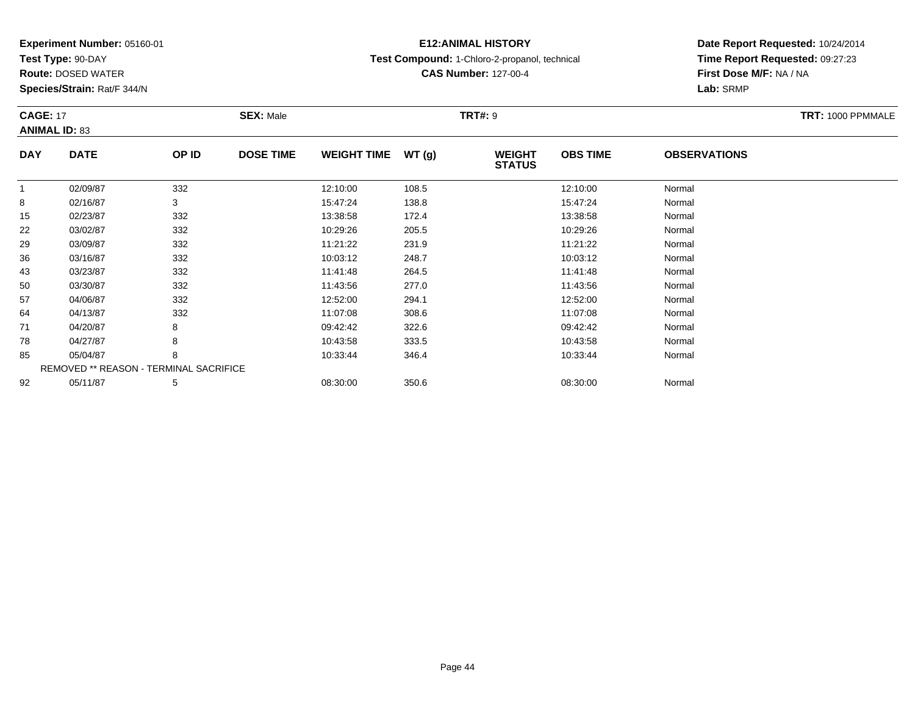**Experiment Number:** 05160-01
**Test Type:** 90-DAY
**Route:** DOSED WATER
**Species/Strain:** Rat/F 344/N

**E12:ANIMAL HISTORY**
**Test Compound:** 1-Chloro-2-propanol, technical
**CAS Number:** 127-00-4

**Date Report Requested:** 10/24/2014
**Time Report Requested:** 09:27:23
**First Dose M/F:** NA / NA
**Lab:** SRMP

**CAGE:** 17 **SEX:** Male **TRT#:** 9 **TRT:** 1000 PPMMALE
**ANIMAL ID:** 83

| DAY | DATE | OP ID | DOSE TIME | WEIGHT TIME | WT (g) | WEIGHT STATUS | OBS TIME | OBSERVATIONS |
|---|---|---|---|---|---|---|---|---|
| 1 | 02/09/87 | 332 | | 12:10:00 | 108.5 | | 12:10:00 | Normal |
| 8 | 02/16/87 | 3 | | 15:47:24 | 138.8 | | 15:47:24 | Normal |
| 15 | 02/23/87 | 332 | | 13:38:58 | 172.4 | | 13:38:58 | Normal |
| 22 | 03/02/87 | 332 | | 10:29:26 | 205.5 | | 10:29:26 | Normal |
| 29 | 03/09/87 | 332 | | 11:21:22 | 231.9 | | 11:21:22 | Normal |
| 36 | 03/16/87 | 332 | | 10:03:12 | 248.7 | | 10:03:12 | Normal |
| 43 | 03/23/87 | 332 | | 11:41:48 | 264.5 | | 11:41:48 | Normal |
| 50 | 03/30/87 | 332 | | 11:43:56 | 277.0 | | 11:43:56 | Normal |
| 57 | 04/06/87 | 332 | | 12:52:00 | 294.1 | | 12:52:00 | Normal |
| 64 | 04/13/87 | 332 | | 11:07:08 | 308.6 | | 11:07:08 | Normal |
| 71 | 04/20/87 | 8 | | 09:42:42 | 322.6 | | 09:42:42 | Normal |
| 78 | 04/27/87 | 8 | | 10:43:58 | 333.5 | | 10:43:58 | Normal |
| 85 | 05/04/87 | 8 | | 10:33:44 | 346.4 | | 10:33:44 | Normal |
| REMOVED ** REASON - TERMINAL SACRIFICE | | | | | | | | |
| 92 | 05/11/87 | 5 | | 08:30:00 | 350.6 | | 08:30:00 | Normal |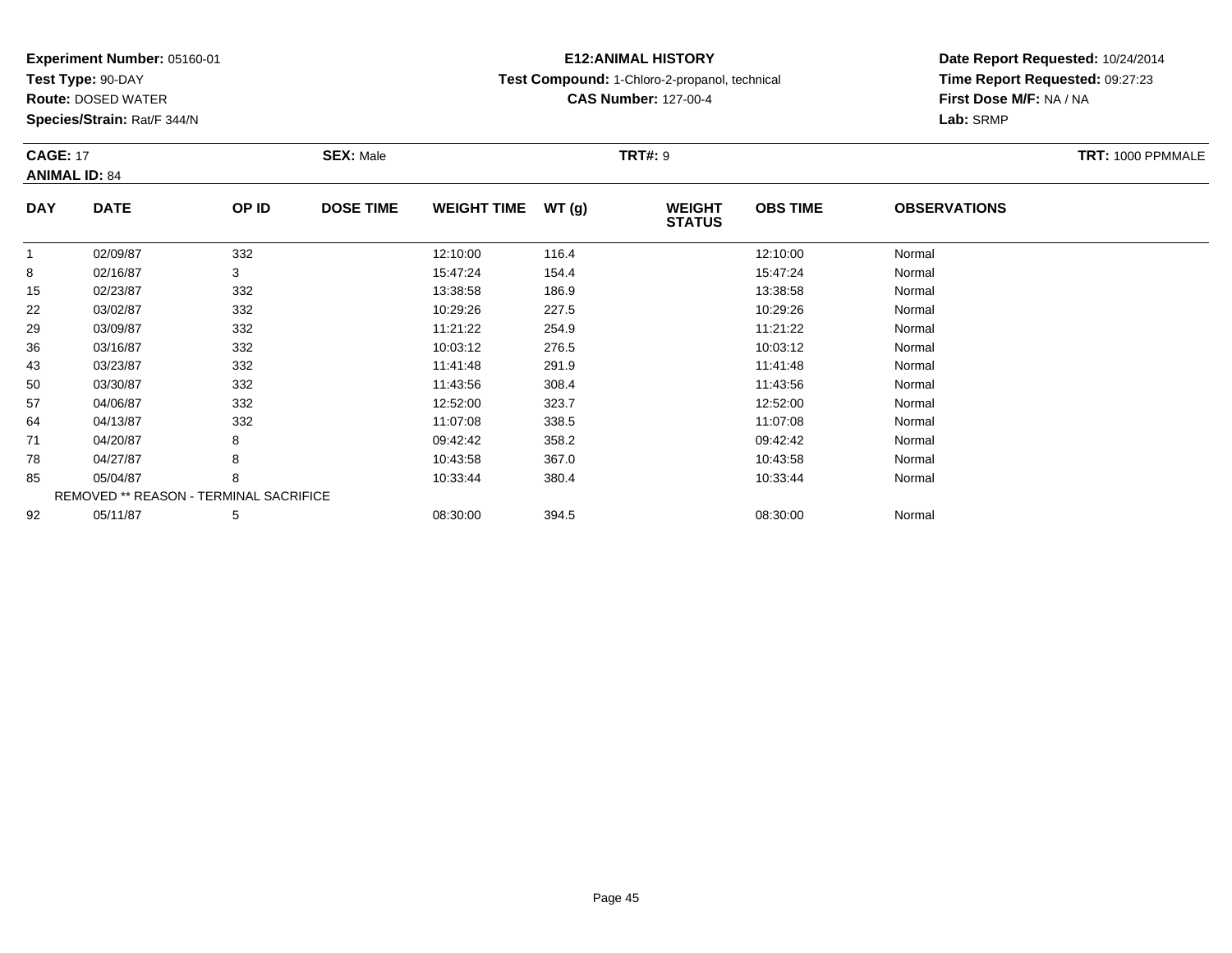**Experiment Number:** 05160-01
**Test Type:** 90-DAY
**Route:** DOSED WATER
**Species/Strain:** Rat/F 344/N

**E12:ANIMAL HISTORY**
**Test Compound:** 1-Chloro-2-propanol, technical
**CAS Number:** 127-00-4

**Date Report Requested:** 10/24/2014
**Time Report Requested:** 09:27:23
**First Dose M/F:** NA / NA
**Lab:** SRMP

**CAGE:** 17 **SEX:** Male **TRT#:** 9 **TRT:** 1000 PPMMALE
**ANIMAL ID:** 84

| DAY | DATE | OP ID | DOSE TIME | WEIGHT TIME | WT (g) | WEIGHT STATUS | OBS TIME | OBSERVATIONS |
|---|---|---|---|---|---|---|---|---|
| 1 | 02/09/87 | 332 | | 12:10:00 | 116.4 | | 12:10:00 | Normal |
| 8 | 02/16/87 | 3 | | 15:47:24 | 154.4 | | 15:47:24 | Normal |
| 15 | 02/23/87 | 332 | | 13:38:58 | 186.9 | | 13:38:58 | Normal |
| 22 | 03/02/87 | 332 | | 10:29:26 | 227.5 | | 10:29:26 | Normal |
| 29 | 03/09/87 | 332 | | 11:21:22 | 254.9 | | 11:21:22 | Normal |
| 36 | 03/16/87 | 332 | | 10:03:12 | 276.5 | | 10:03:12 | Normal |
| 43 | 03/23/87 | 332 | | 11:41:48 | 291.9 | | 11:41:48 | Normal |
| 50 | 03/30/87 | 332 | | 11:43:56 | 308.4 | | 11:43:56 | Normal |
| 57 | 04/06/87 | 332 | | 12:52:00 | 323.7 | | 12:52:00 | Normal |
| 64 | 04/13/87 | 332 | | 11:07:08 | 338.5 | | 11:07:08 | Normal |
| 71 | 04/20/87 | 8 | | 09:42:42 | 358.2 | | 09:42:42 | Normal |
| 78 | 04/27/87 | 8 | | 10:43:58 | 367.0 | | 10:43:58 | Normal |
| 85 | 05/04/87 | 8 | | 10:33:44 | 380.4 | | 10:33:44 | Normal |
| REMOVED ** REASON - TERMINAL SACRIFICE | | | | | | | | |
| 92 | 05/11/87 | 5 | | 08:30:00 | 394.5 | | 08:30:00 | Normal |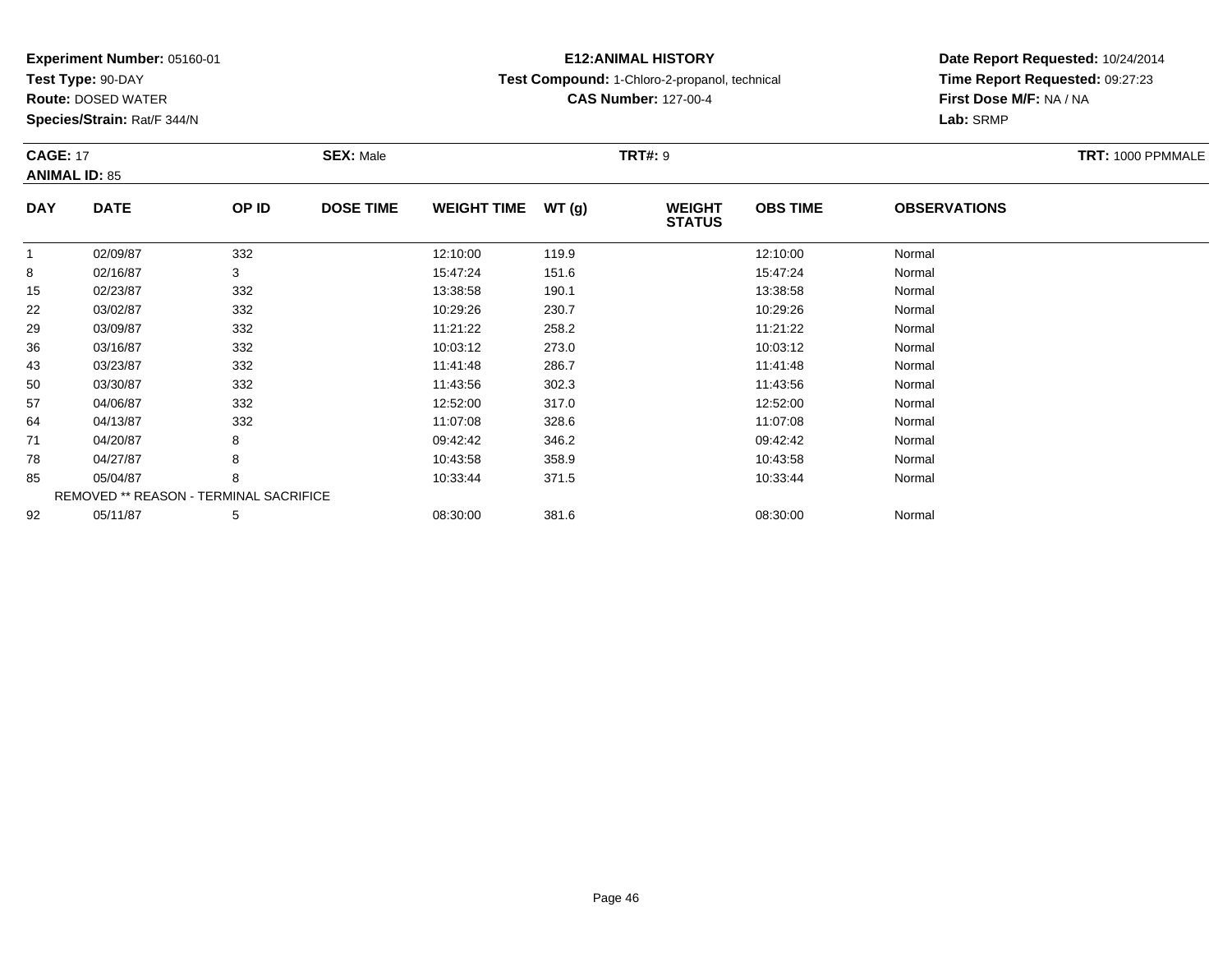**Experiment Number:** 05160-01
**Test Type:** 90-DAY
**Route:** DOSED WATER
**Species/Strain:** Rat/F 344/N

**E12:ANIMAL HISTORY**
**Test Compound:** 1-Chloro-2-propanol, technical
**CAS Number:** 127-00-4

**Date Report Requested:** 10/24/2014
**Time Report Requested:** 09:27:23
**First Dose M/F:** NA / NA
**Lab:** SRMP

**CAGE:** 17 **SEX:** Male **TRT#:** 9 **TRT:** 1000 PPMMALE
**ANIMAL ID:** 85

| DAY | DATE | OP ID | DOSE TIME | WEIGHT TIME | WT (g) | WEIGHT STATUS | OBS TIME | OBSERVATIONS |
|---|---|---|---|---|---|---|---|---|
| 1 | 02/09/87 | 332 | | 12:10:00 | 119.9 | | 12:10:00 | Normal |
| 8 | 02/16/87 | 3 | | 15:47:24 | 151.6 | | 15:47:24 | Normal |
| 15 | 02/23/87 | 332 | | 13:38:58 | 190.1 | | 13:38:58 | Normal |
| 22 | 03/02/87 | 332 | | 10:29:26 | 230.7 | | 10:29:26 | Normal |
| 29 | 03/09/87 | 332 | | 11:21:22 | 258.2 | | 11:21:22 | Normal |
| 36 | 03/16/87 | 332 | | 10:03:12 | 273.0 | | 10:03:12 | Normal |
| 43 | 03/23/87 | 332 | | 11:41:48 | 286.7 | | 11:41:48 | Normal |
| 50 | 03/30/87 | 332 | | 11:43:56 | 302.3 | | 11:43:56 | Normal |
| 57 | 04/06/87 | 332 | | 12:52:00 | 317.0 | | 12:52:00 | Normal |
| 64 | 04/13/87 | 332 | | 11:07:08 | 328.6 | | 11:07:08 | Normal |
| 71 | 04/20/87 | 8 | | 09:42:42 | 346.2 | | 09:42:42 | Normal |
| 78 | 04/27/87 | 8 | | 10:43:58 | 358.9 | | 10:43:58 | Normal |
| 85 | 05/04/87 | 8 | | 10:33:44 | 371.5 | | 10:33:44 | Normal |
| REMOVED ** REASON - TERMINAL SACRIFICE | | | | | | | | |
| 92 | 05/11/87 | 5 | | 08:30:00 | 381.6 | | 08:30:00 | Normal |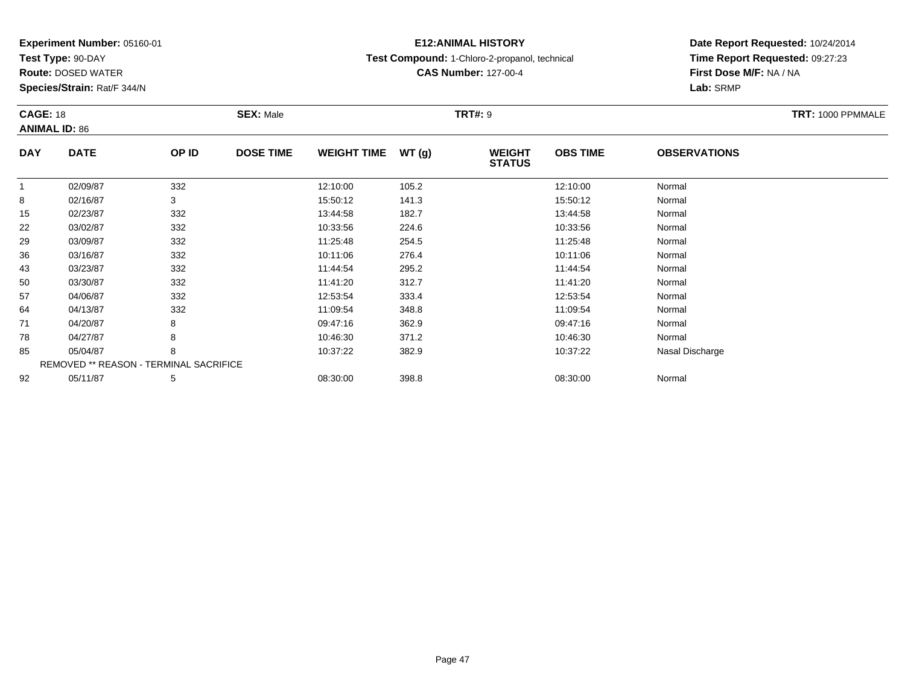**Experiment Number:** 05160-01
**Test Type:** 90-DAY
**Route:** DOSED WATER
**Species/Strain:** Rat/F 344/N

**E12:ANIMAL HISTORY**
**Test Compound:** 1-Chloro-2-propanol, technical
**CAS Number:** 127-00-4

**Date Report Requested:** 10/24/2014
**Time Report Requested:** 09:27:23
**First Dose M/F:** NA / NA
**Lab:** SRMP

**CAGE:** 18 **SEX:** Male **TRT#:** 9 **TRT:** 1000 PPMMALE
**ANIMAL ID:** 86

| DAY | DATE | OP ID | DOSE TIME | WEIGHT TIME | WT (g) | WEIGHT STATUS | OBS TIME | OBSERVATIONS |
|---|---|---|---|---|---|---|---|---|
| 1 | 02/09/87 | 332 | | 12:10:00 | 105.2 | | 12:10:00 | Normal |
| 8 | 02/16/87 | 3 | | 15:50:12 | 141.3 | | 15:50:12 | Normal |
| 15 | 02/23/87 | 332 | | 13:44:58 | 182.7 | | 13:44:58 | Normal |
| 22 | 03/02/87 | 332 | | 10:33:56 | 224.6 | | 10:33:56 | Normal |
| 29 | 03/09/87 | 332 | | 11:25:48 | 254.5 | | 11:25:48 | Normal |
| 36 | 03/16/87 | 332 | | 10:11:06 | 276.4 | | 10:11:06 | Normal |
| 43 | 03/23/87 | 332 | | 11:44:54 | 295.2 | | 11:44:54 | Normal |
| 50 | 03/30/87 | 332 | | 11:41:20 | 312.7 | | 11:41:20 | Normal |
| 57 | 04/06/87 | 332 | | 12:53:54 | 333.4 | | 12:53:54 | Normal |
| 64 | 04/13/87 | 332 | | 11:09:54 | 348.8 | | 11:09:54 | Normal |
| 71 | 04/20/87 | 8 | | 09:47:16 | 362.9 | | 09:47:16 | Normal |
| 78 | 04/27/87 | 8 | | 10:46:30 | 371.2 | | 10:46:30 | Normal |
| 85 | 05/04/87 | 8 | | 10:37:22 | 382.9 | | 10:37:22 | Nasal Discharge |
| REMOVED ** REASON - TERMINAL SACRIFICE | | | | | | | | |
| 92 | 05/11/87 | 5 | | 08:30:00 | 398.8 | | 08:30:00 | Normal |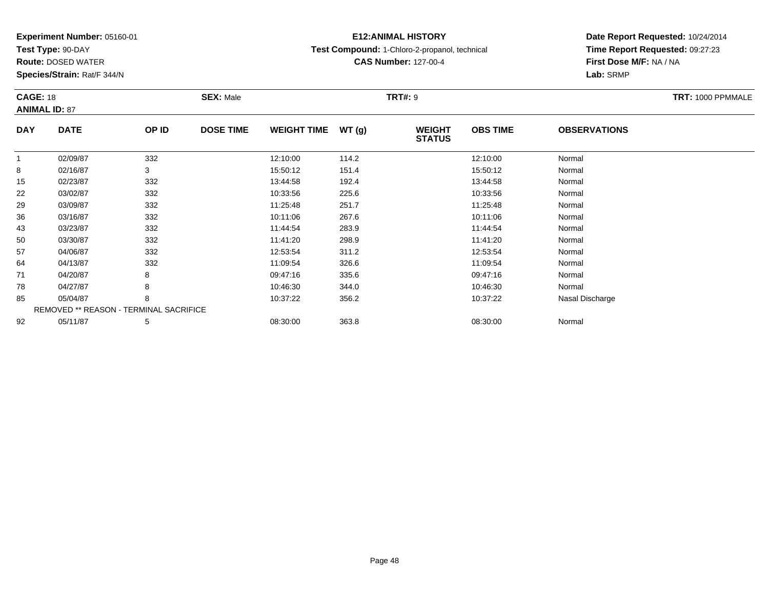**Experiment Number:** 05160-01
**Test Type:** 90-DAY
**Route:** DOSED WATER
**Species/Strain:** Rat/F 344/N

**E12:ANIMAL HISTORY**
**Test Compound:** 1-Chloro-2-propanol, technical
**CAS Number:** 127-00-4

**Date Report Requested:** 10/24/2014
**Time Report Requested:** 09:27:23
**First Dose M/F:** NA / NA
**Lab:** SRMP

**CAGE:** 18 **SEX:** Male **TRT#:** 9 **TRT:** 1000 PPMMALE
**ANIMAL ID:** 87

| DAY | DATE | OP ID | DOSE TIME | WEIGHT TIME | WT (g) | WEIGHT STATUS | OBS TIME | OBSERVATIONS |
|---|---|---|---|---|---|---|---|---|
| 1 | 02/09/87 | 332 | | 12:10:00 | 114.2 | | 12:10:00 | Normal |
| 8 | 02/16/87 | 3 | | 15:50:12 | 151.4 | | 15:50:12 | Normal |
| 15 | 02/23/87 | 332 | | 13:44:58 | 192.4 | | 13:44:58 | Normal |
| 22 | 03/02/87 | 332 | | 10:33:56 | 225.6 | | 10:33:56 | Normal |
| 29 | 03/09/87 | 332 | | 11:25:48 | 251.7 | | 11:25:48 | Normal |
| 36 | 03/16/87 | 332 | | 10:11:06 | 267.6 | | 10:11:06 | Normal |
| 43 | 03/23/87 | 332 | | 11:44:54 | 283.9 | | 11:44:54 | Normal |
| 50 | 03/30/87 | 332 | | 11:41:20 | 298.9 | | 11:41:20 | Normal |
| 57 | 04/06/87 | 332 | | 12:53:54 | 311.2 | | 12:53:54 | Normal |
| 64 | 04/13/87 | 332 | | 11:09:54 | 326.6 | | 11:09:54 | Normal |
| 71 | 04/20/87 | 8 | | 09:47:16 | 335.6 | | 09:47:16 | Normal |
| 78 | 04/27/87 | 8 | | 10:46:30 | 344.0 | | 10:46:30 | Normal |
| 85 | 05/04/87 | 8 | | 10:37:22 | 356.2 | | 10:37:22 | Nasal Discharge |
| REMOVED ** REASON - TERMINAL SACRIFICE | | | | | | | | |
| 92 | 05/11/87 | 5 | | 08:30:00 | 363.8 | | 08:30:00 | Normal |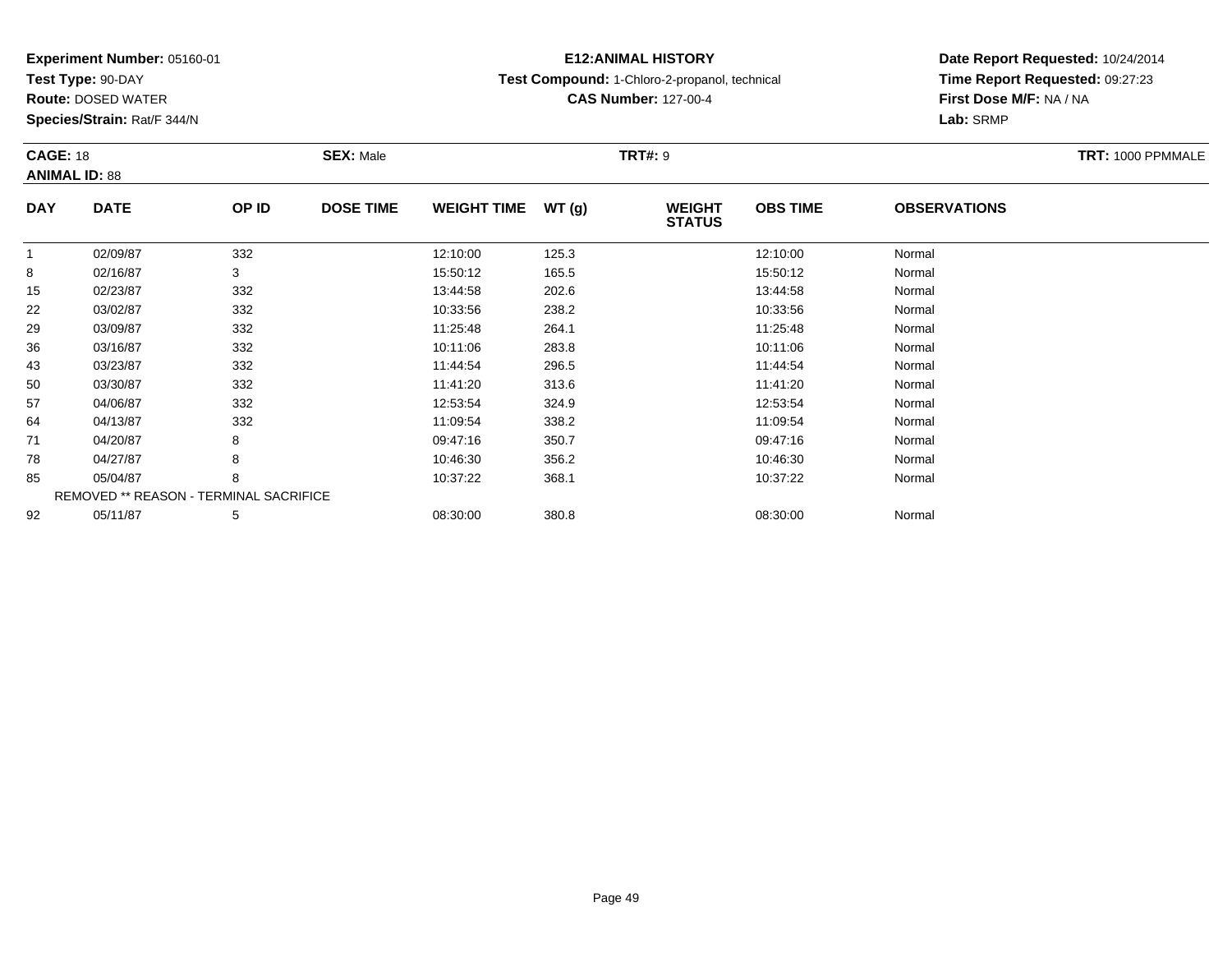**Experiment Number:** 05160-01
**Test Type:** 90-DAY
**Route:** DOSED WATER
**Species/Strain:** Rat/F 344/N

**E12:ANIMAL HISTORY**
**Test Compound:** 1-Chloro-2-propanol, technical
**CAS Number:** 127-00-4

**Date Report Requested:** 10/24/2014
**Time Report Requested:** 09:27:23
**First Dose M/F:** NA / NA
**Lab:** SRMP

**CAGE:** 18 **SEX:** Male **TRT#:** 9 **TRT:** 1000 PPMMALE
**ANIMAL ID:** 88

| DAY | DATE | OP ID | DOSE TIME | WEIGHT TIME | WT (g) | WEIGHT STATUS | OBS TIME | OBSERVATIONS |
|---|---|---|---|---|---|---|---|---|
| 1 | 02/09/87 | 332 | | 12:10:00 | 125.3 | | 12:10:00 | Normal |
| 8 | 02/16/87 | 3 | | 15:50:12 | 165.5 | | 15:50:12 | Normal |
| 15 | 02/23/87 | 332 | | 13:44:58 | 202.6 | | 13:44:58 | Normal |
| 22 | 03/02/87 | 332 | | 10:33:56 | 238.2 | | 10:33:56 | Normal |
| 29 | 03/09/87 | 332 | | 11:25:48 | 264.1 | | 11:25:48 | Normal |
| 36 | 03/16/87 | 332 | | 10:11:06 | 283.8 | | 10:11:06 | Normal |
| 43 | 03/23/87 | 332 | | 11:44:54 | 296.5 | | 11:44:54 | Normal |
| 50 | 03/30/87 | 332 | | 11:41:20 | 313.6 | | 11:41:20 | Normal |
| 57 | 04/06/87 | 332 | | 12:53:54 | 324.9 | | 12:53:54 | Normal |
| 64 | 04/13/87 | 332 | | 11:09:54 | 338.2 | | 11:09:54 | Normal |
| 71 | 04/20/87 | 8 | | 09:47:16 | 350.7 | | 09:47:16 | Normal |
| 78 | 04/27/87 | 8 | | 10:46:30 | 356.2 | | 10:46:30 | Normal |
| 85 | 05/04/87 | 8 | | 10:37:22 | 368.1 | | 10:37:22 | Normal |
| REMOVED ** REASON - TERMINAL SACRIFICE | | | | | | | | |
| 92 | 05/11/87 | 5 | | 08:30:00 | 380.8 | | 08:30:00 | Normal |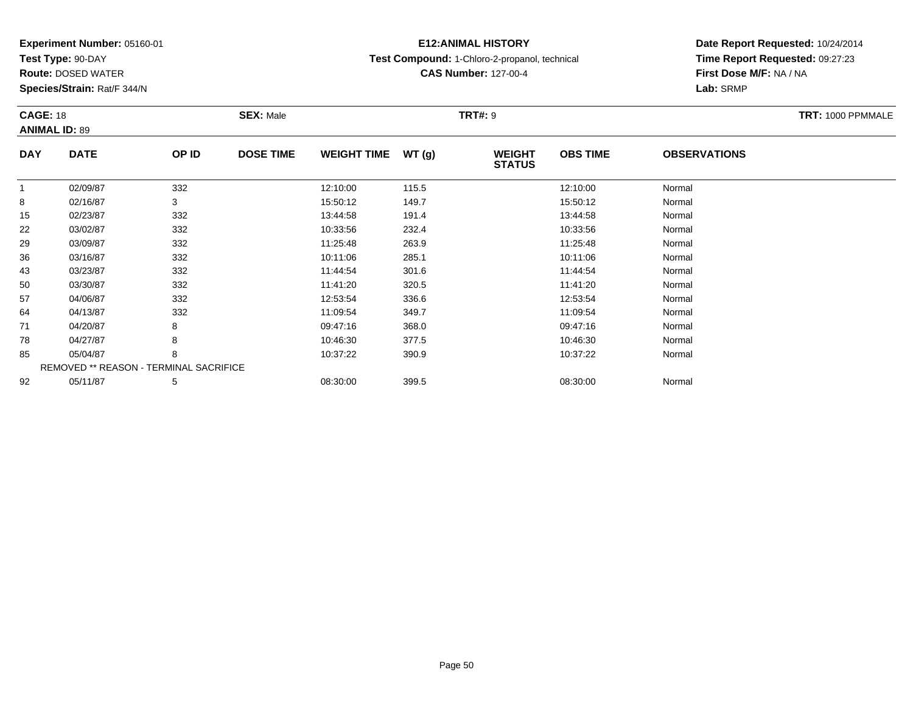**Experiment Number:** 05160-01
**Test Type:** 90-DAY
**Route:** DOSED WATER
**Species/Strain:** Rat/F 344/N

**E12:ANIMAL HISTORY**
**Test Compound:** 1-Chloro-2-propanol, technical
**CAS Number:** 127-00-4

**Date Report Requested:** 10/24/2014
**Time Report Requested:** 09:27:23
**First Dose M/F:** NA / NA
**Lab:** SRMP

**CAGE:** 18 **SEX:** Male **TRT#:** 9 **TRT:** 1000 PPMMALE
**ANIMAL ID:** 89

| DAY | DATE | OP ID | DOSE TIME | WEIGHT TIME | WT (g) | WEIGHT STATUS | OBS TIME | OBSERVATIONS |
|---|---|---|---|---|---|---|---|---|
| 1 | 02/09/87 | 332 | | 12:10:00 | 115.5 | | 12:10:00 | Normal |
| 8 | 02/16/87 | 3 | | 15:50:12 | 149.7 | | 15:50:12 | Normal |
| 15 | 02/23/87 | 332 | | 13:44:58 | 191.4 | | 13:44:58 | Normal |
| 22 | 03/02/87 | 332 | | 10:33:56 | 232.4 | | 10:33:56 | Normal |
| 29 | 03/09/87 | 332 | | 11:25:48 | 263.9 | | 11:25:48 | Normal |
| 36 | 03/16/87 | 332 | | 10:11:06 | 285.1 | | 10:11:06 | Normal |
| 43 | 03/23/87 | 332 | | 11:44:54 | 301.6 | | 11:44:54 | Normal |
| 50 | 03/30/87 | 332 | | 11:41:20 | 320.5 | | 11:41:20 | Normal |
| 57 | 04/06/87 | 332 | | 12:53:54 | 336.6 | | 12:53:54 | Normal |
| 64 | 04/13/87 | 332 | | 11:09:54 | 349.7 | | 11:09:54 | Normal |
| 71 | 04/20/87 | 8 | | 09:47:16 | 368.0 | | 09:47:16 | Normal |
| 78 | 04/27/87 | 8 | | 10:46:30 | 377.5 | | 10:46:30 | Normal |
| 85 | 05/04/87 | 8 | | 10:37:22 | 390.9 | | 10:37:22 | Normal |
| REMOVED ** REASON - TERMINAL SACRIFICE | | | | | | | | |
| 92 | 05/11/87 | 5 | | 08:30:00 | 399.5 | | 08:30:00 | Normal |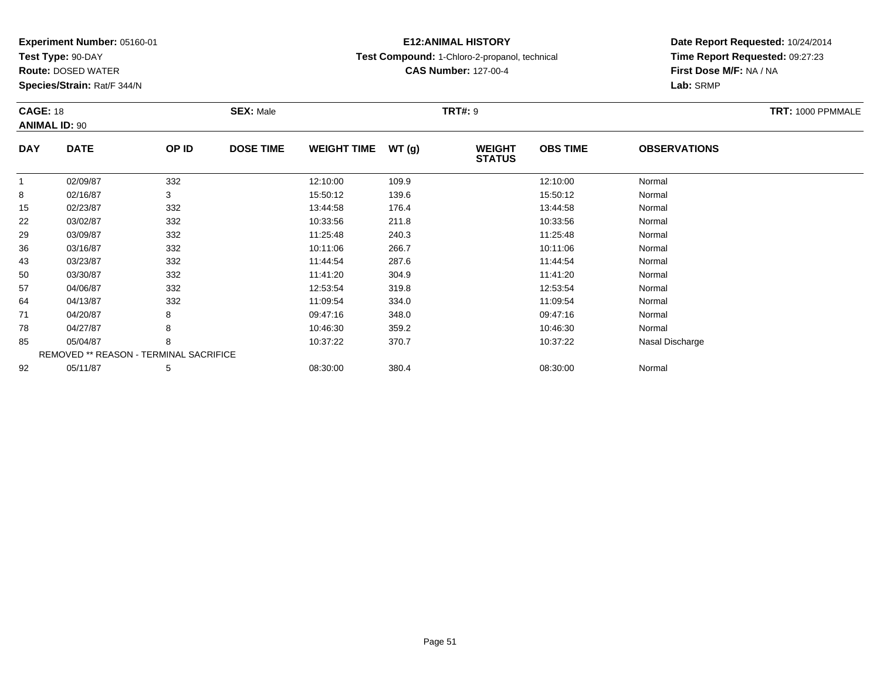**Experiment Number:** 05160-01
**Test Type:** 90-DAY
**Route:** DOSED WATER
**Species/Strain:** Rat/F 344/N

**E12:ANIMAL HISTORY**
**Test Compound:** 1-Chloro-2-propanol, technical
**CAS Number:** 127-00-4

**Date Report Requested:** 10/24/2014
**Time Report Requested:** 09:27:23
**First Dose M/F:** NA / NA
**Lab:** SRMP

**CAGE:** 18 **SEX:** Male **TRT#:** 9 **TRT:** 1000 PPMMALE
**ANIMAL ID:** 90

| DAY | DATE | OP ID | DOSE TIME | WEIGHT TIME | WT (g) | WEIGHT STATUS | OBS TIME | OBSERVATIONS |
|---|---|---|---|---|---|---|---|---|
| 1 | 02/09/87 | 332 | | 12:10:00 | 109.9 | | 12:10:00 | Normal |
| 8 | 02/16/87 | 3 | | 15:50:12 | 139.6 | | 15:50:12 | Normal |
| 15 | 02/23/87 | 332 | | 13:44:58 | 176.4 | | 13:44:58 | Normal |
| 22 | 03/02/87 | 332 | | 10:33:56 | 211.8 | | 10:33:56 | Normal |
| 29 | 03/09/87 | 332 | | 11:25:48 | 240.3 | | 11:25:48 | Normal |
| 36 | 03/16/87 | 332 | | 10:11:06 | 266.7 | | 10:11:06 | Normal |
| 43 | 03/23/87 | 332 | | 11:44:54 | 287.6 | | 11:44:54 | Normal |
| 50 | 03/30/87 | 332 | | 11:41:20 | 304.9 | | 11:41:20 | Normal |
| 57 | 04/06/87 | 332 | | 12:53:54 | 319.8 | | 12:53:54 | Normal |
| 64 | 04/13/87 | 332 | | 11:09:54 | 334.0 | | 11:09:54 | Normal |
| 71 | 04/20/87 | 8 | | 09:47:16 | 348.0 | | 09:47:16 | Normal |
| 78 | 04/27/87 | 8 | | 10:46:30 | 359.2 | | 10:46:30 | Normal |
| 85 | 05/04/87 | 8 | | 10:37:22 | 370.7 | | 10:37:22 | Nasal Discharge |
| REMOVED ** REASON - TERMINAL SACRIFICE | | | | | | | | |
| 92 | 05/11/87 | 5 | | 08:30:00 | 380.4 | | 08:30:00 | Normal |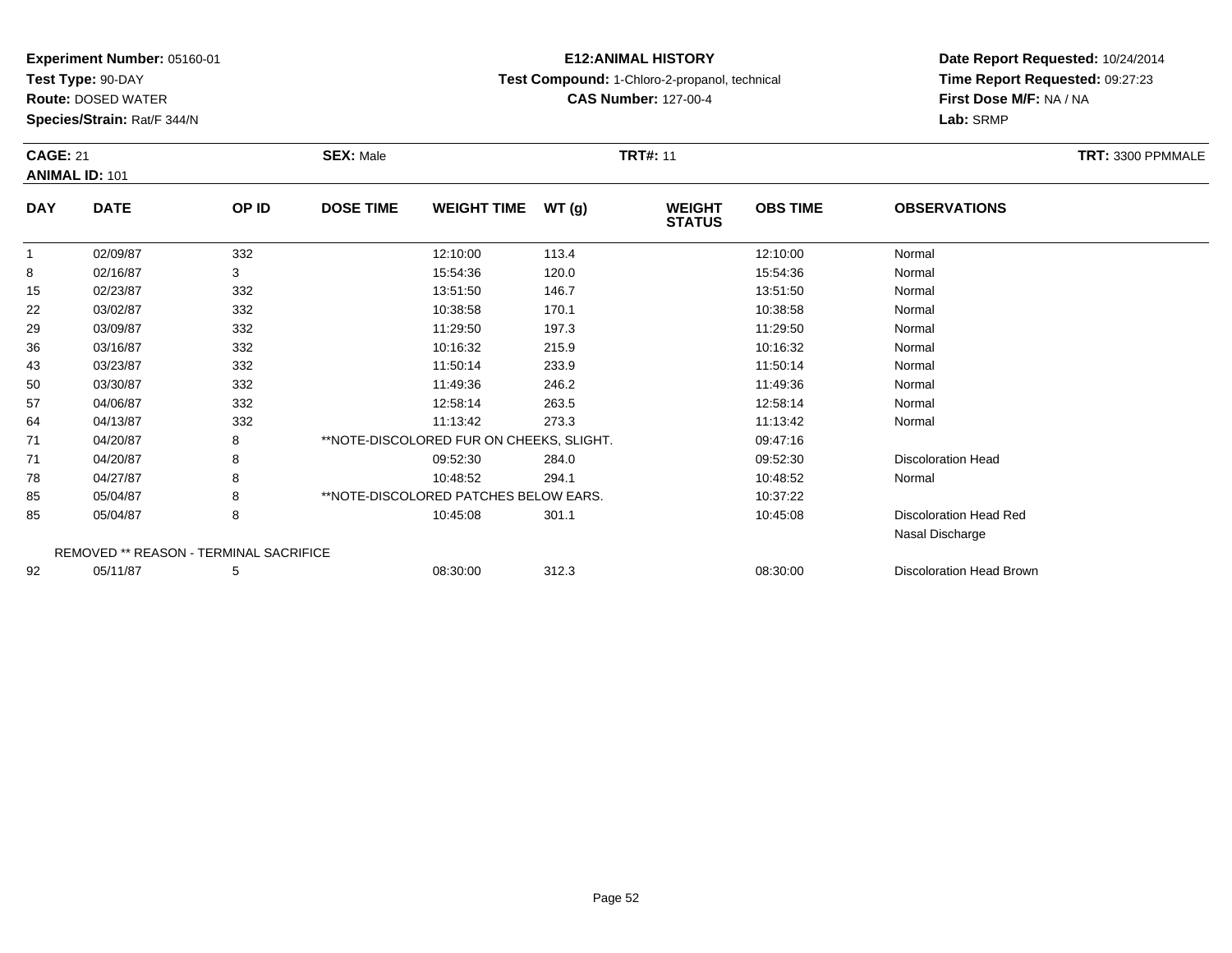**Experiment Number:** 05160-01
**Test Type:** 90-DAY
**Route:** DOSED WATER
**Species/Strain:** Rat/F 344/N

**E12:ANIMAL HISTORY**
**Test Compound:** 1-Chloro-2-propanol, technical
**CAS Number:** 127-00-4

**Date Report Requested:** 10/24/2014
**Time Report Requested:** 09:27:23
**First Dose M/F:** NA / NA
**Lab:** SRMP

**CAGE:** 21 **SEX:** Male **TRT#:** 11 **TRT:** 3300 PPMMALE
**ANIMAL ID:** 101

| DAY | DATE | OP ID | DOSE TIME | WEIGHT TIME | WT (g) | WEIGHT STATUS | OBS TIME | OBSERVATIONS |
|---|---|---|---|---|---|---|---|---|
| 1 | 02/09/87 | 332 | | 12:10:00 | 113.4 | | 12:10:00 | Normal |
| 8 | 02/16/87 | 3 | | 15:54:36 | 120.0 | | 15:54:36 | Normal |
| 15 | 02/23/87 | 332 | | 13:51:50 | 146.7 | | 13:51:50 | Normal |
| 22 | 03/02/87 | 332 | | 10:38:58 | 170.1 | | 10:38:58 | Normal |
| 29 | 03/09/87 | 332 | | 11:29:50 | 197.3 | | 11:29:50 | Normal |
| 36 | 03/16/87 | 332 | | 10:16:32 | 215.9 | | 10:16:32 | Normal |
| 43 | 03/23/87 | 332 | | 11:50:14 | 233.9 | | 11:50:14 | Normal |
| 50 | 03/30/87 | 332 | | 11:49:36 | 246.2 | | 11:49:36 | Normal |
| 57 | 04/06/87 | 332 | | 12:58:14 | 263.5 | | 12:58:14 | Normal |
| 64 | 04/13/87 | 332 | | 11:13:42 | 273.3 | | 11:13:42 | Normal |
| 71 | 04/20/87 | 8 | **NOTE-DISCOLORED FUR ON CHEEKS, SLIGHT. | | | | 09:47:16 | |
| 71 | 04/20/87 | 8 | | 09:52:30 | 284.0 | | 09:52:30 | Discoloration Head |
| 78 | 04/27/87 | 8 | | 10:48:52 | 294.1 | | 10:48:52 | Normal |
| 85 | 05/04/87 | 8 | **NOTE-DISCOLORED PATCHES BELOW EARS. | | | | 10:37:22 | |
| 85 | 05/04/87 | 8 | | 10:45:08 | 301.1 | | 10:45:08 | Discoloration Head Red<br>Nasal Discharge |
| REMOVED ** REASON - TERMINAL SACRIFICE | | | | | | | | |
| 92 | 05/11/87 | 5 | | 08:30:00 | 312.3 | | 08:30:00 | Discoloration Head Brown |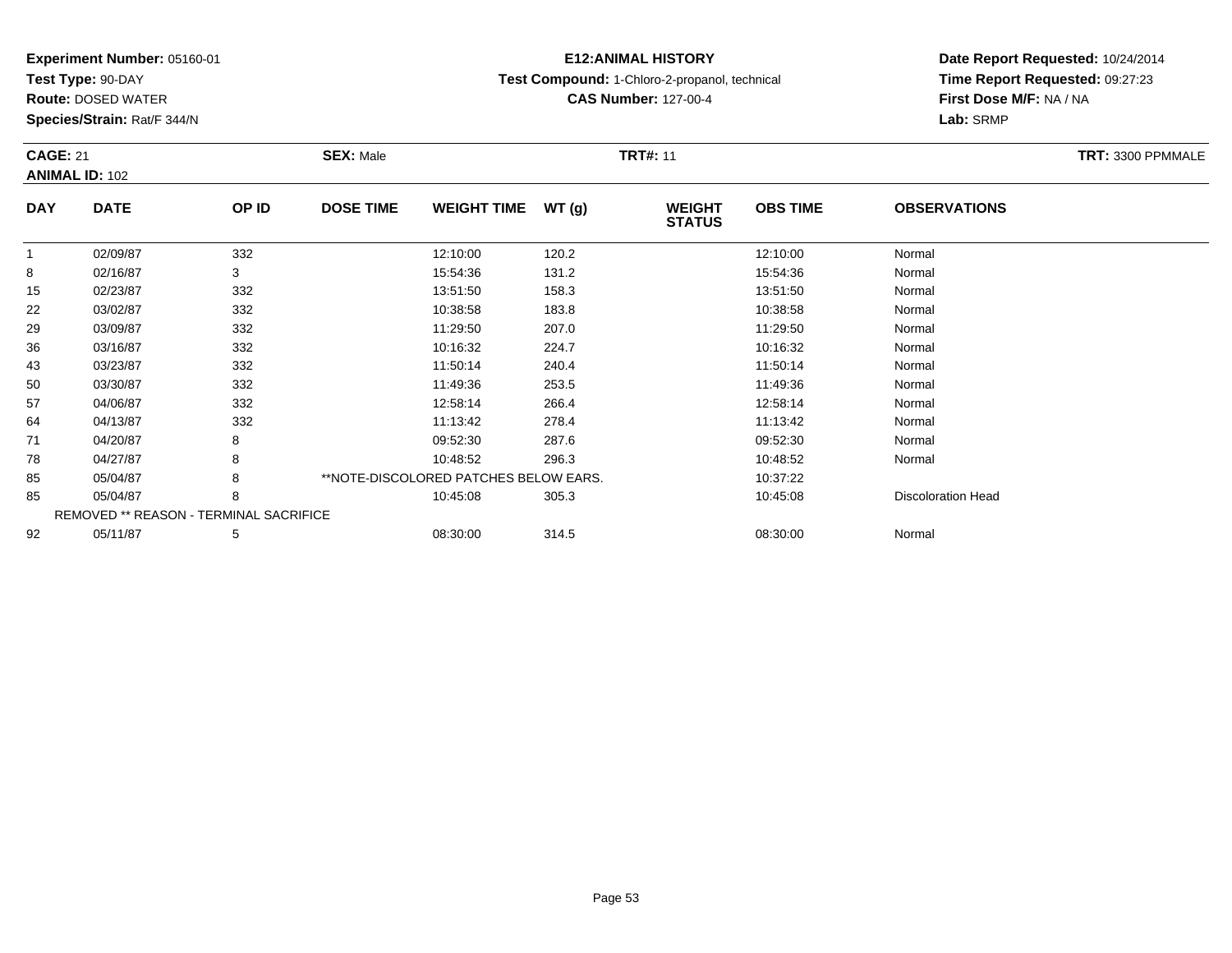**Experiment Number:** 05160-01
**Test Type:** 90-DAY
**Route:** DOSED WATER
**Species/Strain:** Rat/F 344/N

**E12:ANIMAL HISTORY**
**Test Compound:** 1-Chloro-2-propanol, technical
**CAS Number:** 127-00-4

**Date Report Requested:** 10/24/2014
**Time Report Requested:** 09:27:23
**First Dose M/F:** NA / NA
**Lab:** SRMP

**CAGE:** 21 **SEX:** Male **TRT#:** 11 **TRT:** 3300 PPMMALE
**ANIMAL ID:** 102

| DAY | DATE | OP ID | DOSE TIME | WEIGHT TIME | WT (g) | WEIGHT STATUS | OBS TIME | OBSERVATIONS |
|---|---|---|---|---|---|---|---|---|
| 1 | 02/09/87 | 332 | | 12:10:00 | 120.2 | | 12:10:00 | Normal |
| 8 | 02/16/87 | 3 | | 15:54:36 | 131.2 | | 15:54:36 | Normal |
| 15 | 02/23/87 | 332 | | 13:51:50 | 158.3 | | 13:51:50 | Normal |
| 22 | 03/02/87 | 332 | | 10:38:58 | 183.8 | | 10:38:58 | Normal |
| 29 | 03/09/87 | 332 | | 11:29:50 | 207.0 | | 11:29:50 | Normal |
| 36 | 03/16/87 | 332 | | 10:16:32 | 224.7 | | 10:16:32 | Normal |
| 43 | 03/23/87 | 332 | | 11:50:14 | 240.4 | | 11:50:14 | Normal |
| 50 | 03/30/87 | 332 | | 11:49:36 | 253.5 | | 11:49:36 | Normal |
| 57 | 04/06/87 | 332 | | 12:58:14 | 266.4 | | 12:58:14 | Normal |
| 64 | 04/13/87 | 332 | | 11:13:42 | 278.4 | | 11:13:42 | Normal |
| 71 | 04/20/87 | 8 | | 09:52:30 | 287.6 | | 09:52:30 | Normal |
| 78 | 04/27/87 | 8 | | 10:48:52 | 296.3 | | 10:48:52 | Normal |
| 85 | 05/04/87 | 8 | **NOTE-DISCOLORED PATCHES BELOW EARS. | | | | 10:37:22 | |
| 85 | 05/04/87 | 8 | | 10:45:08 | 305.3 | | 10:45:08 | Discoloration Head |
| REMOVED ** REASON - TERMINAL SACRIFICE | | | | | | | | |
| 92 | 05/11/87 | 5 | | 08:30:00 | 314.5 | | 08:30:00 | Normal |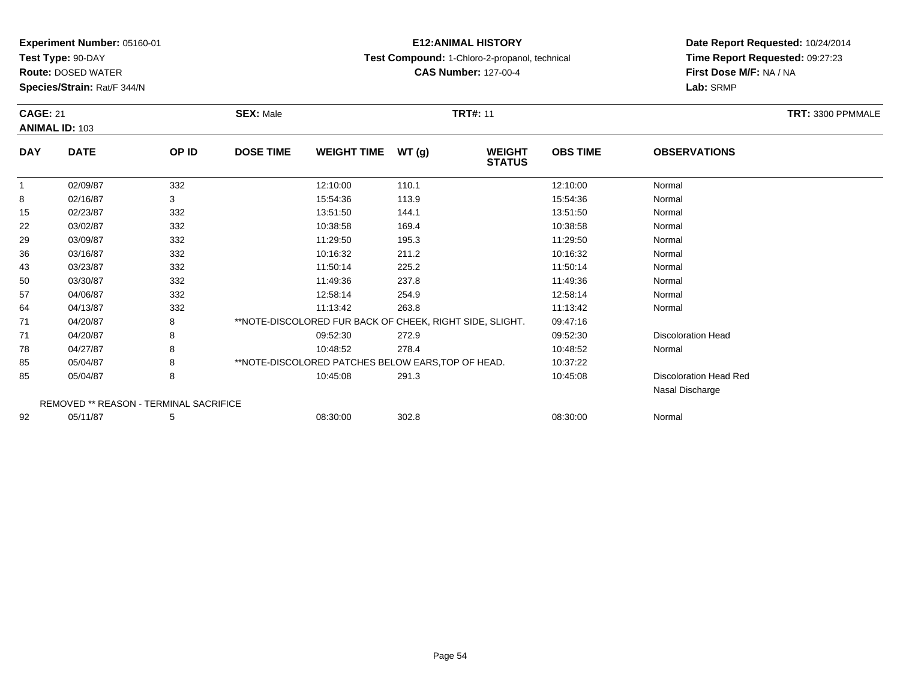**Experiment Number:** 05160-01
**Test Type:** 90-DAY
**Route:** DOSED WATER
**Species/Strain:** Rat/F 344/N

**E12:ANIMAL HISTORY**
**Test Compound:** 1-Chloro-2-propanol, technical
**CAS Number:** 127-00-4

**Date Report Requested:** 10/24/2014
**Time Report Requested:** 09:27:23
**First Dose M/F:** NA / NA
**Lab:** SRMP

**CAGE:** 21 **SEX:** Male **TRT#:** 11 **TRT:** 3300 PPMMALE
**ANIMAL ID:** 103

| DAY | DATE | OP ID | DOSE TIME | WEIGHT TIME | WT (g) | WEIGHT STATUS | OBS TIME | OBSERVATIONS |
|---|---|---|---|---|---|---|---|---|
| 1 | 02/09/87 | 332 | | 12:10:00 | 110.1 | | 12:10:00 | Normal |
| 8 | 02/16/87 | 3 | | 15:54:36 | 113.9 | | 15:54:36 | Normal |
| 15 | 02/23/87 | 332 | | 13:51:50 | 144.1 | | 13:51:50 | Normal |
| 22 | 03/02/87 | 332 | | 10:38:58 | 169.4 | | 10:38:58 | Normal |
| 29 | 03/09/87 | 332 | | 11:29:50 | 195.3 | | 11:29:50 | Normal |
| 36 | 03/16/87 | 332 | | 10:16:32 | 211.2 | | 10:16:32 | Normal |
| 43 | 03/23/87 | 332 | | 11:50:14 | 225.2 | | 11:50:14 | Normal |
| 50 | 03/30/87 | 332 | | 11:49:36 | 237.8 | | 11:49:36 | Normal |
| 57 | 04/06/87 | 332 | | 12:58:14 | 254.9 | | 12:58:14 | Normal |
| 64 | 04/13/87 | 332 | | 11:13:42 | 263.8 | | 11:13:42 | Normal |
| 71 | 04/20/87 | 8 | **NOTE-DISCOLORED FUR BACK OF CHEEK, RIGHT SIDE, SLIGHT. | | | | 09:47:16 | |
| 71 | 04/20/87 | 8 | | 09:52:30 | 272.9 | | 09:52:30 | Discoloration Head |
| 78 | 04/27/87 | 8 | | 10:48:52 | 278.4 | | 10:48:52 | Normal |
| 85 | 05/04/87 | 8 | **NOTE-DISCOLORED PATCHES BELOW EARS,TOP OF HEAD. | | | | 10:37:22 | |
| 85 | 05/04/87 | 8 | | 10:45:08 | 291.3 | | 10:45:08 | Discoloration Head Red<br>Nasal Discharge |
| | REMOVED ** REASON - TERMINAL SACRIFICE | | | | | | | |
| 92 | 05/11/87 | 5 | | 08:30:00 | 302.8 | | 08:30:00 | Normal |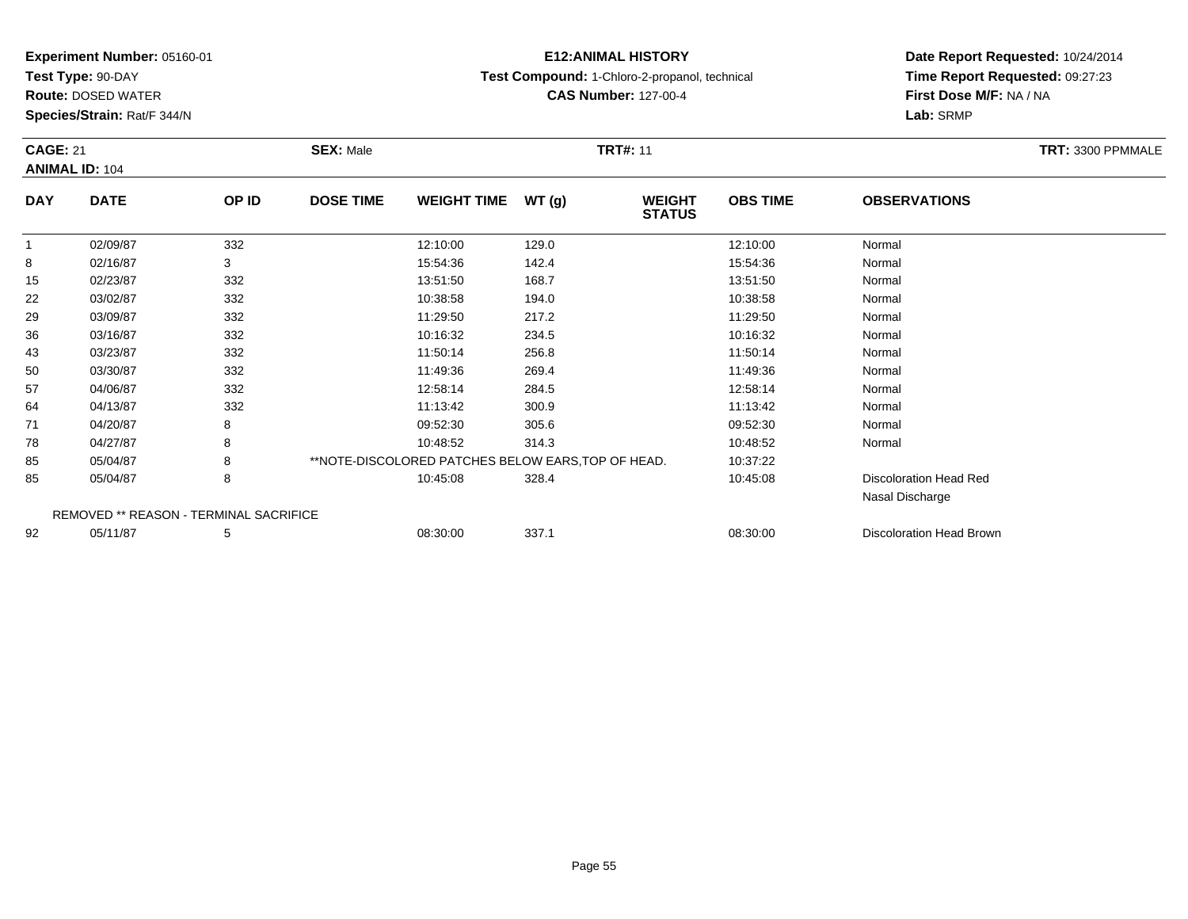**Experiment Number:** 05160-01
**Test Type:** 90-DAY
**Route:** DOSED WATER
**Species/Strain:** Rat/F 344/N

**E12:ANIMAL HISTORY**
**Test Compound:** 1-Chloro-2-propanol, technical
**CAS Number:** 127-00-4

**Date Report Requested:** 10/24/2014
**Time Report Requested:** 09:27:23
**First Dose M/F:** NA / NA
**Lab:** SRMP

**CAGE:** 21 **SEX:** Male **TRT#:** 11 **TRT:** 3300 PPMMALE
**ANIMAL ID:** 104

| DAY | DATE | OP ID | DOSE TIME | WEIGHT TIME | WT (g) | WEIGHT STATUS | OBS TIME | OBSERVATIONS |
|---|---|---|---|---|---|---|---|---|
| 1 | 02/09/87 | 332 | | 12:10:00 | 129.0 | | 12:10:00 | Normal |
| 8 | 02/16/87 | 3 | | 15:54:36 | 142.4 | | 15:54:36 | Normal |
| 15 | 02/23/87 | 332 | | 13:51:50 | 168.7 | | 13:51:50 | Normal |
| 22 | 03/02/87 | 332 | | 10:38:58 | 194.0 | | 10:38:58 | Normal |
| 29 | 03/09/87 | 332 | | 11:29:50 | 217.2 | | 11:29:50 | Normal |
| 36 | 03/16/87 | 332 | | 10:16:32 | 234.5 | | 10:16:32 | Normal |
| 43 | 03/23/87 | 332 | | 11:50:14 | 256.8 | | 11:50:14 | Normal |
| 50 | 03/30/87 | 332 | | 11:49:36 | 269.4 | | 11:49:36 | Normal |
| 57 | 04/06/87 | 332 | | 12:58:14 | 284.5 | | 12:58:14 | Normal |
| 64 | 04/13/87 | 332 | | 11:13:42 | 300.9 | | 11:13:42 | Normal |
| 71 | 04/20/87 | 8 | | 09:52:30 | 305.6 | | 09:52:30 | Normal |
| 78 | 04/27/87 | 8 | | 10:48:52 | 314.3 | | 10:48:52 | Normal |
| 85 | 05/04/87 | 8 | **NOTE-DISCOLORED PATCHES BELOW EARS,TOP OF HEAD. | | | | 10:37:22 | |
| 85 | 05/04/87 | 8 | | 10:45:08 | 328.4 | | 10:45:08 | Discoloration Head Red<br>Nasal Discharge |
| | REMOVED ** REASON - TERMINAL SACRIFICE | | | | | | | |
| 92 | 05/11/87 | 5 | | 08:30:00 | 337.1 | | 08:30:00 | Discoloration Head Brown |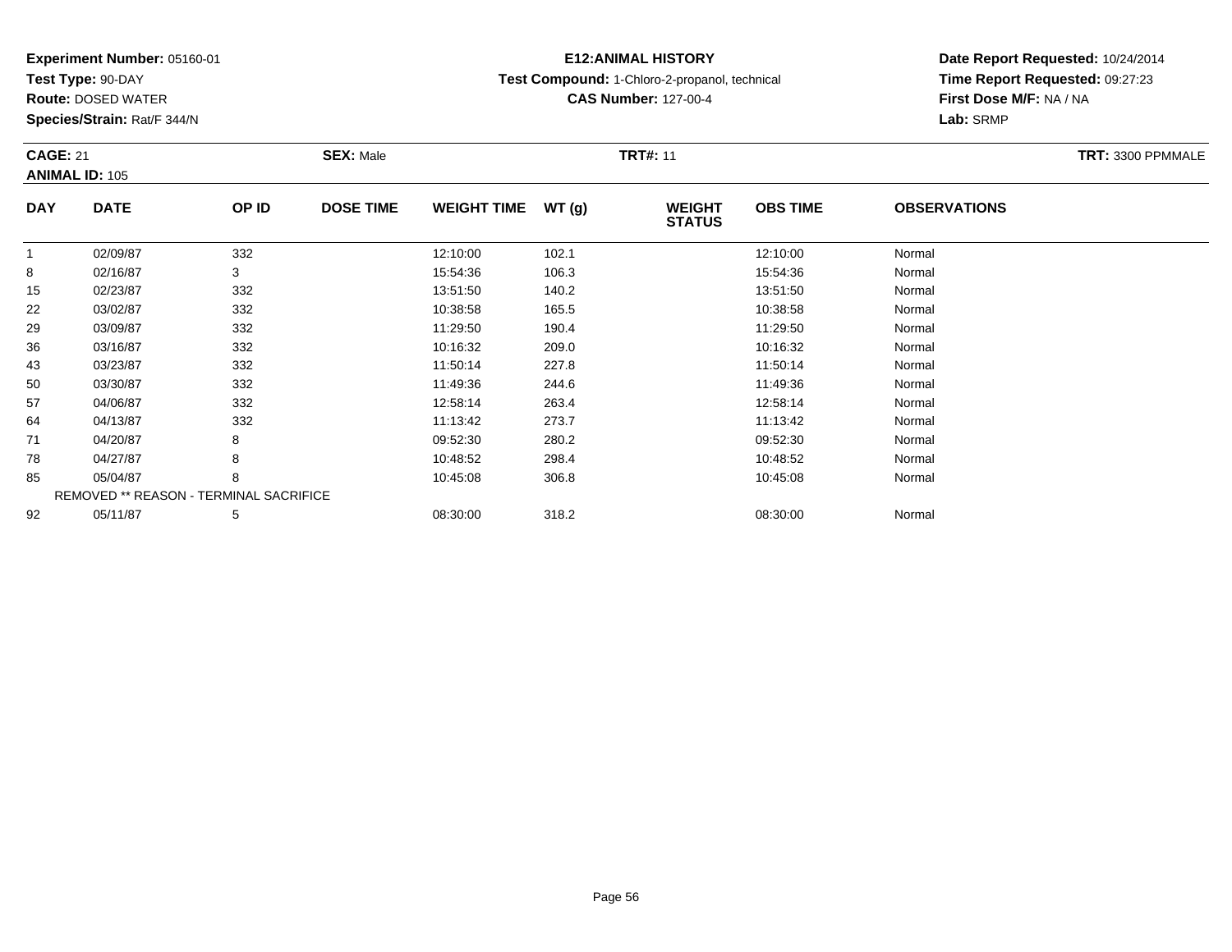**Experiment Number:** 05160-01
**Test Type:** 90-DAY
**Route:** DOSED WATER
**Species/Strain:** Rat/F 344/N

**E12:ANIMAL HISTORY**
**Test Compound:** 1-Chloro-2-propanol, technical
**CAS Number:** 127-00-4

**Date Report Requested:** 10/24/2014
**Time Report Requested:** 09:27:23
**First Dose M/F:** NA / NA
**Lab:** SRMP

**CAGE:** 21 **SEX:** Male **TRT#:** 11 **TRT:** 3300 PPMMALE
**ANIMAL ID:** 105

| DAY | DATE | OP ID | DOSE TIME | WEIGHT TIME | WT (g) | WEIGHT STATUS | OBS TIME | OBSERVATIONS |
|---|---|---|---|---|---|---|---|---|
| 1 | 02/09/87 | 332 | | 12:10:00 | 102.1 | | 12:10:00 | Normal |
| 8 | 02/16/87 | 3 | | 15:54:36 | 106.3 | | 15:54:36 | Normal |
| 15 | 02/23/87 | 332 | | 13:51:50 | 140.2 | | 13:51:50 | Normal |
| 22 | 03/02/87 | 332 | | 10:38:58 | 165.5 | | 10:38:58 | Normal |
| 29 | 03/09/87 | 332 | | 11:29:50 | 190.4 | | 11:29:50 | Normal |
| 36 | 03/16/87 | 332 | | 10:16:32 | 209.0 | | 10:16:32 | Normal |
| 43 | 03/23/87 | 332 | | 11:50:14 | 227.8 | | 11:50:14 | Normal |
| 50 | 03/30/87 | 332 | | 11:49:36 | 244.6 | | 11:49:36 | Normal |
| 57 | 04/06/87 | 332 | | 12:58:14 | 263.4 | | 12:58:14 | Normal |
| 64 | 04/13/87 | 332 | | 11:13:42 | 273.7 | | 11:13:42 | Normal |
| 71 | 04/20/87 | 8 | | 09:52:30 | 280.2 | | 09:52:30 | Normal |
| 78 | 04/27/87 | 8 | | 10:48:52 | 298.4 | | 10:48:52 | Normal |
| 85 | 05/04/87 | 8 | | 10:45:08 | 306.8 | | 10:45:08 | Normal |
| REMOVED ** REASON - TERMINAL SACRIFICE | | | | | | | | |
| 92 | 05/11/87 | 5 | | 08:30:00 | 318.2 | | 08:30:00 | Normal |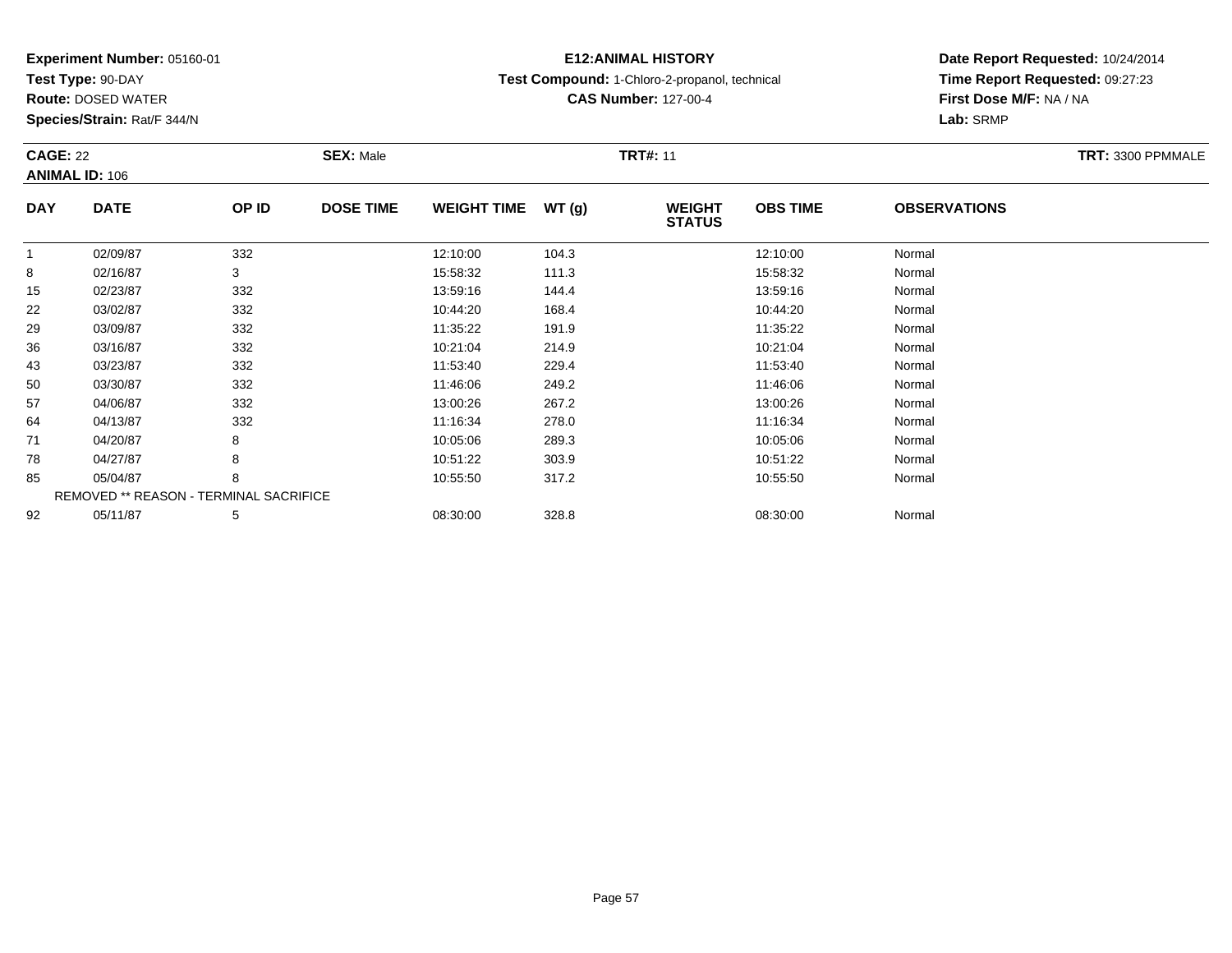**Experiment Number:** 05160-01
**Test Type:** 90-DAY
**Route:** DOSED WATER
**Species/Strain:** Rat/F 344/N

**E12:ANIMAL HISTORY**
**Test Compound:** 1-Chloro-2-propanol, technical
**CAS Number:** 127-00-4

**Date Report Requested:** 10/24/2014
**Time Report Requested:** 09:27:23
**First Dose M/F:** NA / NA
**Lab:** SRMP

**CAGE:** 22 **SEX:** Male **TRT#:** 11 **TRT:** 3300 PPMMALE
**ANIMAL ID:** 106

| DAY | DATE | OP ID | DOSE TIME | WEIGHT TIME | WT (g) | WEIGHT STATUS | OBS TIME | OBSERVATIONS |
|---|---|---|---|---|---|---|---|---|
| 1 | 02/09/87 | 332 | | 12:10:00 | 104.3 | | 12:10:00 | Normal |
| 8 | 02/16/87 | 3 | | 15:58:32 | 111.3 | | 15:58:32 | Normal |
| 15 | 02/23/87 | 332 | | 13:59:16 | 144.4 | | 13:59:16 | Normal |
| 22 | 03/02/87 | 332 | | 10:44:20 | 168.4 | | 10:44:20 | Normal |
| 29 | 03/09/87 | 332 | | 11:35:22 | 191.9 | | 11:35:22 | Normal |
| 36 | 03/16/87 | 332 | | 10:21:04 | 214.9 | | 10:21:04 | Normal |
| 43 | 03/23/87 | 332 | | 11:53:40 | 229.4 | | 11:53:40 | Normal |
| 50 | 03/30/87 | 332 | | 11:46:06 | 249.2 | | 11:46:06 | Normal |
| 57 | 04/06/87 | 332 | | 13:00:26 | 267.2 | | 13:00:26 | Normal |
| 64 | 04/13/87 | 332 | | 11:16:34 | 278.0 | | 11:16:34 | Normal |
| 71 | 04/20/87 | 8 | | 10:05:06 | 289.3 | | 10:05:06 | Normal |
| 78 | 04/27/87 | 8 | | 10:51:22 | 303.9 | | 10:51:22 | Normal |
| 85 | 05/04/87 | 8 | | 10:55:50 | 317.2 | | 10:55:50 | Normal |
| REMOVED ** REASON - TERMINAL SACRIFICE | | | | | | | | |
| 92 | 05/11/87 | 5 | | 08:30:00 | 328.8 | | 08:30:00 | Normal |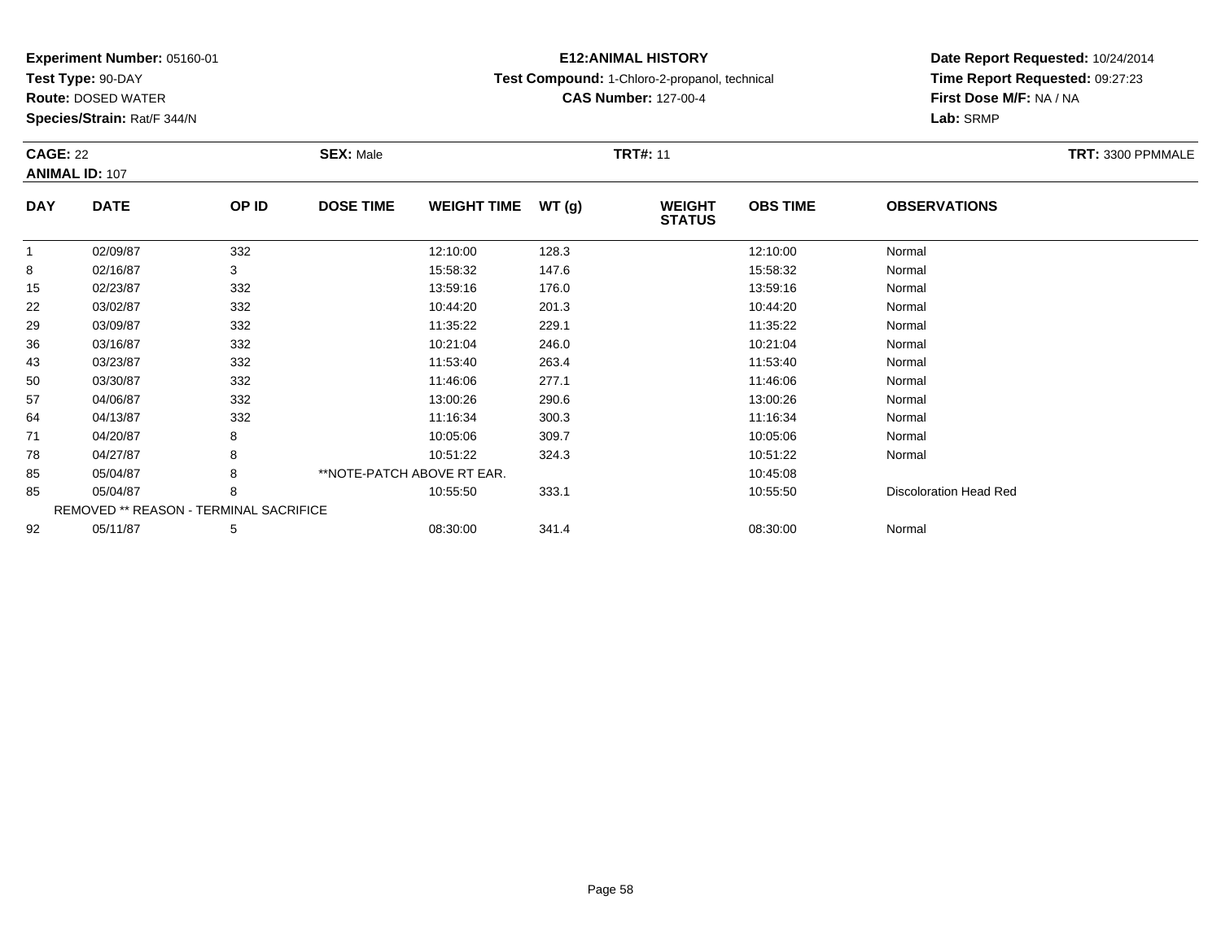**Experiment Number:** 05160-01
**Test Type:** 90-DAY
**Route:** DOSED WATER
**Species/Strain:** Rat/F 344/N

**E12:ANIMAL HISTORY**
**Test Compound:** 1-Chloro-2-propanol, technical
**CAS Number:** 127-00-4

**Date Report Requested:** 10/24/2014
**Time Report Requested:** 09:27:23
**First Dose M/F:** NA / NA
**Lab:** SRMP

**CAGE:** 22
**ANIMAL ID:** 107
**SEX:** Male
**TRT#:** 11
**TRT:** 3300 PPMMALE

| DAY | DATE | OP ID | DOSE TIME | WEIGHT TIME | WT (g) | WEIGHT STATUS | OBS TIME | OBSERVATIONS |
|---|---|---|---|---|---|---|---|---|
| 1 | 02/09/87 | 332 | | 12:10:00 | 128.3 | | 12:10:00 | Normal |
| 8 | 02/16/87 | 3 | | 15:58:32 | 147.6 | | 15:58:32 | Normal |
| 15 | 02/23/87 | 332 | | 13:59:16 | 176.0 | | 13:59:16 | Normal |
| 22 | 03/02/87 | 332 | | 10:44:20 | 201.3 | | 10:44:20 | Normal |
| 29 | 03/09/87 | 332 | | 11:35:22 | 229.1 | | 11:35:22 | Normal |
| 36 | 03/16/87 | 332 | | 10:21:04 | 246.0 | | 10:21:04 | Normal |
| 43 | 03/23/87 | 332 | | 11:53:40 | 263.4 | | 11:53:40 | Normal |
| 50 | 03/30/87 | 332 | | 11:46:06 | 277.1 | | 11:46:06 | Normal |
| 57 | 04/06/87 | 332 | | 13:00:26 | 290.6 | | 13:00:26 | Normal |
| 64 | 04/13/87 | 332 | | 11:16:34 | 300.3 | | 11:16:34 | Normal |
| 71 | 04/20/87 | 8 | | 10:05:06 | 309.7 | | 10:05:06 | Normal |
| 78 | 04/27/87 | 8 | | 10:51:22 | 324.3 | | 10:51:22 | Normal |
| 85 | 05/04/87 | 8 | **NOTE-PATCH ABOVE RT EAR. | | | | 10:45:08 | |
| 85 | 05/04/87 | 8 | | 10:55:50 | 333.1 | | 10:55:50 | Discoloration Head Red |
| REMOVED ** REASON - TERMINAL SACRIFICE | | | | | | | | |
| 92 | 05/11/87 | 5 | | 08:30:00 | 341.4 | | 08:30:00 | Normal |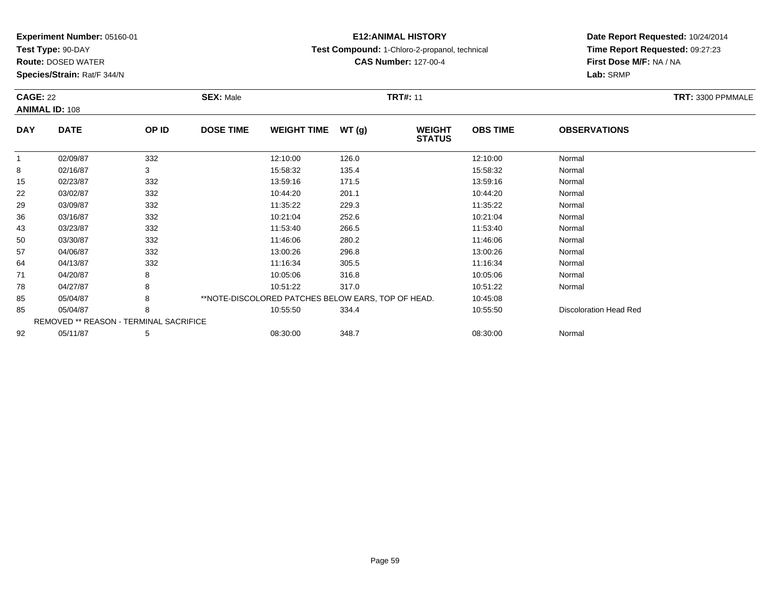**Experiment Number:** 05160-01
**Test Type:** 90-DAY
**Route:** DOSED WATER
**Species/Strain:** Rat/F 344/N

**E12:ANIMAL HISTORY**
**Test Compound:** 1-Chloro-2-propanol, technical
**CAS Number:** 127-00-4

**Date Report Requested:** 10/24/2014
**Time Report Requested:** 09:27:23
**First Dose M/F:** NA / NA
**Lab:** SRMP

**CAGE:** 22 **SEX:** Male **TRT#:** 11 **TRT:** 3300 PPMMALE
**ANIMAL ID:** 108

| DAY | DATE | OP ID | DOSE TIME | WEIGHT TIME | WT (g) | WEIGHT STATUS | OBS TIME | OBSERVATIONS |
|---|---|---|---|---|---|---|---|---|
| 1 | 02/09/87 | 332 | | 12:10:00 | 126.0 | | 12:10:00 | Normal |
| 8 | 02/16/87 | 3 | | 15:58:32 | 135.4 | | 15:58:32 | Normal |
| 15 | 02/23/87 | 332 | | 13:59:16 | 171.5 | | 13:59:16 | Normal |
| 22 | 03/02/87 | 332 | | 10:44:20 | 201.1 | | 10:44:20 | Normal |
| 29 | 03/09/87 | 332 | | 11:35:22 | 229.3 | | 11:35:22 | Normal |
| 36 | 03/16/87 | 332 | | 10:21:04 | 252.6 | | 10:21:04 | Normal |
| 43 | 03/23/87 | 332 | | 11:53:40 | 266.5 | | 11:53:40 | Normal |
| 50 | 03/30/87 | 332 | | 11:46:06 | 280.2 | | 11:46:06 | Normal |
| 57 | 04/06/87 | 332 | | 13:00:26 | 296.8 | | 13:00:26 | Normal |
| 64 | 04/13/87 | 332 | | 11:16:34 | 305.5 | | 11:16:34 | Normal |
| 71 | 04/20/87 | 8 | | 10:05:06 | 316.8 | | 10:05:06 | Normal |
| 78 | 04/27/87 | 8 | | 10:51:22 | 317.0 | | 10:51:22 | Normal |
| 85 | 05/04/87 | 8 | **NOTE-DISCOLORED PATCHES BELOW EARS, TOP OF HEAD. | | | | 10:45:08 | |
| 85 | 05/04/87 | 8 | | 10:55:50 | 334.4 | | 10:55:50 | Discoloration Head Red |
| REMOVED ** REASON - TERMINAL SACRIFICE | | | | | | | | |
| 92 | 05/11/87 | 5 | | 08:30:00 | 348.7 | | 08:30:00 | Normal |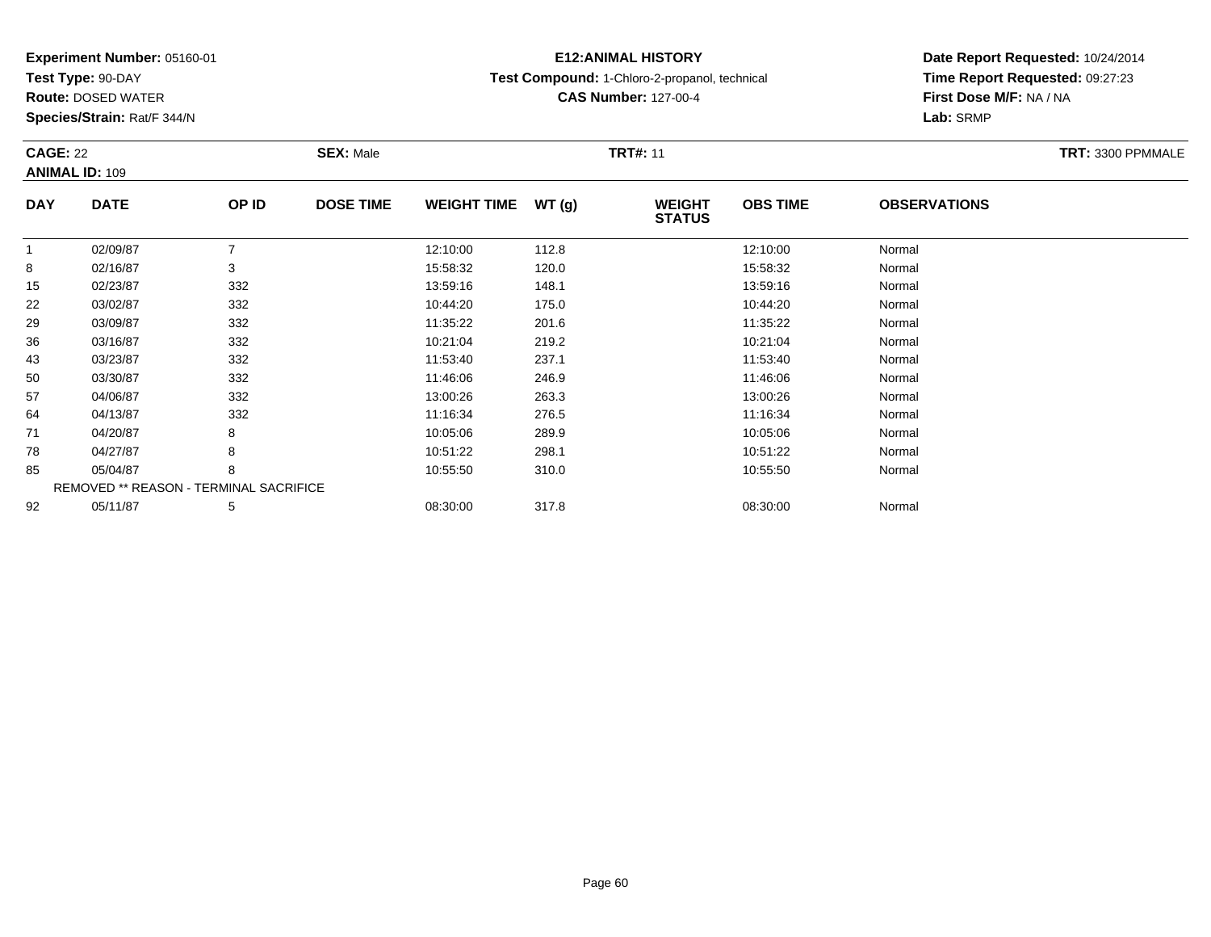**Experiment Number:** 05160-01
**Test Type:** 90-DAY
**Route:** DOSED WATER
**Species/Strain:** Rat/F 344/N

**E12:ANIMAL HISTORY**
**Test Compound:** 1-Chloro-2-propanol, technical
**CAS Number:** 127-00-4

**Date Report Requested:** 10/24/2014
**Time Report Requested:** 09:27:23
**First Dose M/F:** NA / NA
**Lab:** SRMP

**CAGE:** 22 **SEX:** Male **TRT#:** 11 **TRT:** 3300 PPMMALE
**ANIMAL ID:** 109

| DAY | DATE | OP ID | DOSE TIME | WEIGHT TIME | WT (g) | WEIGHT STATUS | OBS TIME | OBSERVATIONS |
|---|---|---|---|---|---|---|---|---|
| 1 | 02/09/87 | 7 | | 12:10:00 | 112.8 | | 12:10:00 | Normal |
| 8 | 02/16/87 | 3 | | 15:58:32 | 120.0 | | 15:58:32 | Normal |
| 15 | 02/23/87 | 332 | | 13:59:16 | 148.1 | | 13:59:16 | Normal |
| 22 | 03/02/87 | 332 | | 10:44:20 | 175.0 | | 10:44:20 | Normal |
| 29 | 03/09/87 | 332 | | 11:35:22 | 201.6 | | 11:35:22 | Normal |
| 36 | 03/16/87 | 332 | | 10:21:04 | 219.2 | | 10:21:04 | Normal |
| 43 | 03/23/87 | 332 | | 11:53:40 | 237.1 | | 11:53:40 | Normal |
| 50 | 03/30/87 | 332 | | 11:46:06 | 246.9 | | 11:46:06 | Normal |
| 57 | 04/06/87 | 332 | | 13:00:26 | 263.3 | | 13:00:26 | Normal |
| 64 | 04/13/87 | 332 | | 11:16:34 | 276.5 | | 11:16:34 | Normal |
| 71 | 04/20/87 | 8 | | 10:05:06 | 289.9 | | 10:05:06 | Normal |
| 78 | 04/27/87 | 8 | | 10:51:22 | 298.1 | | 10:51:22 | Normal |
| 85 | 05/04/87 | 8 | | 10:55:50 | 310.0 | | 10:55:50 | Normal |
| REMOVED ** REASON - TERMINAL SACRIFICE | | | | | | | | |
| 92 | 05/11/87 | 5 | | 08:30:00 | 317.8 | | 08:30:00 | Normal |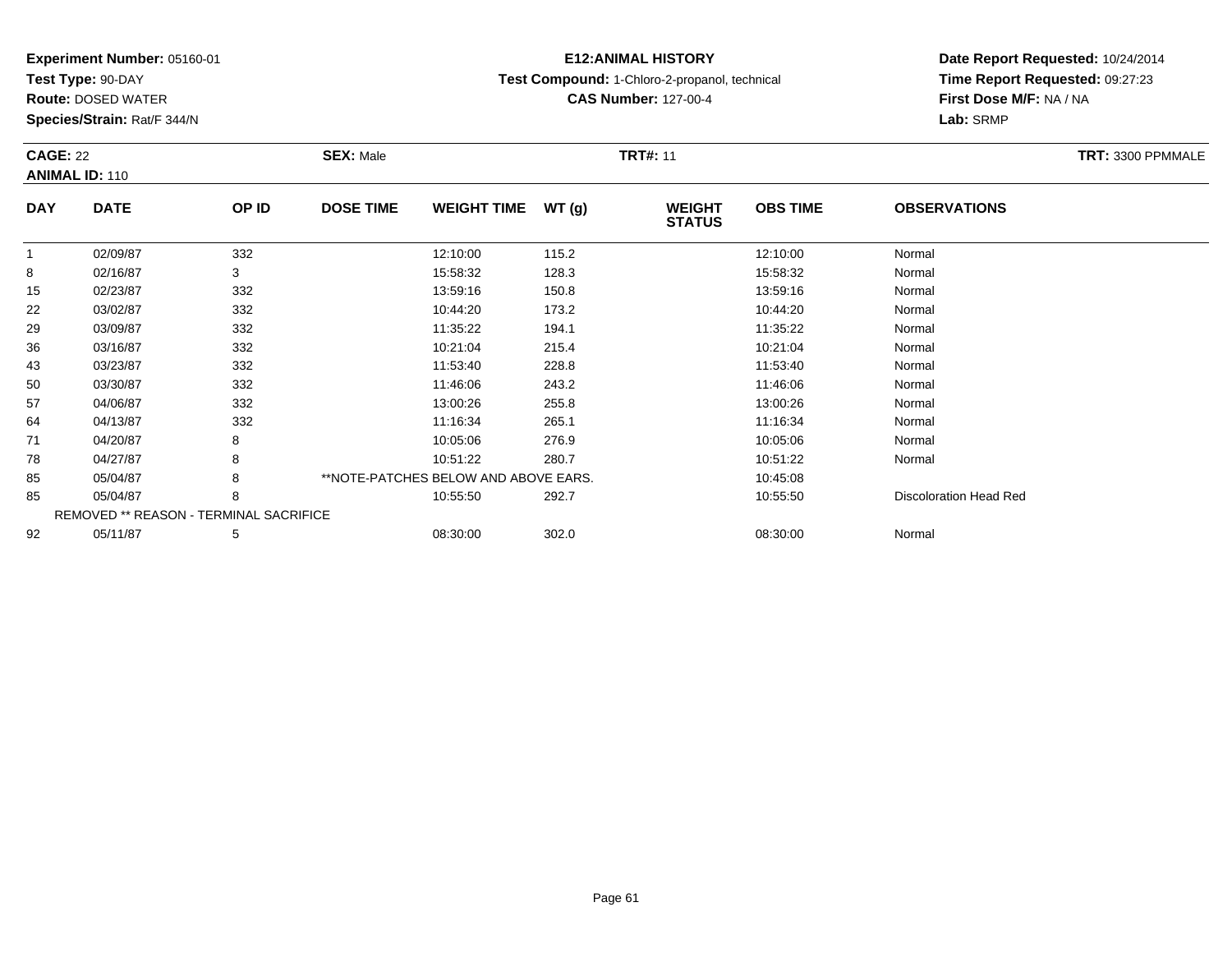**Experiment Number:** 05160-01
**Test Type:** 90-DAY
**Route:** DOSED WATER
**Species/Strain:** Rat/F 344/N

**E12:ANIMAL HISTORY**
**Test Compound:** 1-Chloro-2-propanol, technical
**CAS Number:** 127-00-4

**Date Report Requested:** 10/24/2014
**Time Report Requested:** 09:27:23
**First Dose M/F:** NA / NA
**Lab:** SRMP

**CAGE:** 22 **SEX:** Male **TRT#:** 11 **TRT:** 3300 PPMMALE
**ANIMAL ID:** 110

| DAY | DATE | OP ID | DOSE TIME | WEIGHT TIME | WT (g) | WEIGHT STATUS | OBS TIME | OBSERVATIONS |
|---|---|---|---|---|---|---|---|---|
| 1 | 02/09/87 | 332 | | 12:10:00 | 115.2 | | 12:10:00 | Normal |
| 8 | 02/16/87 | 3 | | 15:58:32 | 128.3 | | 15:58:32 | Normal |
| 15 | 02/23/87 | 332 | | 13:59:16 | 150.8 | | 13:59:16 | Normal |
| 22 | 03/02/87 | 332 | | 10:44:20 | 173.2 | | 10:44:20 | Normal |
| 29 | 03/09/87 | 332 | | 11:35:22 | 194.1 | | 11:35:22 | Normal |
| 36 | 03/16/87 | 332 | | 10:21:04 | 215.4 | | 10:21:04 | Normal |
| 43 | 03/23/87 | 332 | | 11:53:40 | 228.8 | | 11:53:40 | Normal |
| 50 | 03/30/87 | 332 | | 11:46:06 | 243.2 | | 11:46:06 | Normal |
| 57 | 04/06/87 | 332 | | 13:00:26 | 255.8 | | 13:00:26 | Normal |
| 64 | 04/13/87 | 332 | | 11:16:34 | 265.1 | | 11:16:34 | Normal |
| 71 | 04/20/87 | 8 | | 10:05:06 | 276.9 | | 10:05:06 | Normal |
| 78 | 04/27/87 | 8 | | 10:51:22 | 280.7 | | 10:51:22 | Normal |
| 85 | 05/04/87 | 8 | **NOTE-PATCHES BELOW AND ABOVE EARS. | | | | 10:45:08 | |
| 85 | 05/04/87 | 8 | | 10:55:50 | 292.7 | | 10:55:50 | Discoloration Head Red |
| REMOVED ** REASON - TERMINAL SACRIFICE | | | | | | | | |
| 92 | 05/11/87 | 5 | | 08:30:00 | 302.0 | | 08:30:00 | Normal |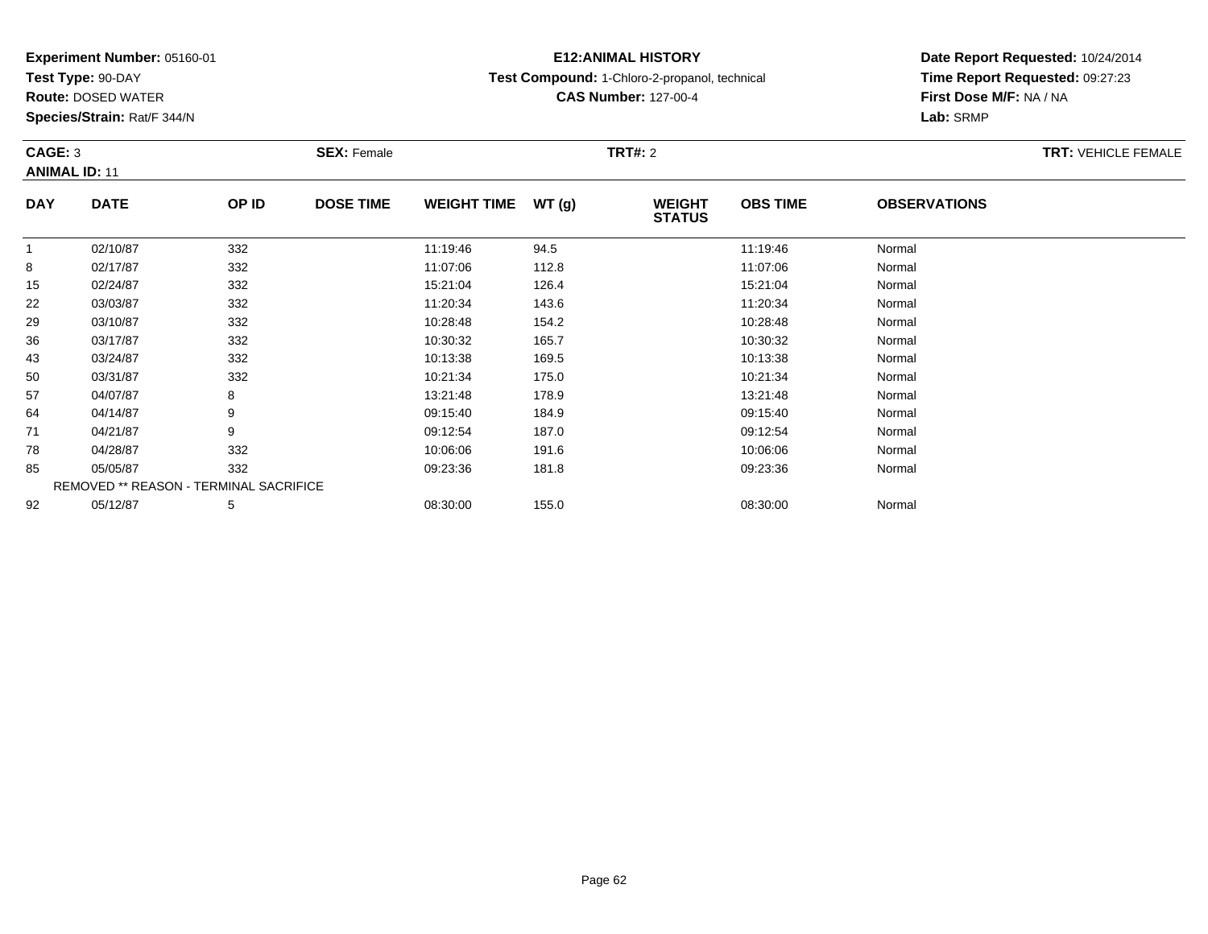**Experiment Number:** 05160-01
**Test Type:** 90-DAY
**Route:** DOSED WATER
**Species/Strain:** Rat/F 344/N

**E12:ANIMAL HISTORY**
**Test Compound:** 1-Chloro-2-propanol, technical
**CAS Number:** 127-00-4

**Date Report Requested:** 10/24/2014
**Time Report Requested:** 09:27:23
**First Dose M/F:** NA / NA
**Lab:** SRMP

**CAGE:** 3 **SEX:** Female **TRT#:** 2 **TRT:** VEHICLE FEMALE
**ANIMAL ID:** 11

| DAY | DATE | OP ID | DOSE TIME | WEIGHT TIME | WT (g) | WEIGHT STATUS | OBS TIME | OBSERVATIONS |
|---|---|---|---|---|---|---|---|---|
| 1 | 02/10/87 | 332 | | 11:19:46 | 94.5 | | 11:19:46 | Normal |
| 8 | 02/17/87 | 332 | | 11:07:06 | 112.8 | | 11:07:06 | Normal |
| 15 | 02/24/87 | 332 | | 15:21:04 | 126.4 | | 15:21:04 | Normal |
| 22 | 03/03/87 | 332 | | 11:20:34 | 143.6 | | 11:20:34 | Normal |
| 29 | 03/10/87 | 332 | | 10:28:48 | 154.2 | | 10:28:48 | Normal |
| 36 | 03/17/87 | 332 | | 10:30:32 | 165.7 | | 10:30:32 | Normal |
| 43 | 03/24/87 | 332 | | 10:13:38 | 169.5 | | 10:13:38 | Normal |
| 50 | 03/31/87 | 332 | | 10:21:34 | 175.0 | | 10:21:34 | Normal |
| 57 | 04/07/87 | 8 | | 13:21:48 | 178.9 | | 13:21:48 | Normal |
| 64 | 04/14/87 | 9 | | 09:15:40 | 184.9 | | 09:15:40 | Normal |
| 71 | 04/21/87 | 9 | | 09:12:54 | 187.0 | | 09:12:54 | Normal |
| 78 | 04/28/87 | 332 | | 10:06:06 | 191.6 | | 10:06:06 | Normal |
| 85 | 05/05/87 | 332 | | 09:23:36 | 181.8 | | 09:23:36 | Normal |
| | REMOVED ** REASON - TERMINAL SACRIFICE | | | | | | | |
| 92 | 05/12/87 | 5 | | 08:30:00 | 155.0 | | 08:30:00 | Normal |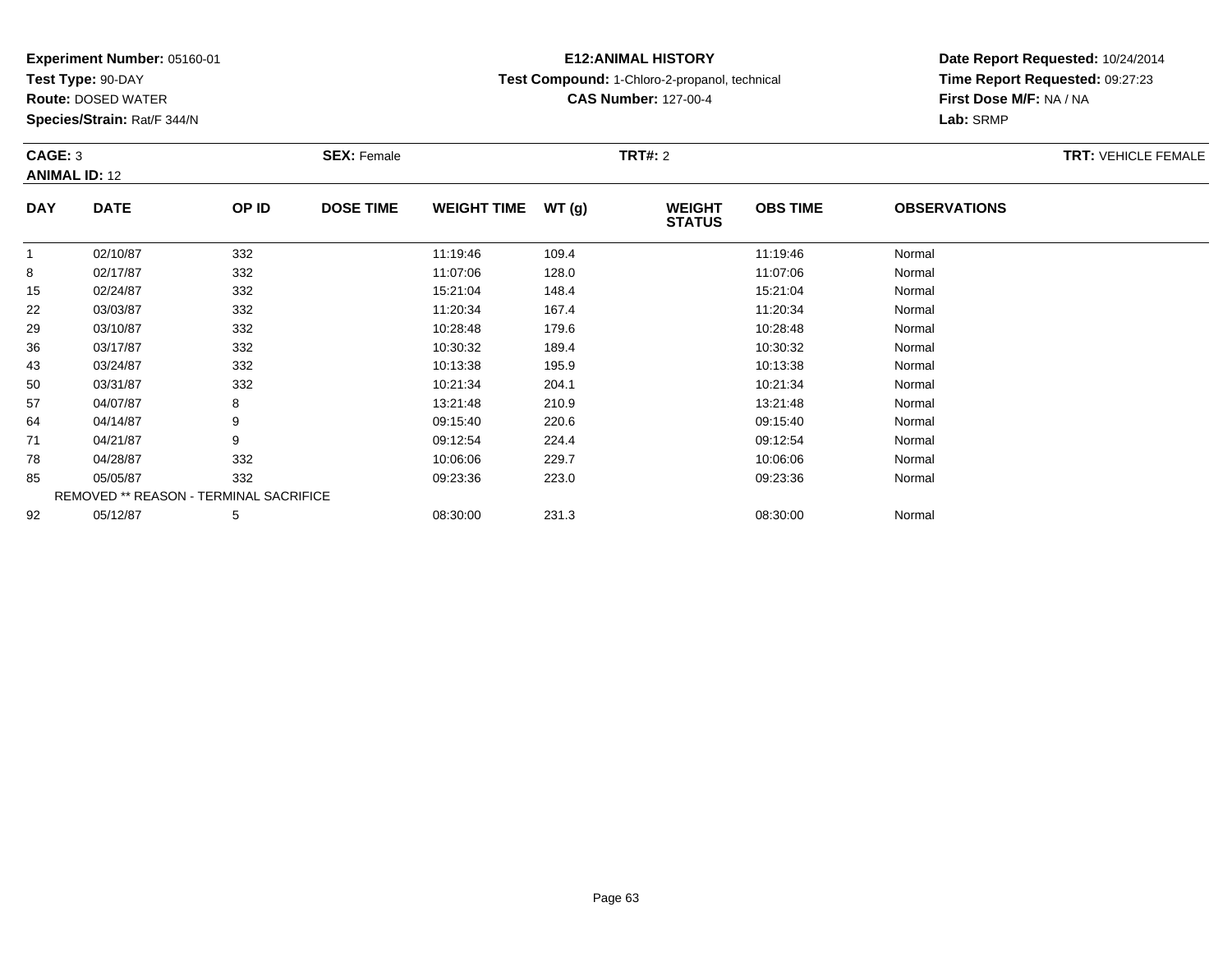**Experiment Number:** 05160-01
**Test Type:** 90-DAY
**Route:** DOSED WATER
**Species/Strain:** Rat/F 344/N

**E12:ANIMAL HISTORY**
**Test Compound:** 1-Chloro-2-propanol, technical
**CAS Number:** 127-00-4

**Date Report Requested:** 10/24/2014
**Time Report Requested:** 09:27:23
**First Dose M/F:** NA / NA
**Lab:** SRMP

**CAGE:** 3 **SEX:** Female **TRT#:** 2 **TRT:** VEHICLE FEMALE
**ANIMAL ID:** 12

| DAY | DATE | OP ID | DOSE TIME | WEIGHT TIME | WT (g) | WEIGHT STATUS | OBS TIME | OBSERVATIONS |
|---|---|---|---|---|---|---|---|---|
| 1 | 02/10/87 | 332 | | 11:19:46 | 109.4 | | 11:19:46 | Normal |
| 8 | 02/17/87 | 332 | | 11:07:06 | 128.0 | | 11:07:06 | Normal |
| 15 | 02/24/87 | 332 | | 15:21:04 | 148.4 | | 15:21:04 | Normal |
| 22 | 03/03/87 | 332 | | 11:20:34 | 167.4 | | 11:20:34 | Normal |
| 29 | 03/10/87 | 332 | | 10:28:48 | 179.6 | | 10:28:48 | Normal |
| 36 | 03/17/87 | 332 | | 10:30:32 | 189.4 | | 10:30:32 | Normal |
| 43 | 03/24/87 | 332 | | 10:13:38 | 195.9 | | 10:13:38 | Normal |
| 50 | 03/31/87 | 332 | | 10:21:34 | 204.1 | | 10:21:34 | Normal |
| 57 | 04/07/87 | 8 | | 13:21:48 | 210.9 | | 13:21:48 | Normal |
| 64 | 04/14/87 | 9 | | 09:15:40 | 220.6 | | 09:15:40 | Normal |
| 71 | 04/21/87 | 9 | | 09:12:54 | 224.4 | | 09:12:54 | Normal |
| 78 | 04/28/87 | 332 | | 10:06:06 | 229.7 | | 10:06:06 | Normal |
| 85 | 05/05/87 | 332 | | 09:23:36 | 223.0 | | 09:23:36 | Normal |
| REMOVED ** REASON - TERMINAL SACRIFICE | | | | | | | | |
| 92 | 05/12/87 | 5 | | 08:30:00 | 231.3 | | 08:30:00 | Normal |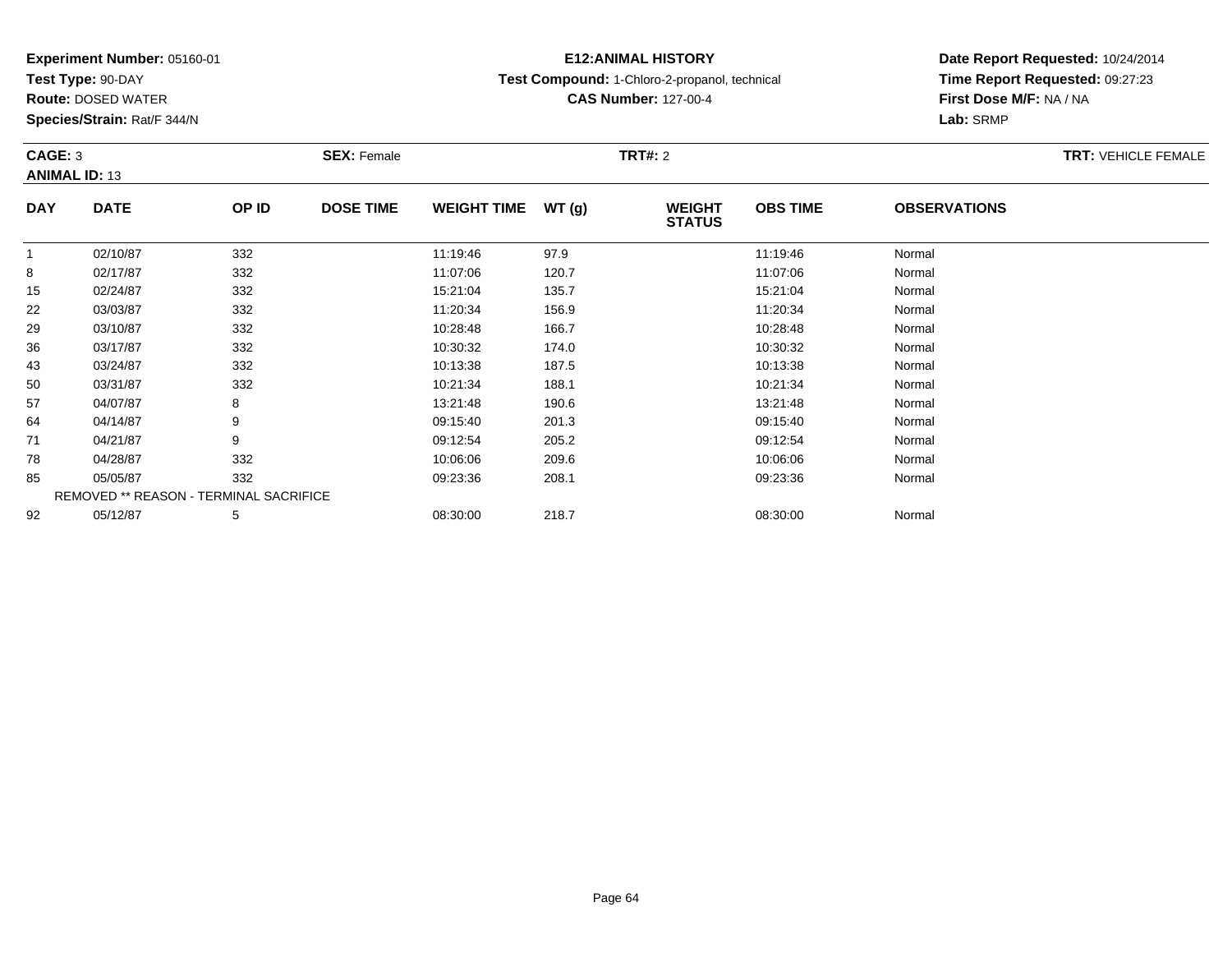**Experiment Number:** 05160-01
**Test Type:** 90-DAY
**Route:** DOSED WATER
**Species/Strain:** Rat/F 344/N

**E12:ANIMAL HISTORY**
**Test Compound:** 1-Chloro-2-propanol, technical
**CAS Number:** 127-00-4

**Date Report Requested:** 10/24/2014
**Time Report Requested:** 09:27:23
**First Dose M/F:** NA / NA
**Lab:** SRMP

**CAGE:** 3 **SEX:** Female **TRT#:** 2 **TRT:** VEHICLE FEMALE
**ANIMAL ID:** 13

| DAY | DATE | OP ID | DOSE TIME | WEIGHT TIME | WT (g) | WEIGHT STATUS | OBS TIME | OBSERVATIONS |
|---|---|---|---|---|---|---|---|---|
| 1 | 02/10/87 | 332 | | 11:19:46 | 97.9 | | 11:19:46 | Normal |
| 8 | 02/17/87 | 332 | | 11:07:06 | 120.7 | | 11:07:06 | Normal |
| 15 | 02/24/87 | 332 | | 15:21:04 | 135.7 | | 15:21:04 | Normal |
| 22 | 03/03/87 | 332 | | 11:20:34 | 156.9 | | 11:20:34 | Normal |
| 29 | 03/10/87 | 332 | | 10:28:48 | 166.7 | | 10:28:48 | Normal |
| 36 | 03/17/87 | 332 | | 10:30:32 | 174.0 | | 10:30:32 | Normal |
| 43 | 03/24/87 | 332 | | 10:13:38 | 187.5 | | 10:13:38 | Normal |
| 50 | 03/31/87 | 332 | | 10:21:34 | 188.1 | | 10:21:34 | Normal |
| 57 | 04/07/87 | 8 | | 13:21:48 | 190.6 | | 13:21:48 | Normal |
| 64 | 04/14/87 | 9 | | 09:15:40 | 201.3 | | 09:15:40 | Normal |
| 71 | 04/21/87 | 9 | | 09:12:54 | 205.2 | | 09:12:54 | Normal |
| 78 | 04/28/87 | 332 | | 10:06:06 | 209.6 | | 10:06:06 | Normal |
| 85 | 05/05/87 | 332 | | 09:23:36 | 208.1 | | 09:23:36 | Normal |
| REMOVED ** REASON - TERMINAL SACRIFICE | | | | | | | | |
| 92 | 05/12/87 | 5 | | 08:30:00 | 218.7 | | 08:30:00 | Normal |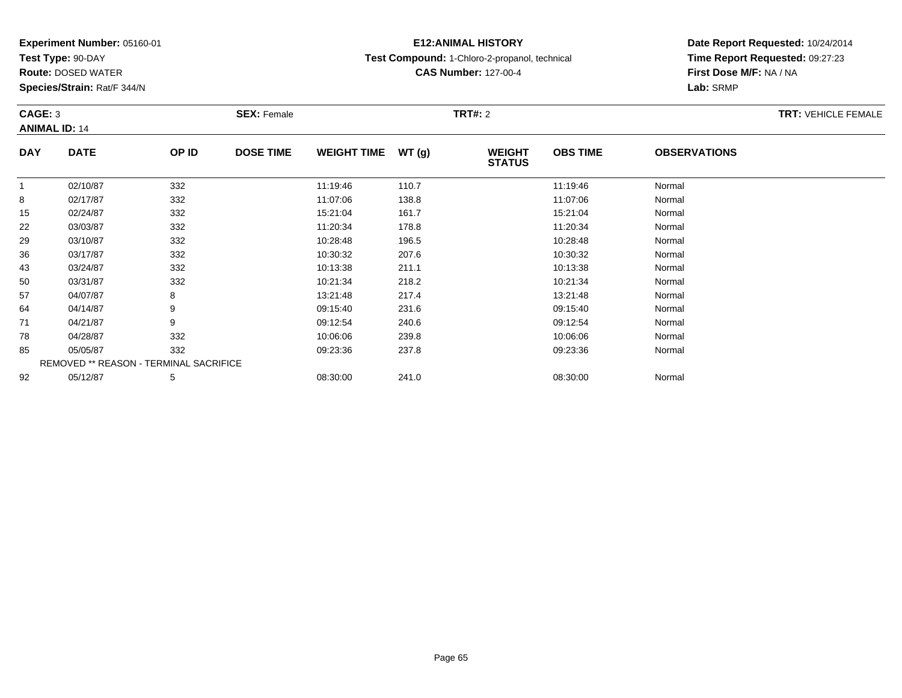**Experiment Number:** 05160-01
**Test Type:** 90-DAY
**Route:** DOSED WATER
**Species/Strain:** Rat/F 344/N

**E12:ANIMAL HISTORY**
**Test Compound:** 1-Chloro-2-propanol, technical
**CAS Number:** 127-00-4

**Date Report Requested:** 10/24/2014
**Time Report Requested:** 09:27:23
**First Dose M/F:** NA / NA
**Lab:** SRMP

**CAGE:** 3 **SEX:** Female **TRT#:** 2 **TRT:** VEHICLE FEMALE
**ANIMAL ID:** 14

| DAY | DATE | OP ID | DOSE TIME | WEIGHT TIME | WT (g) | WEIGHT STATUS | OBS TIME | OBSERVATIONS |
|---|---|---|---|---|---|---|---|---|
| 1 | 02/10/87 | 332 | | 11:19:46 | 110.7 | | 11:19:46 | Normal |
| 8 | 02/17/87 | 332 | | 11:07:06 | 138.8 | | 11:07:06 | Normal |
| 15 | 02/24/87 | 332 | | 15:21:04 | 161.7 | | 15:21:04 | Normal |
| 22 | 03/03/87 | 332 | | 11:20:34 | 178.8 | | 11:20:34 | Normal |
| 29 | 03/10/87 | 332 | | 10:28:48 | 196.5 | | 10:28:48 | Normal |
| 36 | 03/17/87 | 332 | | 10:30:32 | 207.6 | | 10:30:32 | Normal |
| 43 | 03/24/87 | 332 | | 10:13:38 | 211.1 | | 10:13:38 | Normal |
| 50 | 03/31/87 | 332 | | 10:21:34 | 218.2 | | 10:21:34 | Normal |
| 57 | 04/07/87 | 8 | | 13:21:48 | 217.4 | | 13:21:48 | Normal |
| 64 | 04/14/87 | 9 | | 09:15:40 | 231.6 | | 09:15:40 | Normal |
| 71 | 04/21/87 | 9 | | 09:12:54 | 240.6 | | 09:12:54 | Normal |
| 78 | 04/28/87 | 332 | | 10:06:06 | 239.8 | | 10:06:06 | Normal |
| 85 | 05/05/87 | 332 | | 09:23:36 | 237.8 | | 09:23:36 | Normal |
| REMOVED ** REASON - TERMINAL SACRIFICE | | | | | | | | |
| 92 | 05/12/87 | 5 | | 08:30:00 | 241.0 | | 08:30:00 | Normal |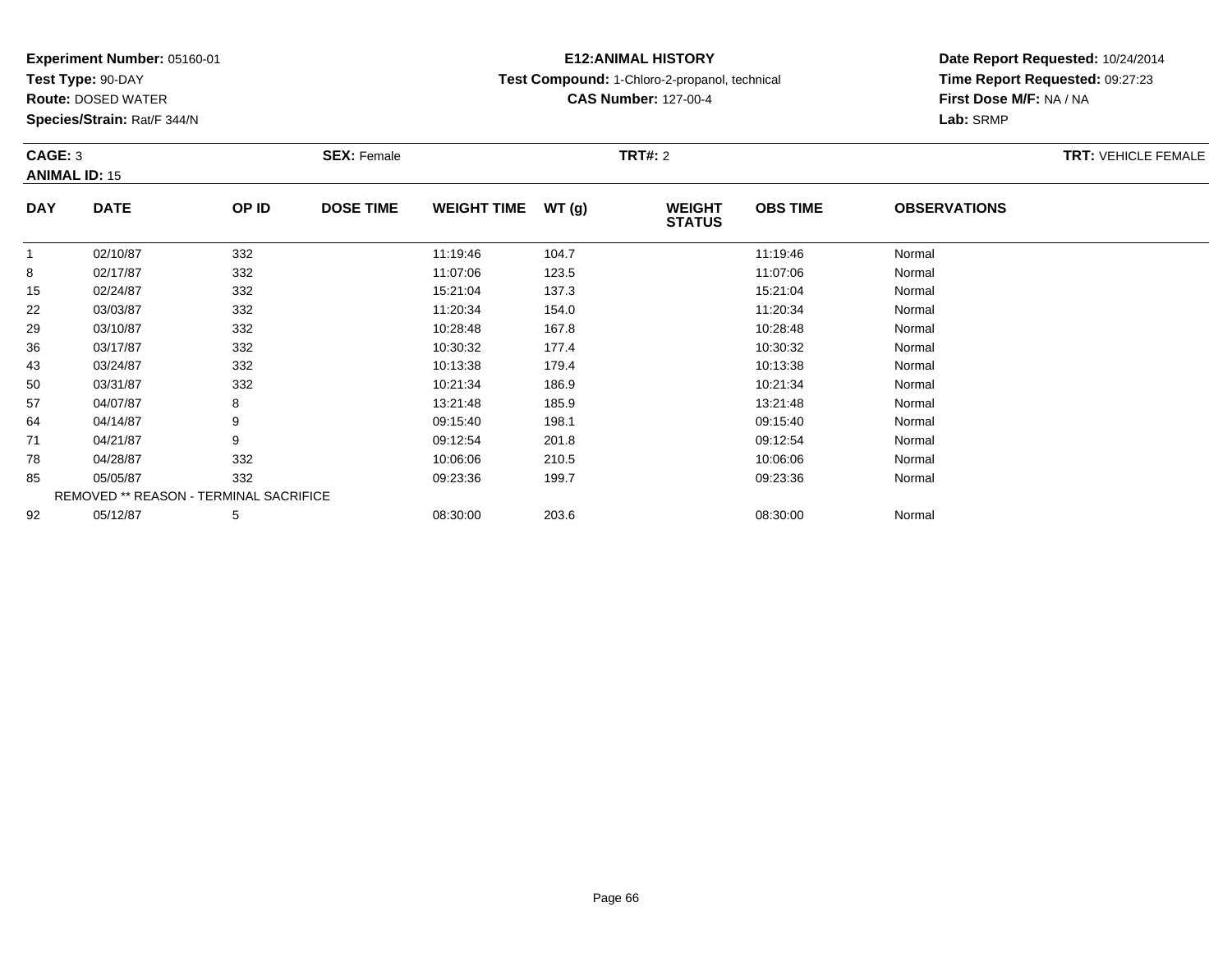**Experiment Number:** 05160-01
**Test Type:** 90-DAY
**Route:** DOSED WATER
**Species/Strain:** Rat/F 344/N

**E12:ANIMAL HISTORY**
**Test Compound:** 1-Chloro-2-propanol, technical
**CAS Number:** 127-00-4

**Date Report Requested:** 10/24/2014
**Time Report Requested:** 09:27:23
**First Dose M/F:** NA / NA
**Lab:** SRMP

**CAGE:** 3 **SEX:** Female **TRT#:** 2 **TRT:** VEHICLE FEMALE
**ANIMAL ID:** 15

| DAY | DATE | OP ID | DOSE TIME | WEIGHT TIME | WT (g) | WEIGHT STATUS | OBS TIME | OBSERVATIONS |
|---|---|---|---|---|---|---|---|---|
| 1 | 02/10/87 | 332 | | 11:19:46 | 104.7 | | 11:19:46 | Normal |
| 8 | 02/17/87 | 332 | | 11:07:06 | 123.5 | | 11:07:06 | Normal |
| 15 | 02/24/87 | 332 | | 15:21:04 | 137.3 | | 15:21:04 | Normal |
| 22 | 03/03/87 | 332 | | 11:20:34 | 154.0 | | 11:20:34 | Normal |
| 29 | 03/10/87 | 332 | | 10:28:48 | 167.8 | | 10:28:48 | Normal |
| 36 | 03/17/87 | 332 | | 10:30:32 | 177.4 | | 10:30:32 | Normal |
| 43 | 03/24/87 | 332 | | 10:13:38 | 179.4 | | 10:13:38 | Normal |
| 50 | 03/31/87 | 332 | | 10:21:34 | 186.9 | | 10:21:34 | Normal |
| 57 | 04/07/87 | 8 | | 13:21:48 | 185.9 | | 13:21:48 | Normal |
| 64 | 04/14/87 | 9 | | 09:15:40 | 198.1 | | 09:15:40 | Normal |
| 71 | 04/21/87 | 9 | | 09:12:54 | 201.8 | | 09:12:54 | Normal |
| 78 | 04/28/87 | 332 | | 10:06:06 | 210.5 | | 10:06:06 | Normal |
| 85 | 05/05/87 | 332 | | 09:23:36 | 199.7 | | 09:23:36 | Normal |
| | REMOVED ** REASON - TERMINAL SACRIFICE | | | | | | | |
| 92 | 05/12/87 | 5 | | 08:30:00 | 203.6 | | 08:30:00 | Normal |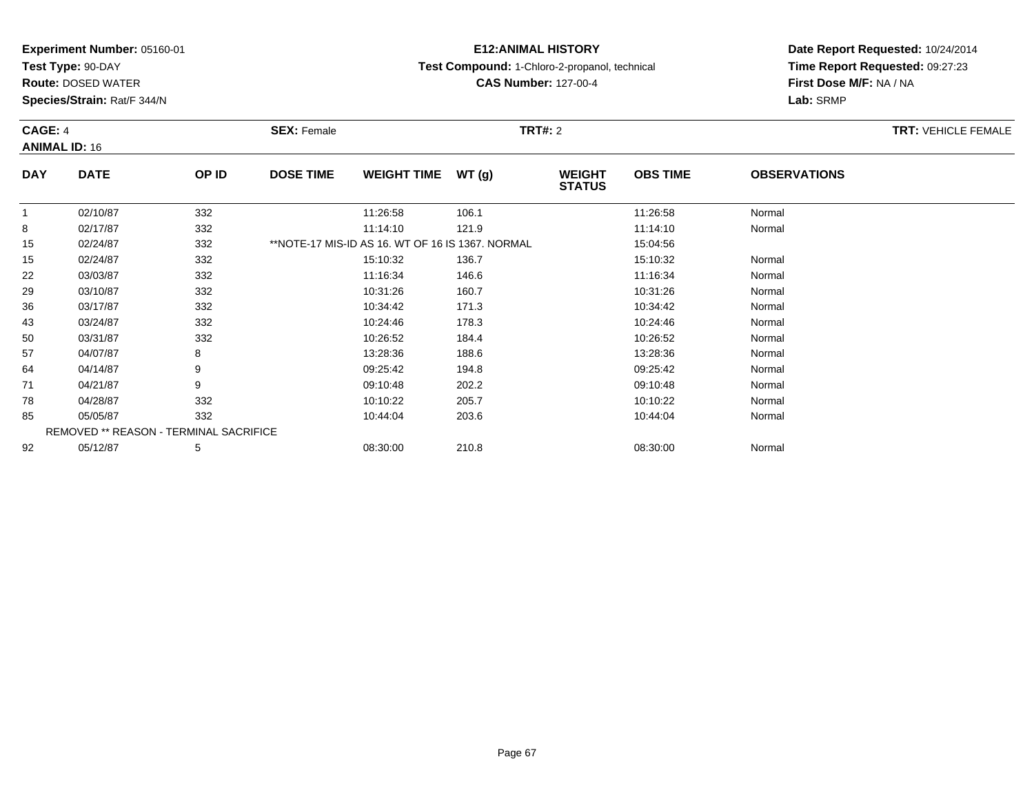**Experiment Number:** 05160-01
**Test Type:** 90-DAY
**Route:** DOSED WATER
**Species/Strain:** Rat/F 344/N

**E12:ANIMAL HISTORY**
**Test Compound:** 1-Chloro-2-propanol, technical
**CAS Number:** 127-00-4

**Date Report Requested:** 10/24/2014
**Time Report Requested:** 09:27:23
**First Dose M/F:** NA / NA
**Lab:** SRMP

**CAGE:** 4 **SEX:** Female **TRT#:** 2 **TRT:** VEHICLE FEMALE
**ANIMAL ID:** 16

| DAY | DATE | OP ID | DOSE TIME | WEIGHT TIME | WT (g) | WEIGHT STATUS | OBS TIME | OBSERVATIONS |
|---|---|---|---|---|---|---|---|---|
| 1 | 02/10/87 | 332 | | 11:26:58 | 106.1 | | 11:26:58 | Normal |
| 8 | 02/17/87 | 332 | | 11:14:10 | 121.9 | | 11:14:10 | Normal |
| 15 | 02/24/87 | 332 | **NOTE-17 MIS-ID AS 16. WT OF 16 IS 1367. NORMAL | | | | 15:04:56 | |
| 15 | 02/24/87 | 332 | | 15:10:32 | 136.7 | | 15:10:32 | Normal |
| 22 | 03/03/87 | 332 | | 11:16:34 | 146.6 | | 11:16:34 | Normal |
| 29 | 03/10/87 | 332 | | 10:31:26 | 160.7 | | 10:31:26 | Normal |
| 36 | 03/17/87 | 332 | | 10:34:42 | 171.3 | | 10:34:42 | Normal |
| 43 | 03/24/87 | 332 | | 10:24:46 | 178.3 | | 10:24:46 | Normal |
| 50 | 03/31/87 | 332 | | 10:26:52 | 184.4 | | 10:26:52 | Normal |
| 57 | 04/07/87 | 8 | | 13:28:36 | 188.6 | | 13:28:36 | Normal |
| 64 | 04/14/87 | 9 | | 09:25:42 | 194.8 | | 09:25:42 | Normal |
| 71 | 04/21/87 | 9 | | 09:10:48 | 202.2 | | 09:10:48 | Normal |
| 78 | 04/28/87 | 332 | | 10:10:22 | 205.7 | | 10:10:22 | Normal |
| 85 | 05/05/87 | 332 | | 10:44:04 | 203.6 | | 10:44:04 | Normal |
| | REMOVED ** REASON - TERMINAL SACRIFICE | | | | | | | |
| 92 | 05/12/87 | 5 | | 08:30:00 | 210.8 | | 08:30:00 | Normal |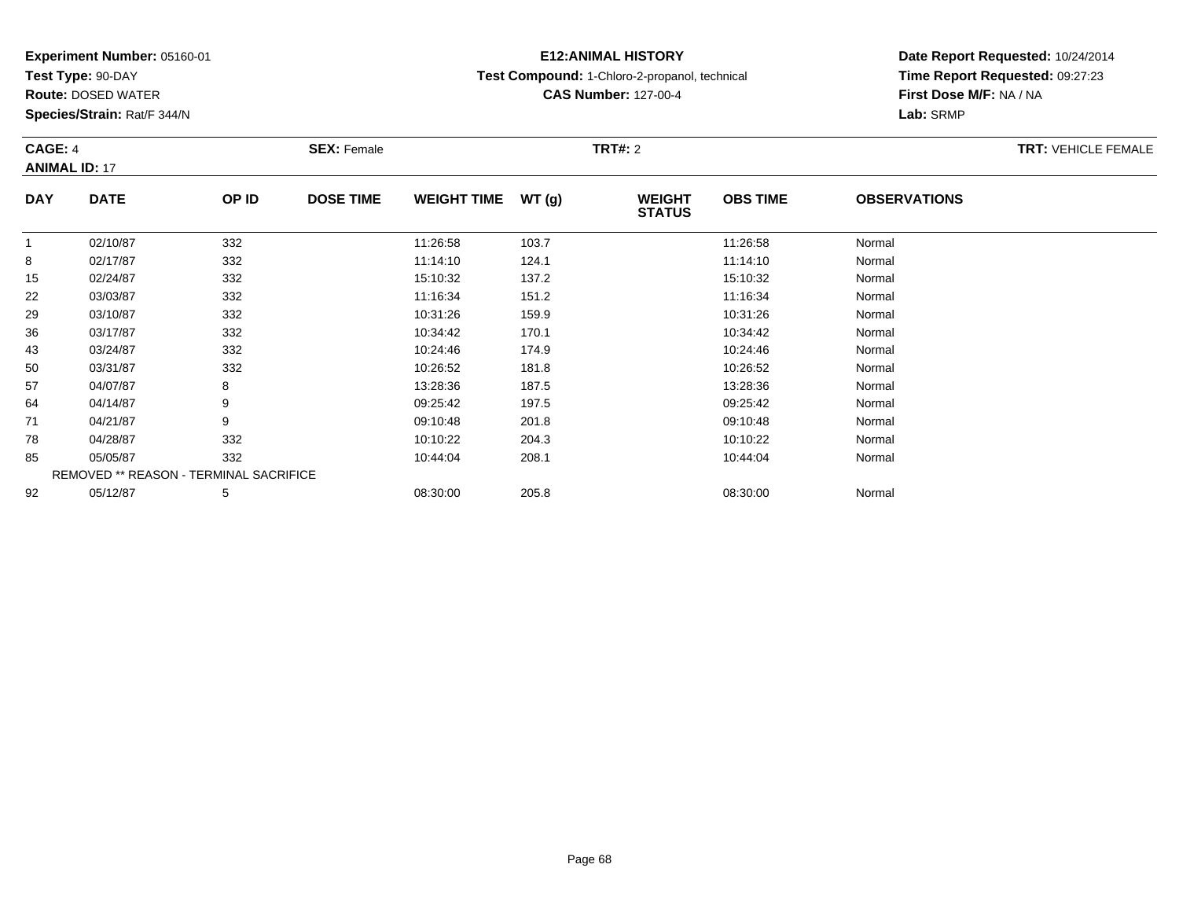**Experiment Number:** 05160-01
**Test Type:** 90-DAY
**Route:** DOSED WATER
**Species/Strain:** Rat/F 344/N

**E12:ANIMAL HISTORY**
**Test Compound:** 1-Chloro-2-propanol, technical
**CAS Number:** 127-00-4

**Date Report Requested:** 10/24/2014
**Time Report Requested:** 09:27:23
**First Dose M/F:** NA / NA
**Lab:** SRMP

**CAGE:** 4 **SEX:** Female **TRT#:** 2 **TRT:** VEHICLE FEMALE
**ANIMAL ID:** 17

| DAY | DATE | OP ID | DOSE TIME | WEIGHT TIME | WT (g) | WEIGHT STATUS | OBS TIME | OBSERVATIONS |
|---|---|---|---|---|---|---|---|---|
| 1 | 02/10/87 | 332 | | 11:26:58 | 103.7 | | 11:26:58 | Normal |
| 8 | 02/17/87 | 332 | | 11:14:10 | 124.1 | | 11:14:10 | Normal |
| 15 | 02/24/87 | 332 | | 15:10:32 | 137.2 | | 15:10:32 | Normal |
| 22 | 03/03/87 | 332 | | 11:16:34 | 151.2 | | 11:16:34 | Normal |
| 29 | 03/10/87 | 332 | | 10:31:26 | 159.9 | | 10:31:26 | Normal |
| 36 | 03/17/87 | 332 | | 10:34:42 | 170.1 | | 10:34:42 | Normal |
| 43 | 03/24/87 | 332 | | 10:24:46 | 174.9 | | 10:24:46 | Normal |
| 50 | 03/31/87 | 332 | | 10:26:52 | 181.8 | | 10:26:52 | Normal |
| 57 | 04/07/87 | 8 | | 13:28:36 | 187.5 | | 13:28:36 | Normal |
| 64 | 04/14/87 | 9 | | 09:25:42 | 197.5 | | 09:25:42 | Normal |
| 71 | 04/21/87 | 9 | | 09:10:48 | 201.8 | | 09:10:48 | Normal |
| 78 | 04/28/87 | 332 | | 10:10:22 | 204.3 | | 10:10:22 | Normal |
| 85 | 05/05/87 | 332 | | 10:44:04 | 208.1 | | 10:44:04 | Normal |
| REMOVED ** REASON - TERMINAL SACRIFICE | | | | | | | | |
| 92 | 05/12/87 | 5 | | 08:30:00 | 205.8 | | 08:30:00 | Normal |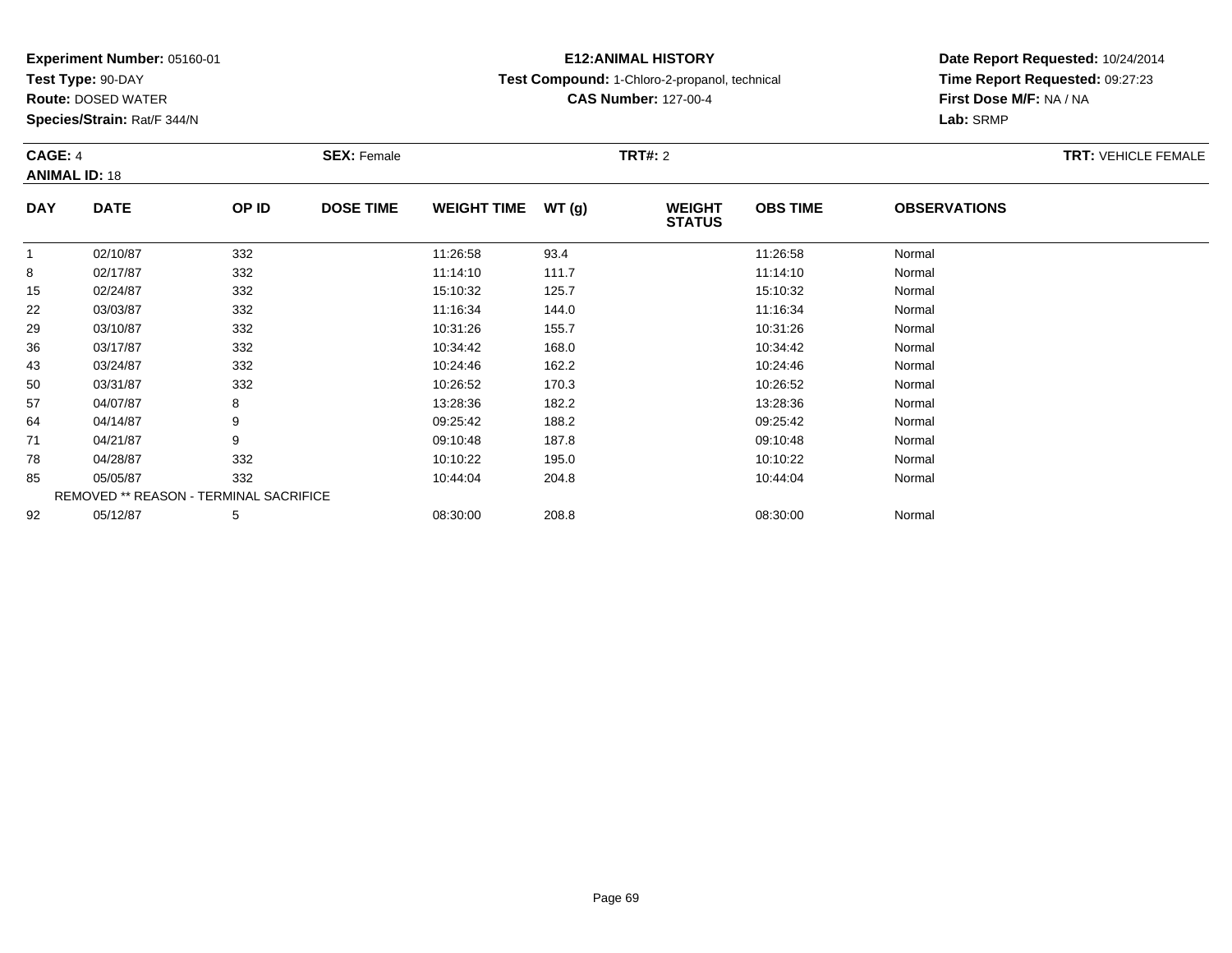**Experiment Number:** 05160-01
**Test Type:** 90-DAY
**Route:** DOSED WATER
**Species/Strain:** Rat/F 344/N

**E12:ANIMAL HISTORY**
**Test Compound:** 1-Chloro-2-propanol, technical
**CAS Number:** 127-00-4

**Date Report Requested:** 10/24/2014
**Time Report Requested:** 09:27:23
**First Dose M/F:** NA / NA
**Lab:** SRMP

**CAGE:** 4 **SEX:** Female **TRT#:** 2 **TRT:** VEHICLE FEMALE
**ANIMAL ID:** 18

| DAY | DATE | OP ID | DOSE TIME | WEIGHT TIME | WT (g) | WEIGHT STATUS | OBS TIME | OBSERVATIONS |
|---|---|---|---|---|---|---|---|---|
| 1 | 02/10/87 | 332 | | 11:26:58 | 93.4 | | 11:26:58 | Normal |
| 8 | 02/17/87 | 332 | | 11:14:10 | 111.7 | | 11:14:10 | Normal |
| 15 | 02/24/87 | 332 | | 15:10:32 | 125.7 | | 15:10:32 | Normal |
| 22 | 03/03/87 | 332 | | 11:16:34 | 144.0 | | 11:16:34 | Normal |
| 29 | 03/10/87 | 332 | | 10:31:26 | 155.7 | | 10:31:26 | Normal |
| 36 | 03/17/87 | 332 | | 10:34:42 | 168.0 | | 10:34:42 | Normal |
| 43 | 03/24/87 | 332 | | 10:24:46 | 162.2 | | 10:24:46 | Normal |
| 50 | 03/31/87 | 332 | | 10:26:52 | 170.3 | | 10:26:52 | Normal |
| 57 | 04/07/87 | 8 | | 13:28:36 | 182.2 | | 13:28:36 | Normal |
| 64 | 04/14/87 | 9 | | 09:25:42 | 188.2 | | 09:25:42 | Normal |
| 71 | 04/21/87 | 9 | | 09:10:48 | 187.8 | | 09:10:48 | Normal |
| 78 | 04/28/87 | 332 | | 10:10:22 | 195.0 | | 10:10:22 | Normal |
| 85 | 05/05/87 | 332 | | 10:44:04 | 204.8 | | 10:44:04 | Normal |
| REMOVED ** REASON - TERMINAL SACRIFICE | | | | | | | | |
| 92 | 05/12/87 | 5 | | 08:30:00 | 208.8 | | 08:30:00 | Normal |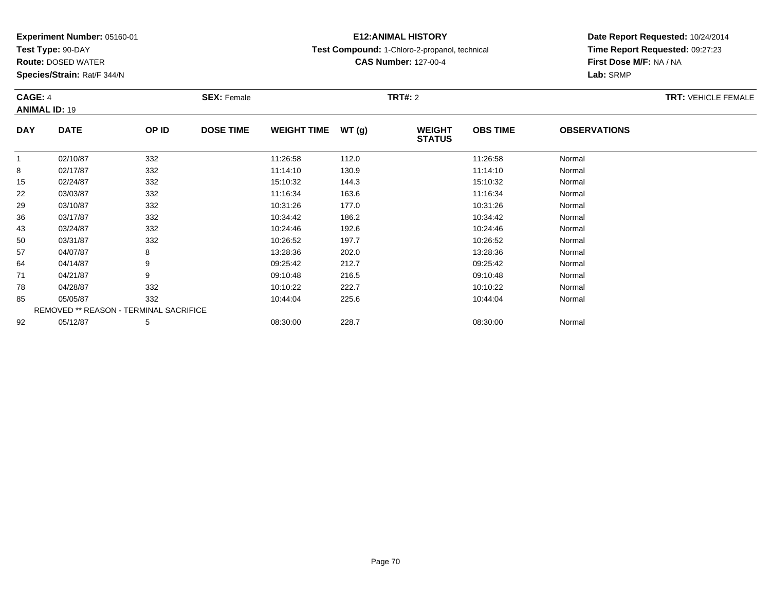**Experiment Number:** 05160-01
**Test Type:** 90-DAY
**Route:** DOSED WATER
**Species/Strain:** Rat/F 344/N

**E12:ANIMAL HISTORY**
**Test Compound:** 1-Chloro-2-propanol, technical
**CAS Number:** 127-00-4

**Date Report Requested:** 10/24/2014
**Time Report Requested:** 09:27:23
**First Dose M/F:** NA / NA
**Lab:** SRMP

**CAGE:** 4 **SEX:** Female **TRT#:** 2 **TRT:** VEHICLE FEMALE
**ANIMAL ID:** 19

| DAY | DATE | OP ID | DOSE TIME | WEIGHT TIME | WT (g) | WEIGHT STATUS | OBS TIME | OBSERVATIONS |
|---|---|---|---|---|---|---|---|---|
| 1 | 02/10/87 | 332 | | 11:26:58 | 112.0 | | 11:26:58 | Normal |
| 8 | 02/17/87 | 332 | | 11:14:10 | 130.9 | | 11:14:10 | Normal |
| 15 | 02/24/87 | 332 | | 15:10:32 | 144.3 | | 15:10:32 | Normal |
| 22 | 03/03/87 | 332 | | 11:16:34 | 163.6 | | 11:16:34 | Normal |
| 29 | 03/10/87 | 332 | | 10:31:26 | 177.0 | | 10:31:26 | Normal |
| 36 | 03/17/87 | 332 | | 10:34:42 | 186.2 | | 10:34:42 | Normal |
| 43 | 03/24/87 | 332 | | 10:24:46 | 192.6 | | 10:24:46 | Normal |
| 50 | 03/31/87 | 332 | | 10:26:52 | 197.7 | | 10:26:52 | Normal |
| 57 | 04/07/87 | 8 | | 13:28:36 | 202.0 | | 13:28:36 | Normal |
| 64 | 04/14/87 | 9 | | 09:25:42 | 212.7 | | 09:25:42 | Normal |
| 71 | 04/21/87 | 9 | | 09:10:48 | 216.5 | | 09:10:48 | Normal |
| 78 | 04/28/87 | 332 | | 10:10:22 | 222.7 | | 10:10:22 | Normal |
| 85 | 05/05/87 | 332 | | 10:44:04 | 225.6 | | 10:44:04 | Normal |
| REMOVED ** REASON - TERMINAL SACRIFICE | | | | | | | | |
| 92 | 05/12/87 | 5 | | 08:30:00 | 228.7 | | 08:30:00 | Normal |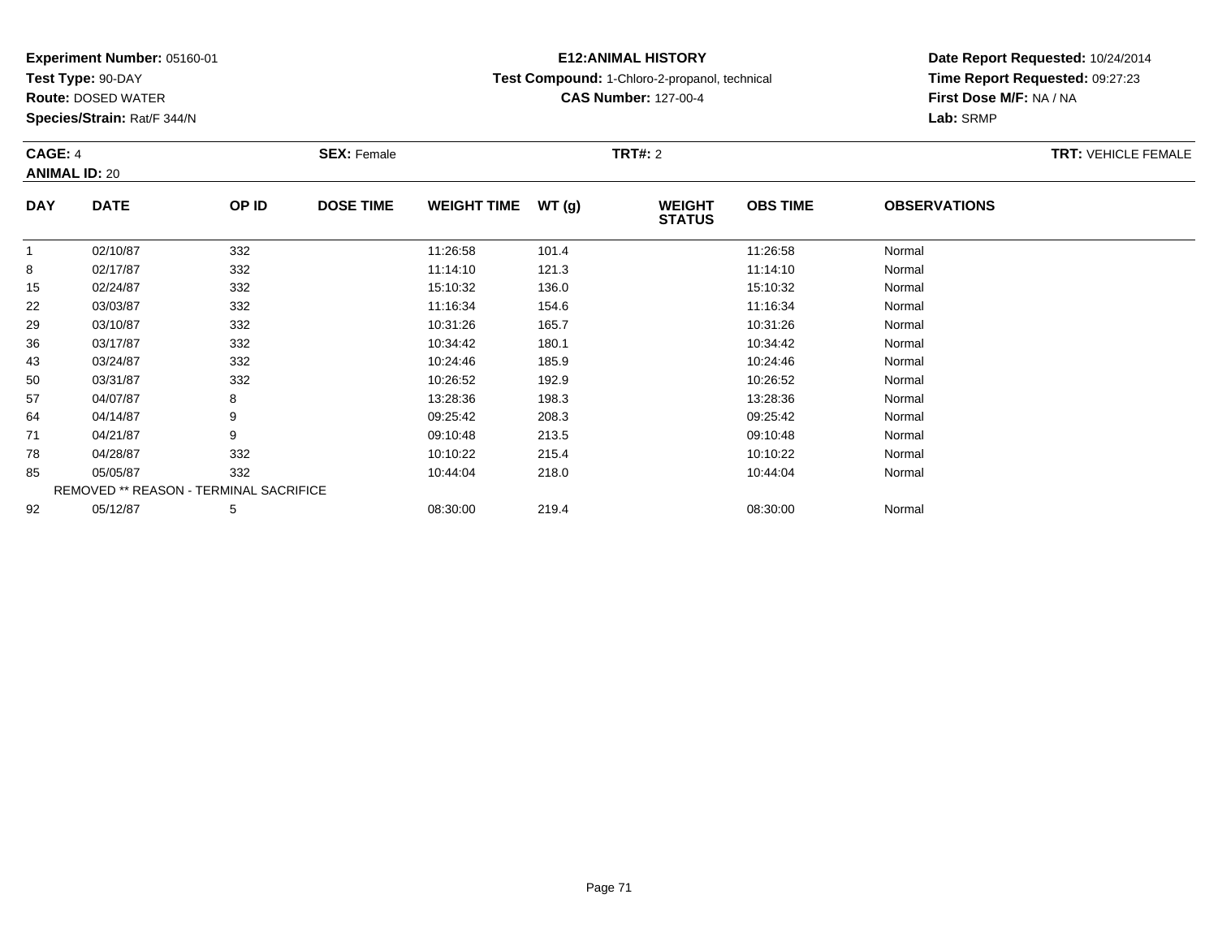**Experiment Number:** 05160-01
**Test Type:** 90-DAY
**Route:** DOSED WATER
**Species/Strain:** Rat/F 344/N

**E12:ANIMAL HISTORY**
**Test Compound:** 1-Chloro-2-propanol, technical
**CAS Number:** 127-00-4

**Date Report Requested:** 10/24/2014
**Time Report Requested:** 09:27:23
**First Dose M/F:** NA / NA
**Lab:** SRMP

**CAGE:** 4 **SEX:** Female **TRT#:** 2 **TRT:** VEHICLE FEMALE
**ANIMAL ID:** 20

| DAY | DATE | OP ID | DOSE TIME | WEIGHT TIME | WT (g) | WEIGHT STATUS | OBS TIME | OBSERVATIONS |
|---|---|---|---|---|---|---|---|---|
| 1 | 02/10/87 | 332 | | 11:26:58 | 101.4 | | 11:26:58 | Normal |
| 8 | 02/17/87 | 332 | | 11:14:10 | 121.3 | | 11:14:10 | Normal |
| 15 | 02/24/87 | 332 | | 15:10:32 | 136.0 | | 15:10:32 | Normal |
| 22 | 03/03/87 | 332 | | 11:16:34 | 154.6 | | 11:16:34 | Normal |
| 29 | 03/10/87 | 332 | | 10:31:26 | 165.7 | | 10:31:26 | Normal |
| 36 | 03/17/87 | 332 | | 10:34:42 | 180.1 | | 10:34:42 | Normal |
| 43 | 03/24/87 | 332 | | 10:24:46 | 185.9 | | 10:24:46 | Normal |
| 50 | 03/31/87 | 332 | | 10:26:52 | 192.9 | | 10:26:52 | Normal |
| 57 | 04/07/87 | 8 | | 13:28:36 | 198.3 | | 13:28:36 | Normal |
| 64 | 04/14/87 | 9 | | 09:25:42 | 208.3 | | 09:25:42 | Normal |
| 71 | 04/21/87 | 9 | | 09:10:48 | 213.5 | | 09:10:48 | Normal |
| 78 | 04/28/87 | 332 | | 10:10:22 | 215.4 | | 10:10:22 | Normal |
| 85 | 05/05/87 | 332 | | 10:44:04 | 218.0 | | 10:44:04 | Normal |
| | REMOVED ** REASON - TERMINAL SACRIFICE | | | | | | | |
| 92 | 05/12/87 | 5 | | 08:30:00 | 219.4 | | 08:30:00 | Normal |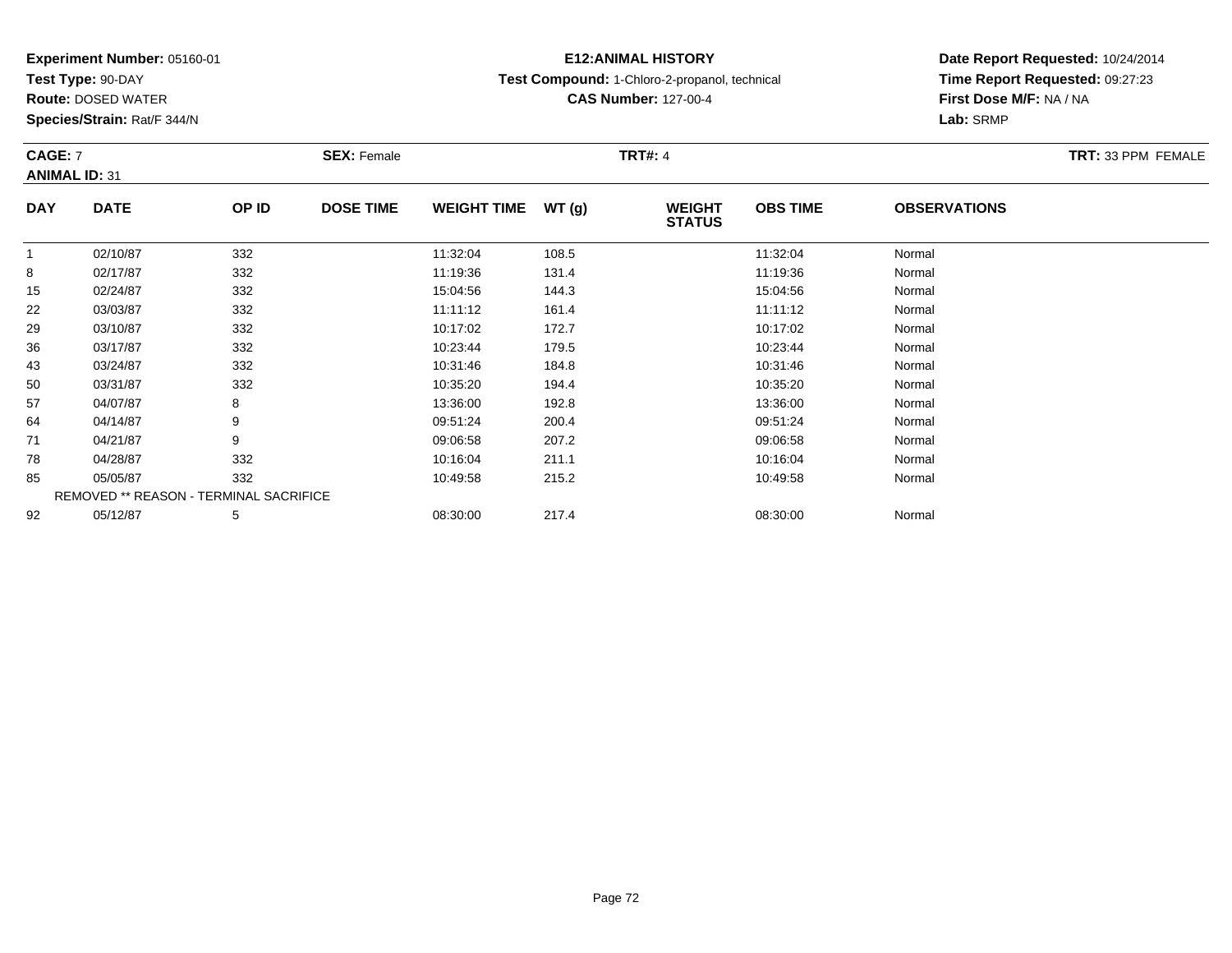**Experiment Number:** 05160-01
**Test Type:** 90-DAY
**Route:** DOSED WATER
**Species/Strain:** Rat/F 344/N

**E12:ANIMAL HISTORY**
**Test Compound:** 1-Chloro-2-propanol, technical
**CAS Number:** 127-00-4

**Date Report Requested:** 10/24/2014
**Time Report Requested:** 09:27:23
**First Dose M/F:** NA / NA
**Lab:** SRMP

**CAGE:** 7 **SEX:** Female **TRT#:** 4 **TRT:** 33 PPM FEMALE
**ANIMAL ID:** 31

| DAY | DATE | OP ID | DOSE TIME | WEIGHT TIME | WT (g) | WEIGHT STATUS | OBS TIME | OBSERVATIONS |
|---|---|---|---|---|---|---|---|---|
| 1 | 02/10/87 | 332 | | 11:32:04 | 108.5 | | 11:32:04 | Normal |
| 8 | 02/17/87 | 332 | | 11:19:36 | 131.4 | | 11:19:36 | Normal |
| 15 | 02/24/87 | 332 | | 15:04:56 | 144.3 | | 15:04:56 | Normal |
| 22 | 03/03/87 | 332 | | 11:11:12 | 161.4 | | 11:11:12 | Normal |
| 29 | 03/10/87 | 332 | | 10:17:02 | 172.7 | | 10:17:02 | Normal |
| 36 | 03/17/87 | 332 | | 10:23:44 | 179.5 | | 10:23:44 | Normal |
| 43 | 03/24/87 | 332 | | 10:31:46 | 184.8 | | 10:31:46 | Normal |
| 50 | 03/31/87 | 332 | | 10:35:20 | 194.4 | | 10:35:20 | Normal |
| 57 | 04/07/87 | 8 | | 13:36:00 | 192.8 | | 13:36:00 | Normal |
| 64 | 04/14/87 | 9 | | 09:51:24 | 200.4 | | 09:51:24 | Normal |
| 71 | 04/21/87 | 9 | | 09:06:58 | 207.2 | | 09:06:58 | Normal |
| 78 | 04/28/87 | 332 | | 10:16:04 | 211.1 | | 10:16:04 | Normal |
| 85 | 05/05/87 | 332 | | 10:49:58 | 215.2 | | 10:49:58 | Normal |
| REMOVED ** REASON - TERMINAL SACRIFICE | | | | | | | | |
| 92 | 05/12/87 | 5 | | 08:30:00 | 217.4 | | 08:30:00 | Normal |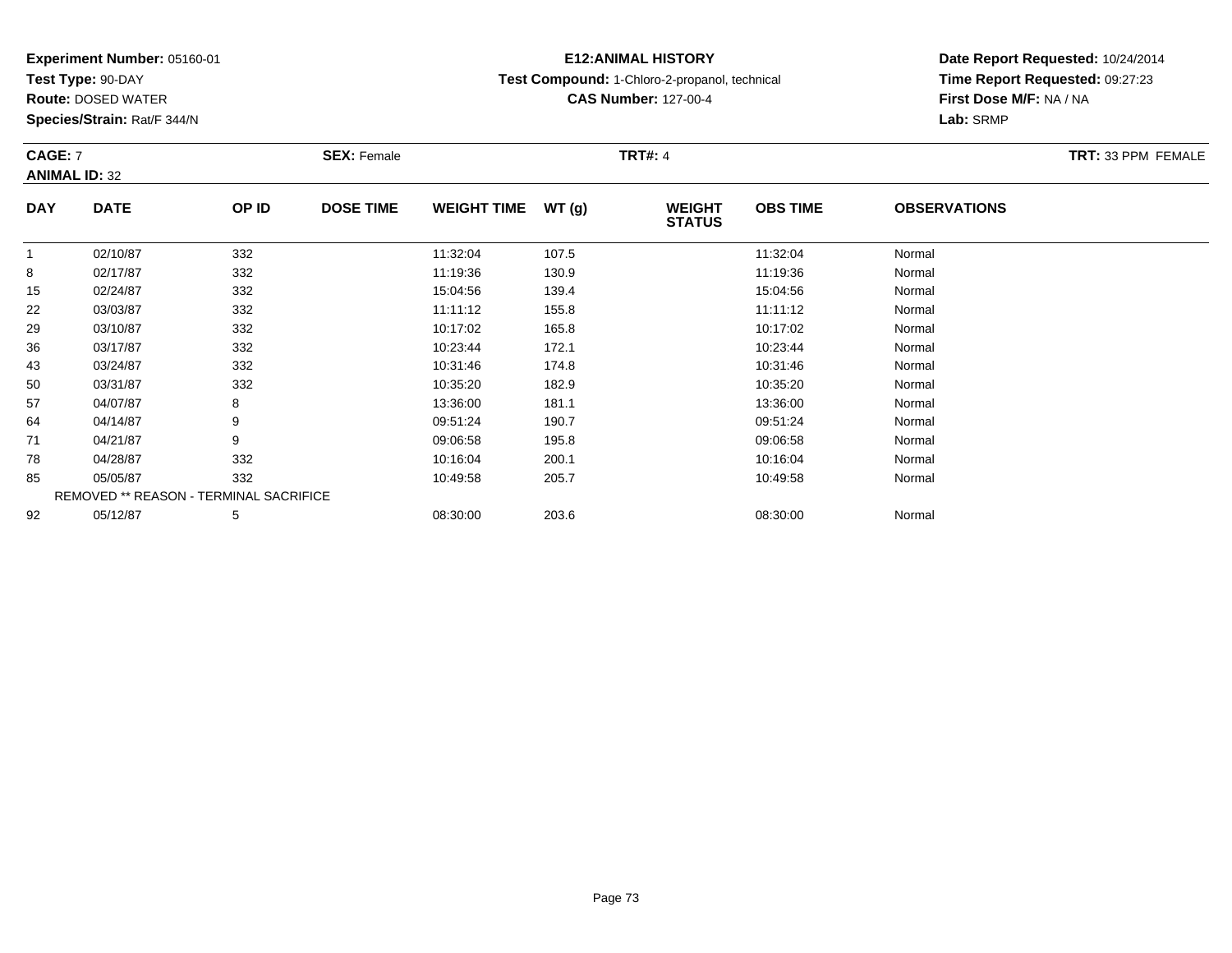**Experiment Number:** 05160-01
**Test Type:** 90-DAY
**Route:** DOSED WATER
**Species/Strain:** Rat/F 344/N

**E12:ANIMAL HISTORY**
**Test Compound:** 1-Chloro-2-propanol, technical
**CAS Number:** 127-00-4

**Date Report Requested:** 10/24/2014
**Time Report Requested:** 09:27:23
**First Dose M/F:** NA / NA
**Lab:** SRMP

**CAGE:** 7 **SEX:** Female **TRT#:** 4 **TRT:** 33 PPM FEMALE
**ANIMAL ID:** 32

| DAY | DATE | OP ID | DOSE TIME | WEIGHT TIME | WT (g) | WEIGHT STATUS | OBS TIME | OBSERVATIONS |
|---|---|---|---|---|---|---|---|---|
| 1 | 02/10/87 | 332 | | 11:32:04 | 107.5 | | 11:32:04 | Normal |
| 8 | 02/17/87 | 332 | | 11:19:36 | 130.9 | | 11:19:36 | Normal |
| 15 | 02/24/87 | 332 | | 15:04:56 | 139.4 | | 15:04:56 | Normal |
| 22 | 03/03/87 | 332 | | 11:11:12 | 155.8 | | 11:11:12 | Normal |
| 29 | 03/10/87 | 332 | | 10:17:02 | 165.8 | | 10:17:02 | Normal |
| 36 | 03/17/87 | 332 | | 10:23:44 | 172.1 | | 10:23:44 | Normal |
| 43 | 03/24/87 | 332 | | 10:31:46 | 174.8 | | 10:31:46 | Normal |
| 50 | 03/31/87 | 332 | | 10:35:20 | 182.9 | | 10:35:20 | Normal |
| 57 | 04/07/87 | 8 | | 13:36:00 | 181.1 | | 13:36:00 | Normal |
| 64 | 04/14/87 | 9 | | 09:51:24 | 190.7 | | 09:51:24 | Normal |
| 71 | 04/21/87 | 9 | | 09:06:58 | 195.8 | | 09:06:58 | Normal |
| 78 | 04/28/87 | 332 | | 10:16:04 | 200.1 | | 10:16:04 | Normal |
| 85 | 05/05/87 | 332 | | 10:49:58 | 205.7 | | 10:49:58 | Normal |
| REMOVED ** REASON - TERMINAL SACRIFICE | | | | | | | | |
| 92 | 05/12/87 | 5 | | 08:30:00 | 203.6 | | 08:30:00 | Normal |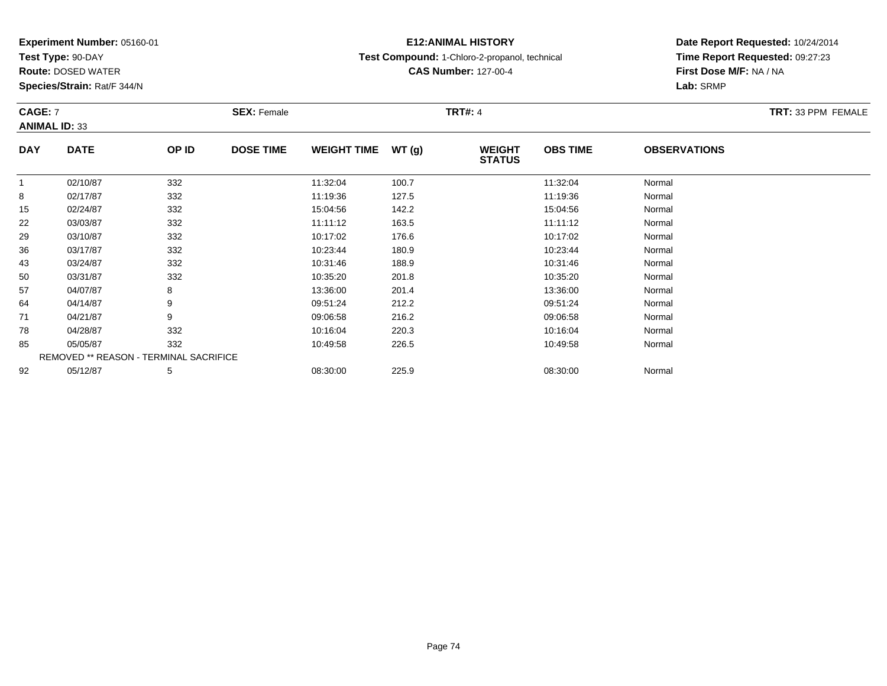**Experiment Number:** 05160-01
**Test Type:** 90-DAY
**Route:** DOSED WATER
**Species/Strain:** Rat/F 344/N

**E12:ANIMAL HISTORY**
**Test Compound:** 1-Chloro-2-propanol, technical
**CAS Number:** 127-00-4

**Date Report Requested:** 10/24/2014
**Time Report Requested:** 09:27:23
**First Dose M/F:** NA / NA
**Lab:** SRMP

**CAGE:** 7 **SEX:** Female **TRT#:** 4 **TRT:** 33 PPM FEMALE
**ANIMAL ID:** 33

| DAY | DATE | OP ID | DOSE TIME | WEIGHT TIME | WT (g) | WEIGHT STATUS | OBS TIME | OBSERVATIONS |
|---|---|---|---|---|---|---|---|---|
| 1 | 02/10/87 | 332 | | 11:32:04 | 100.7 | | 11:32:04 | Normal |
| 8 | 02/17/87 | 332 | | 11:19:36 | 127.5 | | 11:19:36 | Normal |
| 15 | 02/24/87 | 332 | | 15:04:56 | 142.2 | | 15:04:56 | Normal |
| 22 | 03/03/87 | 332 | | 11:11:12 | 163.5 | | 11:11:12 | Normal |
| 29 | 03/10/87 | 332 | | 10:17:02 | 176.6 | | 10:17:02 | Normal |
| 36 | 03/17/87 | 332 | | 10:23:44 | 180.9 | | 10:23:44 | Normal |
| 43 | 03/24/87 | 332 | | 10:31:46 | 188.9 | | 10:31:46 | Normal |
| 50 | 03/31/87 | 332 | | 10:35:20 | 201.8 | | 10:35:20 | Normal |
| 57 | 04/07/87 | 8 | | 13:36:00 | 201.4 | | 13:36:00 | Normal |
| 64 | 04/14/87 | 9 | | 09:51:24 | 212.2 | | 09:51:24 | Normal |
| 71 | 04/21/87 | 9 | | 09:06:58 | 216.2 | | 09:06:58 | Normal |
| 78 | 04/28/87 | 332 | | 10:16:04 | 220.3 | | 10:16:04 | Normal |
| 85 | 05/05/87 | 332 | | 10:49:58 | 226.5 | | 10:49:58 | Normal |
| REMOVED ** REASON - TERMINAL SACRIFICE | | | | | | | | |
| 92 | 05/12/87 | 5 | | 08:30:00 | 225.9 | | 08:30:00 | Normal |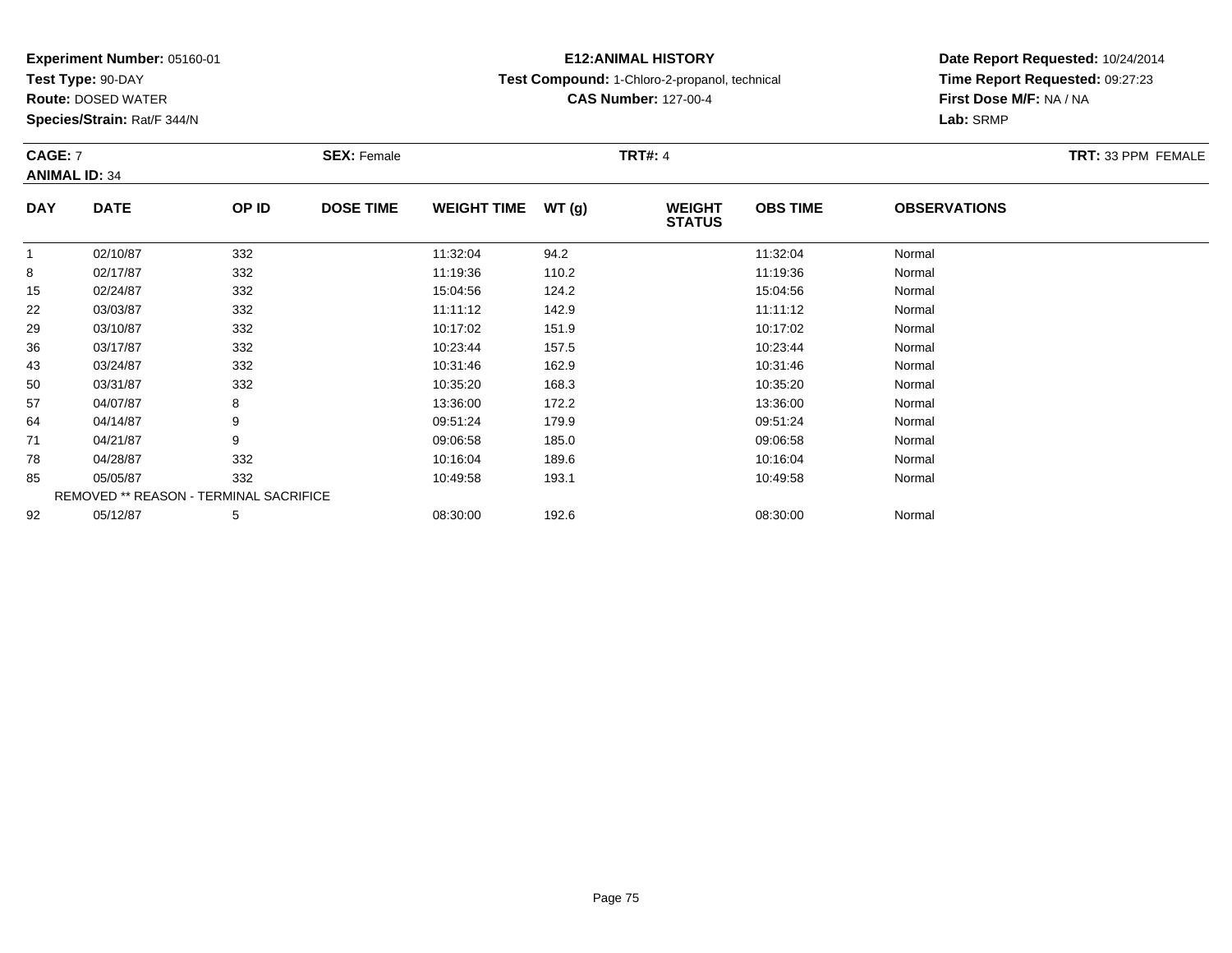**Experiment Number:** 05160-01
**Test Type:** 90-DAY
**Route:** DOSED WATER
**Species/Strain:** Rat/F 344/N

**E12:ANIMAL HISTORY**
**Test Compound:** 1-Chloro-2-propanol, technical
**CAS Number:** 127-00-4

**Date Report Requested:** 10/24/2014
**Time Report Requested:** 09:27:23
**First Dose M/F:** NA / NA
**Lab:** SRMP

**CAGE:** 7　　**SEX:** Female　　**TRT#:** 4　　**TRT:** 33 PPM FEMALE
**ANIMAL ID:** 34

| DAY | DATE | OP ID | DOSE TIME | WEIGHT TIME | WT (g) | WEIGHT STATUS | OBS TIME | OBSERVATIONS |
|---|---|---|---|---|---|---|---|---|
| 1 | 02/10/87 | 332 | | 11:32:04 | 94.2 | | 11:32:04 | Normal |
| 8 | 02/17/87 | 332 | | 11:19:36 | 110.2 | | 11:19:36 | Normal |
| 15 | 02/24/87 | 332 | | 15:04:56 | 124.2 | | 15:04:56 | Normal |
| 22 | 03/03/87 | 332 | | 11:11:12 | 142.9 | | 11:11:12 | Normal |
| 29 | 03/10/87 | 332 | | 10:17:02 | 151.9 | | 10:17:02 | Normal |
| 36 | 03/17/87 | 332 | | 10:23:44 | 157.5 | | 10:23:44 | Normal |
| 43 | 03/24/87 | 332 | | 10:31:46 | 162.9 | | 10:31:46 | Normal |
| 50 | 03/31/87 | 332 | | 10:35:20 | 168.3 | | 10:35:20 | Normal |
| 57 | 04/07/87 | 8 | | 13:36:00 | 172.2 | | 13:36:00 | Normal |
| 64 | 04/14/87 | 9 | | 09:51:24 | 179.9 | | 09:51:24 | Normal |
| 71 | 04/21/87 | 9 | | 09:06:58 | 185.0 | | 09:06:58 | Normal |
| 78 | 04/28/87 | 332 | | 10:16:04 | 189.6 | | 10:16:04 | Normal |
| 85 | 05/05/87 | 332 | | 10:49:58 | 193.1 | | 10:49:58 | Normal |
| REMOVED ** REASON - TERMINAL SACRIFICE | | | | | | | | |
| 92 | 05/12/87 | 5 | | 08:30:00 | 192.6 | | 08:30:00 | Normal |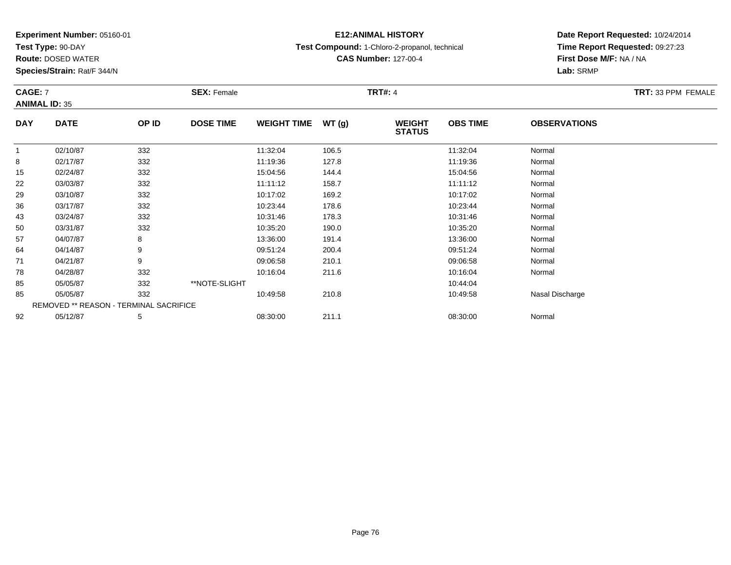**Experiment Number:** 05160-01
**Test Type:** 90-DAY
**Route:** DOSED WATER
**Species/Strain:** Rat/F 344/N

**E12:ANIMAL HISTORY**
**Test Compound:** 1-Chloro-2-propanol, technical
**CAS Number:** 127-00-4

**Date Report Requested:** 10/24/2014
**Time Report Requested:** 09:27:23
**First Dose M/F:** NA / NA
**Lab:** SRMP

**CAGE:** 7 **SEX:** Female **TRT#:** 4 **TRT:** 33 PPM FEMALE
**ANIMAL ID:** 35

| DAY | DATE | OP ID | DOSE TIME | WEIGHT TIME | WT (g) | WEIGHT STATUS | OBS TIME | OBSERVATIONS |
|---|---|---|---|---|---|---|---|---|
| 1 | 02/10/87 | 332 | | 11:32:04 | 106.5 | | 11:32:04 | Normal |
| 8 | 02/17/87 | 332 | | 11:19:36 | 127.8 | | 11:19:36 | Normal |
| 15 | 02/24/87 | 332 | | 15:04:56 | 144.4 | | 15:04:56 | Normal |
| 22 | 03/03/87 | 332 | | 11:11:12 | 158.7 | | 11:11:12 | Normal |
| 29 | 03/10/87 | 332 | | 10:17:02 | 169.2 | | 10:17:02 | Normal |
| 36 | 03/17/87 | 332 | | 10:23:44 | 178.6 | | 10:23:44 | Normal |
| 43 | 03/24/87 | 332 | | 10:31:46 | 178.3 | | 10:31:46 | Normal |
| 50 | 03/31/87 | 332 | | 10:35:20 | 190.0 | | 10:35:20 | Normal |
| 57 | 04/07/87 | 8 | | 13:36:00 | 191.4 | | 13:36:00 | Normal |
| 64 | 04/14/87 | 9 | | 09:51:24 | 200.4 | | 09:51:24 | Normal |
| 71 | 04/21/87 | 9 | | 09:06:58 | 210.1 | | 09:06:58 | Normal |
| 78 | 04/28/87 | 332 | | 10:16:04 | 211.6 | | 10:16:04 | Normal |
| 85 | 05/05/87 | 332 | **NOTE-SLIGHT | | | | 10:44:04 | |
| 85 | 05/05/87 | 332 | | 10:49:58 | 210.8 | | 10:49:58 | Nasal Discharge |
| REMOVED ** REASON - TERMINAL SACRIFICE | | | | | | | | |
| 92 | 05/12/87 | 5 | | 08:30:00 | 211.1 | | 08:30:00 | Normal |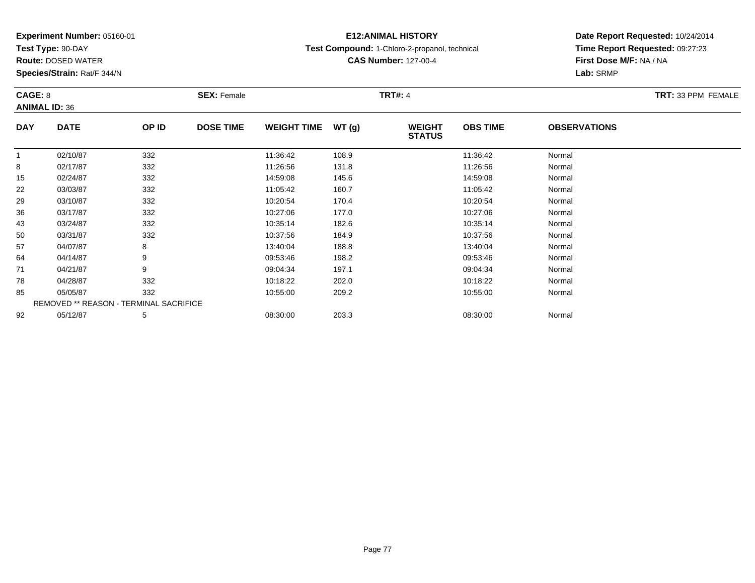**Experiment Number:** 05160-01
**Test Type:** 90-DAY
**Route:** DOSED WATER
**Species/Strain:** Rat/F 344/N

**E12:ANIMAL HISTORY**
**Test Compound:** 1-Chloro-2-propanol, technical
**CAS Number:** 127-00-4

**Date Report Requested:** 10/24/2014
**Time Report Requested:** 09:27:23
**First Dose M/F:** NA / NA
**Lab:** SRMP

**CAGE:** 8 **SEX:** Female **TRT#:** 4 **TRT:** 33 PPM FEMALE
**ANIMAL ID:** 36

| DAY | DATE | OP ID | DOSE TIME | WEIGHT TIME | WT (g) | WEIGHT STATUS | OBS TIME | OBSERVATIONS |
|---|---|---|---|---|---|---|---|---|
| 1 | 02/10/87 | 332 | | 11:36:42 | 108.9 | | 11:36:42 | Normal |
| 8 | 02/17/87 | 332 | | 11:26:56 | 131.8 | | 11:26:56 | Normal |
| 15 | 02/24/87 | 332 | | 14:59:08 | 145.6 | | 14:59:08 | Normal |
| 22 | 03/03/87 | 332 | | 11:05:42 | 160.7 | | 11:05:42 | Normal |
| 29 | 03/10/87 | 332 | | 10:20:54 | 170.4 | | 10:20:54 | Normal |
| 36 | 03/17/87 | 332 | | 10:27:06 | 177.0 | | 10:27:06 | Normal |
| 43 | 03/24/87 | 332 | | 10:35:14 | 182.6 | | 10:35:14 | Normal |
| 50 | 03/31/87 | 332 | | 10:37:56 | 184.9 | | 10:37:56 | Normal |
| 57 | 04/07/87 | 8 | | 13:40:04 | 188.8 | | 13:40:04 | Normal |
| 64 | 04/14/87 | 9 | | 09:53:46 | 198.2 | | 09:53:46 | Normal |
| 71 | 04/21/87 | 9 | | 09:04:34 | 197.1 | | 09:04:34 | Normal |
| 78 | 04/28/87 | 332 | | 10:18:22 | 202.0 | | 10:18:22 | Normal |
| 85 | 05/05/87 | 332 | | 10:55:00 | 209.2 | | 10:55:00 | Normal |
| REMOVED ** REASON - TERMINAL SACRIFICE | | | | | | | | |
| 92 | 05/12/87 | 5 | | 08:30:00 | 203.3 | | 08:30:00 | Normal |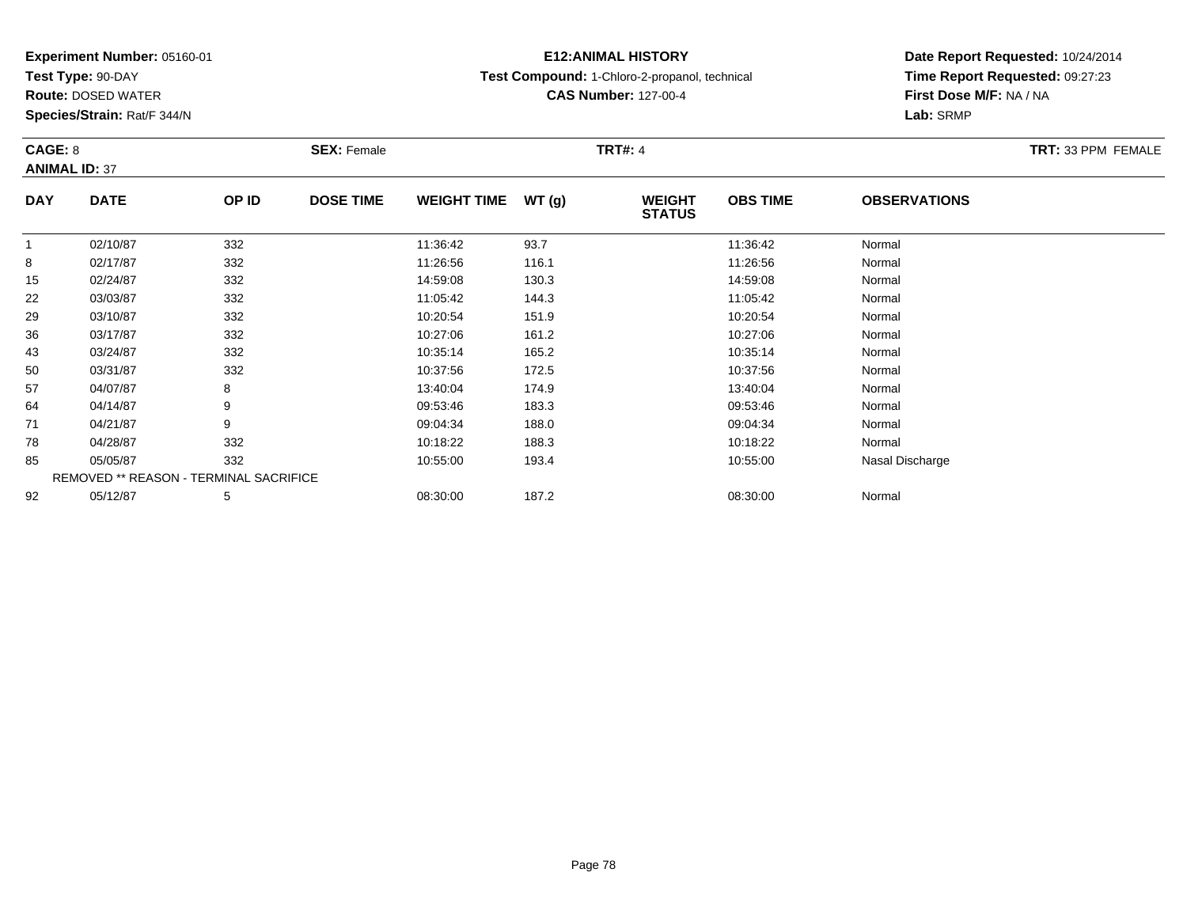**Experiment Number:** 05160-01
**Test Type:** 90-DAY
**Route:** DOSED WATER
**Species/Strain:** Rat/F 344/N

**E12:ANIMAL HISTORY**
**Test Compound:** 1-Chloro-2-propanol, technical
**CAS Number:** 127-00-4

**Date Report Requested:** 10/24/2014
**Time Report Requested:** 09:27:23
**First Dose M/F:** NA / NA
**Lab:** SRMP

**CAGE:** 8 **SEX:** Female **TRT#:** 4 **TRT:** 33 PPM FEMALE
**ANIMAL ID:** 37

| DAY | DATE | OP ID | DOSE TIME | WEIGHT TIME | WT (g) | WEIGHT STATUS | OBS TIME | OBSERVATIONS |
|---|---|---|---|---|---|---|---|---|
| 1 | 02/10/87 | 332 | | 11:36:42 | 93.7 | | 11:36:42 | Normal |
| 8 | 02/17/87 | 332 | | 11:26:56 | 116.1 | | 11:26:56 | Normal |
| 15 | 02/24/87 | 332 | | 14:59:08 | 130.3 | | 14:59:08 | Normal |
| 22 | 03/03/87 | 332 | | 11:05:42 | 144.3 | | 11:05:42 | Normal |
| 29 | 03/10/87 | 332 | | 10:20:54 | 151.9 | | 10:20:54 | Normal |
| 36 | 03/17/87 | 332 | | 10:27:06 | 161.2 | | 10:27:06 | Normal |
| 43 | 03/24/87 | 332 | | 10:35:14 | 165.2 | | 10:35:14 | Normal |
| 50 | 03/31/87 | 332 | | 10:37:56 | 172.5 | | 10:37:56 | Normal |
| 57 | 04/07/87 | 8 | | 13:40:04 | 174.9 | | 13:40:04 | Normal |
| 64 | 04/14/87 | 9 | | 09:53:46 | 183.3 | | 09:53:46 | Normal |
| 71 | 04/21/87 | 9 | | 09:04:34 | 188.0 | | 09:04:34 | Normal |
| 78 | 04/28/87 | 332 | | 10:18:22 | 188.3 | | 10:18:22 | Normal |
| 85 | 05/05/87 | 332 | | 10:55:00 | 193.4 | | 10:55:00 | Nasal Discharge |
| REMOVED ** REASON - TERMINAL SACRIFICE | | | | | | | | |
| 92 | 05/12/87 | 5 | | 08:30:00 | 187.2 | | 08:30:00 | Normal |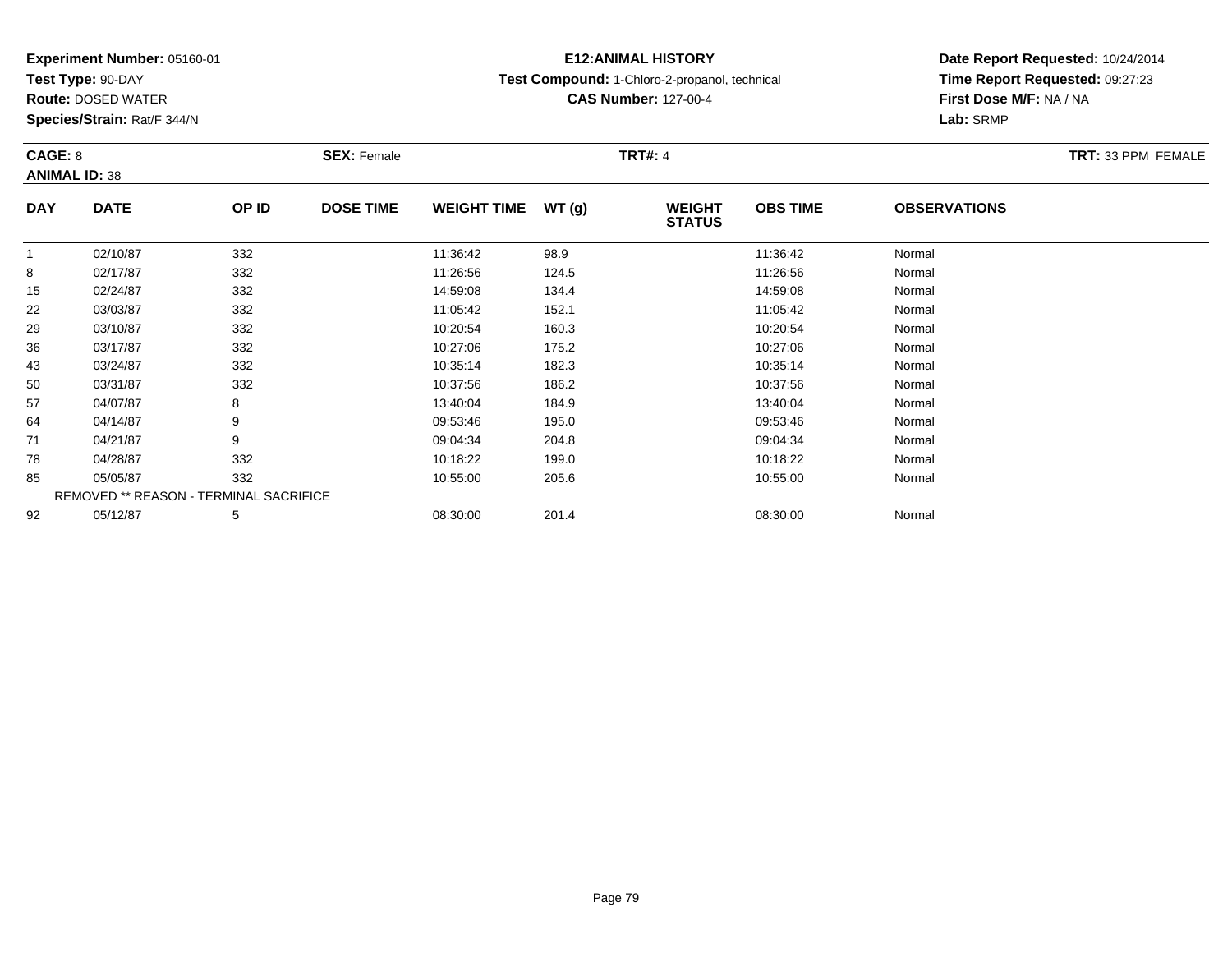**Experiment Number:** 05160-01
**Test Type:** 90-DAY
**Route:** DOSED WATER
**Species/Strain:** Rat/F 344/N

**E12:ANIMAL HISTORY**
**Test Compound:** 1-Chloro-2-propanol, technical
**CAS Number:** 127-00-4

**Date Report Requested:** 10/24/2014
**Time Report Requested:** 09:27:23
**First Dose M/F:** NA / NA
**Lab:** SRMP

**CAGE:** 8 **SEX:** Female **TRT#:** 4 **TRT:** 33 PPM FEMALE
**ANIMAL ID:** 38

| DAY | DATE | OP ID | DOSE TIME | WEIGHT TIME | WT (g) | WEIGHT STATUS | OBS TIME | OBSERVATIONS |
|---|---|---|---|---|---|---|---|---|
| 1 | 02/10/87 | 332 | | 11:36:42 | 98.9 | | 11:36:42 | Normal |
| 8 | 02/17/87 | 332 | | 11:26:56 | 124.5 | | 11:26:56 | Normal |
| 15 | 02/24/87 | 332 | | 14:59:08 | 134.4 | | 14:59:08 | Normal |
| 22 | 03/03/87 | 332 | | 11:05:42 | 152.1 | | 11:05:42 | Normal |
| 29 | 03/10/87 | 332 | | 10:20:54 | 160.3 | | 10:20:54 | Normal |
| 36 | 03/17/87 | 332 | | 10:27:06 | 175.2 | | 10:27:06 | Normal |
| 43 | 03/24/87 | 332 | | 10:35:14 | 182.3 | | 10:35:14 | Normal |
| 50 | 03/31/87 | 332 | | 10:37:56 | 186.2 | | 10:37:56 | Normal |
| 57 | 04/07/87 | 8 | | 13:40:04 | 184.9 | | 13:40:04 | Normal |
| 64 | 04/14/87 | 9 | | 09:53:46 | 195.0 | | 09:53:46 | Normal |
| 71 | 04/21/87 | 9 | | 09:04:34 | 204.8 | | 09:04:34 | Normal |
| 78 | 04/28/87 | 332 | | 10:18:22 | 199.0 | | 10:18:22 | Normal |
| 85 | 05/05/87 | 332 | | 10:55:00 | 205.6 | | 10:55:00 | Normal |
| REMOVED ** REASON - TERMINAL SACRIFICE | | | | | | | | |
| 92 | 05/12/87 | 5 | | 08:30:00 | 201.4 | | 08:30:00 | Normal |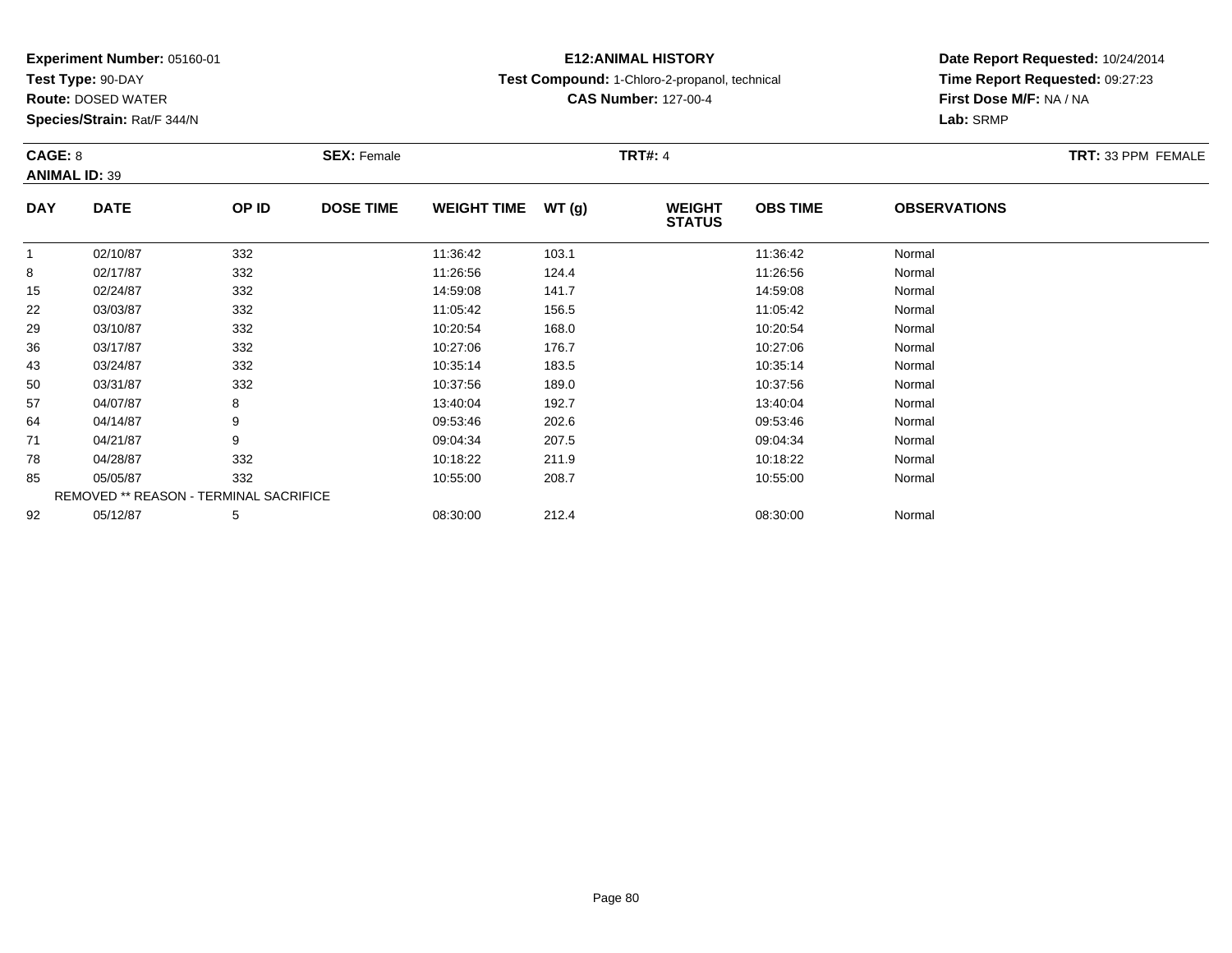**Experiment Number:** 05160-01
**Test Type:** 90-DAY
**Route:** DOSED WATER
**Species/Strain:** Rat/F 344/N

**E12:ANIMAL HISTORY**
**Test Compound:** 1-Chloro-2-propanol, technical
**CAS Number:** 127-00-4

**Date Report Requested:** 10/24/2014
**Time Report Requested:** 09:27:23
**First Dose M/F:** NA / NA
**Lab:** SRMP

**CAGE:** 8 **SEX:** Female **TRT#:** 4 **TRT:** 33 PPM FEMALE
**ANIMAL ID:** 39

| DAY | DATE | OP ID | DOSE TIME | WEIGHT TIME | WT (g) | WEIGHT STATUS | OBS TIME | OBSERVATIONS |
|---|---|---|---|---|---|---|---|---|
| 1 | 02/10/87 | 332 | | 11:36:42 | 103.1 | | 11:36:42 | Normal |
| 8 | 02/17/87 | 332 | | 11:26:56 | 124.4 | | 11:26:56 | Normal |
| 15 | 02/24/87 | 332 | | 14:59:08 | 141.7 | | 14:59:08 | Normal |
| 22 | 03/03/87 | 332 | | 11:05:42 | 156.5 | | 11:05:42 | Normal |
| 29 | 03/10/87 | 332 | | 10:20:54 | 168.0 | | 10:20:54 | Normal |
| 36 | 03/17/87 | 332 | | 10:27:06 | 176.7 | | 10:27:06 | Normal |
| 43 | 03/24/87 | 332 | | 10:35:14 | 183.5 | | 10:35:14 | Normal |
| 50 | 03/31/87 | 332 | | 10:37:56 | 189.0 | | 10:37:56 | Normal |
| 57 | 04/07/87 | 8 | | 13:40:04 | 192.7 | | 13:40:04 | Normal |
| 64 | 04/14/87 | 9 | | 09:53:46 | 202.6 | | 09:53:46 | Normal |
| 71 | 04/21/87 | 9 | | 09:04:34 | 207.5 | | 09:04:34 | Normal |
| 78 | 04/28/87 | 332 | | 10:18:22 | 211.9 | | 10:18:22 | Normal |
| 85 | 05/05/87 | 332 | | 10:55:00 | 208.7 | | 10:55:00 | Normal |
| | REMOVED ** REASON - TERMINAL SACRIFICE | | | | | | | |
| 92 | 05/12/87 | 5 | | 08:30:00 | 212.4 | | 08:30:00 | Normal |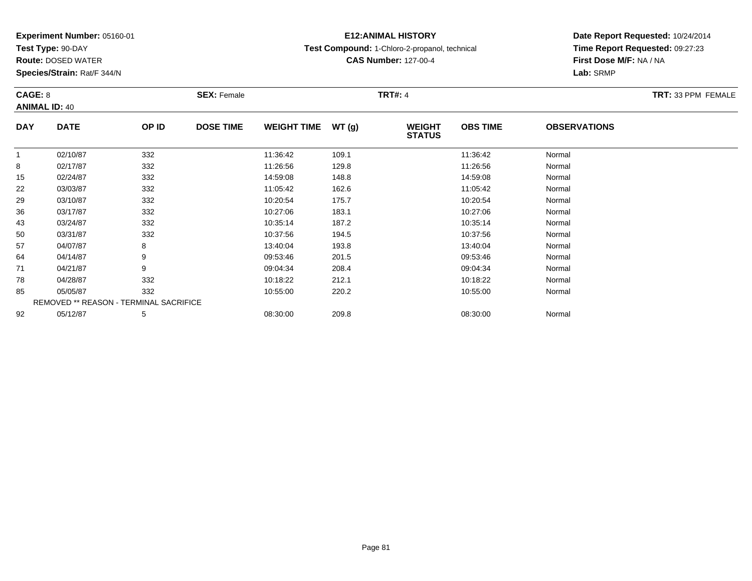**Experiment Number:** 05160-01
**Test Type:** 90-DAY
**Route:** DOSED WATER
**Species/Strain:** Rat/F 344/N

**E12:ANIMAL HISTORY**
**Test Compound:** 1-Chloro-2-propanol, technical
**CAS Number:** 127-00-4

**Date Report Requested:** 10/24/2014
**Time Report Requested:** 09:27:23
**First Dose M/F:** NA / NA
**Lab:** SRMP

**CAGE:** 8 **SEX:** Female **TRT#:** 4 **TRT:** 33 PPM FEMALE
**ANIMAL ID:** 40

| DAY | DATE | OP ID | DOSE TIME | WEIGHT TIME | WT (g) | WEIGHT STATUS | OBS TIME | OBSERVATIONS |
|---|---|---|---|---|---|---|---|---|
| 1 | 02/10/87 | 332 | | 11:36:42 | 109.1 | | 11:36:42 | Normal |
| 8 | 02/17/87 | 332 | | 11:26:56 | 129.8 | | 11:26:56 | Normal |
| 15 | 02/24/87 | 332 | | 14:59:08 | 148.8 | | 14:59:08 | Normal |
| 22 | 03/03/87 | 332 | | 11:05:42 | 162.6 | | 11:05:42 | Normal |
| 29 | 03/10/87 | 332 | | 10:20:54 | 175.7 | | 10:20:54 | Normal |
| 36 | 03/17/87 | 332 | | 10:27:06 | 183.1 | | 10:27:06 | Normal |
| 43 | 03/24/87 | 332 | | 10:35:14 | 187.2 | | 10:35:14 | Normal |
| 50 | 03/31/87 | 332 | | 10:37:56 | 194.5 | | 10:37:56 | Normal |
| 57 | 04/07/87 | 8 | | 13:40:04 | 193.8 | | 13:40:04 | Normal |
| 64 | 04/14/87 | 9 | | 09:53:46 | 201.5 | | 09:53:46 | Normal |
| 71 | 04/21/87 | 9 | | 09:04:34 | 208.4 | | 09:04:34 | Normal |
| 78 | 04/28/87 | 332 | | 10:18:22 | 212.1 | | 10:18:22 | Normal |
| 85 | 05/05/87 | 332 | | 10:55:00 | 220.2 | | 10:55:00 | Normal |
| | REMOVED ** REASON - TERMINAL SACRIFICE | | | | | | | |
| 92 | 05/12/87 | 5 | | 08:30:00 | 209.8 | | 08:30:00 | Normal |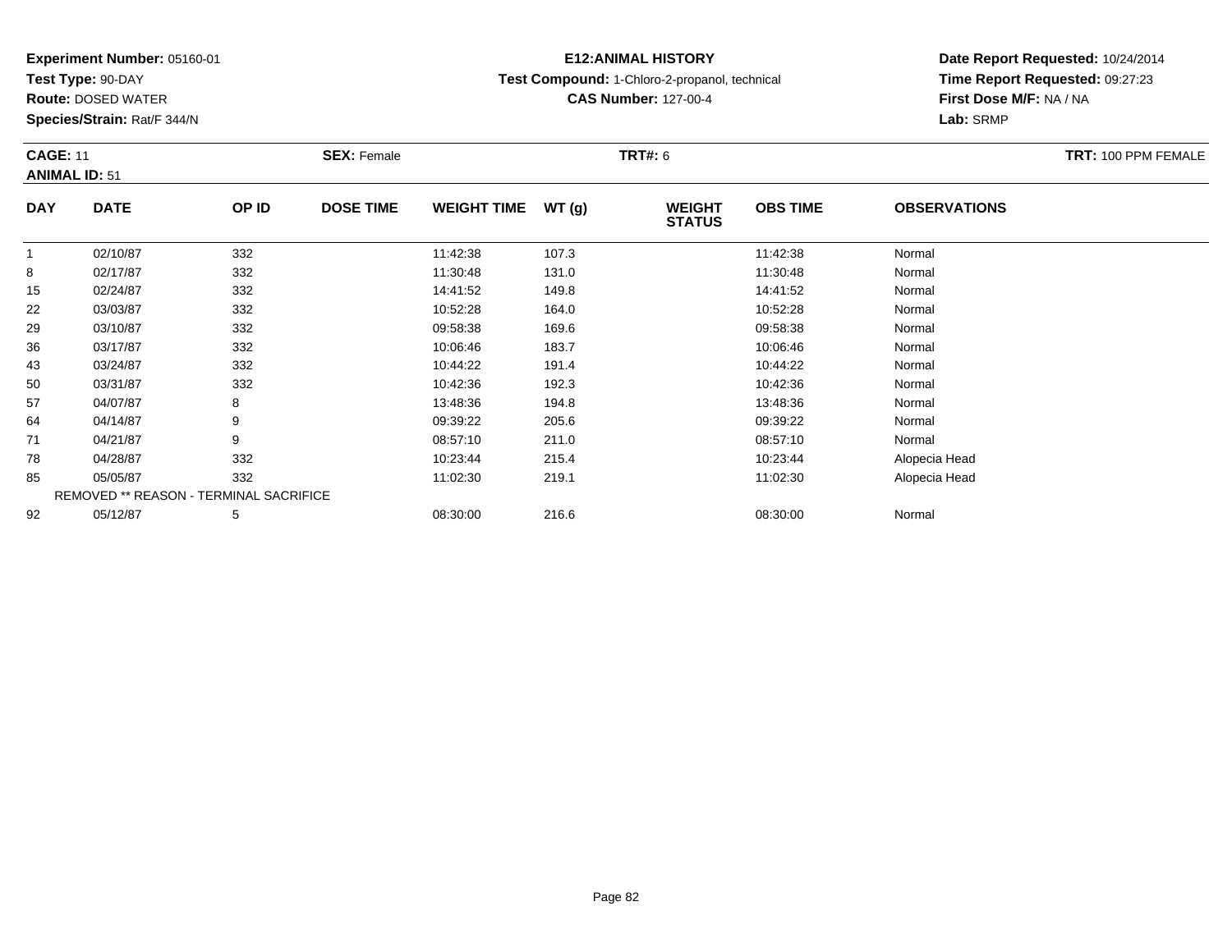**Experiment Number:** 05160-01
**Test Type:** 90-DAY
**Route:** DOSED WATER
**Species/Strain:** Rat/F 344/N

**E12:ANIMAL HISTORY**
**Test Compound:** 1-Chloro-2-propanol, technical
**CAS Number:** 127-00-4

**Date Report Requested:** 10/24/2014
**Time Report Requested:** 09:27:23
**First Dose M/F:** NA / NA
**Lab:** SRMP

**CAGE:** 11 **SEX:** Female **TRT#:** 6 **TRT:** 100 PPM FEMALE
**ANIMAL ID:** 51

| DAY | DATE | OP ID | DOSE TIME | WEIGHT TIME | WT (g) | WEIGHT STATUS | OBS TIME | OBSERVATIONS |
|---|---|---|---|---|---|---|---|---|
| 1 | 02/10/87 | 332 | | 11:42:38 | 107.3 | | 11:42:38 | Normal |
| 8 | 02/17/87 | 332 | | 11:30:48 | 131.0 | | 11:30:48 | Normal |
| 15 | 02/24/87 | 332 | | 14:41:52 | 149.8 | | 14:41:52 | Normal |
| 22 | 03/03/87 | 332 | | 10:52:28 | 164.0 | | 10:52:28 | Normal |
| 29 | 03/10/87 | 332 | | 09:58:38 | 169.6 | | 09:58:38 | Normal |
| 36 | 03/17/87 | 332 | | 10:06:46 | 183.7 | | 10:06:46 | Normal |
| 43 | 03/24/87 | 332 | | 10:44:22 | 191.4 | | 10:44:22 | Normal |
| 50 | 03/31/87 | 332 | | 10:42:36 | 192.3 | | 10:42:36 | Normal |
| 57 | 04/07/87 | 8 | | 13:48:36 | 194.8 | | 13:48:36 | Normal |
| 64 | 04/14/87 | 9 | | 09:39:22 | 205.6 | | 09:39:22 | Normal |
| 71 | 04/21/87 | 9 | | 08:57:10 | 211.0 | | 08:57:10 | Normal |
| 78 | 04/28/87 | 332 | | 10:23:44 | 215.4 | | 10:23:44 | Alopecia Head |
| 85 | 05/05/87 | 332 | | 11:02:30 | 219.1 | | 11:02:30 | Alopecia Head |
| REMOVED ** REASON - TERMINAL SACRIFICE | | | | | | | | |
| 92 | 05/12/87 | 5 | | 08:30:00 | 216.6 | | 08:30:00 | Normal |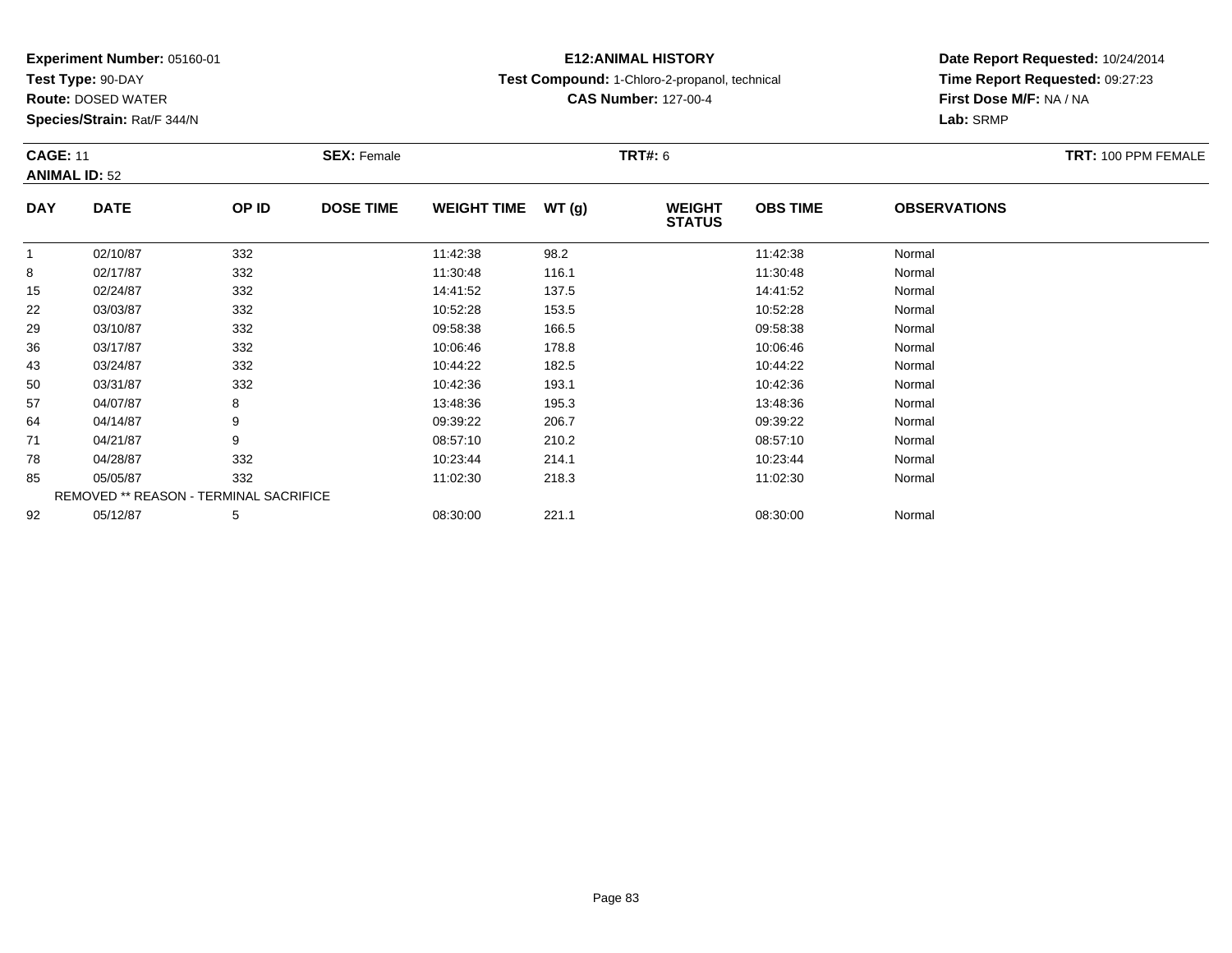**Experiment Number:** 05160-01
**Test Type:** 90-DAY
**Route:** DOSED WATER
**Species/Strain:** Rat/F 344/N

**E12:ANIMAL HISTORY**
**Test Compound:** 1-Chloro-2-propanol, technical
**CAS Number:** 127-00-4

**Date Report Requested:** 10/24/2014
**Time Report Requested:** 09:27:23
**First Dose M/F:** NA / NA
**Lab:** SRMP

**CAGE:** 11 **SEX:** Female **TRT#:** 6 **TRT:** 100 PPM FEMALE
**ANIMAL ID:** 52

| DAY | DATE | OP ID | DOSE TIME | WEIGHT TIME | WT (g) | WEIGHT STATUS | OBS TIME | OBSERVATIONS |
|---|---|---|---|---|---|---|---|---|
| 1 | 02/10/87 | 332 | | 11:42:38 | 98.2 | | 11:42:38 | Normal |
| 8 | 02/17/87 | 332 | | 11:30:48 | 116.1 | | 11:30:48 | Normal |
| 15 | 02/24/87 | 332 | | 14:41:52 | 137.5 | | 14:41:52 | Normal |
| 22 | 03/03/87 | 332 | | 10:52:28 | 153.5 | | 10:52:28 | Normal |
| 29 | 03/10/87 | 332 | | 09:58:38 | 166.5 | | 09:58:38 | Normal |
| 36 | 03/17/87 | 332 | | 10:06:46 | 178.8 | | 10:06:46 | Normal |
| 43 | 03/24/87 | 332 | | 10:44:22 | 182.5 | | 10:44:22 | Normal |
| 50 | 03/31/87 | 332 | | 10:42:36 | 193.1 | | 10:42:36 | Normal |
| 57 | 04/07/87 | 8 | | 13:48:36 | 195.3 | | 13:48:36 | Normal |
| 64 | 04/14/87 | 9 | | 09:39:22 | 206.7 | | 09:39:22 | Normal |
| 71 | 04/21/87 | 9 | | 08:57:10 | 210.2 | | 08:57:10 | Normal |
| 78 | 04/28/87 | 332 | | 10:23:44 | 214.1 | | 10:23:44 | Normal |
| 85 | 05/05/87 | 332 | | 11:02:30 | 218.3 | | 11:02:30 | Normal |
| REMOVED ** REASON - TERMINAL SACRIFICE | | | | | | | | |
| 92 | 05/12/87 | 5 | | 08:30:00 | 221.1 | | 08:30:00 | Normal |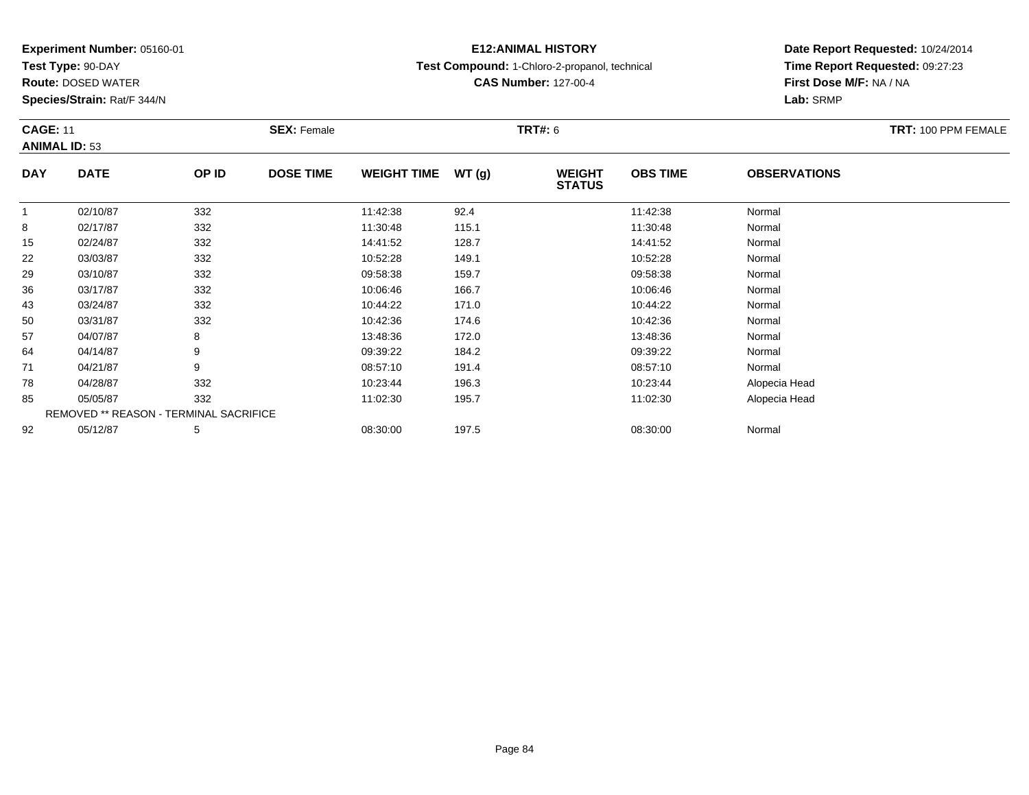**Experiment Number:** 05160-01
**Test Type:** 90-DAY
**Route:** DOSED WATER
**Species/Strain:** Rat/F 344/N

**E12:ANIMAL HISTORY**
**Test Compound:** 1-Chloro-2-propanol, technical
**CAS Number:** 127-00-4

**Date Report Requested:** 10/24/2014
**Time Report Requested:** 09:27:23
**First Dose M/F:** NA / NA
**Lab:** SRMP

**CAGE:** 11 **SEX:** Female **TRT#:** 6 **TRT:** 100 PPM FEMALE
**ANIMAL ID:** 53

| DAY | DATE | OP ID | DOSE TIME | WEIGHT TIME | WT (g) | WEIGHT STATUS | OBS TIME | OBSERVATIONS |
|---|---|---|---|---|---|---|---|---|
| 1 | 02/10/87 | 332 | | 11:42:38 | 92.4 | | 11:42:38 | Normal |
| 8 | 02/17/87 | 332 | | 11:30:48 | 115.1 | | 11:30:48 | Normal |
| 15 | 02/24/87 | 332 | | 14:41:52 | 128.7 | | 14:41:52 | Normal |
| 22 | 03/03/87 | 332 | | 10:52:28 | 149.1 | | 10:52:28 | Normal |
| 29 | 03/10/87 | 332 | | 09:58:38 | 159.7 | | 09:58:38 | Normal |
| 36 | 03/17/87 | 332 | | 10:06:46 | 166.7 | | 10:06:46 | Normal |
| 43 | 03/24/87 | 332 | | 10:44:22 | 171.0 | | 10:44:22 | Normal |
| 50 | 03/31/87 | 332 | | 10:42:36 | 174.6 | | 10:42:36 | Normal |
| 57 | 04/07/87 | 8 | | 13:48:36 | 172.0 | | 13:48:36 | Normal |
| 64 | 04/14/87 | 9 | | 09:39:22 | 184.2 | | 09:39:22 | Normal |
| 71 | 04/21/87 | 9 | | 08:57:10 | 191.4 | | 08:57:10 | Normal |
| 78 | 04/28/87 | 332 | | 10:23:44 | 196.3 | | 10:23:44 | Alopecia Head |
| 85 | 05/05/87 | 332 | | 11:02:30 | 195.7 | | 11:02:30 | Alopecia Head |
| REMOVED ** REASON - TERMINAL SACRIFICE | | | | | | | | |
| 92 | 05/12/87 | 5 | | 08:30:00 | 197.5 | | 08:30:00 | Normal |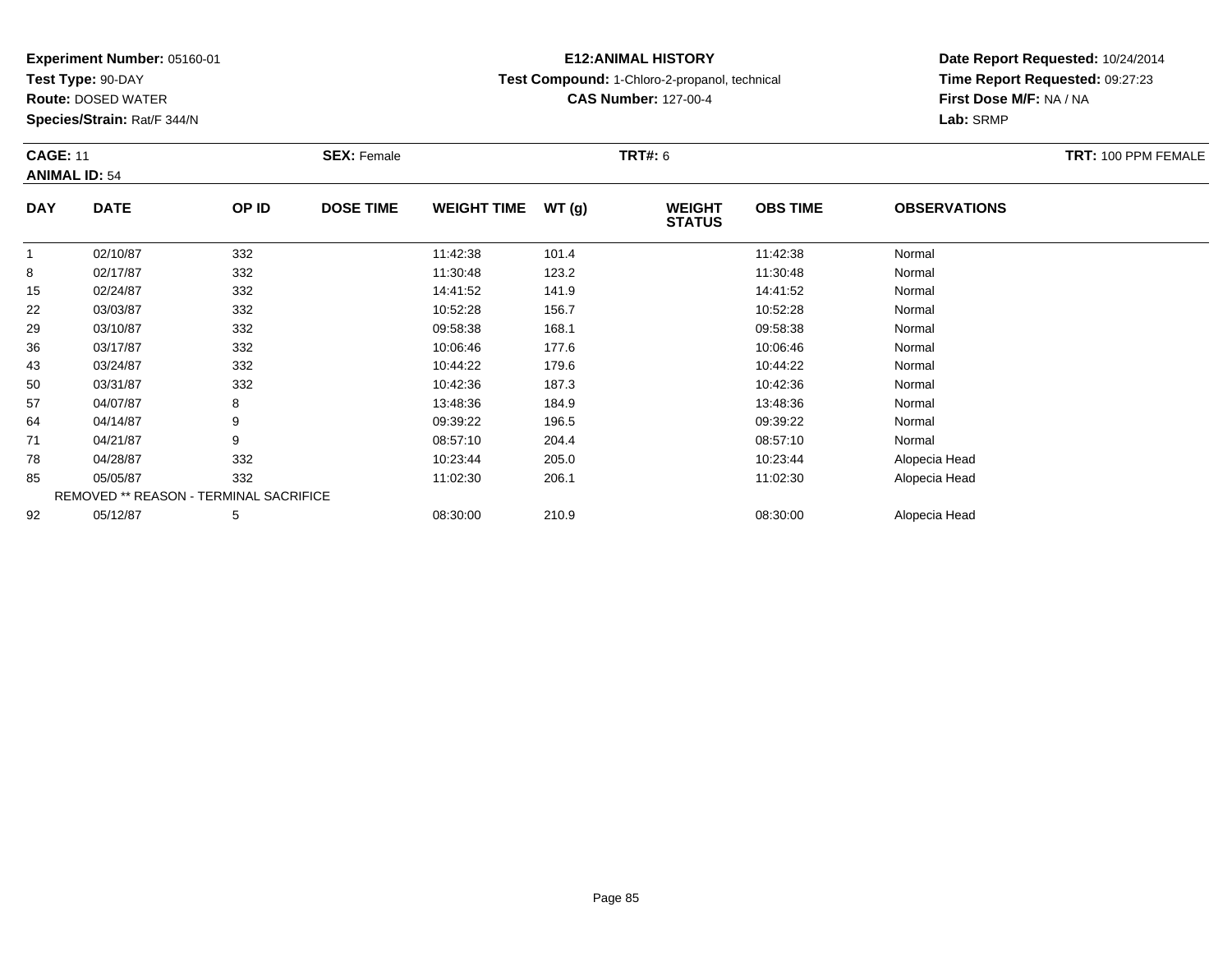**Experiment Number:** 05160-01
**Test Type:** 90-DAY
**Route:** DOSED WATER
**Species/Strain:** Rat/F 344/N

**E12:ANIMAL HISTORY**
**Test Compound:** 1-Chloro-2-propanol, technical
**CAS Number:** 127-00-4

**Date Report Requested:** 10/24/2014
**Time Report Requested:** 09:27:23
**First Dose M/F:** NA / NA
**Lab:** SRMP

**CAGE:** 11
**ANIMAL ID:** 54
**SEX:** Female
**TRT#:** 6
**TRT:** 100 PPM FEMALE

| DAY | DATE | OP ID | DOSE TIME | WEIGHT TIME | WT (g) | WEIGHT STATUS | OBS TIME | OBSERVATIONS |
|---|---|---|---|---|---|---|---|---|
| 1 | 02/10/87 | 332 | | 11:42:38 | 101.4 | | 11:42:38 | Normal |
| 8 | 02/17/87 | 332 | | 11:30:48 | 123.2 | | 11:30:48 | Normal |
| 15 | 02/24/87 | 332 | | 14:41:52 | 141.9 | | 14:41:52 | Normal |
| 22 | 03/03/87 | 332 | | 10:52:28 | 156.7 | | 10:52:28 | Normal |
| 29 | 03/10/87 | 332 | | 09:58:38 | 168.1 | | 09:58:38 | Normal |
| 36 | 03/17/87 | 332 | | 10:06:46 | 177.6 | | 10:06:46 | Normal |
| 43 | 03/24/87 | 332 | | 10:44:22 | 179.6 | | 10:44:22 | Normal |
| 50 | 03/31/87 | 332 | | 10:42:36 | 187.3 | | 10:42:36 | Normal |
| 57 | 04/07/87 | 8 | | 13:48:36 | 184.9 | | 13:48:36 | Normal |
| 64 | 04/14/87 | 9 | | 09:39:22 | 196.5 | | 09:39:22 | Normal |
| 71 | 04/21/87 | 9 | | 08:57:10 | 204.4 | | 08:57:10 | Normal |
| 78 | 04/28/87 | 332 | | 10:23:44 | 205.0 | | 10:23:44 | Alopecia Head |
| 85 | 05/05/87 | 332 | | 11:02:30 | 206.1 | | 11:02:30 | Alopecia Head |
| REMOVED ** REASON - TERMINAL SACRIFICE | | | | | | | | |
| 92 | 05/12/87 | 5 | | 08:30:00 | 210.9 | | 08:30:00 | Alopecia Head |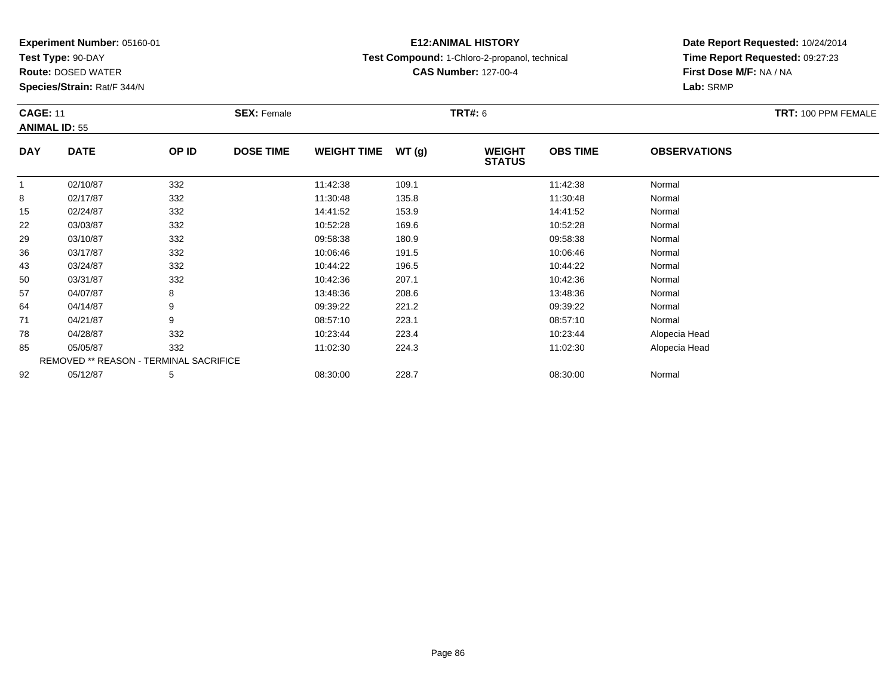**Experiment Number:** 05160-01
**Test Type:** 90-DAY
**Route:** DOSED WATER
**Species/Strain:** Rat/F 344/N

**E12:ANIMAL HISTORY**
**Test Compound:** 1-Chloro-2-propanol, technical
**CAS Number:** 127-00-4

**Date Report Requested:** 10/24/2014
**Time Report Requested:** 09:27:23
**First Dose M/F:** NA / NA
**Lab:** SRMP

**CAGE:** 11 **SEX:** Female **TRT#:** 6 **TRT:** 100 PPM FEMALE
**ANIMAL ID:** 55

| DAY | DATE | OP ID | DOSE TIME | WEIGHT TIME | WT (g) | WEIGHT STATUS | OBS TIME | OBSERVATIONS |
|---|---|---|---|---|---|---|---|---|
| 1 | 02/10/87 | 332 | | 11:42:38 | 109.1 | | 11:42:38 | Normal |
| 8 | 02/17/87 | 332 | | 11:30:48 | 135.8 | | 11:30:48 | Normal |
| 15 | 02/24/87 | 332 | | 14:41:52 | 153.9 | | 14:41:52 | Normal |
| 22 | 03/03/87 | 332 | | 10:52:28 | 169.6 | | 10:52:28 | Normal |
| 29 | 03/10/87 | 332 | | 09:58:38 | 180.9 | | 09:58:38 | Normal |
| 36 | 03/17/87 | 332 | | 10:06:46 | 191.5 | | 10:06:46 | Normal |
| 43 | 03/24/87 | 332 | | 10:44:22 | 196.5 | | 10:44:22 | Normal |
| 50 | 03/31/87 | 332 | | 10:42:36 | 207.1 | | 10:42:36 | Normal |
| 57 | 04/07/87 | 8 | | 13:48:36 | 208.6 | | 13:48:36 | Normal |
| 64 | 04/14/87 | 9 | | 09:39:22 | 221.2 | | 09:39:22 | Normal |
| 71 | 04/21/87 | 9 | | 08:57:10 | 223.1 | | 08:57:10 | Normal |
| 78 | 04/28/87 | 332 | | 10:23:44 | 223.4 | | 10:23:44 | Alopecia Head |
| 85 | 05/05/87 | 332 | | 11:02:30 | 224.3 | | 11:02:30 | Alopecia Head |
| REMOVED ** REASON - TERMINAL SACRIFICE | | | | | | | | |
| 92 | 05/12/87 | 5 | | 08:30:00 | 228.7 | | 08:30:00 | Normal |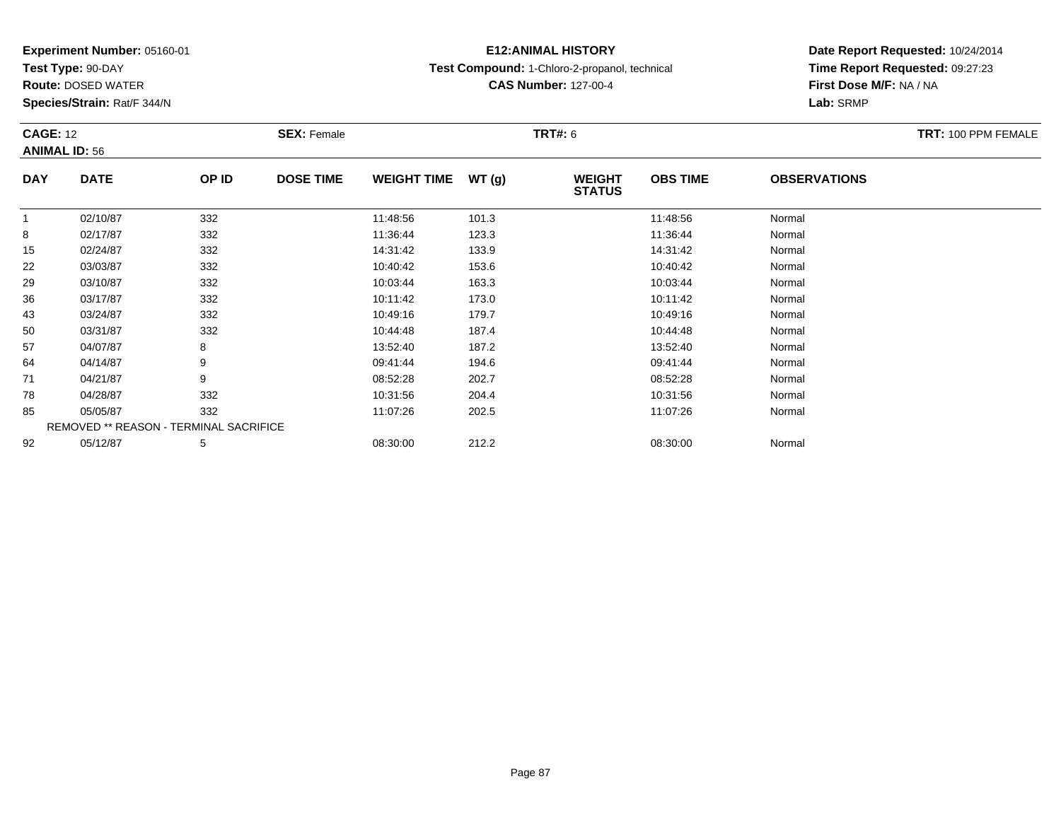**Experiment Number:** 05160-01
**Test Type:** 90-DAY
**Route:** DOSED WATER
**Species/Strain:** Rat/F 344/N

**E12:ANIMAL HISTORY**
**Test Compound:** 1-Chloro-2-propanol, technical
**CAS Number:** 127-00-4

**Date Report Requested:** 10/24/2014
**Time Report Requested:** 09:27:23
**First Dose M/F:** NA / NA
**Lab:** SRMP

**CAGE:** 12 **SEX:** Female **TRT#:** 6 **TRT:** 100 PPM FEMALE
**ANIMAL ID:** 56

| DAY | DATE | OP ID | DOSE TIME | WEIGHT TIME | WT (g) | WEIGHT STATUS | OBS TIME | OBSERVATIONS |
|---|---|---|---|---|---|---|---|---|
| 1 | 02/10/87 | 332 | | 11:48:56 | 101.3 | | 11:48:56 | Normal |
| 8 | 02/17/87 | 332 | | 11:36:44 | 123.3 | | 11:36:44 | Normal |
| 15 | 02/24/87 | 332 | | 14:31:42 | 133.9 | | 14:31:42 | Normal |
| 22 | 03/03/87 | 332 | | 10:40:42 | 153.6 | | 10:40:42 | Normal |
| 29 | 03/10/87 | 332 | | 10:03:44 | 163.3 | | 10:03:44 | Normal |
| 36 | 03/17/87 | 332 | | 10:11:42 | 173.0 | | 10:11:42 | Normal |
| 43 | 03/24/87 | 332 | | 10:49:16 | 179.7 | | 10:49:16 | Normal |
| 50 | 03/31/87 | 332 | | 10:44:48 | 187.4 | | 10:44:48 | Normal |
| 57 | 04/07/87 | 8 | | 13:52:40 | 187.2 | | 13:52:40 | Normal |
| 64 | 04/14/87 | 9 | | 09:41:44 | 194.6 | | 09:41:44 | Normal |
| 71 | 04/21/87 | 9 | | 08:52:28 | 202.7 | | 08:52:28 | Normal |
| 78 | 04/28/87 | 332 | | 10:31:56 | 204.4 | | 10:31:56 | Normal |
| 85 | 05/05/87 | 332 | | 11:07:26 | 202.5 | | 11:07:26 | Normal |
| REMOVED ** REASON - TERMINAL SACRIFICE | | | | | | | | |
| 92 | 05/12/87 | 5 | | 08:30:00 | 212.2 | | 08:30:00 | Normal |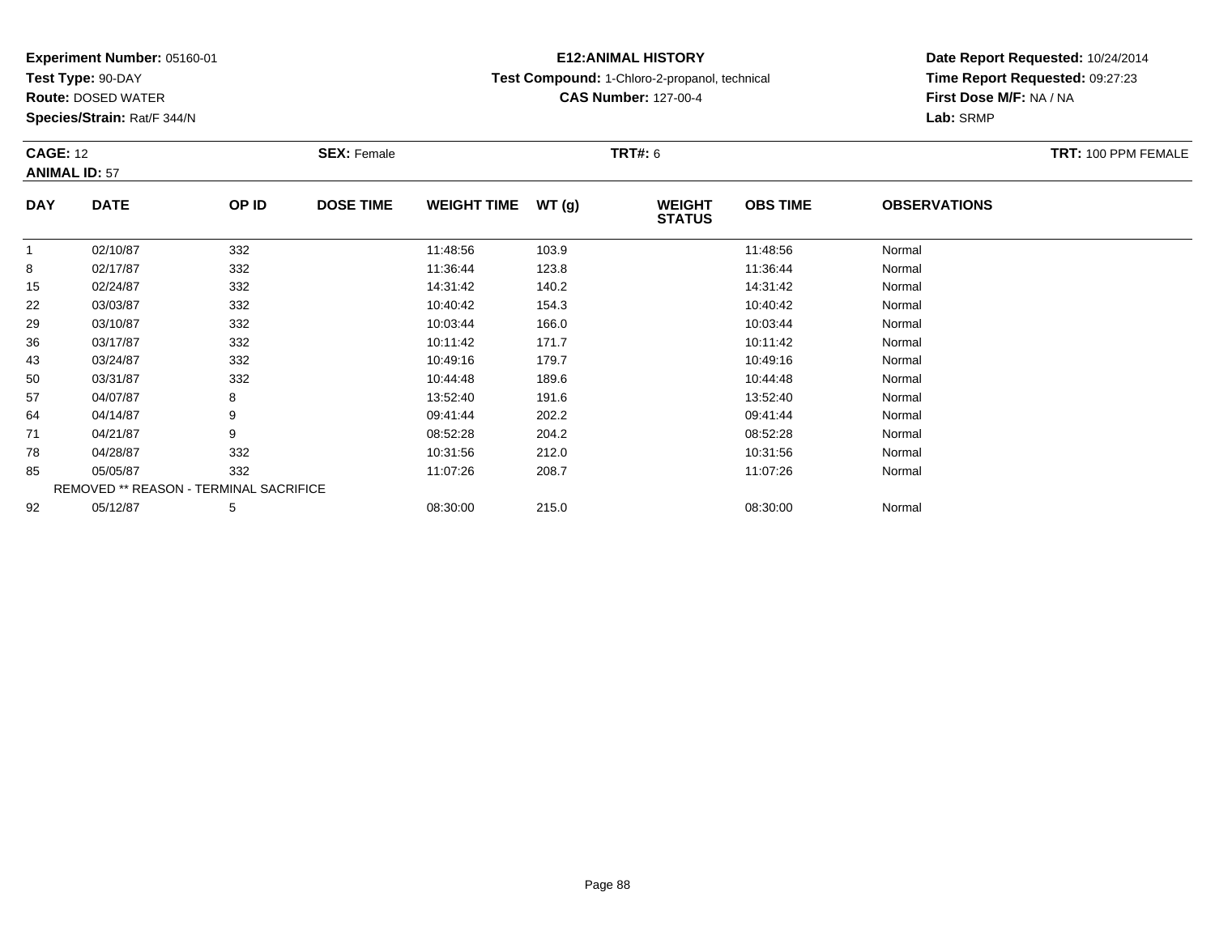**Experiment Number:** 05160-01
**Test Type:** 90-DAY
**Route:** DOSED WATER
**Species/Strain:** Rat/F 344/N

**E12:ANIMAL HISTORY**
**Test Compound:** 1-Chloro-2-propanol, technical
**CAS Number:** 127-00-4

**Date Report Requested:** 10/24/2014
**Time Report Requested:** 09:27:23
**First Dose M/F:** NA / NA
**Lab:** SRMP

**CAGE:** 12 **SEX:** Female **TRT#:** 6 **TRT:** 100 PPM FEMALE
**ANIMAL ID:** 57

| DAY | DATE | OP ID | DOSE TIME | WEIGHT TIME | WT (g) | WEIGHT STATUS | OBS TIME | OBSERVATIONS |
|---|---|---|---|---|---|---|---|---|
| 1 | 02/10/87 | 332 | | 11:48:56 | 103.9 | | 11:48:56 | Normal |
| 8 | 02/17/87 | 332 | | 11:36:44 | 123.8 | | 11:36:44 | Normal |
| 15 | 02/24/87 | 332 | | 14:31:42 | 140.2 | | 14:31:42 | Normal |
| 22 | 03/03/87 | 332 | | 10:40:42 | 154.3 | | 10:40:42 | Normal |
| 29 | 03/10/87 | 332 | | 10:03:44 | 166.0 | | 10:03:44 | Normal |
| 36 | 03/17/87 | 332 | | 10:11:42 | 171.7 | | 10:11:42 | Normal |
| 43 | 03/24/87 | 332 | | 10:49:16 | 179.7 | | 10:49:16 | Normal |
| 50 | 03/31/87 | 332 | | 10:44:48 | 189.6 | | 10:44:48 | Normal |
| 57 | 04/07/87 | 8 | | 13:52:40 | 191.6 | | 13:52:40 | Normal |
| 64 | 04/14/87 | 9 | | 09:41:44 | 202.2 | | 09:41:44 | Normal |
| 71 | 04/21/87 | 9 | | 08:52:28 | 204.2 | | 08:52:28 | Normal |
| 78 | 04/28/87 | 332 | | 10:31:56 | 212.0 | | 10:31:56 | Normal |
| 85 | 05/05/87 | 332 | | 11:07:26 | 208.7 | | 11:07:26 | Normal |
| | REMOVED ** REASON - TERMINAL SACRIFICE | | | | | | | |
| 92 | 05/12/87 | 5 | | 08:30:00 | 215.0 | | 08:30:00 | Normal |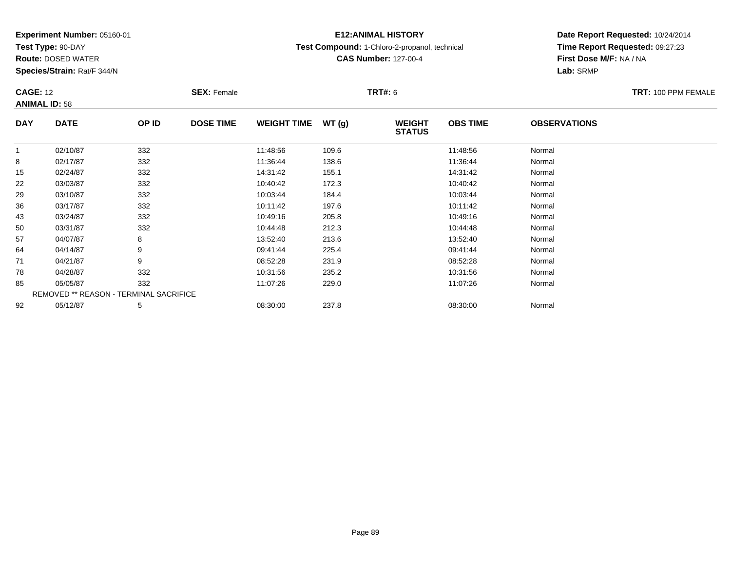**Experiment Number:** 05160-01
**Test Type:** 90-DAY
**Route:** DOSED WATER
**Species/Strain:** Rat/F 344/N

**E12:ANIMAL HISTORY**
**Test Compound:** 1-Chloro-2-propanol, technical
**CAS Number:** 127-00-4

**Date Report Requested:** 10/24/2014
**Time Report Requested:** 09:27:23
**First Dose M/F:** NA / NA
**Lab:** SRMP

**CAGE:** 12 **SEX:** Female **TRT#:** 6 **TRT:** 100 PPM FEMALE
**ANIMAL ID:** 58

| DAY | DATE | OP ID | DOSE TIME | WEIGHT TIME | WT (g) | WEIGHT STATUS | OBS TIME | OBSERVATIONS |
|---|---|---|---|---|---|---|---|---|
| 1 | 02/10/87 | 332 | | 11:48:56 | 109.6 | | 11:48:56 | Normal |
| 8 | 02/17/87 | 332 | | 11:36:44 | 138.6 | | 11:36:44 | Normal |
| 15 | 02/24/87 | 332 | | 14:31:42 | 155.1 | | 14:31:42 | Normal |
| 22 | 03/03/87 | 332 | | 10:40:42 | 172.3 | | 10:40:42 | Normal |
| 29 | 03/10/87 | 332 | | 10:03:44 | 184.4 | | 10:03:44 | Normal |
| 36 | 03/17/87 | 332 | | 10:11:42 | 197.6 | | 10:11:42 | Normal |
| 43 | 03/24/87 | 332 | | 10:49:16 | 205.8 | | 10:49:16 | Normal |
| 50 | 03/31/87 | 332 | | 10:44:48 | 212.3 | | 10:44:48 | Normal |
| 57 | 04/07/87 | 8 | | 13:52:40 | 213.6 | | 13:52:40 | Normal |
| 64 | 04/14/87 | 9 | | 09:41:44 | 225.4 | | 09:41:44 | Normal |
| 71 | 04/21/87 | 9 | | 08:52:28 | 231.9 | | 08:52:28 | Normal |
| 78 | 04/28/87 | 332 | | 10:31:56 | 235.2 | | 10:31:56 | Normal |
| 85 | 05/05/87 | 332 | | 11:07:26 | 229.0 | | 11:07:26 | Normal |
| REMOVED ** REASON - TERMINAL SACRIFICE | | | | | | | | |
| 92 | 05/12/87 | 5 | | 08:30:00 | 237.8 | | 08:30:00 | Normal |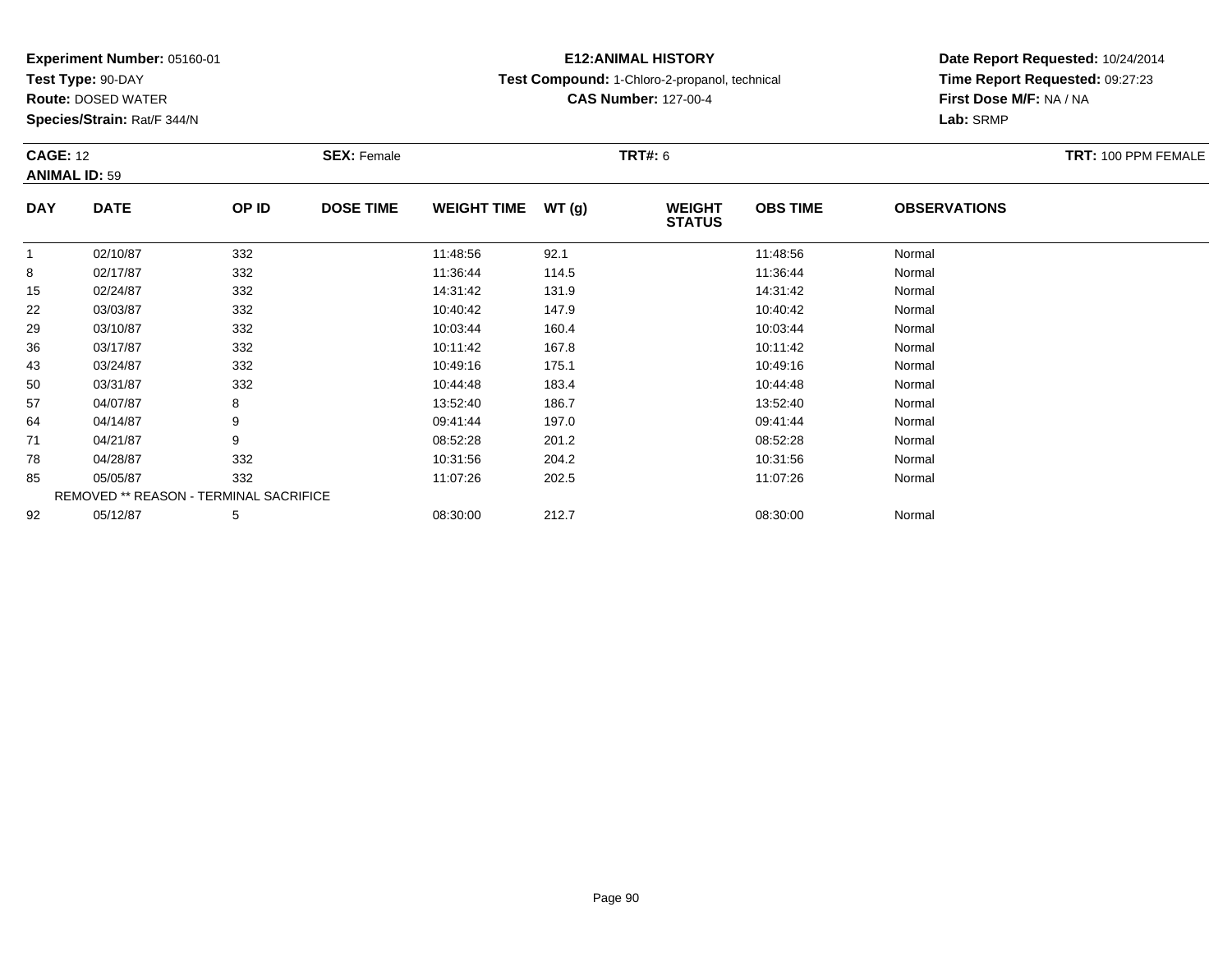**Experiment Number:** 05160-01
**Test Type:** 90-DAY
**Route:** DOSED WATER
**Species/Strain:** Rat/F 344/N

**E12:ANIMAL HISTORY**
**Test Compound:** 1-Chloro-2-propanol, technical
**CAS Number:** 127-00-4

**Date Report Requested:** 10/24/2014
**Time Report Requested:** 09:27:23
**First Dose M/F:** NA / NA
**Lab:** SRMP

**CAGE:** 12 **SEX:** Female **TRT#:** 6 **TRT:** 100 PPM FEMALE
**ANIMAL ID:** 59

| DAY | DATE | OP ID | DOSE TIME | WEIGHT TIME | WT (g) | WEIGHT STATUS | OBS TIME | OBSERVATIONS |
|---|---|---|---|---|---|---|---|---|
| 1 | 02/10/87 | 332 | | 11:48:56 | 92.1 | | 11:48:56 | Normal |
| 8 | 02/17/87 | 332 | | 11:36:44 | 114.5 | | 11:36:44 | Normal |
| 15 | 02/24/87 | 332 | | 14:31:42 | 131.9 | | 14:31:42 | Normal |
| 22 | 03/03/87 | 332 | | 10:40:42 | 147.9 | | 10:40:42 | Normal |
| 29 | 03/10/87 | 332 | | 10:03:44 | 160.4 | | 10:03:44 | Normal |
| 36 | 03/17/87 | 332 | | 10:11:42 | 167.8 | | 10:11:42 | Normal |
| 43 | 03/24/87 | 332 | | 10:49:16 | 175.1 | | 10:49:16 | Normal |
| 50 | 03/31/87 | 332 | | 10:44:48 | 183.4 | | 10:44:48 | Normal |
| 57 | 04/07/87 | 8 | | 13:52:40 | 186.7 | | 13:52:40 | Normal |
| 64 | 04/14/87 | 9 | | 09:41:44 | 197.0 | | 09:41:44 | Normal |
| 71 | 04/21/87 | 9 | | 08:52:28 | 201.2 | | 08:52:28 | Normal |
| 78 | 04/28/87 | 332 | | 10:31:56 | 204.2 | | 10:31:56 | Normal |
| 85 | 05/05/87 | 332 | | 11:07:26 | 202.5 | | 11:07:26 | Normal |
| REMOVED ** REASON - TERMINAL SACRIFICE | | | | | | | | |
| 92 | 05/12/87 | 5 | | 08:30:00 | 212.7 | | 08:30:00 | Normal |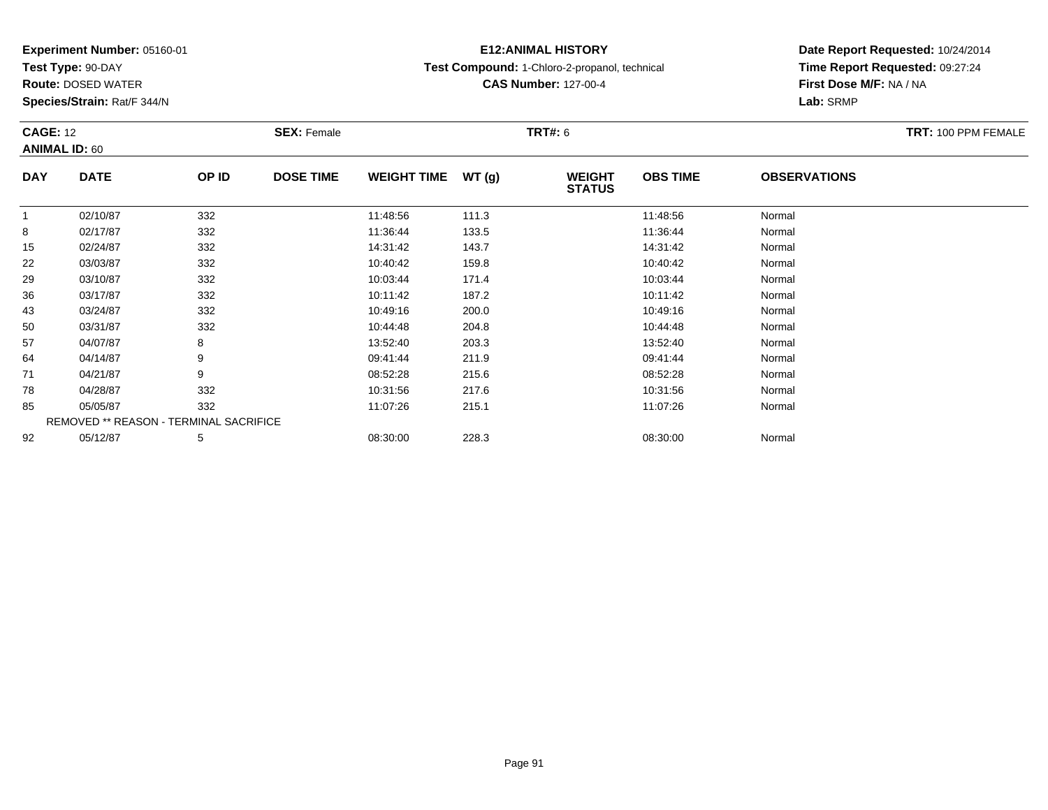**Experiment Number:** 05160-01
**Test Type:** 90-DAY
**Route:** DOSED WATER
**Species/Strain:** Rat/F 344/N

**E12:ANIMAL HISTORY**
**Test Compound:** 1-Chloro-2-propanol, technical
**CAS Number:** 127-00-4

**Date Report Requested:** 10/24/2014
**Time Report Requested:** 09:27:24
**First Dose M/F:** NA / NA
**Lab:** SRMP

**CAGE:** 12 **SEX:** Female **TRT#:** 6 **TRT:** 100 PPM FEMALE
**ANIMAL ID:** 60

| DAY | DATE | OP ID | DOSE TIME | WEIGHT TIME | WT (g) | WEIGHT STATUS | OBS TIME | OBSERVATIONS |
|---|---|---|---|---|---|---|---|---|
| 1 | 02/10/87 | 332 | | 11:48:56 | 111.3 | | 11:48:56 | Normal |
| 8 | 02/17/87 | 332 | | 11:36:44 | 133.5 | | 11:36:44 | Normal |
| 15 | 02/24/87 | 332 | | 14:31:42 | 143.7 | | 14:31:42 | Normal |
| 22 | 03/03/87 | 332 | | 10:40:42 | 159.8 | | 10:40:42 | Normal |
| 29 | 03/10/87 | 332 | | 10:03:44 | 171.4 | | 10:03:44 | Normal |
| 36 | 03/17/87 | 332 | | 10:11:42 | 187.2 | | 10:11:42 | Normal |
| 43 | 03/24/87 | 332 | | 10:49:16 | 200.0 | | 10:49:16 | Normal |
| 50 | 03/31/87 | 332 | | 10:44:48 | 204.8 | | 10:44:48 | Normal |
| 57 | 04/07/87 | 8 | | 13:52:40 | 203.3 | | 13:52:40 | Normal |
| 64 | 04/14/87 | 9 | | 09:41:44 | 211.9 | | 09:41:44 | Normal |
| 71 | 04/21/87 | 9 | | 08:52:28 | 215.6 | | 08:52:28 | Normal |
| 78 | 04/28/87 | 332 | | 10:31:56 | 217.6 | | 10:31:56 | Normal |
| 85 | 05/05/87 | 332 | | 11:07:26 | 215.1 | | 11:07:26 | Normal |
| REMOVED ** REASON - TERMINAL SACRIFICE | | | | | | | | |
| 92 | 05/12/87 | 5 | | 08:30:00 | 228.3 | | 08:30:00 | Normal |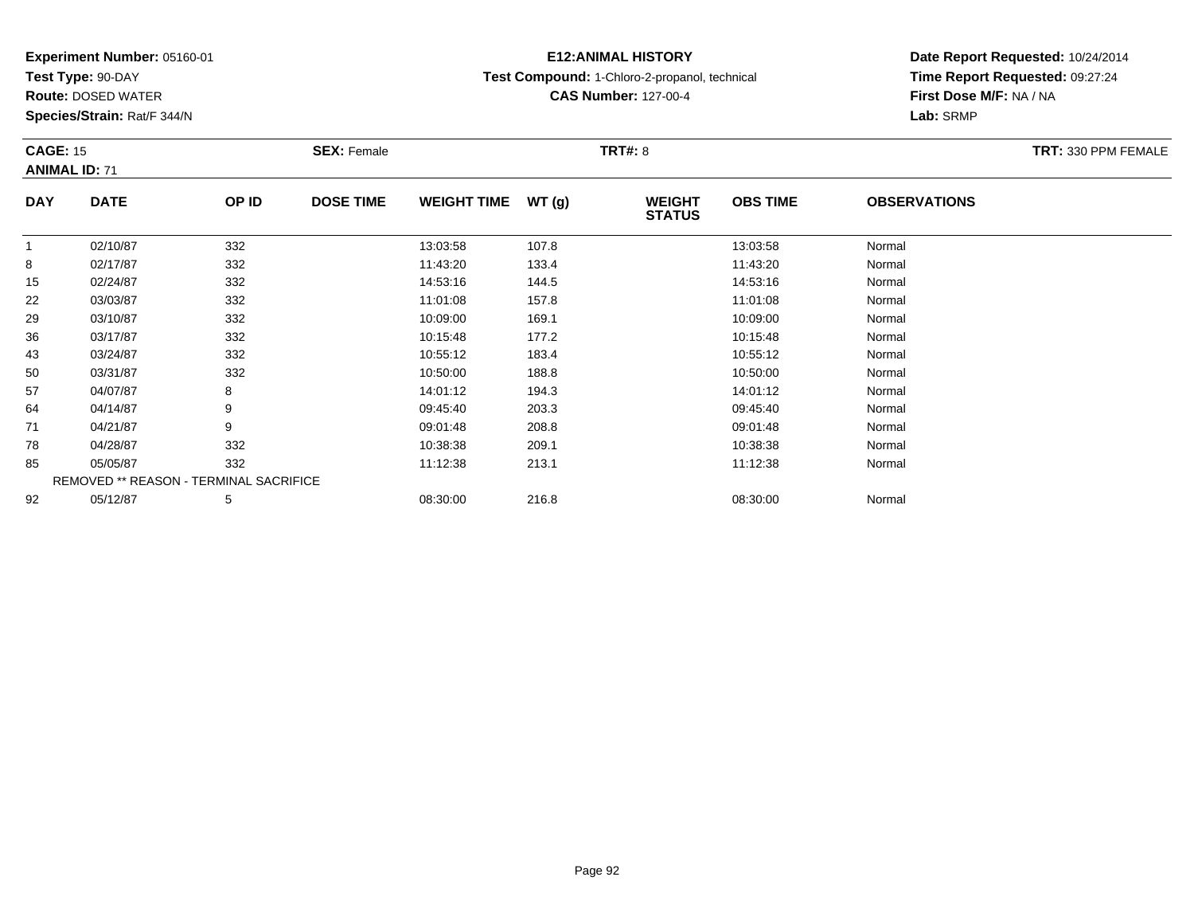**Experiment Number:** 05160-01
**Test Type:** 90-DAY
**Route:** DOSED WATER
**Species/Strain:** Rat/F 344/N

**E12:ANIMAL HISTORY**
**Test Compound:** 1-Chloro-2-propanol, technical
**CAS Number:** 127-00-4

**Date Report Requested:** 10/24/2014
**Time Report Requested:** 09:27:24
**First Dose M/F:** NA / NA
**Lab:** SRMP

**CAGE:** 15 **SEX:** Female **TRT#:** 8 **TRT:** 330 PPM FEMALE
**ANIMAL ID:** 71

| DAY | DATE | OP ID | DOSE TIME | WEIGHT TIME | WT (g) | WEIGHT STATUS | OBS TIME | OBSERVATIONS |
|---|---|---|---|---|---|---|---|---|
| 1 | 02/10/87 | 332 | | 13:03:58 | 107.8 | | 13:03:58 | Normal |
| 8 | 02/17/87 | 332 | | 11:43:20 | 133.4 | | 11:43:20 | Normal |
| 15 | 02/24/87 | 332 | | 14:53:16 | 144.5 | | 14:53:16 | Normal |
| 22 | 03/03/87 | 332 | | 11:01:08 | 157.8 | | 11:01:08 | Normal |
| 29 | 03/10/87 | 332 | | 10:09:00 | 169.1 | | 10:09:00 | Normal |
| 36 | 03/17/87 | 332 | | 10:15:48 | 177.2 | | 10:15:48 | Normal |
| 43 | 03/24/87 | 332 | | 10:55:12 | 183.4 | | 10:55:12 | Normal |
| 50 | 03/31/87 | 332 | | 10:50:00 | 188.8 | | 10:50:00 | Normal |
| 57 | 04/07/87 | 8 | | 14:01:12 | 194.3 | | 14:01:12 | Normal |
| 64 | 04/14/87 | 9 | | 09:45:40 | 203.3 | | 09:45:40 | Normal |
| 71 | 04/21/87 | 9 | | 09:01:48 | 208.8 | | 09:01:48 | Normal |
| 78 | 04/28/87 | 332 | | 10:38:38 | 209.1 | | 10:38:38 | Normal |
| 85 | 05/05/87 | 332 | | 11:12:38 | 213.1 | | 11:12:38 | Normal |
| REMOVED ** REASON - TERMINAL SACRIFICE | | | | | | | | |
| 92 | 05/12/87 | 5 | | 08:30:00 | 216.8 | | 08:30:00 | Normal |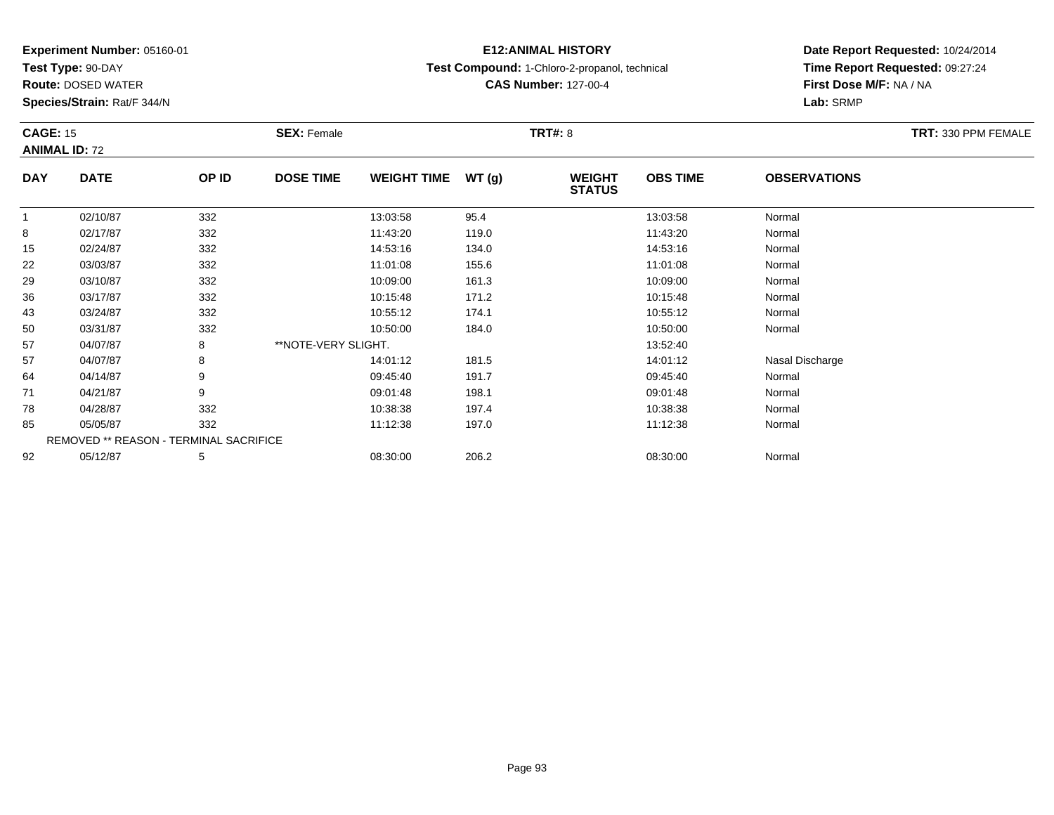**Experiment Number:** 05160-01
**Test Type:** 90-DAY
**Route:** DOSED WATER
**Species/Strain:** Rat/F 344/N

**E12:ANIMAL HISTORY**
**Test Compound:** 1-Chloro-2-propanol, technical
**CAS Number:** 127-00-4

**Date Report Requested:** 10/24/2014
**Time Report Requested:** 09:27:24
**First Dose M/F:** NA / NA
**Lab:** SRMP

**CAGE:** 15 **SEX:** Female **TRT#:** 8 **TRT:** 330 PPM FEMALE
**ANIMAL ID:** 72

| DAY | DATE | OP ID | DOSE TIME | WEIGHT TIME | WT (g) | WEIGHT STATUS | OBS TIME | OBSERVATIONS |
|---|---|---|---|---|---|---|---|---|
| 1 | 02/10/87 | 332 | | 13:03:58 | 95.4 | | 13:03:58 | Normal |
| 8 | 02/17/87 | 332 | | 11:43:20 | 119.0 | | 11:43:20 | Normal |
| 15 | 02/24/87 | 332 | | 14:53:16 | 134.0 | | 14:53:16 | Normal |
| 22 | 03/03/87 | 332 | | 11:01:08 | 155.6 | | 11:01:08 | Normal |
| 29 | 03/10/87 | 332 | | 10:09:00 | 161.3 | | 10:09:00 | Normal |
| 36 | 03/17/87 | 332 | | 10:15:48 | 171.2 | | 10:15:48 | Normal |
| 43 | 03/24/87 | 332 | | 10:55:12 | 174.1 | | 10:55:12 | Normal |
| 50 | 03/31/87 | 332 | | 10:50:00 | 184.0 | | 10:50:00 | Normal |
| 57 | 04/07/87 | 8 | **NOTE-VERY SLIGHT. | | | | 13:52:40 | |
| 57 | 04/07/87 | 8 | | 14:01:12 | 181.5 | | 14:01:12 | Nasal Discharge |
| 64 | 04/14/87 | 9 | | 09:45:40 | 191.7 | | 09:45:40 | Normal |
| 71 | 04/21/87 | 9 | | 09:01:48 | 198.1 | | 09:01:48 | Normal |
| 78 | 04/28/87 | 332 | | 10:38:38 | 197.4 | | 10:38:38 | Normal |
| 85 | 05/05/87 | 332 | | 11:12:38 | 197.0 | | 11:12:38 | Normal |
| | REMOVED ** REASON - TERMINAL SACRIFICE | | | | | | | |
| 92 | 05/12/87 | 5 | | 08:30:00 | 206.2 | | 08:30:00 | Normal |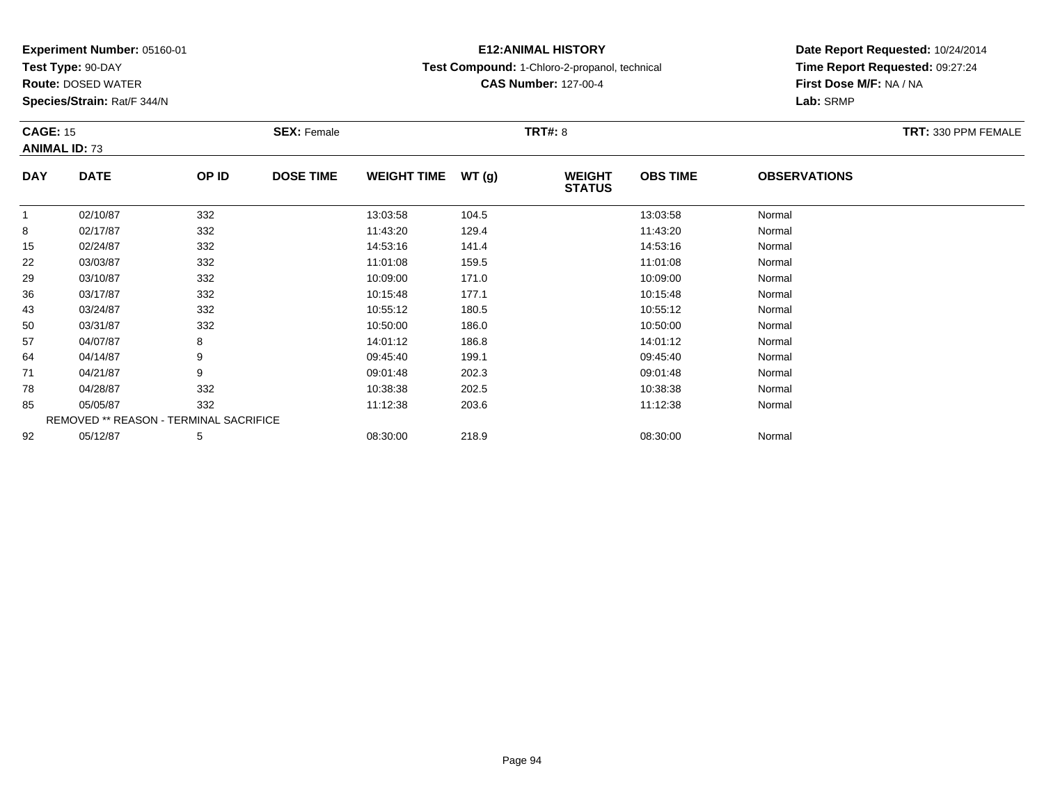**Experiment Number:** 05160-01
**Test Type:** 90-DAY
**Route:** DOSED WATER
**Species/Strain:** Rat/F 344/N

**E12:ANIMAL HISTORY**
**Test Compound:** 1-Chloro-2-propanol, technical
**CAS Number:** 127-00-4

**Date Report Requested:** 10/24/2014
**Time Report Requested:** 09:27:24
**First Dose M/F:** NA / NA
**Lab:** SRMP

**CAGE:** 15 **SEX:** Female **TRT#:** 8 **TRT:** 330 PPM FEMALE
**ANIMAL ID:** 73

| DAY | DATE | OP ID | DOSE TIME | WEIGHT TIME | WT (g) | WEIGHT STATUS | OBS TIME | OBSERVATIONS |
|---|---|---|---|---|---|---|---|---|
| 1 | 02/10/87 | 332 | | 13:03:58 | 104.5 | | 13:03:58 | Normal |
| 8 | 02/17/87 | 332 | | 11:43:20 | 129.4 | | 11:43:20 | Normal |
| 15 | 02/24/87 | 332 | | 14:53:16 | 141.4 | | 14:53:16 | Normal |
| 22 | 03/03/87 | 332 | | 11:01:08 | 159.5 | | 11:01:08 | Normal |
| 29 | 03/10/87 | 332 | | 10:09:00 | 171.0 | | 10:09:00 | Normal |
| 36 | 03/17/87 | 332 | | 10:15:48 | 177.1 | | 10:15:48 | Normal |
| 43 | 03/24/87 | 332 | | 10:55:12 | 180.5 | | 10:55:12 | Normal |
| 50 | 03/31/87 | 332 | | 10:50:00 | 186.0 | | 10:50:00 | Normal |
| 57 | 04/07/87 | 8 | | 14:01:12 | 186.8 | | 14:01:12 | Normal |
| 64 | 04/14/87 | 9 | | 09:45:40 | 199.1 | | 09:45:40 | Normal |
| 71 | 04/21/87 | 9 | | 09:01:48 | 202.3 | | 09:01:48 | Normal |
| 78 | 04/28/87 | 332 | | 10:38:38 | 202.5 | | 10:38:38 | Normal |
| 85 | 05/05/87 | 332 | | 11:12:38 | 203.6 | | 11:12:38 | Normal |
| | REMOVED ** REASON - TERMINAL SACRIFICE | | | | | | | |
| 92 | 05/12/87 | 5 | | 08:30:00 | 218.9 | | 08:30:00 | Normal |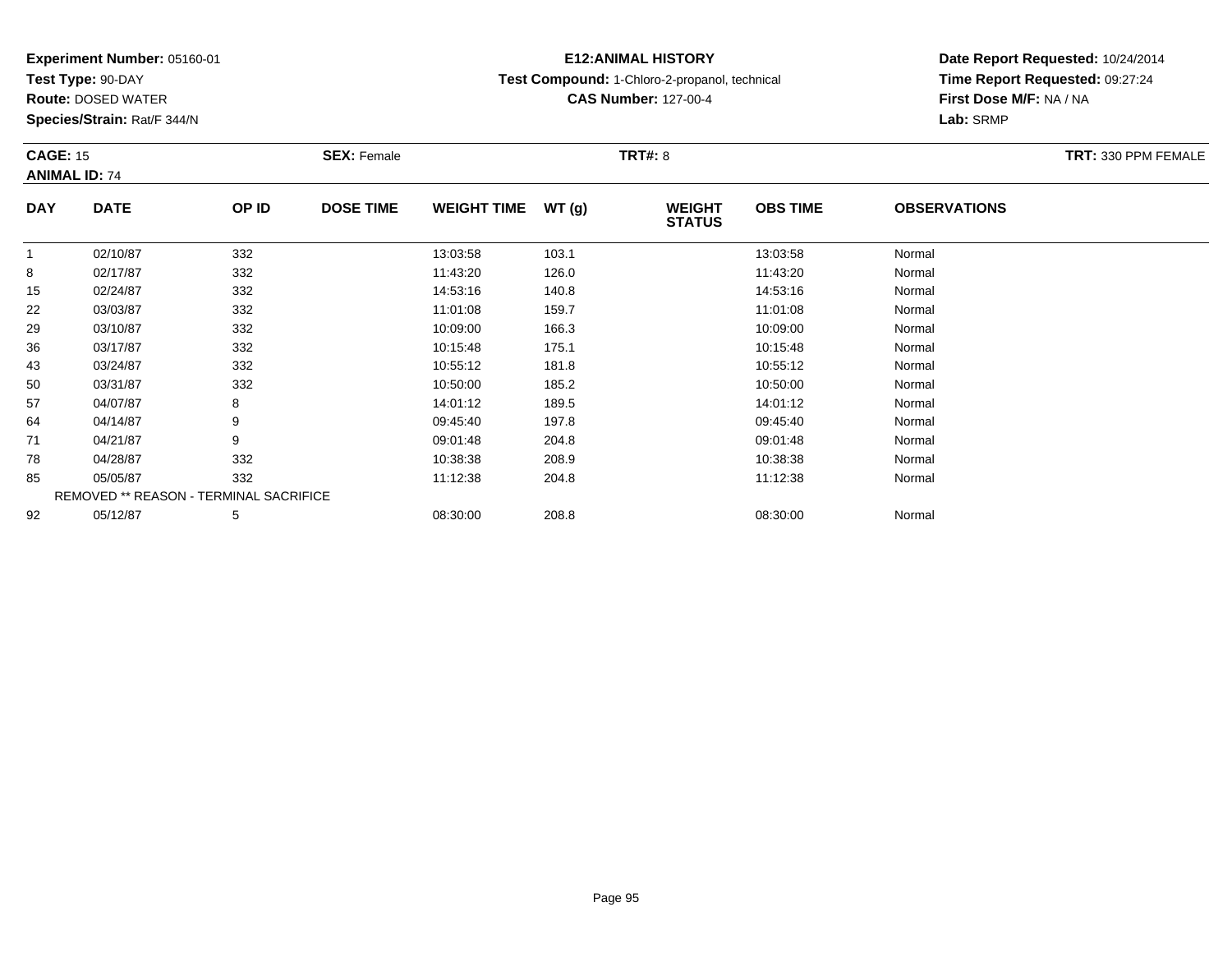**Experiment Number:** 05160-01
**Test Type:** 90-DAY
**Route:** DOSED WATER
**Species/Strain:** Rat/F 344/N

**E12:ANIMAL HISTORY**
**Test Compound:** 1-Chloro-2-propanol, technical
**CAS Number:** 127-00-4

**Date Report Requested:** 10/24/2014
**Time Report Requested:** 09:27:24
**First Dose M/F:** NA / NA
**Lab:** SRMP

**CAGE:** 15 **SEX:** Female **TRT#:** 8 **TRT:** 330 PPM FEMALE
**ANIMAL ID:** 74

| DAY | DATE | OP ID | DOSE TIME | WEIGHT TIME | WT (g) | WEIGHT STATUS | OBS TIME | OBSERVATIONS |
|---|---|---|---|---|---|---|---|---|
| 1 | 02/10/87 | 332 | | 13:03:58 | 103.1 | | 13:03:58 | Normal |
| 8 | 02/17/87 | 332 | | 11:43:20 | 126.0 | | 11:43:20 | Normal |
| 15 | 02/24/87 | 332 | | 14:53:16 | 140.8 | | 14:53:16 | Normal |
| 22 | 03/03/87 | 332 | | 11:01:08 | 159.7 | | 11:01:08 | Normal |
| 29 | 03/10/87 | 332 | | 10:09:00 | 166.3 | | 10:09:00 | Normal |
| 36 | 03/17/87 | 332 | | 10:15:48 | 175.1 | | 10:15:48 | Normal |
| 43 | 03/24/87 | 332 | | 10:55:12 | 181.8 | | 10:55:12 | Normal |
| 50 | 03/31/87 | 332 | | 10:50:00 | 185.2 | | 10:50:00 | Normal |
| 57 | 04/07/87 | 8 | | 14:01:12 | 189.5 | | 14:01:12 | Normal |
| 64 | 04/14/87 | 9 | | 09:45:40 | 197.8 | | 09:45:40 | Normal |
| 71 | 04/21/87 | 9 | | 09:01:48 | 204.8 | | 09:01:48 | Normal |
| 78 | 04/28/87 | 332 | | 10:38:38 | 208.9 | | 10:38:38 | Normal |
| 85 | 05/05/87 | 332 | | 11:12:38 | 204.8 | | 11:12:38 | Normal |
| REMOVED ** REASON - TERMINAL SACRIFICE | | | | | | | | |
| 92 | 05/12/87 | 5 | | 08:30:00 | 208.8 | | 08:30:00 | Normal |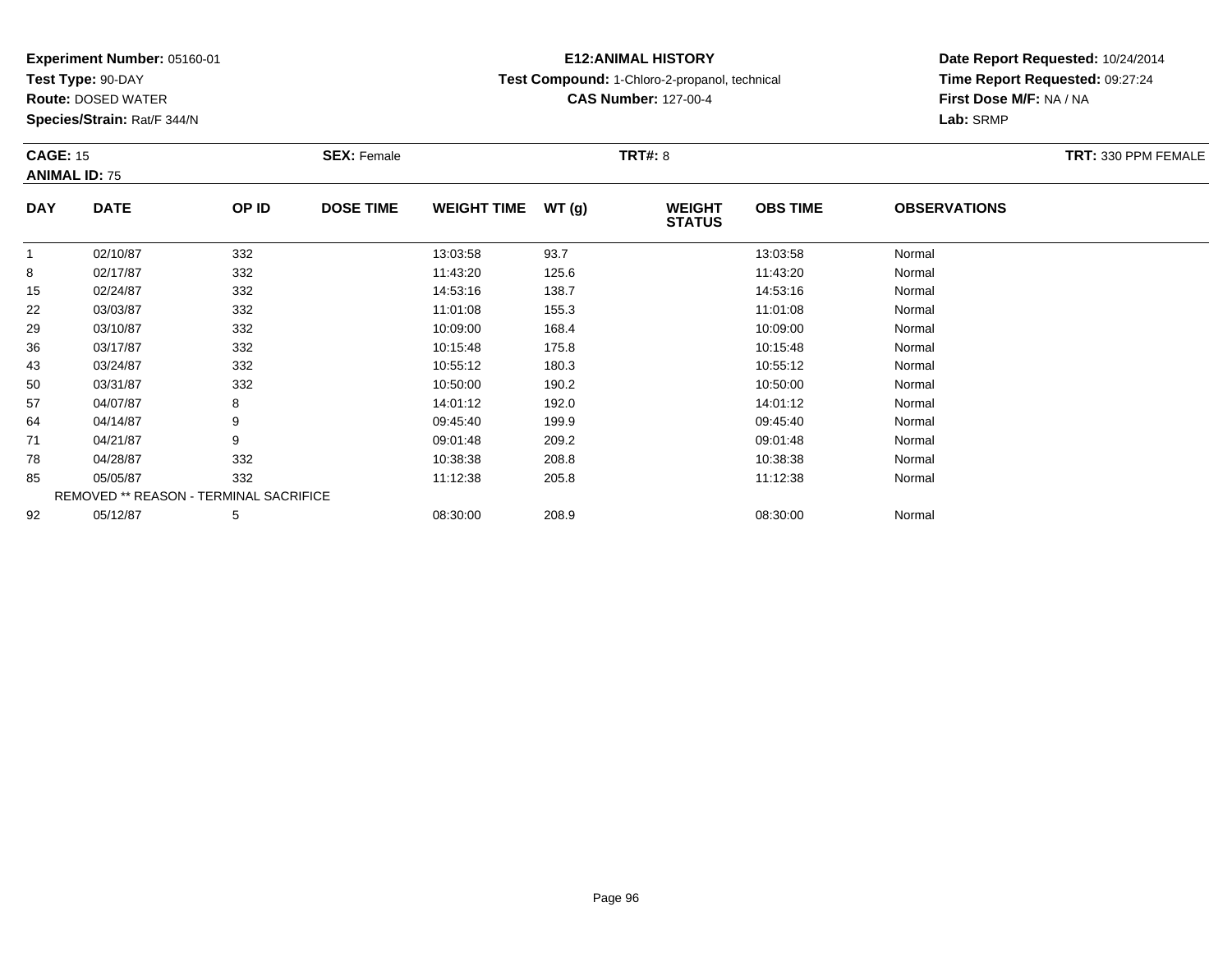**Experiment Number:** 05160-01
**Test Type:** 90-DAY
**Route:** DOSED WATER
**Species/Strain:** Rat/F 344/N

**E12:ANIMAL HISTORY**
**Test Compound:** 1-Chloro-2-propanol, technical
**CAS Number:** 127-00-4

**Date Report Requested:** 10/24/2014
**Time Report Requested:** 09:27:24
**First Dose M/F:** NA / NA
**Lab:** SRMP

**CAGE:** 15 **SEX:** Female **TRT#:** 8 **TRT:** 330 PPM FEMALE
**ANIMAL ID:** 75

| DAY | DATE | OP ID | DOSE TIME | WEIGHT TIME | WT (g) | WEIGHT STATUS | OBS TIME | OBSERVATIONS |
|---|---|---|---|---|---|---|---|---|
| 1 | 02/10/87 | 332 | | 13:03:58 | 93.7 | | 13:03:58 | Normal |
| 8 | 02/17/87 | 332 | | 11:43:20 | 125.6 | | 11:43:20 | Normal |
| 15 | 02/24/87 | 332 | | 14:53:16 | 138.7 | | 14:53:16 | Normal |
| 22 | 03/03/87 | 332 | | 11:01:08 | 155.3 | | 11:01:08 | Normal |
| 29 | 03/10/87 | 332 | | 10:09:00 | 168.4 | | 10:09:00 | Normal |
| 36 | 03/17/87 | 332 | | 10:15:48 | 175.8 | | 10:15:48 | Normal |
| 43 | 03/24/87 | 332 | | 10:55:12 | 180.3 | | 10:55:12 | Normal |
| 50 | 03/31/87 | 332 | | 10:50:00 | 190.2 | | 10:50:00 | Normal |
| 57 | 04/07/87 | 8 | | 14:01:12 | 192.0 | | 14:01:12 | Normal |
| 64 | 04/14/87 | 9 | | 09:45:40 | 199.9 | | 09:45:40 | Normal |
| 71 | 04/21/87 | 9 | | 09:01:48 | 209.2 | | 09:01:48 | Normal |
| 78 | 04/28/87 | 332 | | 10:38:38 | 208.8 | | 10:38:38 | Normal |
| 85 | 05/05/87 | 332 | | 11:12:38 | 205.8 | | 11:12:38 | Normal |
| REMOVED ** REASON - TERMINAL SACRIFICE | | | | | | | | |
| 92 | 05/12/87 | 5 | | 08:30:00 | 208.9 | | 08:30:00 | Normal |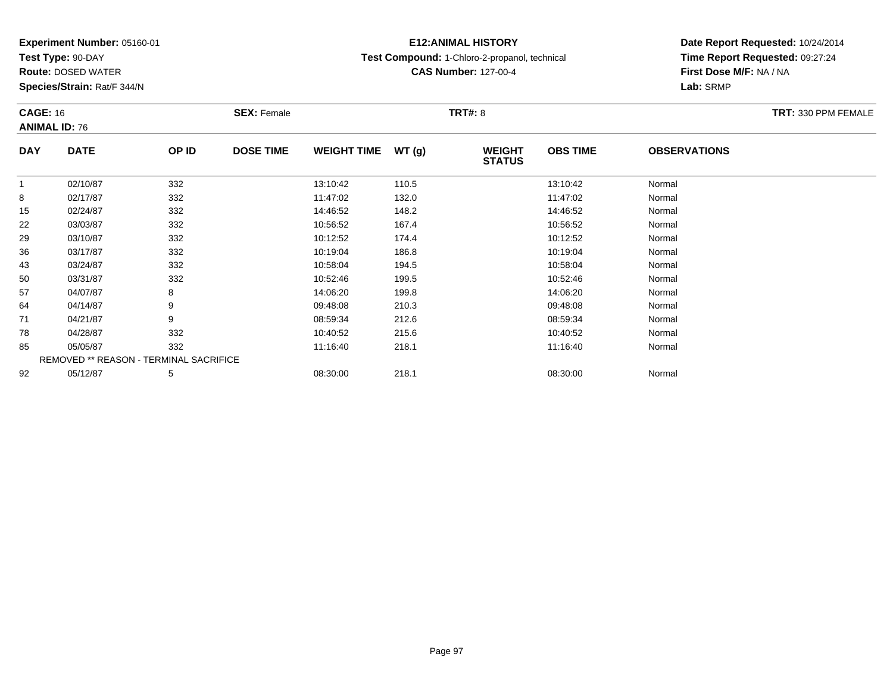**Experiment Number:** 05160-01
**Test Type:** 90-DAY
**Route:** DOSED WATER
**Species/Strain:** Rat/F 344/N

**E12:ANIMAL HISTORY**
**Test Compound:** 1-Chloro-2-propanol, technical
**CAS Number:** 127-00-4

**Date Report Requested:** 10/24/2014
**Time Report Requested:** 09:27:24
**First Dose M/F:** NA / NA
**Lab:** SRMP

**CAGE:** 16
**ANIMAL ID:** 76
**SEX:** Female
**TRT#:** 8
**TRT:** 330 PPM FEMALE

| DAY | DATE | OP ID | DOSE TIME | WEIGHT TIME | WT (g) | WEIGHT STATUS | OBS TIME | OBSERVATIONS |
|---|---|---|---|---|---|---|---|---|
| 1 | 02/10/87 | 332 | | 13:10:42 | 110.5 | | 13:10:42 | Normal |
| 8 | 02/17/87 | 332 | | 11:47:02 | 132.0 | | 11:47:02 | Normal |
| 15 | 02/24/87 | 332 | | 14:46:52 | 148.2 | | 14:46:52 | Normal |
| 22 | 03/03/87 | 332 | | 10:56:52 | 167.4 | | 10:56:52 | Normal |
| 29 | 03/10/87 | 332 | | 10:12:52 | 174.4 | | 10:12:52 | Normal |
| 36 | 03/17/87 | 332 | | 10:19:04 | 186.8 | | 10:19:04 | Normal |
| 43 | 03/24/87 | 332 | | 10:58:04 | 194.5 | | 10:58:04 | Normal |
| 50 | 03/31/87 | 332 | | 10:52:46 | 199.5 | | 10:52:46 | Normal |
| 57 | 04/07/87 | 8 | | 14:06:20 | 199.8 | | 14:06:20 | Normal |
| 64 | 04/14/87 | 9 | | 09:48:08 | 210.3 | | 09:48:08 | Normal |
| 71 | 04/21/87 | 9 | | 08:59:34 | 212.6 | | 08:59:34 | Normal |
| 78 | 04/28/87 | 332 | | 10:40:52 | 215.6 | | 10:40:52 | Normal |
| 85 | 05/05/87 | 332 | | 11:16:40 | 218.1 | | 11:16:40 | Normal |
| REMOVED ** REASON - TERMINAL SACRIFICE | | | | | | | | |
| 92 | 05/12/87 | 5 | | 08:30:00 | 218.1 | | 08:30:00 | Normal |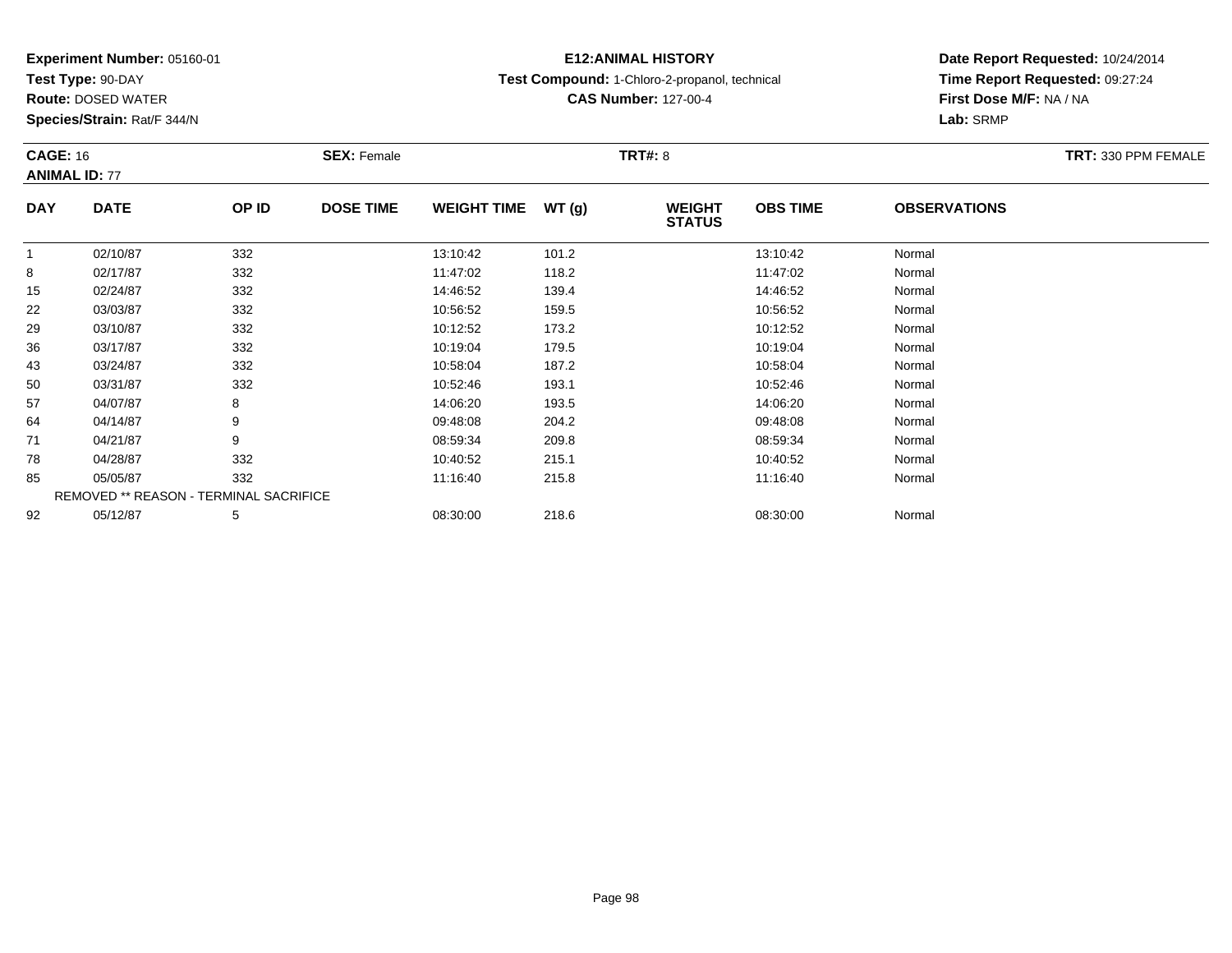**Experiment Number:** 05160-01
**Test Type:** 90-DAY
**Route:** DOSED WATER
**Species/Strain:** Rat/F 344/N

**E12:ANIMAL HISTORY**
**Test Compound:** 1-Chloro-2-propanol, technical
**CAS Number:** 127-00-4

**Date Report Requested:** 10/24/2014
**Time Report Requested:** 09:27:24
**First Dose M/F:** NA / NA
**Lab:** SRMP

**CAGE:** 16 **SEX:** Female **TRT#:** 8 **TRT:** 330 PPM FEMALE
**ANIMAL ID:** 77

| DAY | DATE | OP ID | DOSE TIME | WEIGHT TIME | WT (g) | WEIGHT STATUS | OBS TIME | OBSERVATIONS |
|---|---|---|---|---|---|---|---|---|
| 1 | 02/10/87 | 332 | | 13:10:42 | 101.2 | | 13:10:42 | Normal |
| 8 | 02/17/87 | 332 | | 11:47:02 | 118.2 | | 11:47:02 | Normal |
| 15 | 02/24/87 | 332 | | 14:46:52 | 139.4 | | 14:46:52 | Normal |
| 22 | 03/03/87 | 332 | | 10:56:52 | 159.5 | | 10:56:52 | Normal |
| 29 | 03/10/87 | 332 | | 10:12:52 | 173.2 | | 10:12:52 | Normal |
| 36 | 03/17/87 | 332 | | 10:19:04 | 179.5 | | 10:19:04 | Normal |
| 43 | 03/24/87 | 332 | | 10:58:04 | 187.2 | | 10:58:04 | Normal |
| 50 | 03/31/87 | 332 | | 10:52:46 | 193.1 | | 10:52:46 | Normal |
| 57 | 04/07/87 | 8 | | 14:06:20 | 193.5 | | 14:06:20 | Normal |
| 64 | 04/14/87 | 9 | | 09:48:08 | 204.2 | | 09:48:08 | Normal |
| 71 | 04/21/87 | 9 | | 08:59:34 | 209.8 | | 08:59:34 | Normal |
| 78 | 04/28/87 | 332 | | 10:40:52 | 215.1 | | 10:40:52 | Normal |
| 85 | 05/05/87 | 332 | | 11:16:40 | 215.8 | | 11:16:40 | Normal |
| | REMOVED ** REASON - TERMINAL SACRIFICE | | | | | | | |
| 92 | 05/12/87 | 5 | | 08:30:00 | 218.6 | | 08:30:00 | Normal |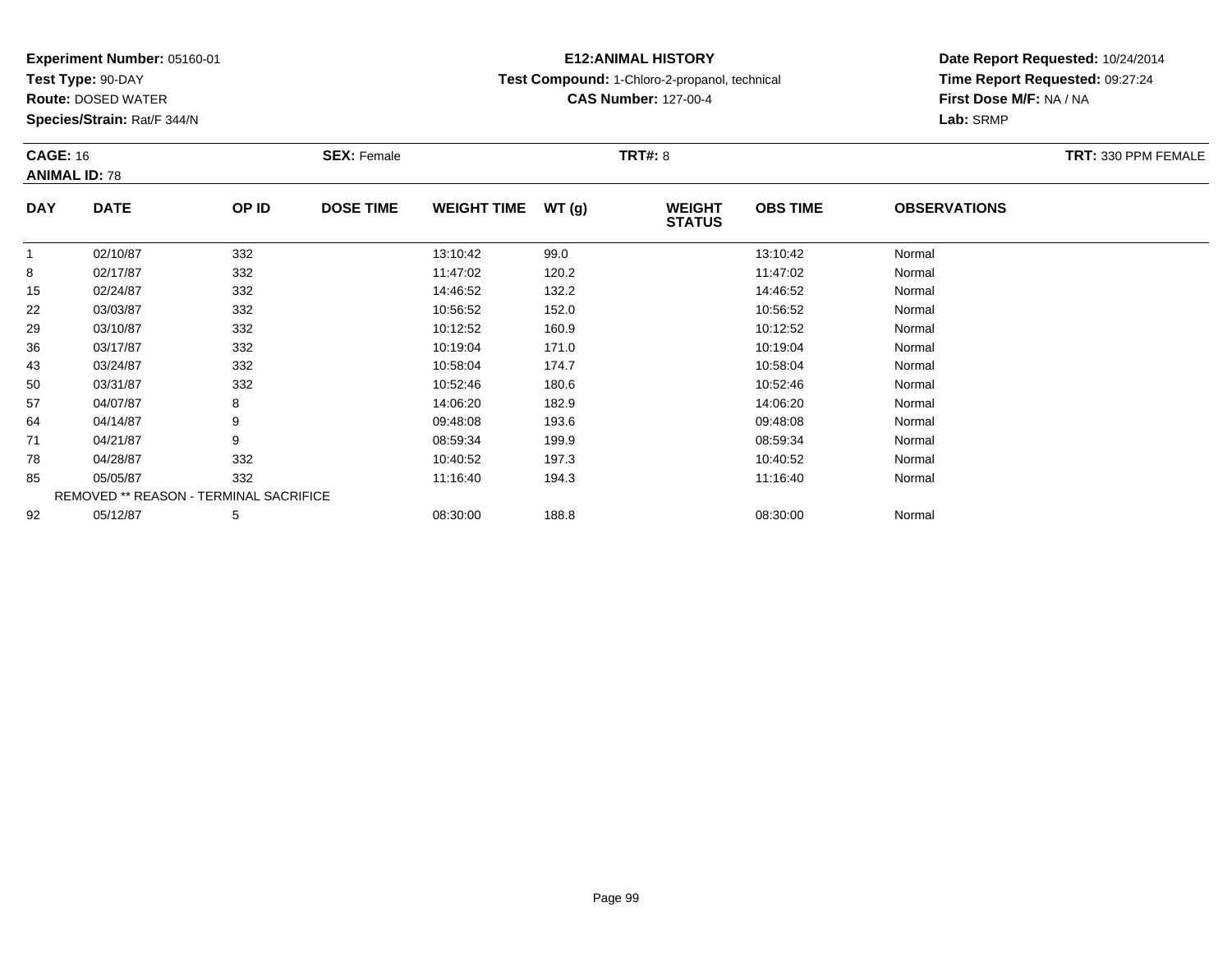**Experiment Number:** 05160-01
**Test Type:** 90-DAY
**Route:** DOSED WATER
**Species/Strain:** Rat/F 344/N

**E12:ANIMAL HISTORY**
**Test Compound:** 1-Chloro-2-propanol, technical
**CAS Number:** 127-00-4

**Date Report Requested:** 10/24/2014
**Time Report Requested:** 09:27:24
**First Dose M/F:** NA / NA
**Lab:** SRMP

**CAGE:** 16 **SEX:** Female **TRT#:** 8 **TRT:** 330 PPM FEMALE
**ANIMAL ID:** 78

| DAY | DATE | OP ID | DOSE TIME | WEIGHT TIME | WT (g) | WEIGHT STATUS | OBS TIME | OBSERVATIONS |
|---|---|---|---|---|---|---|---|---|
| 1 | 02/10/87 | 332 | | 13:10:42 | 99.0 | | 13:10:42 | Normal |
| 8 | 02/17/87 | 332 | | 11:47:02 | 120.2 | | 11:47:02 | Normal |
| 15 | 02/24/87 | 332 | | 14:46:52 | 132.2 | | 14:46:52 | Normal |
| 22 | 03/03/87 | 332 | | 10:56:52 | 152.0 | | 10:56:52 | Normal |
| 29 | 03/10/87 | 332 | | 10:12:52 | 160.9 | | 10:12:52 | Normal |
| 36 | 03/17/87 | 332 | | 10:19:04 | 171.0 | | 10:19:04 | Normal |
| 43 | 03/24/87 | 332 | | 10:58:04 | 174.7 | | 10:58:04 | Normal |
| 50 | 03/31/87 | 332 | | 10:52:46 | 180.6 | | 10:52:46 | Normal |
| 57 | 04/07/87 | 8 | | 14:06:20 | 182.9 | | 14:06:20 | Normal |
| 64 | 04/14/87 | 9 | | 09:48:08 | 193.6 | | 09:48:08 | Normal |
| 71 | 04/21/87 | 9 | | 08:59:34 | 199.9 | | 08:59:34 | Normal |
| 78 | 04/28/87 | 332 | | 10:40:52 | 197.3 | | 10:40:52 | Normal |
| 85 | 05/05/87 | 332 | | 11:16:40 | 194.3 | | 11:16:40 | Normal |
| REMOVED ** REASON - TERMINAL SACRIFICE | | | | | | | | |
| 92 | 05/12/87 | 5 | | 08:30:00 | 188.8 | | 08:30:00 | Normal |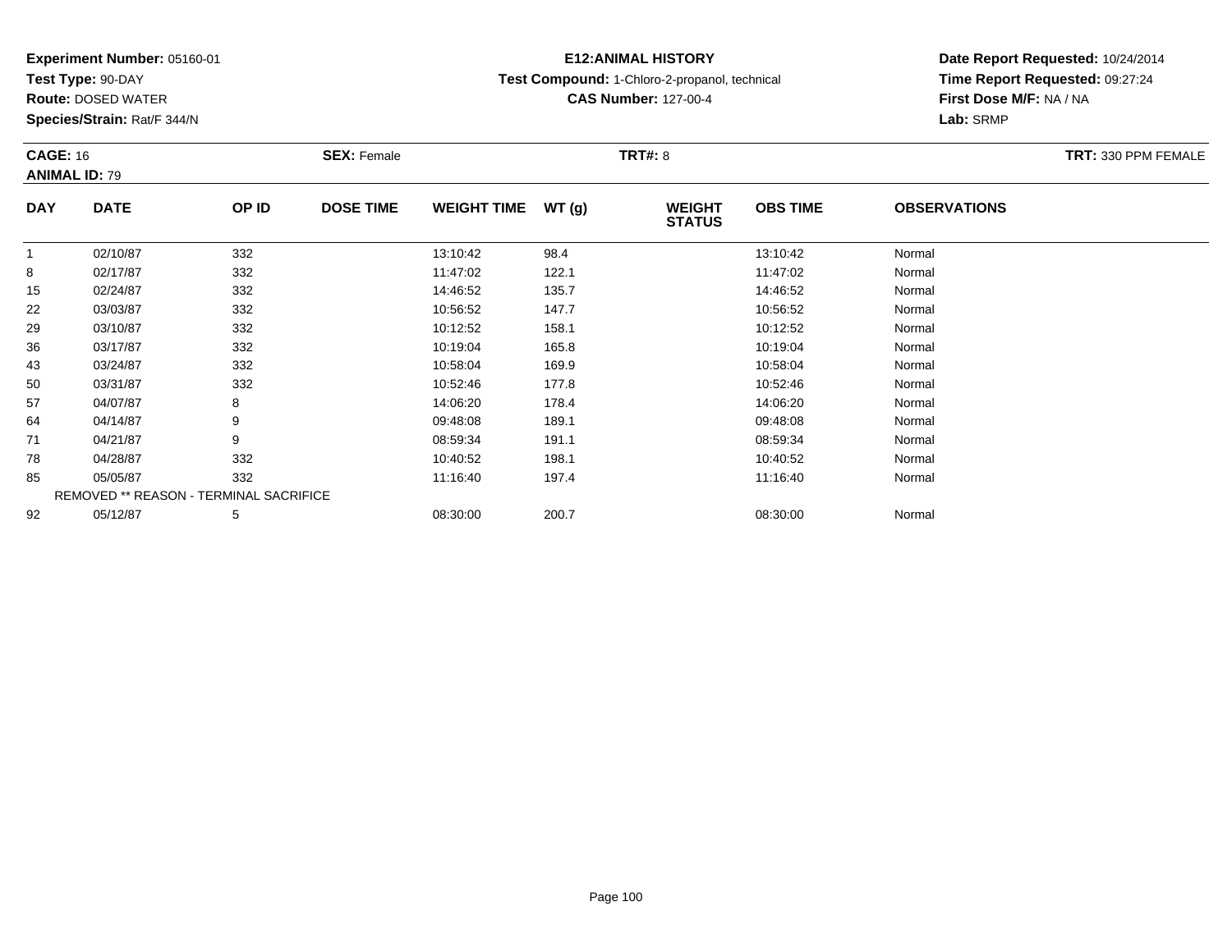**Experiment Number:** 05160-01
**Test Type:** 90-DAY
**Route:** DOSED WATER
**Species/Strain:** Rat/F 344/N

**E12:ANIMAL HISTORY**
**Test Compound:** 1-Chloro-2-propanol, technical
**CAS Number:** 127-00-4

**Date Report Requested:** 10/24/2014
**Time Report Requested:** 09:27:24
**First Dose M/F:** NA / NA
**Lab:** SRMP

**CAGE:** 16 **SEX:** Female **TRT#:** 8 **TRT:** 330 PPM FEMALE
**ANIMAL ID:** 79

| DAY | DATE | OP ID | DOSE TIME | WEIGHT TIME | WT (g) | WEIGHT STATUS | OBS TIME | OBSERVATIONS |
|---|---|---|---|---|---|---|---|---|
| 1 | 02/10/87 | 332 | | 13:10:42 | 98.4 | | 13:10:42 | Normal |
| 8 | 02/17/87 | 332 | | 11:47:02 | 122.1 | | 11:47:02 | Normal |
| 15 | 02/24/87 | 332 | | 14:46:52 | 135.7 | | 14:46:52 | Normal |
| 22 | 03/03/87 | 332 | | 10:56:52 | 147.7 | | 10:56:52 | Normal |
| 29 | 03/10/87 | 332 | | 10:12:52 | 158.1 | | 10:12:52 | Normal |
| 36 | 03/17/87 | 332 | | 10:19:04 | 165.8 | | 10:19:04 | Normal |
| 43 | 03/24/87 | 332 | | 10:58:04 | 169.9 | | 10:58:04 | Normal |
| 50 | 03/31/87 | 332 | | 10:52:46 | 177.8 | | 10:52:46 | Normal |
| 57 | 04/07/87 | 8 | | 14:06:20 | 178.4 | | 14:06:20 | Normal |
| 64 | 04/14/87 | 9 | | 09:48:08 | 189.1 | | 09:48:08 | Normal |
| 71 | 04/21/87 | 9 | | 08:59:34 | 191.1 | | 08:59:34 | Normal |
| 78 | 04/28/87 | 332 | | 10:40:52 | 198.1 | | 10:40:52 | Normal |
| 85 | 05/05/87 | 332 | | 11:16:40 | 197.4 | | 11:16:40 | Normal |
| REMOVED ** REASON - TERMINAL SACRIFICE | | | | | | | | |
| 92 | 05/12/87 | 5 | | 08:30:00 | 200.7 | | 08:30:00 | Normal |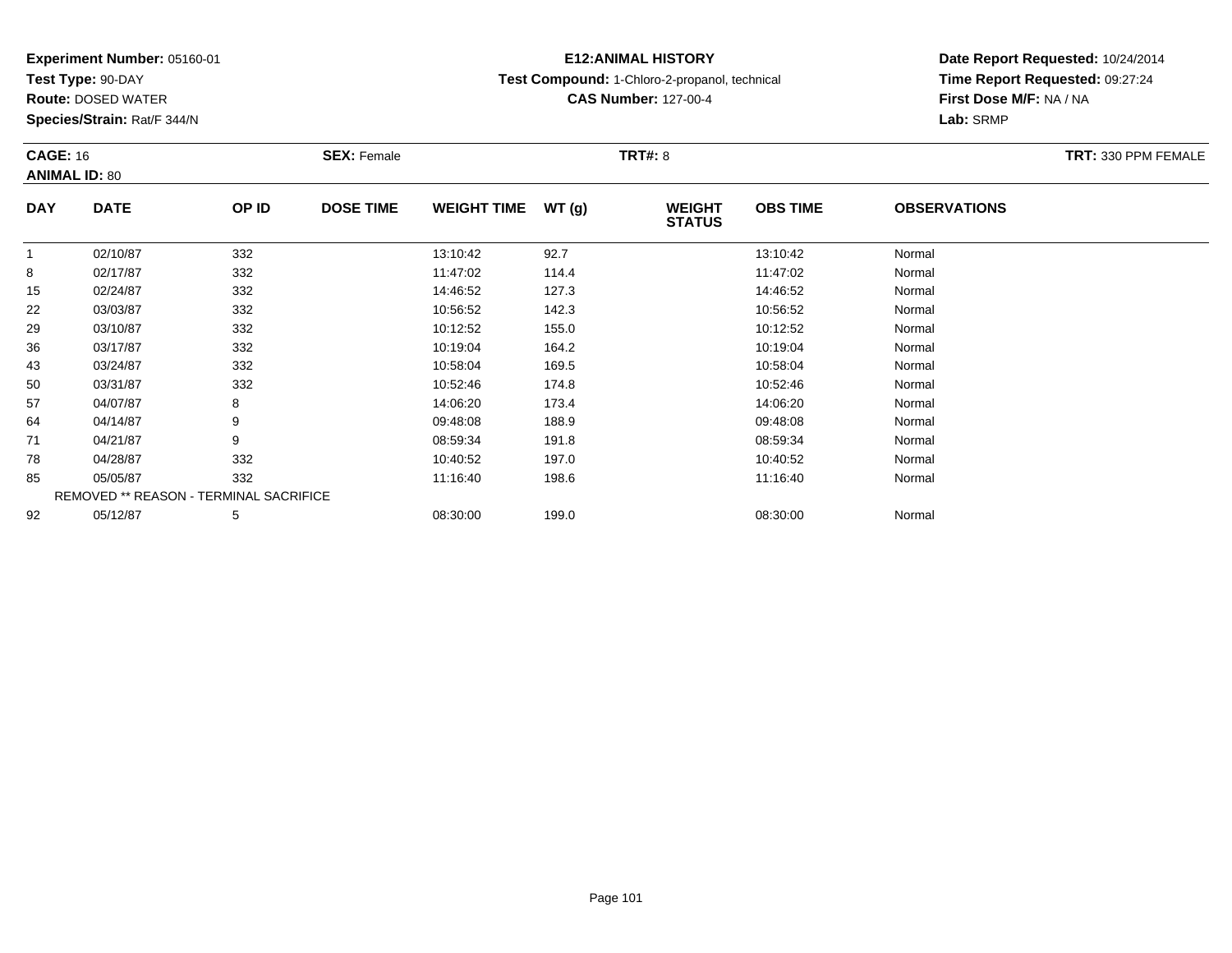**Experiment Number:** 05160-01
**Test Type:** 90-DAY
**Route:** DOSED WATER
**Species/Strain:** Rat/F 344/N

**E12:ANIMAL HISTORY**
**Test Compound:** 1-Chloro-2-propanol, technical
**CAS Number:** 127-00-4

**Date Report Requested:** 10/24/2014
**Time Report Requested:** 09:27:24
**First Dose M/F:** NA / NA
**Lab:** SRMP

**CAGE:** 16 **SEX:** Female **TRT#:** 8 **TRT:** 330 PPM FEMALE
**ANIMAL ID:** 80

| DAY | DATE | OP ID | DOSE TIME | WEIGHT TIME | WT (g) | WEIGHT STATUS | OBS TIME | OBSERVATIONS |
|---|---|---|---|---|---|---|---|---|
| 1 | 02/10/87 | 332 | | 13:10:42 | 92.7 | | 13:10:42 | Normal |
| 8 | 02/17/87 | 332 | | 11:47:02 | 114.4 | | 11:47:02 | Normal |
| 15 | 02/24/87 | 332 | | 14:46:52 | 127.3 | | 14:46:52 | Normal |
| 22 | 03/03/87 | 332 | | 10:56:52 | 142.3 | | 10:56:52 | Normal |
| 29 | 03/10/87 | 332 | | 10:12:52 | 155.0 | | 10:12:52 | Normal |
| 36 | 03/17/87 | 332 | | 10:19:04 | 164.2 | | 10:19:04 | Normal |
| 43 | 03/24/87 | 332 | | 10:58:04 | 169.5 | | 10:58:04 | Normal |
| 50 | 03/31/87 | 332 | | 10:52:46 | 174.8 | | 10:52:46 | Normal |
| 57 | 04/07/87 | 8 | | 14:06:20 | 173.4 | | 14:06:20 | Normal |
| 64 | 04/14/87 | 9 | | 09:48:08 | 188.9 | | 09:48:08 | Normal |
| 71 | 04/21/87 | 9 | | 08:59:34 | 191.8 | | 08:59:34 | Normal |
| 78 | 04/28/87 | 332 | | 10:40:52 | 197.0 | | 10:40:52 | Normal |
| 85 | 05/05/87 | 332 | | 11:16:40 | 198.6 | | 11:16:40 | Normal |
| REMOVED ** REASON - TERMINAL SACRIFICE | | | | | | | | |
| 92 | 05/12/87 | 5 | | 08:30:00 | 199.0 | | 08:30:00 | Normal |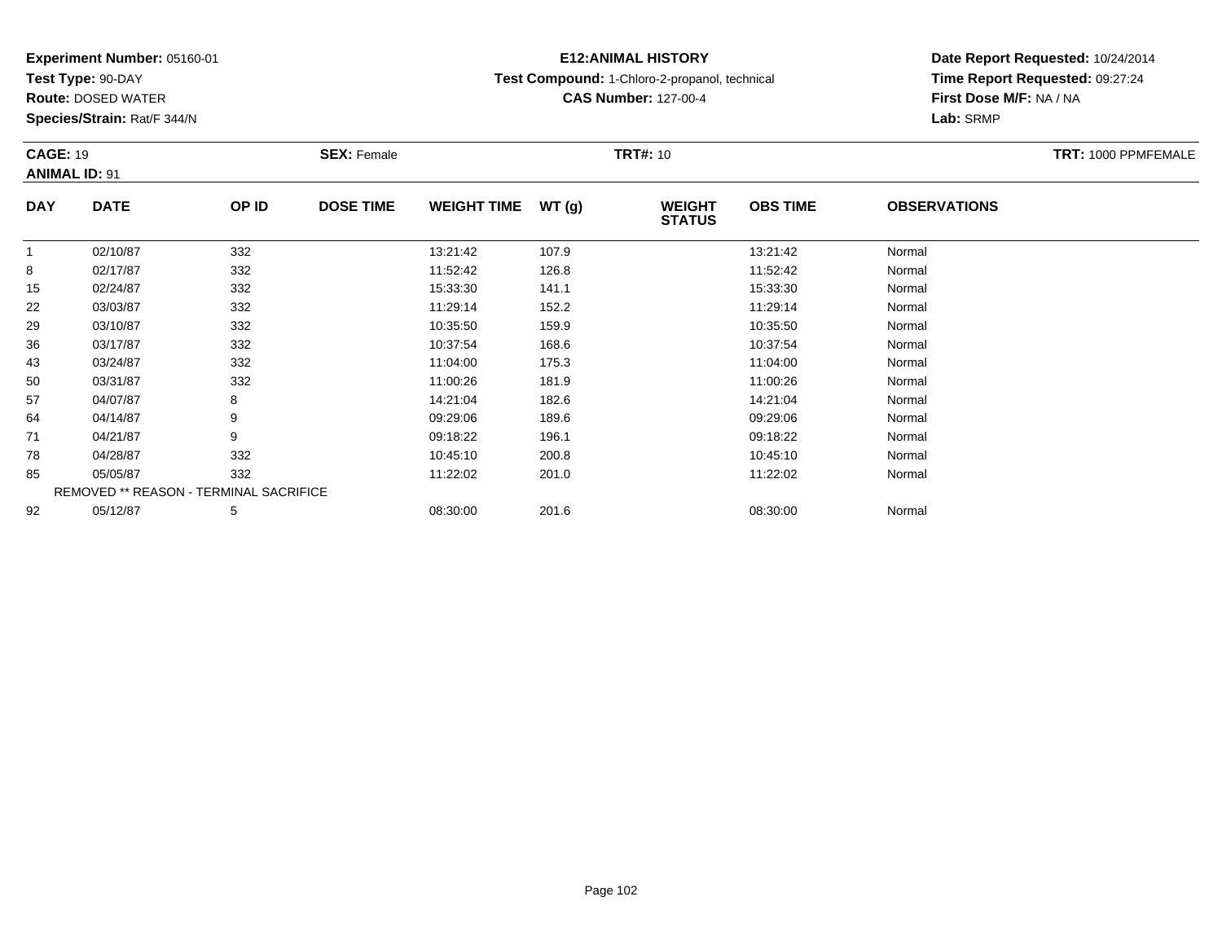**Experiment Number:** 05160-01
**Test Type:** 90-DAY
**Route:** DOSED WATER
**Species/Strain:** Rat/F 344/N

**E12:ANIMAL HISTORY**
**Test Compound:** 1-Chloro-2-propanol, technical
**CAS Number:** 127-00-4

**Date Report Requested:** 10/24/2014
**Time Report Requested:** 09:27:24
**First Dose M/F:** NA / NA
**Lab:** SRMP

**CAGE:** 19 **SEX:** Female **TRT#:** 10 **TRT:** 1000 PPMFEMALE
**ANIMAL ID:** 91

| DAY | DATE | OP ID | DOSE TIME | WEIGHT TIME | WT (g) | WEIGHT STATUS | OBS TIME | OBSERVATIONS |
|---|---|---|---|---|---|---|---|---|
| 1 | 02/10/87 | 332 | | 13:21:42 | 107.9 | | 13:21:42 | Normal |
| 8 | 02/17/87 | 332 | | 11:52:42 | 126.8 | | 11:52:42 | Normal |
| 15 | 02/24/87 | 332 | | 15:33:30 | 141.1 | | 15:33:30 | Normal |
| 22 | 03/03/87 | 332 | | 11:29:14 | 152.2 | | 11:29:14 | Normal |
| 29 | 03/10/87 | 332 | | 10:35:50 | 159.9 | | 10:35:50 | Normal |
| 36 | 03/17/87 | 332 | | 10:37:54 | 168.6 | | 10:37:54 | Normal |
| 43 | 03/24/87 | 332 | | 11:04:00 | 175.3 | | 11:04:00 | Normal |
| 50 | 03/31/87 | 332 | | 11:00:26 | 181.9 | | 11:00:26 | Normal |
| 57 | 04/07/87 | 8 | | 14:21:04 | 182.6 | | 14:21:04 | Normal |
| 64 | 04/14/87 | 9 | | 09:29:06 | 189.6 | | 09:29:06 | Normal |
| 71 | 04/21/87 | 9 | | 09:18:22 | 196.1 | | 09:18:22 | Normal |
| 78 | 04/28/87 | 332 | | 10:45:10 | 200.8 | | 10:45:10 | Normal |
| 85 | 05/05/87 | 332 | | 11:22:02 | 201.0 | | 11:22:02 | Normal |
| REMOVED ** REASON - TERMINAL SACRIFICE | | | | | | | | |
| 92 | 05/12/87 | 5 | | 08:30:00 | 201.6 | | 08:30:00 | Normal |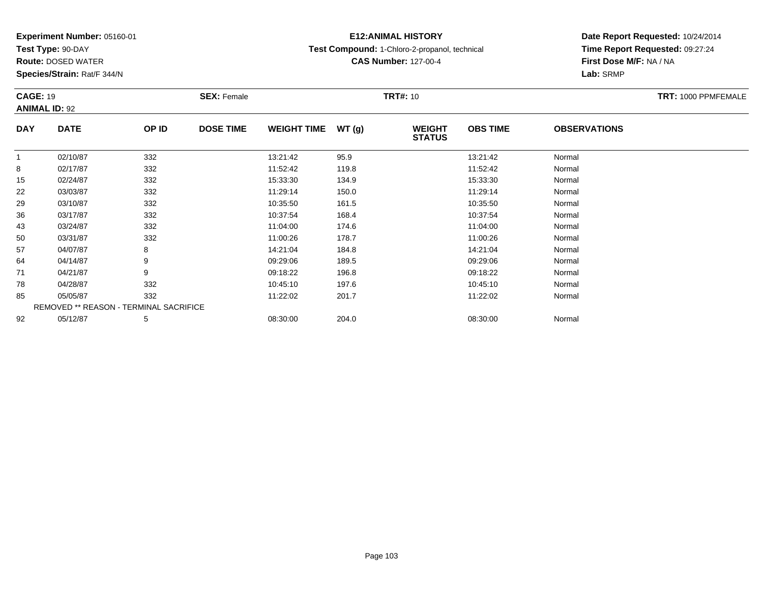**Experiment Number:** 05160-01
**Test Type:** 90-DAY
**Route:** DOSED WATER
**Species/Strain:** Rat/F 344/N

**E12:ANIMAL HISTORY**
**Test Compound:** 1-Chloro-2-propanol, technical
**CAS Number:** 127-00-4

**Date Report Requested:** 10/24/2014
**Time Report Requested:** 09:27:24
**First Dose M/F:** NA / NA
**Lab:** SRMP

**CAGE:** 19 **SEX:** Female **TRT#:** 10 **TRT:** 1000 PPMFEMALE
**ANIMAL ID:** 92

| DAY | DATE | OP ID | DOSE TIME | WEIGHT TIME | WT (g) | WEIGHT STATUS | OBS TIME | OBSERVATIONS |
|---|---|---|---|---|---|---|---|---|
| 1 | 02/10/87 | 332 | | 13:21:42 | 95.9 | | 13:21:42 | Normal |
| 8 | 02/17/87 | 332 | | 11:52:42 | 119.8 | | 11:52:42 | Normal |
| 15 | 02/24/87 | 332 | | 15:33:30 | 134.9 | | 15:33:30 | Normal |
| 22 | 03/03/87 | 332 | | 11:29:14 | 150.0 | | 11:29:14 | Normal |
| 29 | 03/10/87 | 332 | | 10:35:50 | 161.5 | | 10:35:50 | Normal |
| 36 | 03/17/87 | 332 | | 10:37:54 | 168.4 | | 10:37:54 | Normal |
| 43 | 03/24/87 | 332 | | 11:04:00 | 174.6 | | 11:04:00 | Normal |
| 50 | 03/31/87 | 332 | | 11:00:26 | 178.7 | | 11:00:26 | Normal |
| 57 | 04/07/87 | 8 | | 14:21:04 | 184.8 | | 14:21:04 | Normal |
| 64 | 04/14/87 | 9 | | 09:29:06 | 189.5 | | 09:29:06 | Normal |
| 71 | 04/21/87 | 9 | | 09:18:22 | 196.8 | | 09:18:22 | Normal |
| 78 | 04/28/87 | 332 | | 10:45:10 | 197.6 | | 10:45:10 | Normal |
| 85 | 05/05/87 | 332 | | 11:22:02 | 201.7 | | 11:22:02 | Normal |
| REMOVED ** REASON - TERMINAL SACRIFICE | | | | | | | | |
| 92 | 05/12/87 | 5 | | 08:30:00 | 204.0 | | 08:30:00 | Normal |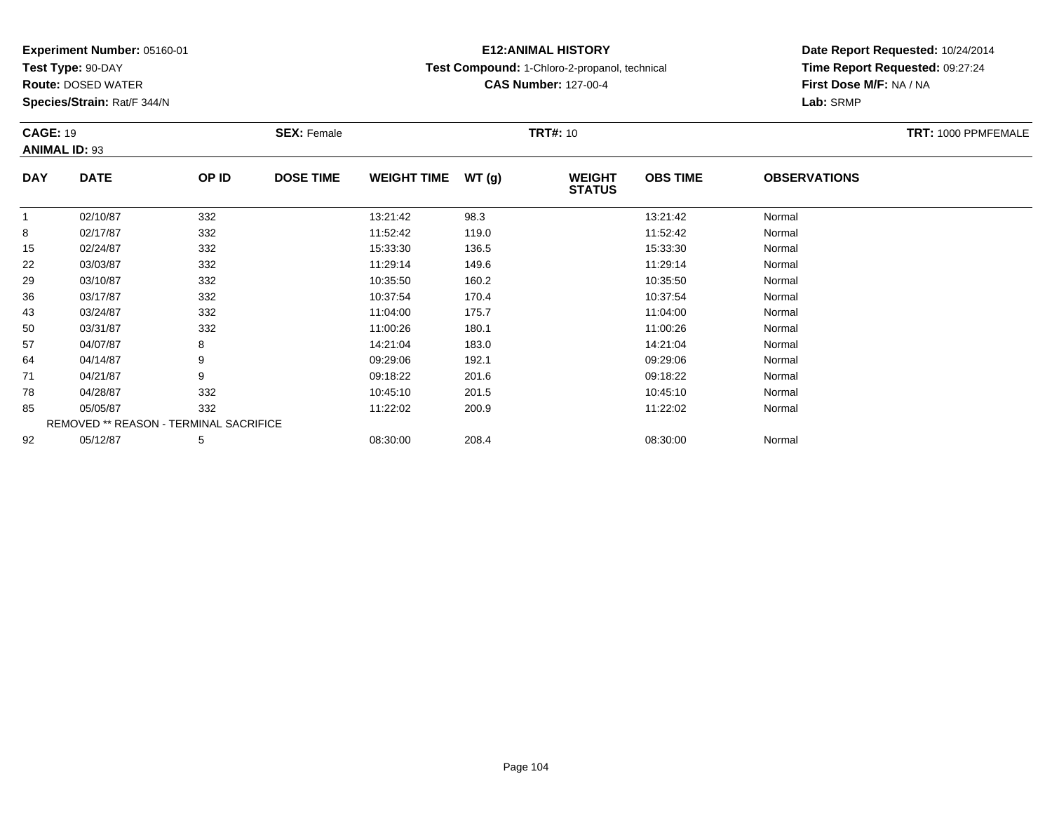**Experiment Number:** 05160-01
**Test Type:** 90-DAY
**Route:** DOSED WATER
**Species/Strain:** Rat/F 344/N

**E12:ANIMAL HISTORY**
**Test Compound:** 1-Chloro-2-propanol, technical
**CAS Number:** 127-00-4

**Date Report Requested:** 10/24/2014
**Time Report Requested:** 09:27:24
**First Dose M/F:** NA / NA
**Lab:** SRMP

**CAGE:** 19 **SEX:** Female **TRT#:** 10 **TRT:** 1000 PPMFEMALE
**ANIMAL ID:** 93

| DAY | DATE | OP ID | DOSE TIME | WEIGHT TIME | WT (g) | WEIGHT STATUS | OBS TIME | OBSERVATIONS |
|---|---|---|---|---|---|---|---|---|
| 1 | 02/10/87 | 332 | | 13:21:42 | 98.3 | | 13:21:42 | Normal |
| 8 | 02/17/87 | 332 | | 11:52:42 | 119.0 | | 11:52:42 | Normal |
| 15 | 02/24/87 | 332 | | 15:33:30 | 136.5 | | 15:33:30 | Normal |
| 22 | 03/03/87 | 332 | | 11:29:14 | 149.6 | | 11:29:14 | Normal |
| 29 | 03/10/87 | 332 | | 10:35:50 | 160.2 | | 10:35:50 | Normal |
| 36 | 03/17/87 | 332 | | 10:37:54 | 170.4 | | 10:37:54 | Normal |
| 43 | 03/24/87 | 332 | | 11:04:00 | 175.7 | | 11:04:00 | Normal |
| 50 | 03/31/87 | 332 | | 11:00:26 | 180.1 | | 11:00:26 | Normal |
| 57 | 04/07/87 | 8 | | 14:21:04 | 183.0 | | 14:21:04 | Normal |
| 64 | 04/14/87 | 9 | | 09:29:06 | 192.1 | | 09:29:06 | Normal |
| 71 | 04/21/87 | 9 | | 09:18:22 | 201.6 | | 09:18:22 | Normal |
| 78 | 04/28/87 | 332 | | 10:45:10 | 201.5 | | 10:45:10 | Normal |
| 85 | 05/05/87 | 332 | | 11:22:02 | 200.9 | | 11:22:02 | Normal |
| REMOVED ** REASON - TERMINAL SACRIFICE | | | | | | | | |
| 92 | 05/12/87 | 5 | | 08:30:00 | 208.4 | | 08:30:00 | Normal |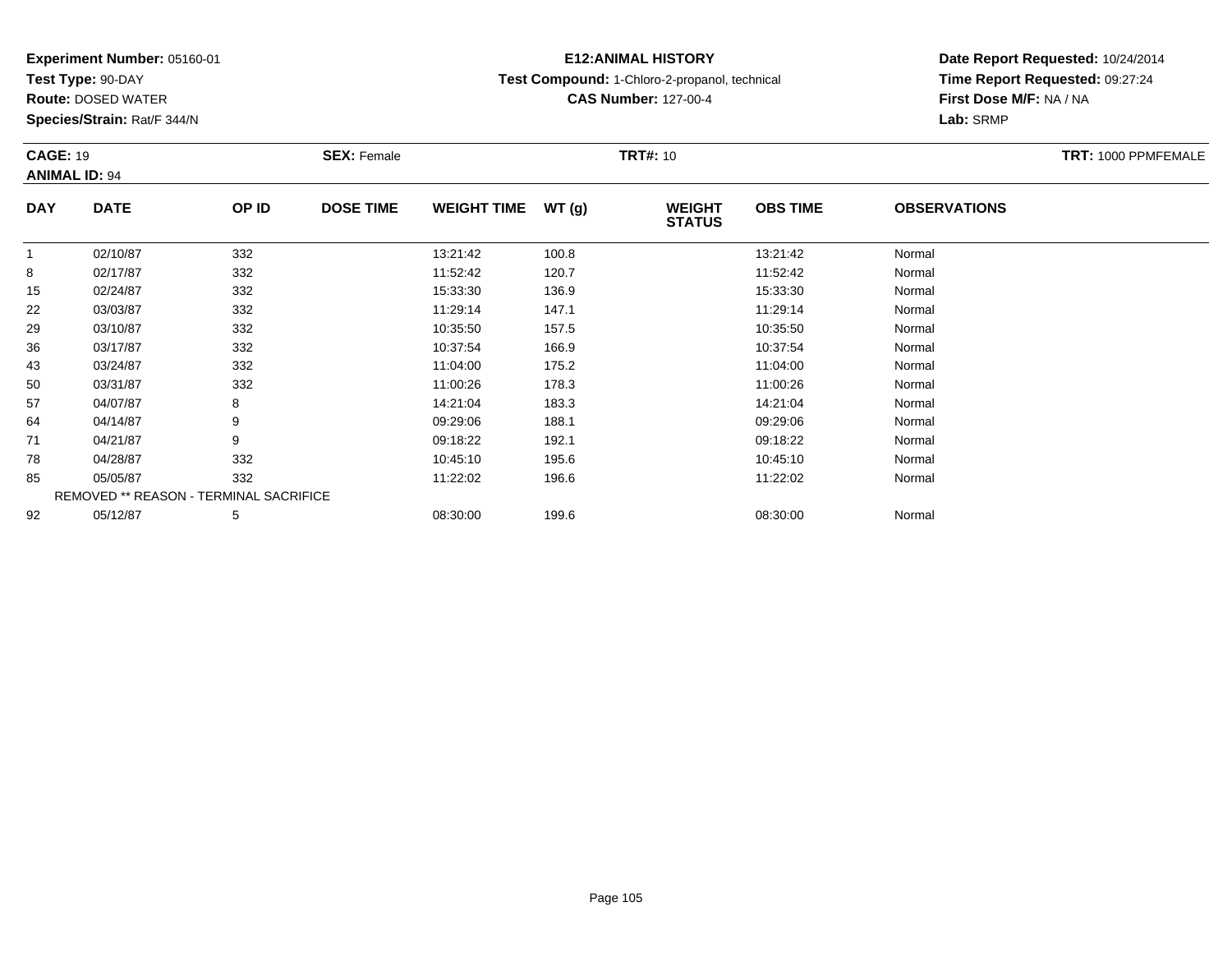**Experiment Number:** 05160-01
**Test Type:** 90-DAY
**Route:** DOSED WATER
**Species/Strain:** Rat/F 344/N

**E12:ANIMAL HISTORY**
**Test Compound:** 1-Chloro-2-propanol, technical
**CAS Number:** 127-00-4

**Date Report Requested:** 10/24/2014
**Time Report Requested:** 09:27:24
**First Dose M/F:** NA / NA
**Lab:** SRMP

**CAGE:** 19 **SEX:** Female **TRT#:** 10 **TRT:** 1000 PPMFEMALE
**ANIMAL ID:** 94

| DAY | DATE | OP ID | DOSE TIME | WEIGHT TIME | WT (g) | WEIGHT STATUS | OBS TIME | OBSERVATIONS |
|---|---|---|---|---|---|---|---|---|
| 1 | 02/10/87 | 332 | | 13:21:42 | 100.8 | | 13:21:42 | Normal |
| 8 | 02/17/87 | 332 | | 11:52:42 | 120.7 | | 11:52:42 | Normal |
| 15 | 02/24/87 | 332 | | 15:33:30 | 136.9 | | 15:33:30 | Normal |
| 22 | 03/03/87 | 332 | | 11:29:14 | 147.1 | | 11:29:14 | Normal |
| 29 | 03/10/87 | 332 | | 10:35:50 | 157.5 | | 10:35:50 | Normal |
| 36 | 03/17/87 | 332 | | 10:37:54 | 166.9 | | 10:37:54 | Normal |
| 43 | 03/24/87 | 332 | | 11:04:00 | 175.2 | | 11:04:00 | Normal |
| 50 | 03/31/87 | 332 | | 11:00:26 | 178.3 | | 11:00:26 | Normal |
| 57 | 04/07/87 | 8 | | 14:21:04 | 183.3 | | 14:21:04 | Normal |
| 64 | 04/14/87 | 9 | | 09:29:06 | 188.1 | | 09:29:06 | Normal |
| 71 | 04/21/87 | 9 | | 09:18:22 | 192.1 | | 09:18:22 | Normal |
| 78 | 04/28/87 | 332 | | 10:45:10 | 195.6 | | 10:45:10 | Normal |
| 85 | 05/05/87 | 332 | | 11:22:02 | 196.6 | | 11:22:02 | Normal |
| REMOVED ** REASON - TERMINAL SACRIFICE | | | | | | | | |
| 92 | 05/12/87 | 5 | | 08:30:00 | 199.6 | | 08:30:00 | Normal |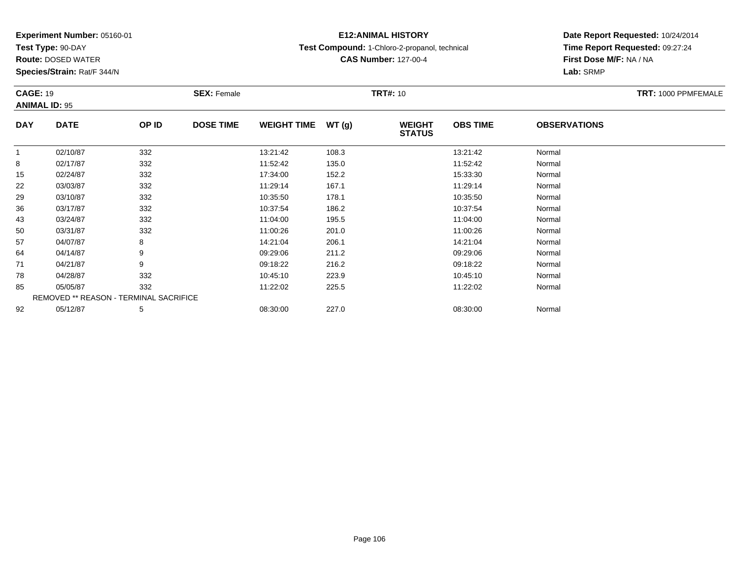**Experiment Number:** 05160-01
**Test Type:** 90-DAY
**Route:** DOSED WATER
**Species/Strain:** Rat/F 344/N

**E12:ANIMAL HISTORY**
**Test Compound:** 1-Chloro-2-propanol, technical
**CAS Number:** 127-00-4

**Date Report Requested:** 10/24/2014
**Time Report Requested:** 09:27:24
**First Dose M/F:** NA / NA
**Lab:** SRMP

**CAGE:** 19 **SEX:** Female **TRT#:** 10 **TRT:** 1000 PPMFEMALE
**ANIMAL ID:** 95

| DAY | DATE | OP ID | DOSE TIME | WEIGHT TIME | WT (g) | WEIGHT STATUS | OBS TIME | OBSERVATIONS |
|---|---|---|---|---|---|---|---|---|
| 1 | 02/10/87 | 332 | | 13:21:42 | 108.3 | | 13:21:42 | Normal |
| 8 | 02/17/87 | 332 | | 11:52:42 | 135.0 | | 11:52:42 | Normal |
| 15 | 02/24/87 | 332 | | 17:34:00 | 152.2 | | 15:33:30 | Normal |
| 22 | 03/03/87 | 332 | | 11:29:14 | 167.1 | | 11:29:14 | Normal |
| 29 | 03/10/87 | 332 | | 10:35:50 | 178.1 | | 10:35:50 | Normal |
| 36 | 03/17/87 | 332 | | 10:37:54 | 186.2 | | 10:37:54 | Normal |
| 43 | 03/24/87 | 332 | | 11:04:00 | 195.5 | | 11:04:00 | Normal |
| 50 | 03/31/87 | 332 | | 11:00:26 | 201.0 | | 11:00:26 | Normal |
| 57 | 04/07/87 | 8 | | 14:21:04 | 206.1 | | 14:21:04 | Normal |
| 64 | 04/14/87 | 9 | | 09:29:06 | 211.2 | | 09:29:06 | Normal |
| 71 | 04/21/87 | 9 | | 09:18:22 | 216.2 | | 09:18:22 | Normal |
| 78 | 04/28/87 | 332 | | 10:45:10 | 223.9 | | 10:45:10 | Normal |
| 85 | 05/05/87 | 332 | | 11:22:02 | 225.5 | | 11:22:02 | Normal |
| REMOVED ** REASON - TERMINAL SACRIFICE | | | | | | | | |
| 92 | 05/12/87 | 5 | | 08:30:00 | 227.0 | | 08:30:00 | Normal |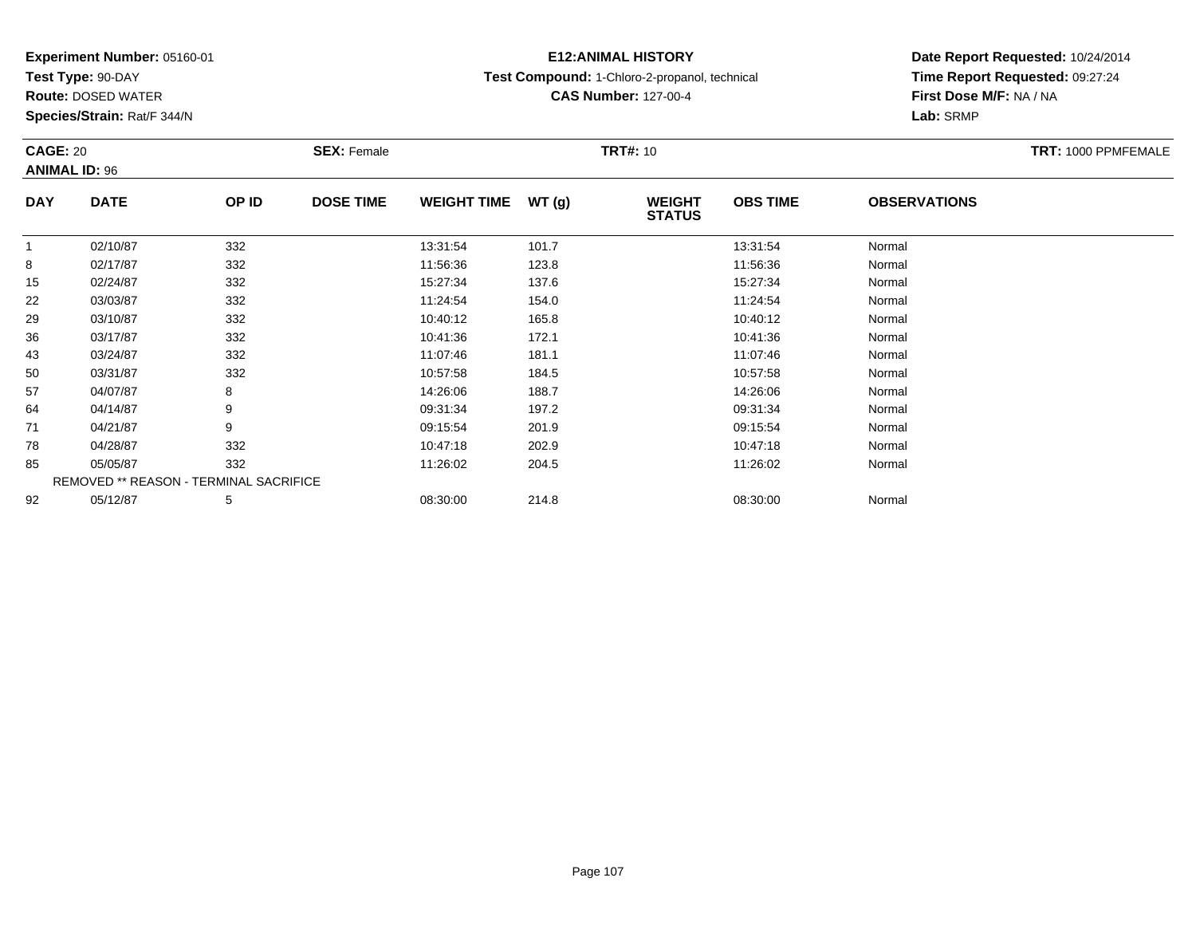**Experiment Number:** 05160-01
**Test Type:** 90-DAY
**Route:** DOSED WATER
**Species/Strain:** Rat/F 344/N

**E12:ANIMAL HISTORY**
**Test Compound:** 1-Chloro-2-propanol, technical
**CAS Number:** 127-00-4

**Date Report Requested:** 10/24/2014
**Time Report Requested:** 09:27:24
**First Dose M/F:** NA / NA
**Lab:** SRMP

**CAGE:** 20 **SEX:** Female **TRT#:** 10 **TRT:** 1000 PPMFEMALE
**ANIMAL ID:** 96

| DAY | DATE | OP ID | DOSE TIME | WEIGHT TIME | WT (g) | WEIGHT STATUS | OBS TIME | OBSERVATIONS |
|---|---|---|---|---|---|---|---|---|
| 1 | 02/10/87 | 332 | | 13:31:54 | 101.7 | | 13:31:54 | Normal |
| 8 | 02/17/87 | 332 | | 11:56:36 | 123.8 | | 11:56:36 | Normal |
| 15 | 02/24/87 | 332 | | 15:27:34 | 137.6 | | 15:27:34 | Normal |
| 22 | 03/03/87 | 332 | | 11:24:54 | 154.0 | | 11:24:54 | Normal |
| 29 | 03/10/87 | 332 | | 10:40:12 | 165.8 | | 10:40:12 | Normal |
| 36 | 03/17/87 | 332 | | 10:41:36 | 172.1 | | 10:41:36 | Normal |
| 43 | 03/24/87 | 332 | | 11:07:46 | 181.1 | | 11:07:46 | Normal |
| 50 | 03/31/87 | 332 | | 10:57:58 | 184.5 | | 10:57:58 | Normal |
| 57 | 04/07/87 | 8 | | 14:26:06 | 188.7 | | 14:26:06 | Normal |
| 64 | 04/14/87 | 9 | | 09:31:34 | 197.2 | | 09:31:34 | Normal |
| 71 | 04/21/87 | 9 | | 09:15:54 | 201.9 | | 09:15:54 | Normal |
| 78 | 04/28/87 | 332 | | 10:47:18 | 202.9 | | 10:47:18 | Normal |
| 85 | 05/05/87 | 332 | | 11:26:02 | 204.5 | | 11:26:02 | Normal |
| REMOVED ** REASON - TERMINAL SACRIFICE | | | | | | | | |
| 92 | 05/12/87 | 5 | | 08:30:00 | 214.8 | | 08:30:00 | Normal |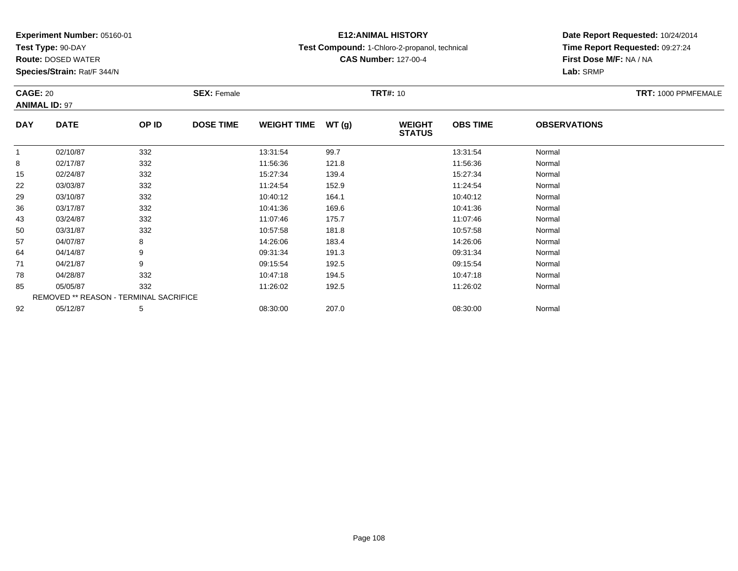**Experiment Number:** 05160-01
**Test Type:** 90-DAY
**Route:** DOSED WATER
**Species/Strain:** Rat/F 344/N

# E12:ANIMAL HISTORY

**Test Compound:** 1-Chloro-2-propanol, technical
**CAS Number:** 127-00-4

**Date Report Requested:** 10/24/2014
**Time Report Requested:** 09:27:24
**First Dose M/F:** NA / NA
**Lab:** SRMP

**CAGE:** 20 **SEX:** Female **TRT#:** 10 **TRT:** 1000 PPMFEMALE
**ANIMAL ID:** 97

| DAY | DATE | OP ID | DOSE TIME | WEIGHT TIME | WT (g) | WEIGHT STATUS | OBS TIME | OBSERVATIONS |
|---|---|---|---|---|---|---|---|---|
| 1 | 02/10/87 | 332 | | 13:31:54 | 99.7 | | 13:31:54 | Normal |
| 8 | 02/17/87 | 332 | | 11:56:36 | 121.8 | | 11:56:36 | Normal |
| 15 | 02/24/87 | 332 | | 15:27:34 | 139.4 | | 15:27:34 | Normal |
| 22 | 03/03/87 | 332 | | 11:24:54 | 152.9 | | 11:24:54 | Normal |
| 29 | 03/10/87 | 332 | | 10:40:12 | 164.1 | | 10:40:12 | Normal |
| 36 | 03/17/87 | 332 | | 10:41:36 | 169.6 | | 10:41:36 | Normal |
| 43 | 03/24/87 | 332 | | 11:07:46 | 175.7 | | 11:07:46 | Normal |
| 50 | 03/31/87 | 332 | | 10:57:58 | 181.8 | | 10:57:58 | Normal |
| 57 | 04/07/87 | 8 | | 14:26:06 | 183.4 | | 14:26:06 | Normal |
| 64 | 04/14/87 | 9 | | 09:31:34 | 191.3 | | 09:31:34 | Normal |
| 71 | 04/21/87 | 9 | | 09:15:54 | 192.5 | | 09:15:54 | Normal |
| 78 | 04/28/87 | 332 | | 10:47:18 | 194.5 | | 10:47:18 | Normal |
| 85 | 05/05/87 | 332 | | 11:26:02 | 192.5 | | 11:26:02 | Normal |
| REMOVED ** REASON - TERMINAL SACRIFICE | | | | | | | | |
| 92 | 05/12/87 | 5 | | 08:30:00 | 207.0 | | 08:30:00 | Normal |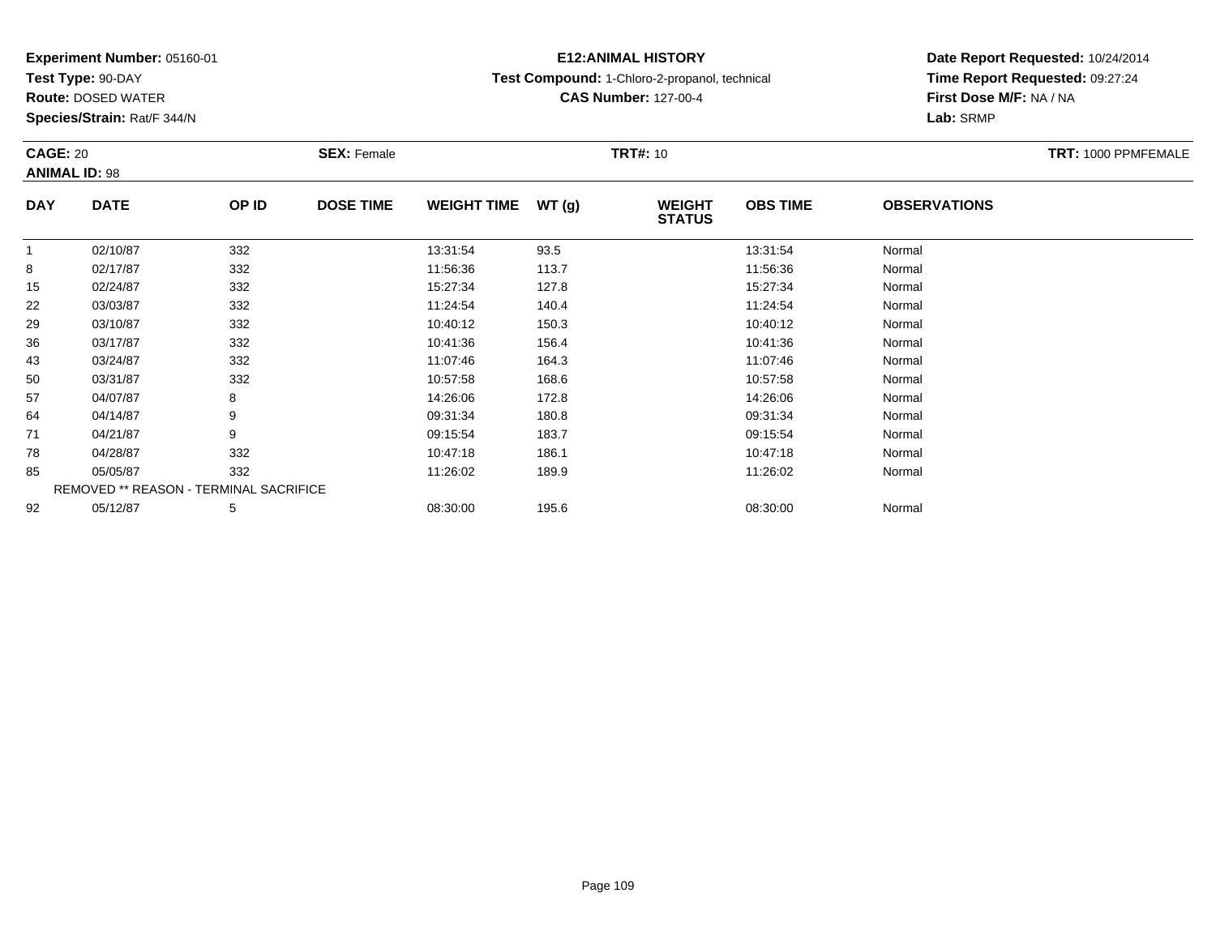**Experiment Number:** 05160-01
**Test Type:** 90-DAY
**Route:** DOSED WATER
**Species/Strain:** Rat/F 344/N

**E12:ANIMAL HISTORY**
**Test Compound:** 1-Chloro-2-propanol, technical
**CAS Number:** 127-00-4

**Date Report Requested:** 10/24/2014
**Time Report Requested:** 09:27:24
**First Dose M/F:** NA / NA
**Lab:** SRMP

**CAGE:** 20 **SEX:** Female **TRT#:** 10 **TRT:** 1000 PPMFEMALE
**ANIMAL ID:** 98

| DAY | DATE | OP ID | DOSE TIME | WEIGHT TIME | WT (g) | WEIGHT STATUS | OBS TIME | OBSERVATIONS |
|---|---|---|---|---|---|---|---|---|
| 1 | 02/10/87 | 332 | | 13:31:54 | 93.5 | | 13:31:54 | Normal |
| 8 | 02/17/87 | 332 | | 11:56:36 | 113.7 | | 11:56:36 | Normal |
| 15 | 02/24/87 | 332 | | 15:27:34 | 127.8 | | 15:27:34 | Normal |
| 22 | 03/03/87 | 332 | | 11:24:54 | 140.4 | | 11:24:54 | Normal |
| 29 | 03/10/87 | 332 | | 10:40:12 | 150.3 | | 10:40:12 | Normal |
| 36 | 03/17/87 | 332 | | 10:41:36 | 156.4 | | 10:41:36 | Normal |
| 43 | 03/24/87 | 332 | | 11:07:46 | 164.3 | | 11:07:46 | Normal |
| 50 | 03/31/87 | 332 | | 10:57:58 | 168.6 | | 10:57:58 | Normal |
| 57 | 04/07/87 | 8 | | 14:26:06 | 172.8 | | 14:26:06 | Normal |
| 64 | 04/14/87 | 9 | | 09:31:34 | 180.8 | | 09:31:34 | Normal |
| 71 | 04/21/87 | 9 | | 09:15:54 | 183.7 | | 09:15:54 | Normal |
| 78 | 04/28/87 | 332 | | 10:47:18 | 186.1 | | 10:47:18 | Normal |
| 85 | 05/05/87 | 332 | | 11:26:02 | 189.9 | | 11:26:02 | Normal |
| REMOVED ** REASON - TERMINAL SACRIFICE | | | | | | | | |
| 92 | 05/12/87 | 5 | | 08:30:00 | 195.6 | | 08:30:00 | Normal |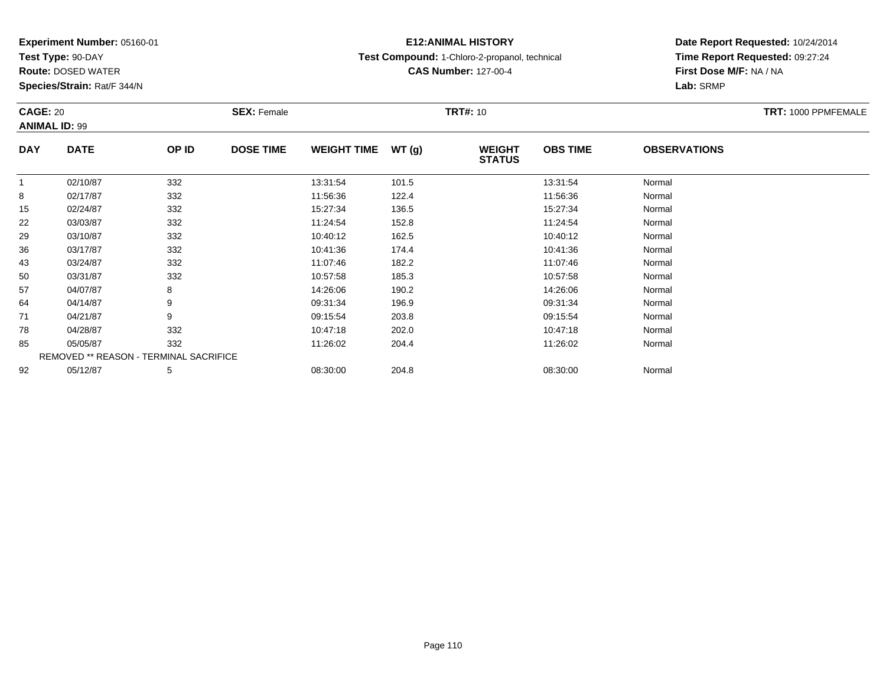**Experiment Number:** 05160-01
**Test Type:** 90-DAY
**Route:** DOSED WATER
**Species/Strain:** Rat/F 344/N

**E12:ANIMAL HISTORY**
**Test Compound:** 1-Chloro-2-propanol, technical
**CAS Number:** 127-00-4

**Date Report Requested:** 10/24/2014
**Time Report Requested:** 09:27:24
**First Dose M/F:** NA / NA
**Lab:** SRMP

**CAGE:** 20 **SEX:** Female **TRT#:** 10 **TRT:** 1000 PPMFEMALE
**ANIMAL ID:** 99

| DAY | DATE | OP ID | DOSE TIME | WEIGHT TIME | WT (g) | WEIGHT STATUS | OBS TIME | OBSERVATIONS |
|---|---|---|---|---|---|---|---|---|
| 1 | 02/10/87 | 332 | | 13:31:54 | 101.5 | | 13:31:54 | Normal |
| 8 | 02/17/87 | 332 | | 11:56:36 | 122.4 | | 11:56:36 | Normal |
| 15 | 02/24/87 | 332 | | 15:27:34 | 136.5 | | 15:27:34 | Normal |
| 22 | 03/03/87 | 332 | | 11:24:54 | 152.8 | | 11:24:54 | Normal |
| 29 | 03/10/87 | 332 | | 10:40:12 | 162.5 | | 10:40:12 | Normal |
| 36 | 03/17/87 | 332 | | 10:41:36 | 174.4 | | 10:41:36 | Normal |
| 43 | 03/24/87 | 332 | | 11:07:46 | 182.2 | | 11:07:46 | Normal |
| 50 | 03/31/87 | 332 | | 10:57:58 | 185.3 | | 10:57:58 | Normal |
| 57 | 04/07/87 | 8 | | 14:26:06 | 190.2 | | 14:26:06 | Normal |
| 64 | 04/14/87 | 9 | | 09:31:34 | 196.9 | | 09:31:34 | Normal |
| 71 | 04/21/87 | 9 | | 09:15:54 | 203.8 | | 09:15:54 | Normal |
| 78 | 04/28/87 | 332 | | 10:47:18 | 202.0 | | 10:47:18 | Normal |
| 85 | 05/05/87 | 332 | | 11:26:02 | 204.4 | | 11:26:02 | Normal |
| REMOVED ** REASON - TERMINAL SACRIFICE | | | | | | | | |
| 92 | 05/12/87 | 5 | | 08:30:00 | 204.8 | | 08:30:00 | Normal |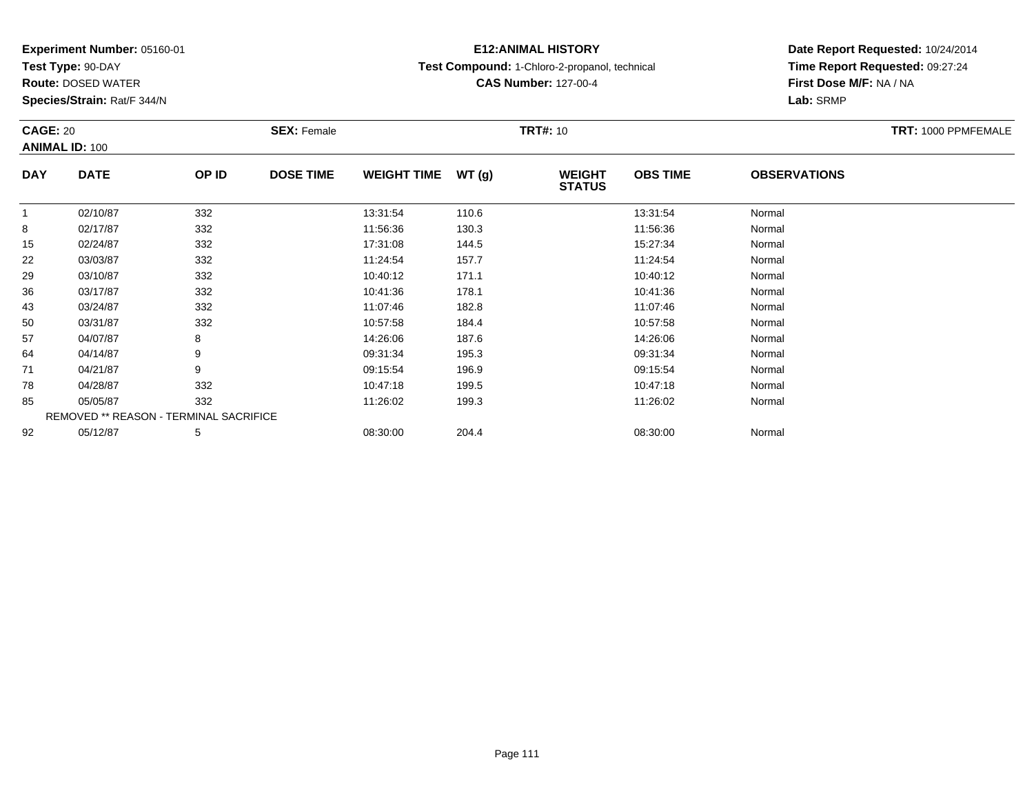**Experiment Number:** 05160-01
**Test Type:** 90-DAY
**Route:** DOSED WATER
**Species/Strain:** Rat/F 344/N

**E12:ANIMAL HISTORY**
**Test Compound:** 1-Chloro-2-propanol, technical
**CAS Number:** 127-00-4

**Date Report Requested:** 10/24/2014
**Time Report Requested:** 09:27:24
**First Dose M/F:** NA / NA
**Lab:** SRMP

**CAGE:** 20 **SEX:** Female **TRT#:** 10 **TRT:** 1000 PPMFEMALE
**ANIMAL ID:** 100

| DAY | DATE | OP ID | DOSE TIME | WEIGHT TIME | WT (g) | WEIGHT STATUS | OBS TIME | OBSERVATIONS |
|---|---|---|---|---|---|---|---|---|
| 1 | 02/10/87 | 332 | | 13:31:54 | 110.6 | | 13:31:54 | Normal |
| 8 | 02/17/87 | 332 | | 11:56:36 | 130.3 | | 11:56:36 | Normal |
| 15 | 02/24/87 | 332 | | 17:31:08 | 144.5 | | 15:27:34 | Normal |
| 22 | 03/03/87 | 332 | | 11:24:54 | 157.7 | | 11:24:54 | Normal |
| 29 | 03/10/87 | 332 | | 10:40:12 | 171.1 | | 10:40:12 | Normal |
| 36 | 03/17/87 | 332 | | 10:41:36 | 178.1 | | 10:41:36 | Normal |
| 43 | 03/24/87 | 332 | | 11:07:46 | 182.8 | | 11:07:46 | Normal |
| 50 | 03/31/87 | 332 | | 10:57:58 | 184.4 | | 10:57:58 | Normal |
| 57 | 04/07/87 | 8 | | 14:26:06 | 187.6 | | 14:26:06 | Normal |
| 64 | 04/14/87 | 9 | | 09:31:34 | 195.3 | | 09:31:34 | Normal |
| 71 | 04/21/87 | 9 | | 09:15:54 | 196.9 | | 09:15:54 | Normal |
| 78 | 04/28/87 | 332 | | 10:47:18 | 199.5 | | 10:47:18 | Normal |
| 85 | 05/05/87 | 332 | | 11:26:02 | 199.3 | | 11:26:02 | Normal |
| REMOVED ** REASON - TERMINAL SACRIFICE | | | | | | | | |
| 92 | 05/12/87 | 5 | | 08:30:00 | 204.4 | | 08:30:00 | Normal |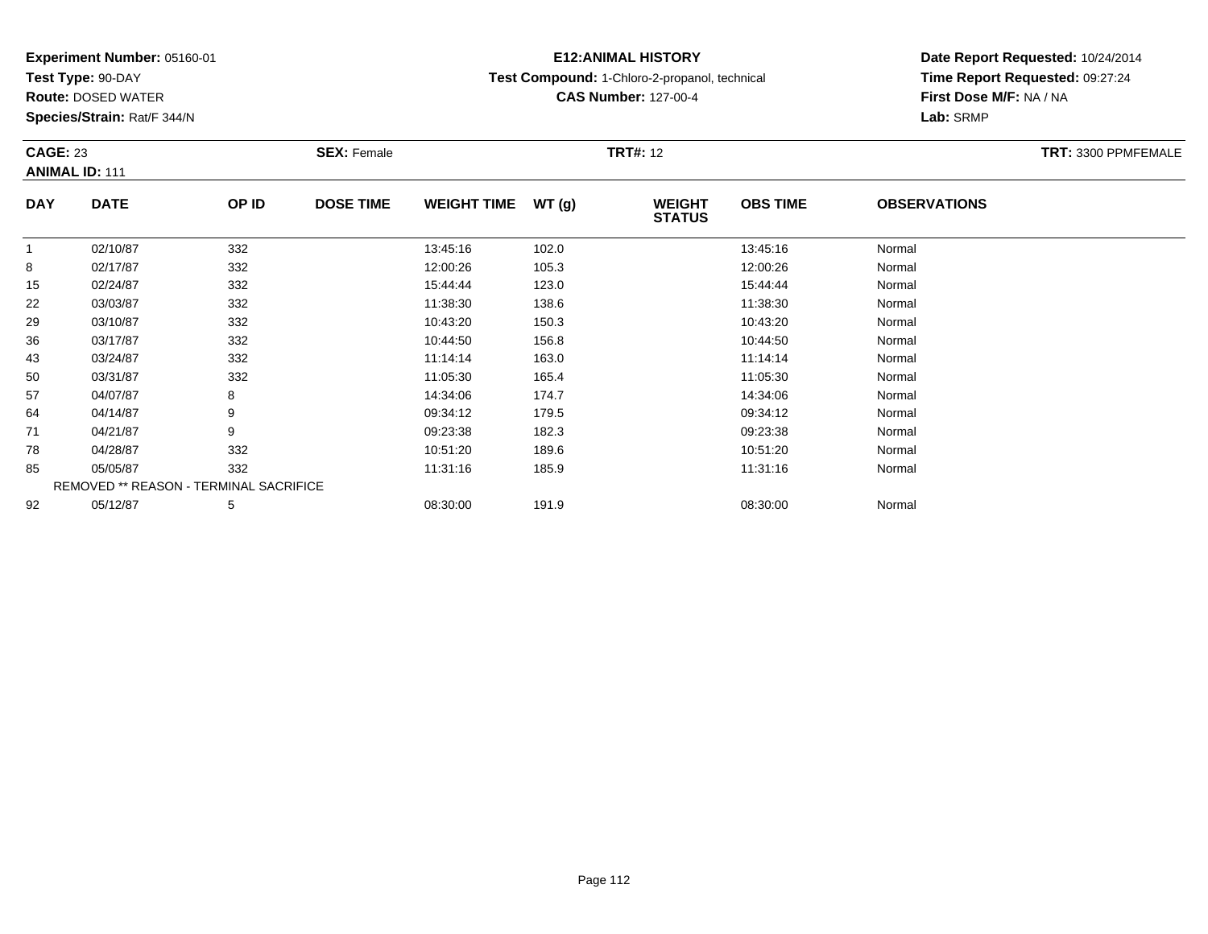**Experiment Number:** 05160-01
**Test Type:** 90-DAY
**Route:** DOSED WATER
**Species/Strain:** Rat/F 344/N

**E12:ANIMAL HISTORY**
**Test Compound:** 1-Chloro-2-propanol, technical
**CAS Number:** 127-00-4

**Date Report Requested:** 10/24/2014
**Time Report Requested:** 09:27:24
**First Dose M/F:** NA / NA
**Lab:** SRMP

**CAGE:** 23 **SEX:** Female **TRT#:** 12 **TRT:** 3300 PPMFEMALE
**ANIMAL ID:** 111

| DAY | DATE | OP ID | DOSE TIME | WEIGHT TIME | WT (g) | WEIGHT STATUS | OBS TIME | OBSERVATIONS |
|---|---|---|---|---|---|---|---|---|
| 1 | 02/10/87 | 332 | | 13:45:16 | 102.0 | | 13:45:16 | Normal |
| 8 | 02/17/87 | 332 | | 12:00:26 | 105.3 | | 12:00:26 | Normal |
| 15 | 02/24/87 | 332 | | 15:44:44 | 123.0 | | 15:44:44 | Normal |
| 22 | 03/03/87 | 332 | | 11:38:30 | 138.6 | | 11:38:30 | Normal |
| 29 | 03/10/87 | 332 | | 10:43:20 | 150.3 | | 10:43:20 | Normal |
| 36 | 03/17/87 | 332 | | 10:44:50 | 156.8 | | 10:44:50 | Normal |
| 43 | 03/24/87 | 332 | | 11:14:14 | 163.0 | | 11:14:14 | Normal |
| 50 | 03/31/87 | 332 | | 11:05:30 | 165.4 | | 11:05:30 | Normal |
| 57 | 04/07/87 | 8 | | 14:34:06 | 174.7 | | 14:34:06 | Normal |
| 64 | 04/14/87 | 9 | | 09:34:12 | 179.5 | | 09:34:12 | Normal |
| 71 | 04/21/87 | 9 | | 09:23:38 | 182.3 | | 09:23:38 | Normal |
| 78 | 04/28/87 | 332 | | 10:51:20 | 189.6 | | 10:51:20 | Normal |
| 85 | 05/05/87 | 332 | | 11:31:16 | 185.9 | | 11:31:16 | Normal |
| REMOVED ** REASON - TERMINAL SACRIFICE | | | | | | | | |
| 92 | 05/12/87 | 5 | | 08:30:00 | 191.9 | | 08:30:00 | Normal |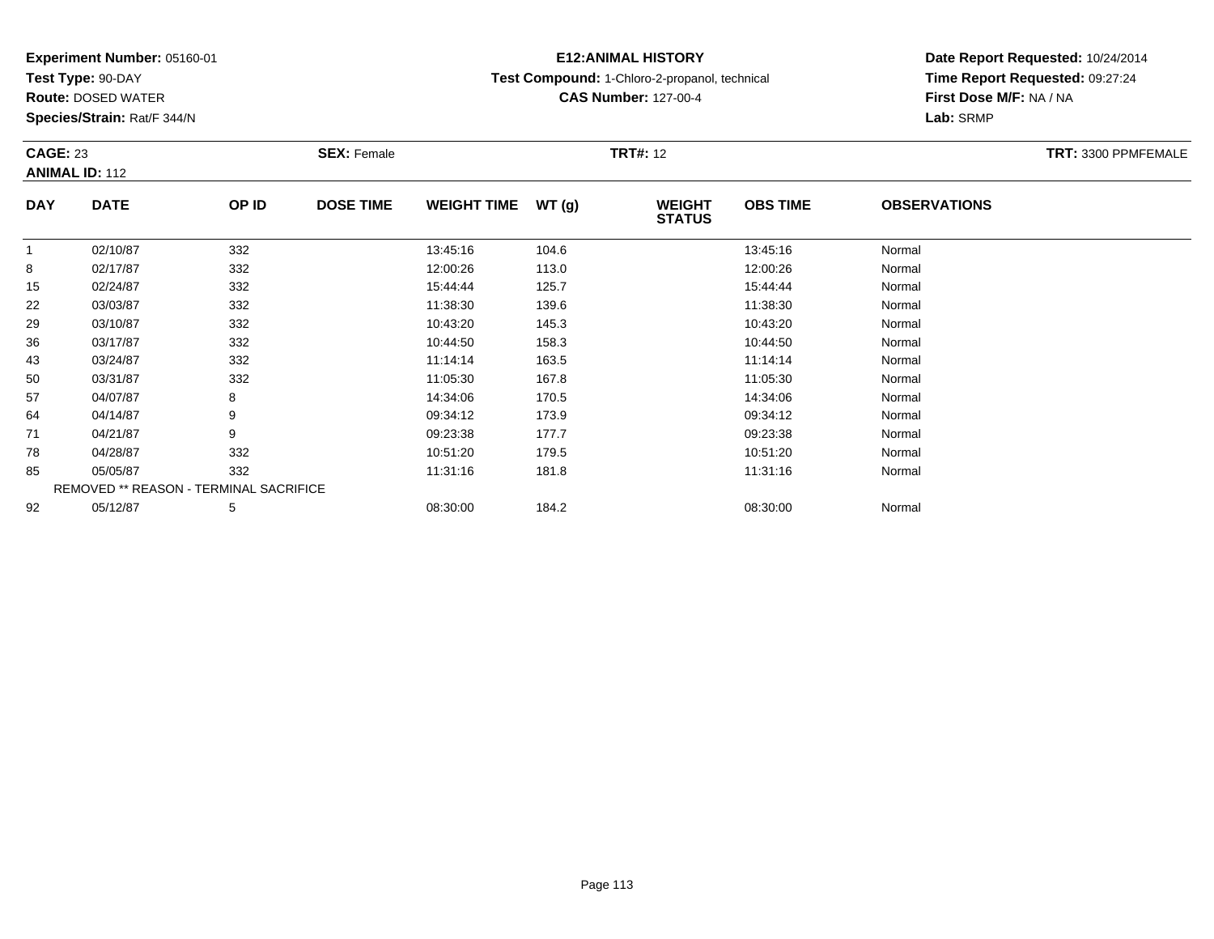**Experiment Number:** 05160-01
**Test Type:** 90-DAY
**Route:** DOSED WATER
**Species/Strain:** Rat/F 344/N

**E12:ANIMAL HISTORY**
**Test Compound:** 1-Chloro-2-propanol, technical
**CAS Number:** 127-00-4

**Date Report Requested:** 10/24/2014
**Time Report Requested:** 09:27:24
**First Dose M/F:** NA / NA
**Lab:** SRMP

**CAGE:** 23
**ANIMAL ID:** 112
**SEX:** Female
**TRT#:** 12
**TRT:** 3300 PPMFEMALE

| DAY | DATE | OP ID | DOSE TIME | WEIGHT TIME | WT (g) | WEIGHT STATUS | OBS TIME | OBSERVATIONS |
|---|---|---|---|---|---|---|---|---|
| 1 | 02/10/87 | 332 | | 13:45:16 | 104.6 | | 13:45:16 | Normal |
| 8 | 02/17/87 | 332 | | 12:00:26 | 113.0 | | 12:00:26 | Normal |
| 15 | 02/24/87 | 332 | | 15:44:44 | 125.7 | | 15:44:44 | Normal |
| 22 | 03/03/87 | 332 | | 11:38:30 | 139.6 | | 11:38:30 | Normal |
| 29 | 03/10/87 | 332 | | 10:43:20 | 145.3 | | 10:43:20 | Normal |
| 36 | 03/17/87 | 332 | | 10:44:50 | 158.3 | | 10:44:50 | Normal |
| 43 | 03/24/87 | 332 | | 11:14:14 | 163.5 | | 11:14:14 | Normal |
| 50 | 03/31/87 | 332 | | 11:05:30 | 167.8 | | 11:05:30 | Normal |
| 57 | 04/07/87 | 8 | | 14:34:06 | 170.5 | | 14:34:06 | Normal |
| 64 | 04/14/87 | 9 | | 09:34:12 | 173.9 | | 09:34:12 | Normal |
| 71 | 04/21/87 | 9 | | 09:23:38 | 177.7 | | 09:23:38 | Normal |
| 78 | 04/28/87 | 332 | | 10:51:20 | 179.5 | | 10:51:20 | Normal |
| 85 | 05/05/87 | 332 | | 11:31:16 | 181.8 | | 11:31:16 | Normal |
| REMOVED ** REASON - TERMINAL SACRIFICE | | | | | | | | |
| 92 | 05/12/87 | 5 | | 08:30:00 | 184.2 | | 08:30:00 | Normal |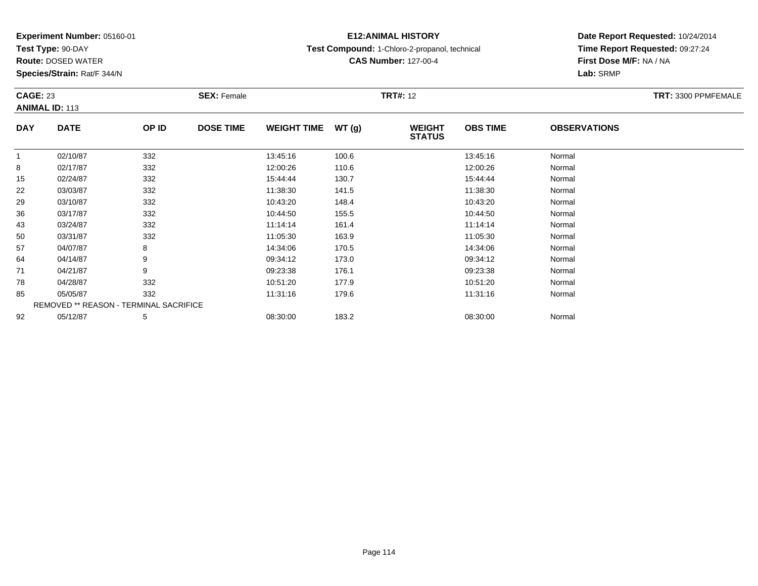**Experiment Number:** 05160-01
**Test Type:** 90-DAY
**Route:** DOSED WATER
**Species/Strain:** Rat/F 344/N

**E12:ANIMAL HISTORY**
**Test Compound:** 1-Chloro-2-propanol, technical
**CAS Number:** 127-00-4

**Date Report Requested:** 10/24/2014
**Time Report Requested:** 09:27:24
**First Dose M/F:** NA / NA
**Lab:** SRMP

**CAGE:** 23
**ANIMAL ID:** 113
**SEX:** Female
**TRT#:** 12
**TRT:** 3300 PPMFEMALE

| DAY | DATE | OP ID | DOSE TIME | WEIGHT TIME | WT (g) | WEIGHT STATUS | OBS TIME | OBSERVATIONS |
|---|---|---|---|---|---|---|---|---|
| 1 | 02/10/87 | 332 | | 13:45:16 | 100.6 | | 13:45:16 | Normal |
| 8 | 02/17/87 | 332 | | 12:00:26 | 110.6 | | 12:00:26 | Normal |
| 15 | 02/24/87 | 332 | | 15:44:44 | 130.7 | | 15:44:44 | Normal |
| 22 | 03/03/87 | 332 | | 11:38:30 | 141.5 | | 11:38:30 | Normal |
| 29 | 03/10/87 | 332 | | 10:43:20 | 148.4 | | 10:43:20 | Normal |
| 36 | 03/17/87 | 332 | | 10:44:50 | 155.5 | | 10:44:50 | Normal |
| 43 | 03/24/87 | 332 | | 11:14:14 | 161.4 | | 11:14:14 | Normal |
| 50 | 03/31/87 | 332 | | 11:05:30 | 163.9 | | 11:05:30 | Normal |
| 57 | 04/07/87 | 8 | | 14:34:06 | 170.5 | | 14:34:06 | Normal |
| 64 | 04/14/87 | 9 | | 09:34:12 | 173.0 | | 09:34:12 | Normal |
| 71 | 04/21/87 | 9 | | 09:23:38 | 176.1 | | 09:23:38 | Normal |
| 78 | 04/28/87 | 332 | | 10:51:20 | 177.9 | | 10:51:20 | Normal |
| 85 | 05/05/87 | 332 | | 11:31:16 | 179.6 | | 11:31:16 | Normal |
| REMOVED ** REASON - TERMINAL SACRIFICE | | | | | | | | |
| 92 | 05/12/87 | 5 | | 08:30:00 | 183.2 | | 08:30:00 | Normal |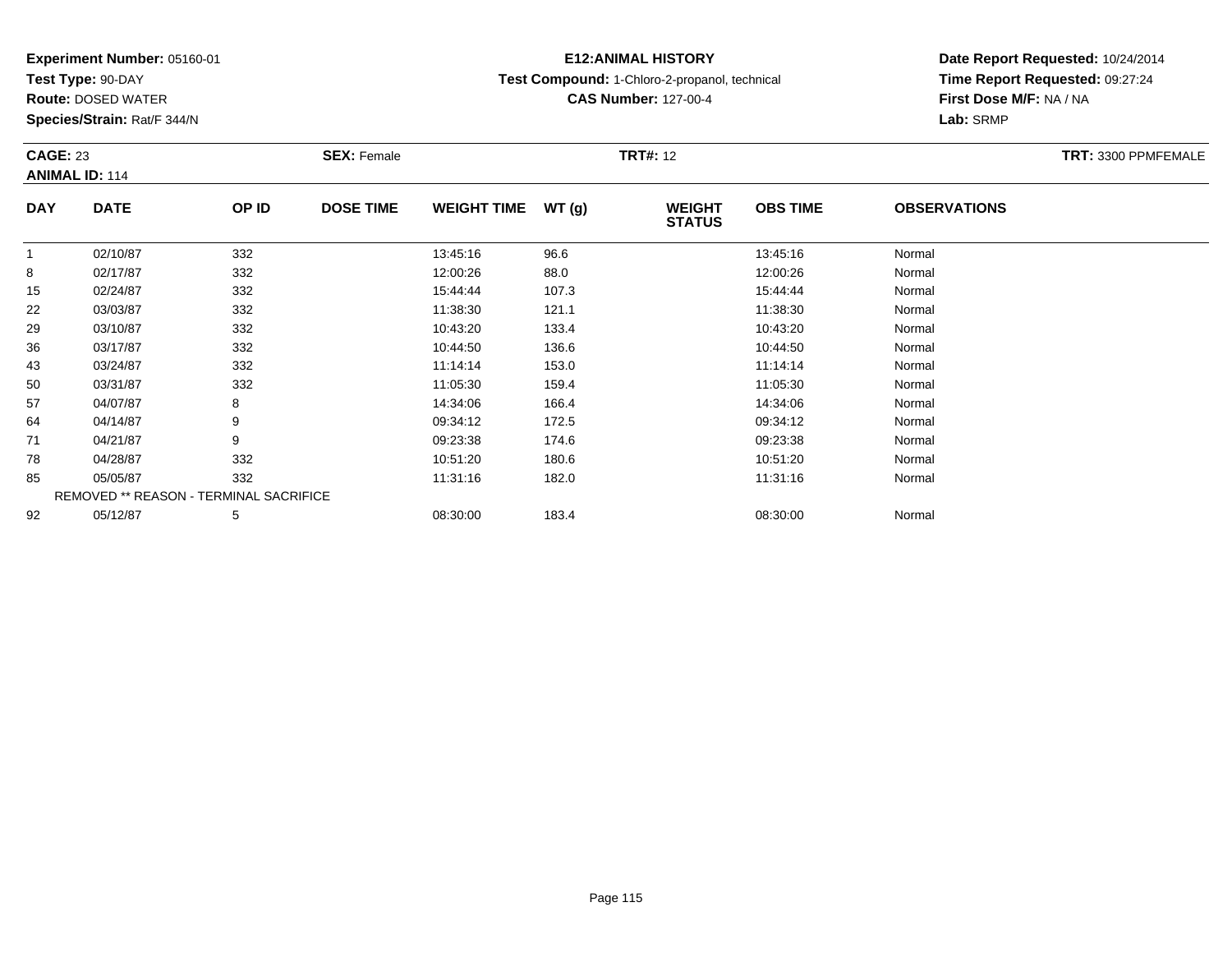**Experiment Number:** 05160-01
**Test Type:** 90-DAY
**Route:** DOSED WATER
**Species/Strain:** Rat/F 344/N

**E12:ANIMAL HISTORY**
**Test Compound:** 1-Chloro-2-propanol, technical
**CAS Number:** 127-00-4

**Date Report Requested:** 10/24/2014
**Time Report Requested:** 09:27:24
**First Dose M/F:** NA / NA
**Lab:** SRMP

**CAGE:** 23 **SEX:** Female **TRT#:** 12 **TRT:** 3300 PPMFEMALE
**ANIMAL ID:** 114

| DAY | DATE | OP ID | DOSE TIME | WEIGHT TIME | WT (g) | WEIGHT STATUS | OBS TIME | OBSERVATIONS |
|---|---|---|---|---|---|---|---|---|
| 1 | 02/10/87 | 332 | | 13:45:16 | 96.6 | | 13:45:16 | Normal |
| 8 | 02/17/87 | 332 | | 12:00:26 | 88.0 | | 12:00:26 | Normal |
| 15 | 02/24/87 | 332 | | 15:44:44 | 107.3 | | 15:44:44 | Normal |
| 22 | 03/03/87 | 332 | | 11:38:30 | 121.1 | | 11:38:30 | Normal |
| 29 | 03/10/87 | 332 | | 10:43:20 | 133.4 | | 10:43:20 | Normal |
| 36 | 03/17/87 | 332 | | 10:44:50 | 136.6 | | 10:44:50 | Normal |
| 43 | 03/24/87 | 332 | | 11:14:14 | 153.0 | | 11:14:14 | Normal |
| 50 | 03/31/87 | 332 | | 11:05:30 | 159.4 | | 11:05:30 | Normal |
| 57 | 04/07/87 | 8 | | 14:34:06 | 166.4 | | 14:34:06 | Normal |
| 64 | 04/14/87 | 9 | | 09:34:12 | 172.5 | | 09:34:12 | Normal |
| 71 | 04/21/87 | 9 | | 09:23:38 | 174.6 | | 09:23:38 | Normal |
| 78 | 04/28/87 | 332 | | 10:51:20 | 180.6 | | 10:51:20 | Normal |
| 85 | 05/05/87 | 332 | | 11:31:16 | 182.0 | | 11:31:16 | Normal |
| REMOVED ** REASON - TERMINAL SACRIFICE | | | | | | | | |
| 92 | 05/12/87 | 5 | | 08:30:00 | 183.4 | | 08:30:00 | Normal |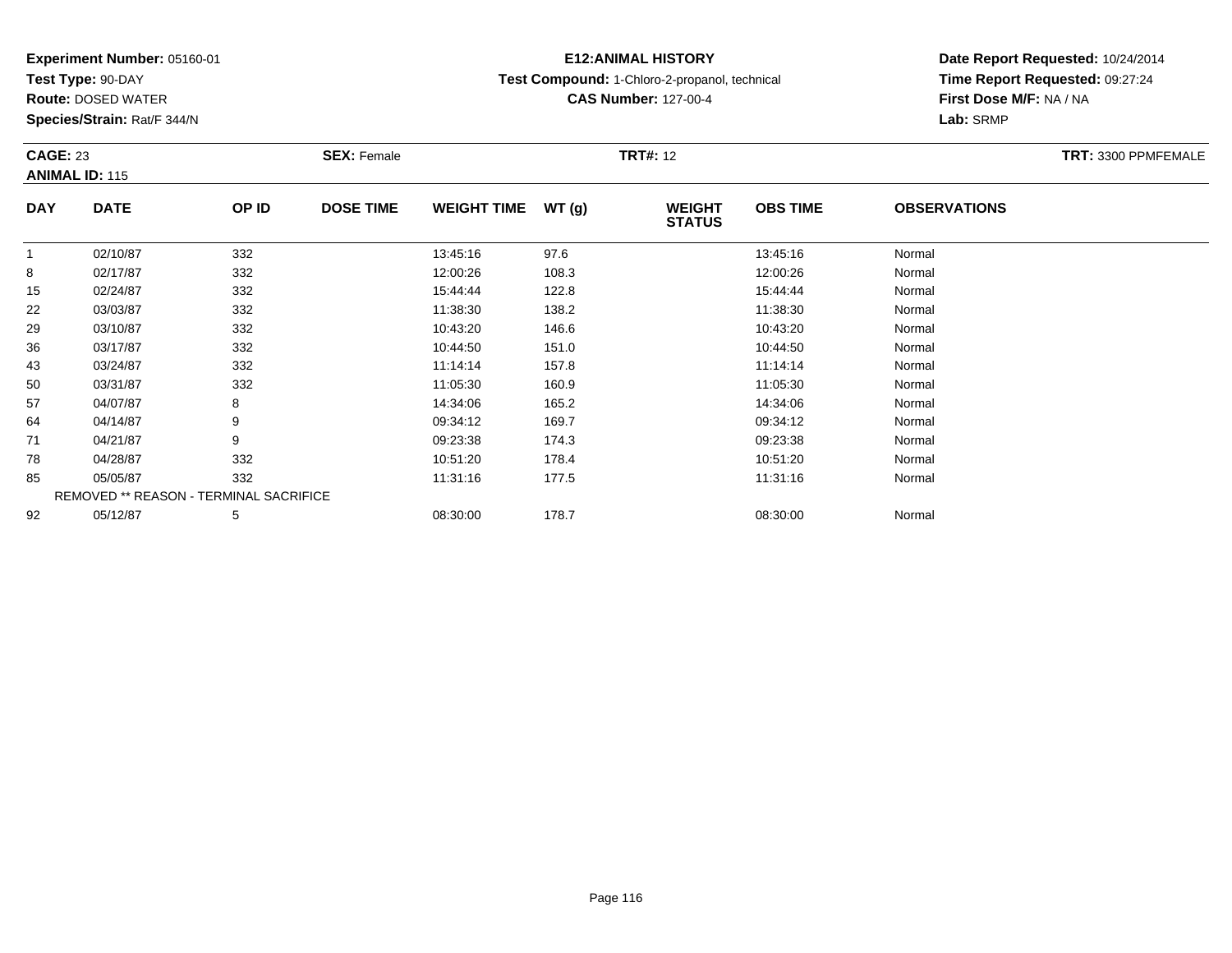**Experiment Number:** 05160-01
**Test Type:** 90-DAY
**Route:** DOSED WATER
**Species/Strain:** Rat/F 344/N

**E12:ANIMAL HISTORY**
**Test Compound:** 1-Chloro-2-propanol, technical
**CAS Number:** 127-00-4

**Date Report Requested:** 10/24/2014
**Time Report Requested:** 09:27:24
**First Dose M/F:** NA / NA
**Lab:** SRMP

**CAGE:** 23 **SEX:** Female **TRT#:** 12 **TRT:** 3300 PPMFEMALE
**ANIMAL ID:** 115

| DAY | DATE | OP ID | DOSE TIME | WEIGHT TIME | WT (g) | WEIGHT STATUS | OBS TIME | OBSERVATIONS |
|---|---|---|---|---|---|---|---|---|
| 1 | 02/10/87 | 332 | | 13:45:16 | 97.6 | | 13:45:16 | Normal |
| 8 | 02/17/87 | 332 | | 12:00:26 | 108.3 | | 12:00:26 | Normal |
| 15 | 02/24/87 | 332 | | 15:44:44 | 122.8 | | 15:44:44 | Normal |
| 22 | 03/03/87 | 332 | | 11:38:30 | 138.2 | | 11:38:30 | Normal |
| 29 | 03/10/87 | 332 | | 10:43:20 | 146.6 | | 10:43:20 | Normal |
| 36 | 03/17/87 | 332 | | 10:44:50 | 151.0 | | 10:44:50 | Normal |
| 43 | 03/24/87 | 332 | | 11:14:14 | 157.8 | | 11:14:14 | Normal |
| 50 | 03/31/87 | 332 | | 11:05:30 | 160.9 | | 11:05:30 | Normal |
| 57 | 04/07/87 | 8 | | 14:34:06 | 165.2 | | 14:34:06 | Normal |
| 64 | 04/14/87 | 9 | | 09:34:12 | 169.7 | | 09:34:12 | Normal |
| 71 | 04/21/87 | 9 | | 09:23:38 | 174.3 | | 09:23:38 | Normal |
| 78 | 04/28/87 | 332 | | 10:51:20 | 178.4 | | 10:51:20 | Normal |
| 85 | 05/05/87 | 332 | | 11:31:16 | 177.5 | | 11:31:16 | Normal |
| REMOVED ** REASON - TERMINAL SACRIFICE | | | | | | | | |
| 92 | 05/12/87 | 5 | | 08:30:00 | 178.7 | | 08:30:00 | Normal |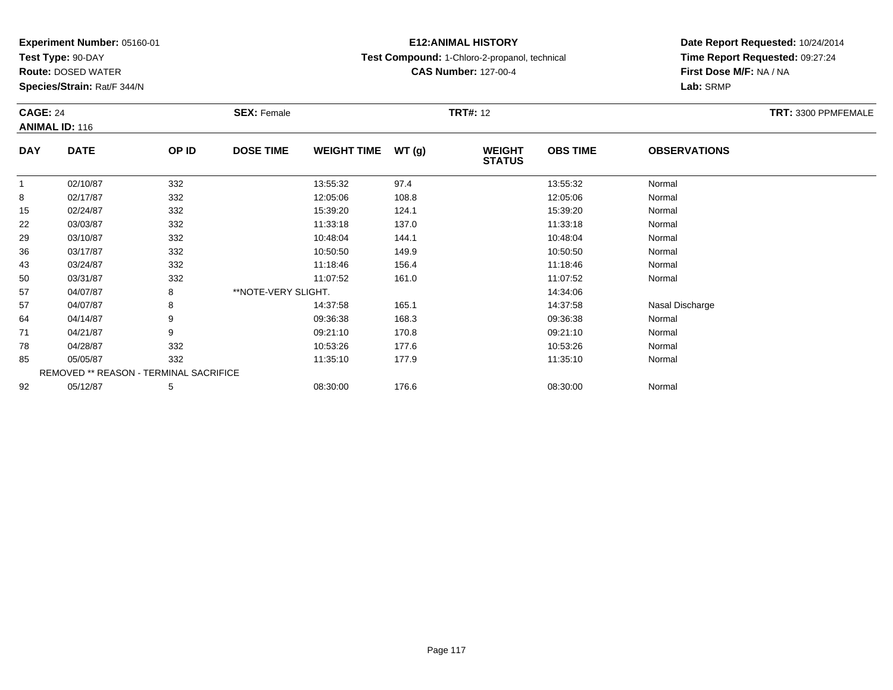**Experiment Number:** 05160-01
**Test Type:** 90-DAY
**Route:** DOSED WATER
**Species/Strain:** Rat/F 344/N

**E12:ANIMAL HISTORY**
**Test Compound:** 1-Chloro-2-propanol, technical
**CAS Number:** 127-00-4

**Date Report Requested:** 10/24/2014
**Time Report Requested:** 09:27:24
**First Dose M/F:** NA / NA
**Lab:** SRMP

**CAGE:** 24 **SEX:** Female **TRT#:** 12 **TRT:** 3300 PPMFEMALE
**ANIMAL ID:** 116

| DAY | DATE | OP ID | DOSE TIME | WEIGHT TIME | WT (g) | WEIGHT STATUS | OBS TIME | OBSERVATIONS |
|---|---|---|---|---|---|---|---|---|
| 1 | 02/10/87 | 332 | | 13:55:32 | 97.4 | | 13:55:32 | Normal |
| 8 | 02/17/87 | 332 | | 12:05:06 | 108.8 | | 12:05:06 | Normal |
| 15 | 02/24/87 | 332 | | 15:39:20 | 124.1 | | 15:39:20 | Normal |
| 22 | 03/03/87 | 332 | | 11:33:18 | 137.0 | | 11:33:18 | Normal |
| 29 | 03/10/87 | 332 | | 10:48:04 | 144.1 | | 10:48:04 | Normal |
| 36 | 03/17/87 | 332 | | 10:50:50 | 149.9 | | 10:50:50 | Normal |
| 43 | 03/24/87 | 332 | | 11:18:46 | 156.4 | | 11:18:46 | Normal |
| 50 | 03/31/87 | 332 | | 11:07:52 | 161.0 | | 11:07:52 | Normal |
| 57 | 04/07/87 | 8 | **NOTE-VERY SLIGHT. | | | | 14:34:06 | |
| 57 | 04/07/87 | 8 | | 14:37:58 | 165.1 | | 14:37:58 | Nasal Discharge |
| 64 | 04/14/87 | 9 | | 09:36:38 | 168.3 | | 09:36:38 | Normal |
| 71 | 04/21/87 | 9 | | 09:21:10 | 170.8 | | 09:21:10 | Normal |
| 78 | 04/28/87 | 332 | | 10:53:26 | 177.6 | | 10:53:26 | Normal |
| 85 | 05/05/87 | 332 | | 11:35:10 | 177.9 | | 11:35:10 | Normal |
| REMOVED ** REASON - TERMINAL SACRIFICE | | | | | | | | |
| 92 | 05/12/87 | 5 | | 08:30:00 | 176.6 | | 08:30:00 | Normal |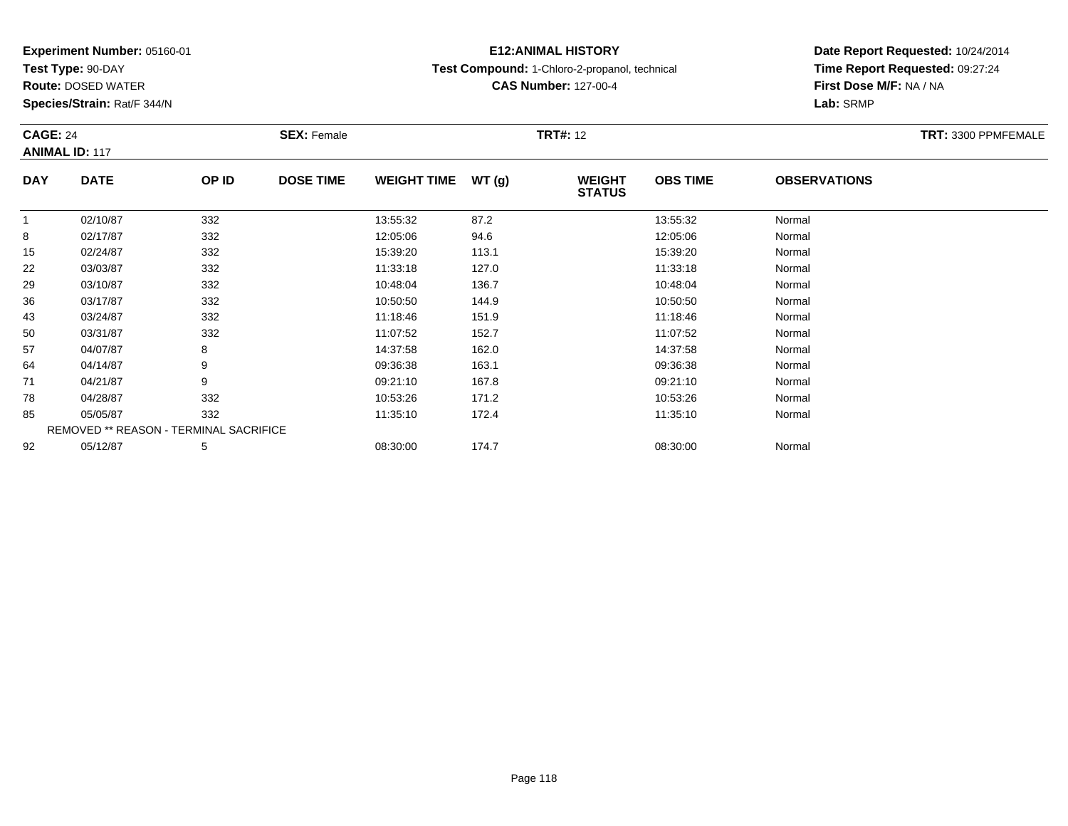**Experiment Number:** 05160-01
**Test Type:** 90-DAY
**Route:** DOSED WATER
**Species/Strain:** Rat/F 344/N

**E12:ANIMAL HISTORY**
**Test Compound:** 1-Chloro-2-propanol, technical
**CAS Number:** 127-00-4

**Date Report Requested:** 10/24/2014
**Time Report Requested:** 09:27:24
**First Dose M/F:** NA / NA
**Lab:** SRMP

**CAGE:** 24 **SEX:** Female **TRT#:** 12 **TRT:** 3300 PPMFEMALE
**ANIMAL ID:** 117

| DAY | DATE | OP ID | DOSE TIME | WEIGHT TIME | WT (g) | WEIGHT STATUS | OBS TIME | OBSERVATIONS |
|---|---|---|---|---|---|---|---|---|
| 1 | 02/10/87 | 332 | | 13:55:32 | 87.2 | | 13:55:32 | Normal |
| 8 | 02/17/87 | 332 | | 12:05:06 | 94.6 | | 12:05:06 | Normal |
| 15 | 02/24/87 | 332 | | 15:39:20 | 113.1 | | 15:39:20 | Normal |
| 22 | 03/03/87 | 332 | | 11:33:18 | 127.0 | | 11:33:18 | Normal |
| 29 | 03/10/87 | 332 | | 10:48:04 | 136.7 | | 10:48:04 | Normal |
| 36 | 03/17/87 | 332 | | 10:50:50 | 144.9 | | 10:50:50 | Normal |
| 43 | 03/24/87 | 332 | | 11:18:46 | 151.9 | | 11:18:46 | Normal |
| 50 | 03/31/87 | 332 | | 11:07:52 | 152.7 | | 11:07:52 | Normal |
| 57 | 04/07/87 | 8 | | 14:37:58 | 162.0 | | 14:37:58 | Normal |
| 64 | 04/14/87 | 9 | | 09:36:38 | 163.1 | | 09:36:38 | Normal |
| 71 | 04/21/87 | 9 | | 09:21:10 | 167.8 | | 09:21:10 | Normal |
| 78 | 04/28/87 | 332 | | 10:53:26 | 171.2 | | 10:53:26 | Normal |
| 85 | 05/05/87 | 332 | | 11:35:10 | 172.4 | | 11:35:10 | Normal |
| REMOVED ** REASON - TERMINAL SACRIFICE | | | | | | | | |
| 92 | 05/12/87 | 5 | | 08:30:00 | 174.7 | | 08:30:00 | Normal |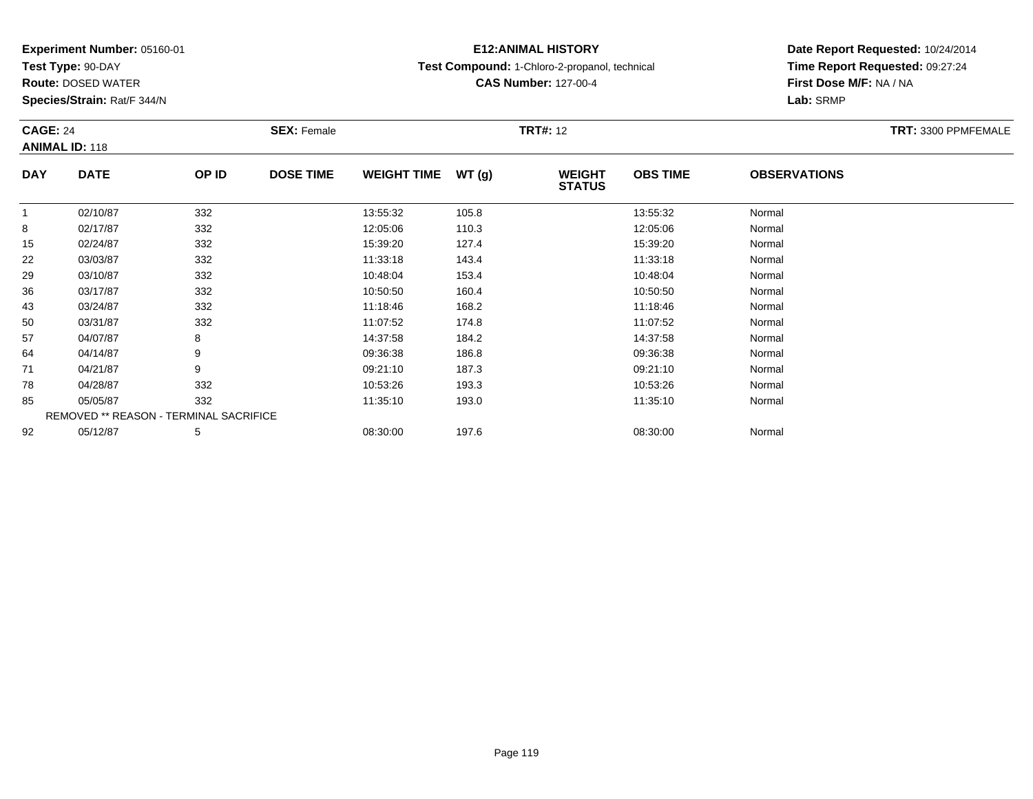**Experiment Number:** 05160-01
**Test Type:** 90-DAY
**Route:** DOSED WATER
**Species/Strain:** Rat/F 344/N

**E12:ANIMAL HISTORY**
**Test Compound:** 1-Chloro-2-propanol, technical
**CAS Number:** 127-00-4

**Date Report Requested:** 10/24/2014
**Time Report Requested:** 09:27:24
**First Dose M/F:** NA / NA
**Lab:** SRMP

**CAGE:** 24 **SEX:** Female **TRT#:** 12 **TRT:** 3300 PPMFEMALE
**ANIMAL ID:** 118

| DAY | DATE | OP ID | DOSE TIME | WEIGHT TIME | WT (g) | WEIGHT STATUS | OBS TIME | OBSERVATIONS |
|---|---|---|---|---|---|---|---|---|
| 1 | 02/10/87 | 332 | | 13:55:32 | 105.8 | | 13:55:32 | Normal |
| 8 | 02/17/87 | 332 | | 12:05:06 | 110.3 | | 12:05:06 | Normal |
| 15 | 02/24/87 | 332 | | 15:39:20 | 127.4 | | 15:39:20 | Normal |
| 22 | 03/03/87 | 332 | | 11:33:18 | 143.4 | | 11:33:18 | Normal |
| 29 | 03/10/87 | 332 | | 10:48:04 | 153.4 | | 10:48:04 | Normal |
| 36 | 03/17/87 | 332 | | 10:50:50 | 160.4 | | 10:50:50 | Normal |
| 43 | 03/24/87 | 332 | | 11:18:46 | 168.2 | | 11:18:46 | Normal |
| 50 | 03/31/87 | 332 | | 11:07:52 | 174.8 | | 11:07:52 | Normal |
| 57 | 04/07/87 | 8 | | 14:37:58 | 184.2 | | 14:37:58 | Normal |
| 64 | 04/14/87 | 9 | | 09:36:38 | 186.8 | | 09:36:38 | Normal |
| 71 | 04/21/87 | 9 | | 09:21:10 | 187.3 | | 09:21:10 | Normal |
| 78 | 04/28/87 | 332 | | 10:53:26 | 193.3 | | 10:53:26 | Normal |
| 85 | 05/05/87 | 332 | | 11:35:10 | 193.0 | | 11:35:10 | Normal |
| REMOVED ** REASON - TERMINAL SACRIFICE | | | | | | | | |
| 92 | 05/12/87 | 5 | | 08:30:00 | 197.6 | | 08:30:00 | Normal |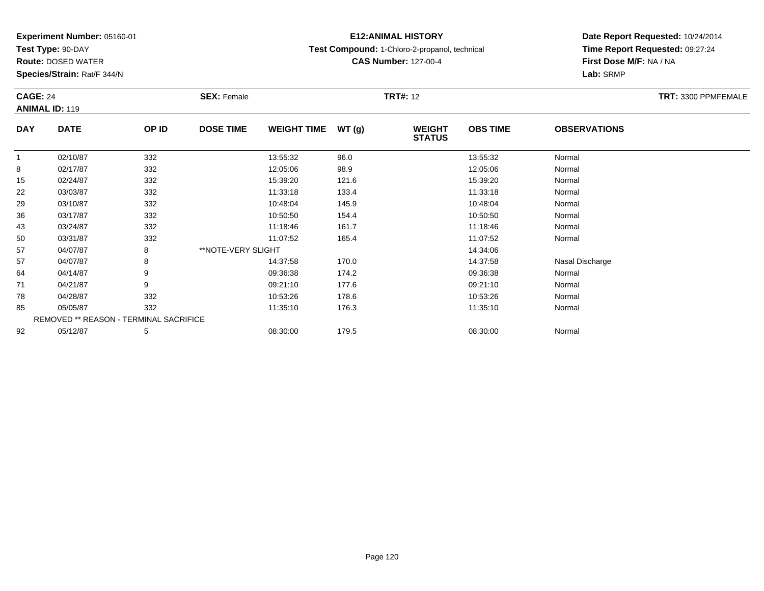**Experiment Number:** 05160-01
**Test Type:** 90-DAY
**Route:** DOSED WATER
**Species/Strain:** Rat/F 344/N

**E12:ANIMAL HISTORY**
**Test Compound:** 1-Chloro-2-propanol, technical
**CAS Number:** 127-00-4

**Date Report Requested:** 10/24/2014
**Time Report Requested:** 09:27:24
**First Dose M/F:** NA / NA
**Lab:** SRMP

**CAGE:** 24 **SEX:** Female **TRT#:** 12 **TRT:** 3300 PPMFEMALE
**ANIMAL ID:** 119

| DAY | DATE | OP ID | DOSE TIME | WEIGHT TIME | WT (g) | WEIGHT STATUS | OBS TIME | OBSERVATIONS |
|---|---|---|---|---|---|---|---|---|
| 1 | 02/10/87 | 332 | | 13:55:32 | 96.0 | | 13:55:32 | Normal |
| 8 | 02/17/87 | 332 | | 12:05:06 | 98.9 | | 12:05:06 | Normal |
| 15 | 02/24/87 | 332 | | 15:39:20 | 121.6 | | 15:39:20 | Normal |
| 22 | 03/03/87 | 332 | | 11:33:18 | 133.4 | | 11:33:18 | Normal |
| 29 | 03/10/87 | 332 | | 10:48:04 | 145.9 | | 10:48:04 | Normal |
| 36 | 03/17/87 | 332 | | 10:50:50 | 154.4 | | 10:50:50 | Normal |
| 43 | 03/24/87 | 332 | | 11:18:46 | 161.7 | | 11:18:46 | Normal |
| 50 | 03/31/87 | 332 | | 11:07:52 | 165.4 | | 11:07:52 | Normal |
| 57 | 04/07/87 | 8 | **NOTE-VERY SLIGHT | | | | 14:34:06 | |
| 57 | 04/07/87 | 8 | | 14:37:58 | 170.0 | | 14:37:58 | Nasal Discharge |
| 64 | 04/14/87 | 9 | | 09:36:38 | 174.2 | | 09:36:38 | Normal |
| 71 | 04/21/87 | 9 | | 09:21:10 | 177.6 | | 09:21:10 | Normal |
| 78 | 04/28/87 | 332 | | 10:53:26 | 178.6 | | 10:53:26 | Normal |
| 85 | 05/05/87 | 332 | | 11:35:10 | 176.3 | | 11:35:10 | Normal |
| REMOVED ** REASON - TERMINAL SACRIFICE | | | | | | | | |
| 92 | 05/12/87 | 5 | | 08:30:00 | 179.5 | | 08:30:00 | Normal |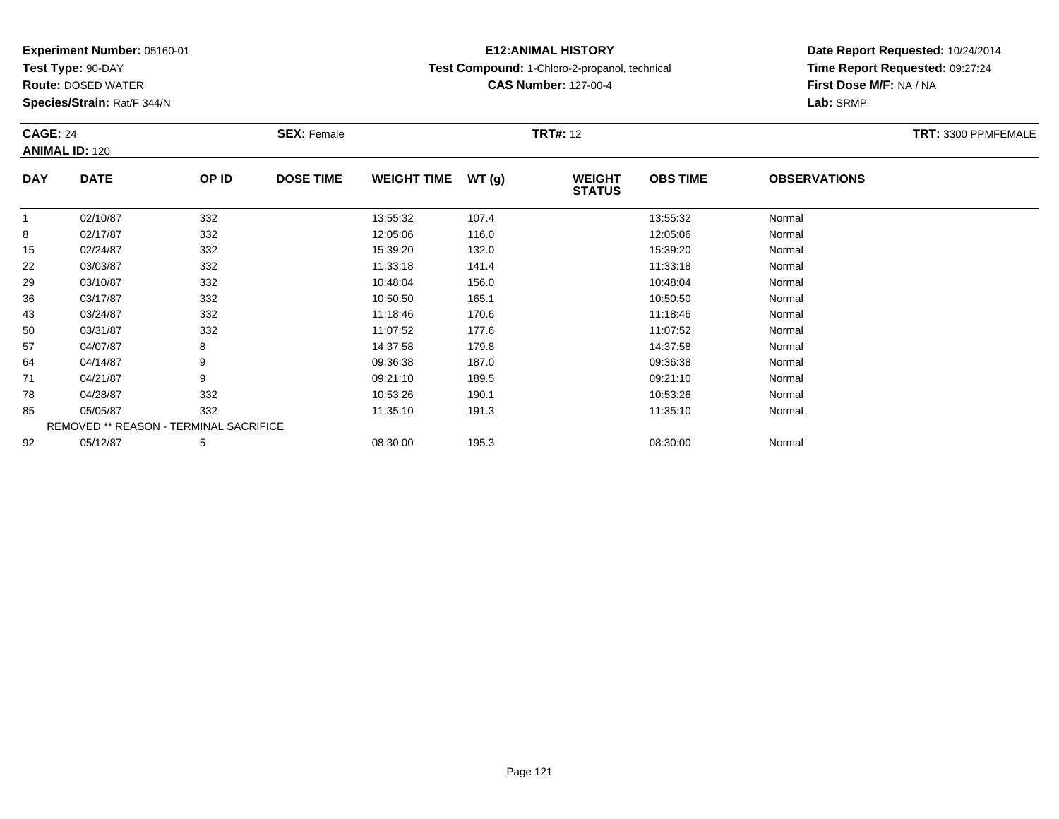**Experiment Number:** 05160-01
**Test Type:** 90-DAY
**Route:** DOSED WATER
**Species/Strain:** Rat/F 344/N

**E12:ANIMAL HISTORY**
**Test Compound:** 1-Chloro-2-propanol, technical
**CAS Number:** 127-00-4

**Date Report Requested:** 10/24/2014
**Time Report Requested:** 09:27:24
**First Dose M/F:** NA / NA
**Lab:** SRMP

**CAGE:** 24 **SEX:** Female **TRT#:** 12 **TRT:** 3300 PPMFEMALE
**ANIMAL ID:** 120

| DAY | DATE | OP ID | DOSE TIME | WEIGHT TIME | WT (g) | WEIGHT STATUS | OBS TIME | OBSERVATIONS |
|---|---|---|---|---|---|---|---|---|
| 1 | 02/10/87 | 332 | | 13:55:32 | 107.4 | | 13:55:32 | Normal |
| 8 | 02/17/87 | 332 | | 12:05:06 | 116.0 | | 12:05:06 | Normal |
| 15 | 02/24/87 | 332 | | 15:39:20 | 132.0 | | 15:39:20 | Normal |
| 22 | 03/03/87 | 332 | | 11:33:18 | 141.4 | | 11:33:18 | Normal |
| 29 | 03/10/87 | 332 | | 10:48:04 | 156.0 | | 10:48:04 | Normal |
| 36 | 03/17/87 | 332 | | 10:50:50 | 165.1 | | 10:50:50 | Normal |
| 43 | 03/24/87 | 332 | | 11:18:46 | 170.6 | | 11:18:46 | Normal |
| 50 | 03/31/87 | 332 | | 11:07:52 | 177.6 | | 11:07:52 | Normal |
| 57 | 04/07/87 | 8 | | 14:37:58 | 179.8 | | 14:37:58 | Normal |
| 64 | 04/14/87 | 9 | | 09:36:38 | 187.0 | | 09:36:38 | Normal |
| 71 | 04/21/87 | 9 | | 09:21:10 | 189.5 | | 09:21:10 | Normal |
| 78 | 04/28/87 | 332 | | 10:53:26 | 190.1 | | 10:53:26 | Normal |
| 85 | 05/05/87 | 332 | | 11:35:10 | 191.3 | | 11:35:10 | Normal |
| REMOVED ** REASON - TERMINAL SACRIFICE | | | | | | | | |
| 92 | 05/12/87 | 5 | | 08:30:00 | 195.3 | | 08:30:00 | Normal |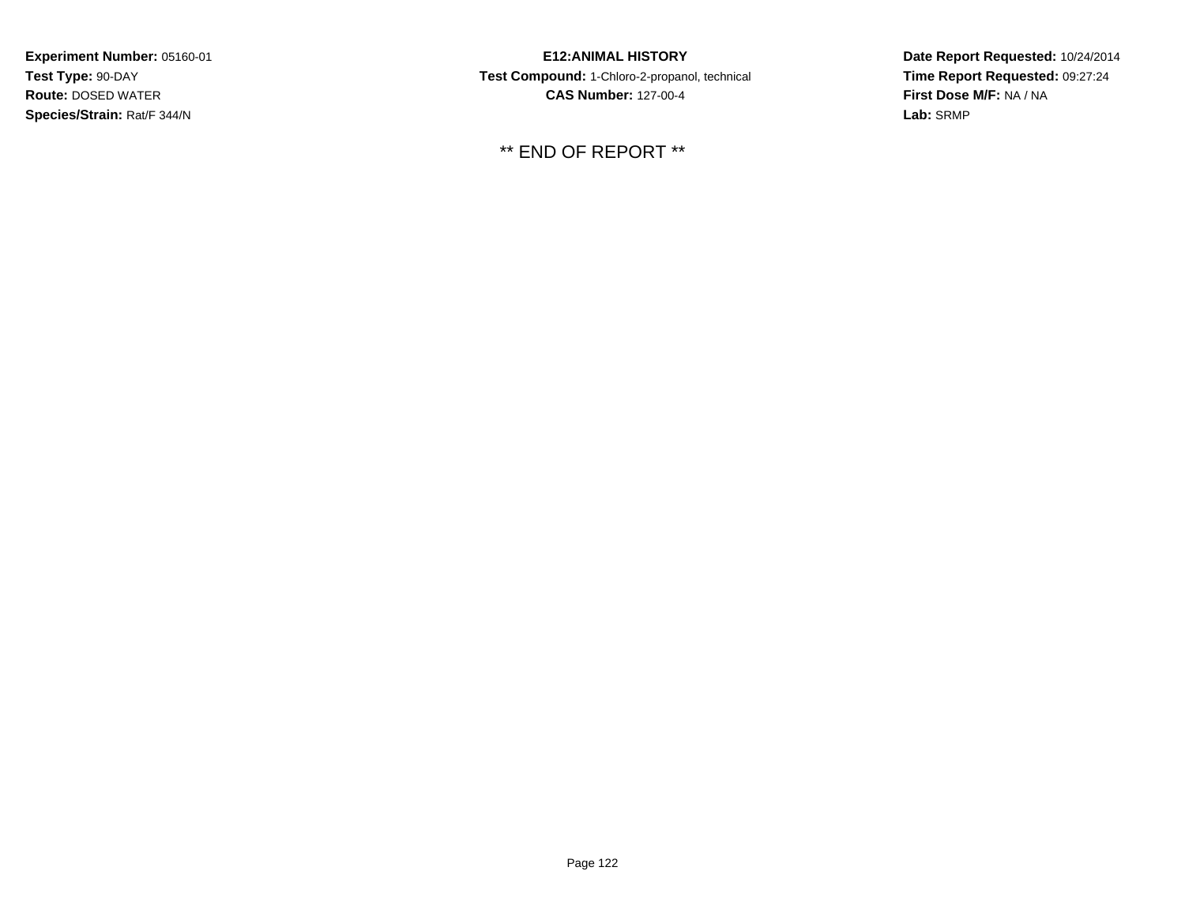**Experiment Number:** 05160-01
**Test Type:** 90-DAY
**Route:** DOSED WATER
**Species/Strain:** Rat/F 344/N

**E12:ANIMAL HISTORY**
**Test Compound:** 1-Chloro-2-propanol, technical
**CAS Number:** 127-00-4

**Date Report Requested:** 10/24/2014
**Time Report Requested:** 09:27:24
**First Dose M/F:** NA / NA
**Lab:** SRMP

** END OF REPORT **